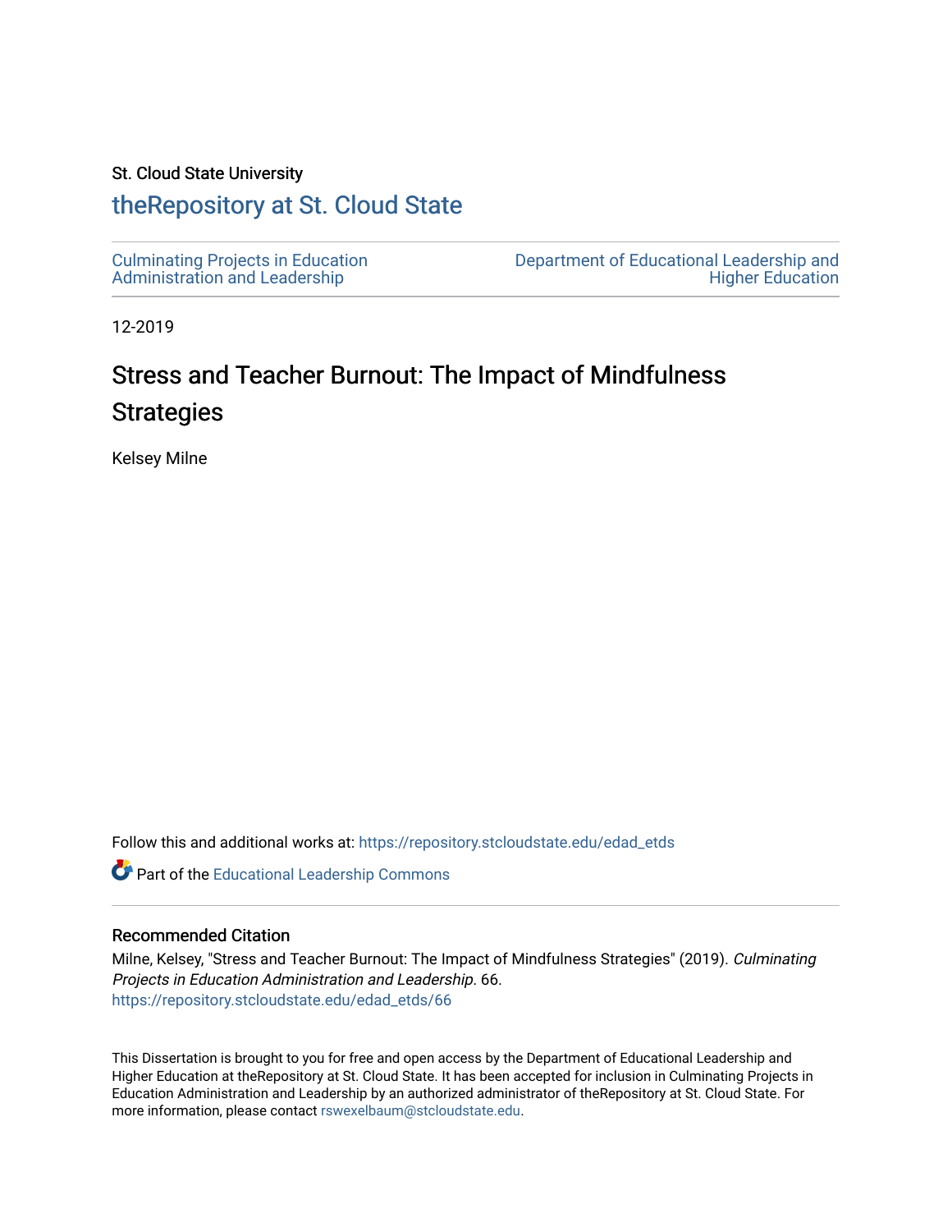St. Cloud State University

# theRepository at St. Cloud State

Culminating Projects in Education Administration and Leadership

Department of Educational Leadership and Higher Education

12-2019

## Stress and Teacher Burnout: The Impact of Mindfulness Strategies

Kelsey Milne

Follow this and additional works at: https://repository.stcloudstate.edu/edad_etds

Part of the Educational Leadership Commons

### Recommended Citation

Milne, Kelsey, "Stress and Teacher Burnout: The Impact of Mindfulness Strategies" (2019). *Culminating Projects in Education Administration and Leadership*. 66.
https://repository.stcloudstate.edu/edad_etds/66

This Dissertation is brought to you for free and open access by the Department of Educational Leadership and Higher Education at theRepository at St. Cloud State. It has been accepted for inclusion in Culminating Projects in Education Administration and Leadership by an authorized administrator of theRepository at St. Cloud State. For more information, please contact rswexelbaum@stcloudstate.edu.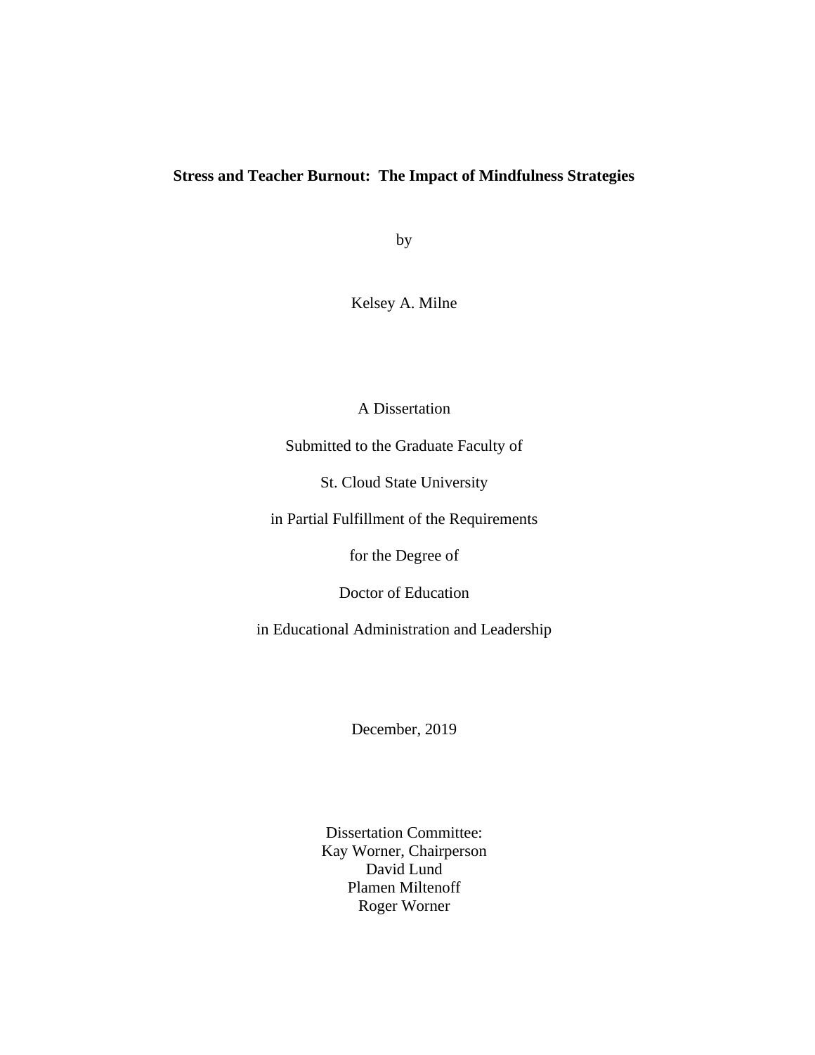**Stress and Teacher Burnout: The Impact of Mindfulness Strategies**

by

Kelsey A. Milne

A Dissertation

Submitted to the Graduate Faculty of

St. Cloud State University

in Partial Fulfillment of the Requirements

for the Degree of

Doctor of Education

in Educational Administration and Leadership

December, 2019

Dissertation Committee:
Kay Worner, Chairperson
David Lund
Plamen Miltenoff
Roger Worner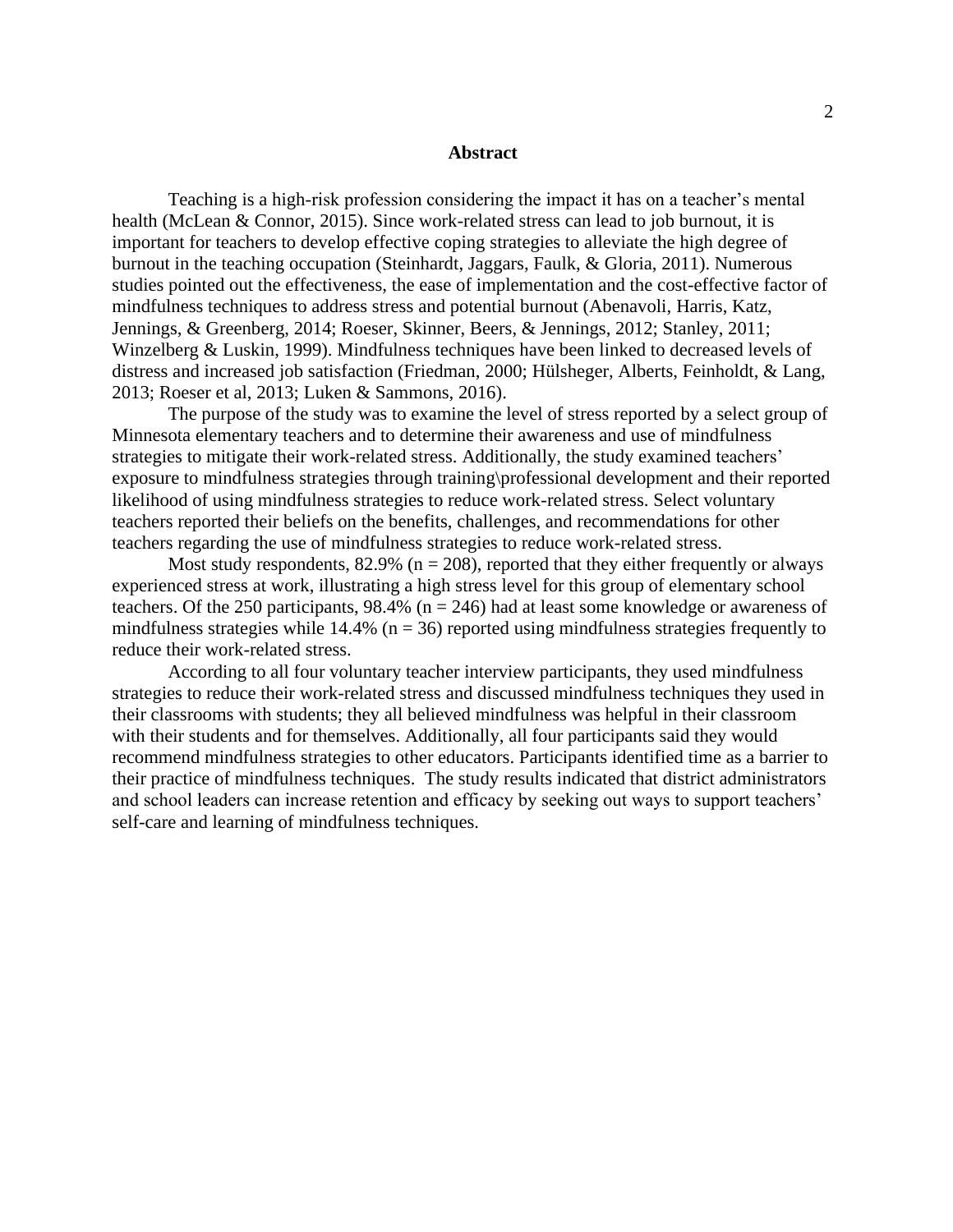# Abstract

Teaching is a high-risk profession considering the impact it has on a teacher's mental health (McLean & Connor, 2015). Since work-related stress can lead to job burnout, it is important for teachers to develop effective coping strategies to alleviate the high degree of burnout in the teaching occupation (Steinhardt, Jaggars, Faulk, & Gloria, 2011). Numerous studies pointed out the effectiveness, the ease of implementation and the cost-effective factor of mindfulness techniques to address stress and potential burnout (Abenavoli, Harris, Katz, Jennings, & Greenberg, 2014; Roeser, Skinner, Beers, & Jennings, 2012; Stanley, 2011; Winzelberg & Luskin, 1999). Mindfulness techniques have been linked to decreased levels of distress and increased job satisfaction (Friedman, 2000; Hülsheger, Alberts, Feinholdt, & Lang, 2013; Roeser et al, 2013; Luken & Sammons, 2016).

The purpose of the study was to examine the level of stress reported by a select group of Minnesota elementary teachers and to determine their awareness and use of mindfulness strategies to mitigate their work-related stress. Additionally, the study examined teachers' exposure to mindfulness strategies through training\professional development and their reported likelihood of using mindfulness strategies to reduce work-related stress. Select voluntary teachers reported their beliefs on the benefits, challenges, and recommendations for other teachers regarding the use of mindfulness strategies to reduce work-related stress.

Most study respondents, 82.9% ($n = 208$), reported that they either frequently or always experienced stress at work, illustrating a high stress level for this group of elementary school teachers. Of the 250 participants, 98.4% ($n = 246$) had at least some knowledge or awareness of mindfulness strategies while 14.4% ($n = 36$) reported using mindfulness strategies frequently to reduce their work-related stress.

According to all four voluntary teacher interview participants, they used mindfulness strategies to reduce their work-related stress and discussed mindfulness techniques they used in their classrooms with students; they all believed mindfulness was helpful in their classroom with their students and for themselves. Additionally, all four participants said they would recommend mindfulness strategies to other educators. Participants identified time as a barrier to their practice of mindfulness techniques. The study results indicated that district administrators and school leaders can increase retention and efficacy by seeking out ways to support teachers' self-care and learning of mindfulness techniques.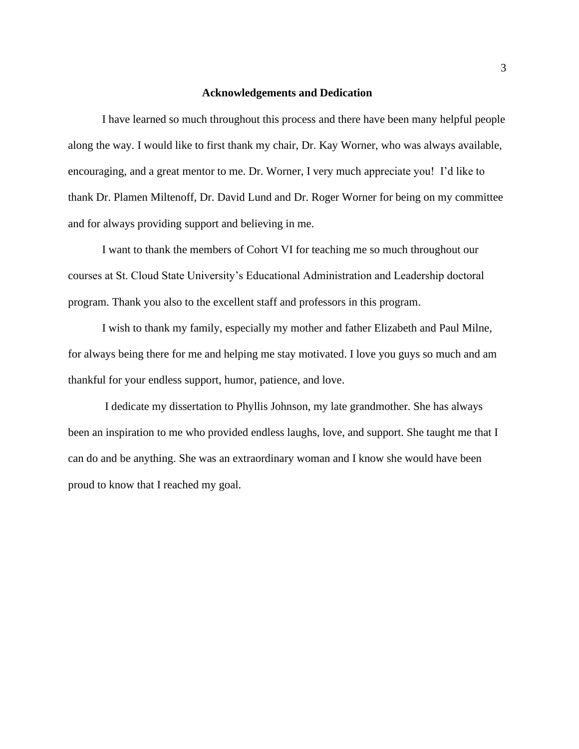## Acknowledgements and Dedication

I have learned so much throughout this process and there have been many helpful people along the way. I would like to first thank my chair, Dr. Kay Worner, who was always available, encouraging, and a great mentor to me. Dr. Worner, I very much appreciate you! I'd like to thank Dr. Plamen Miltenoff, Dr. David Lund and Dr. Roger Worner for being on my committee and for always providing support and believing in me.

I want to thank the members of Cohort VI for teaching me so much throughout our courses at St. Cloud State University's Educational Administration and Leadership doctoral program. Thank you also to the excellent staff and professors in this program.

I wish to thank my family, especially my mother and father Elizabeth and Paul Milne, for always being there for me and helping me stay motivated. I love you guys so much and am thankful for your endless support, humor, patience, and love.

I dedicate my dissertation to Phyllis Johnson, my late grandmother. She has always been an inspiration to me who provided endless laughs, love, and support. She taught me that I can do and be anything. She was an extraordinary woman and I know she would have been proud to know that I reached my goal.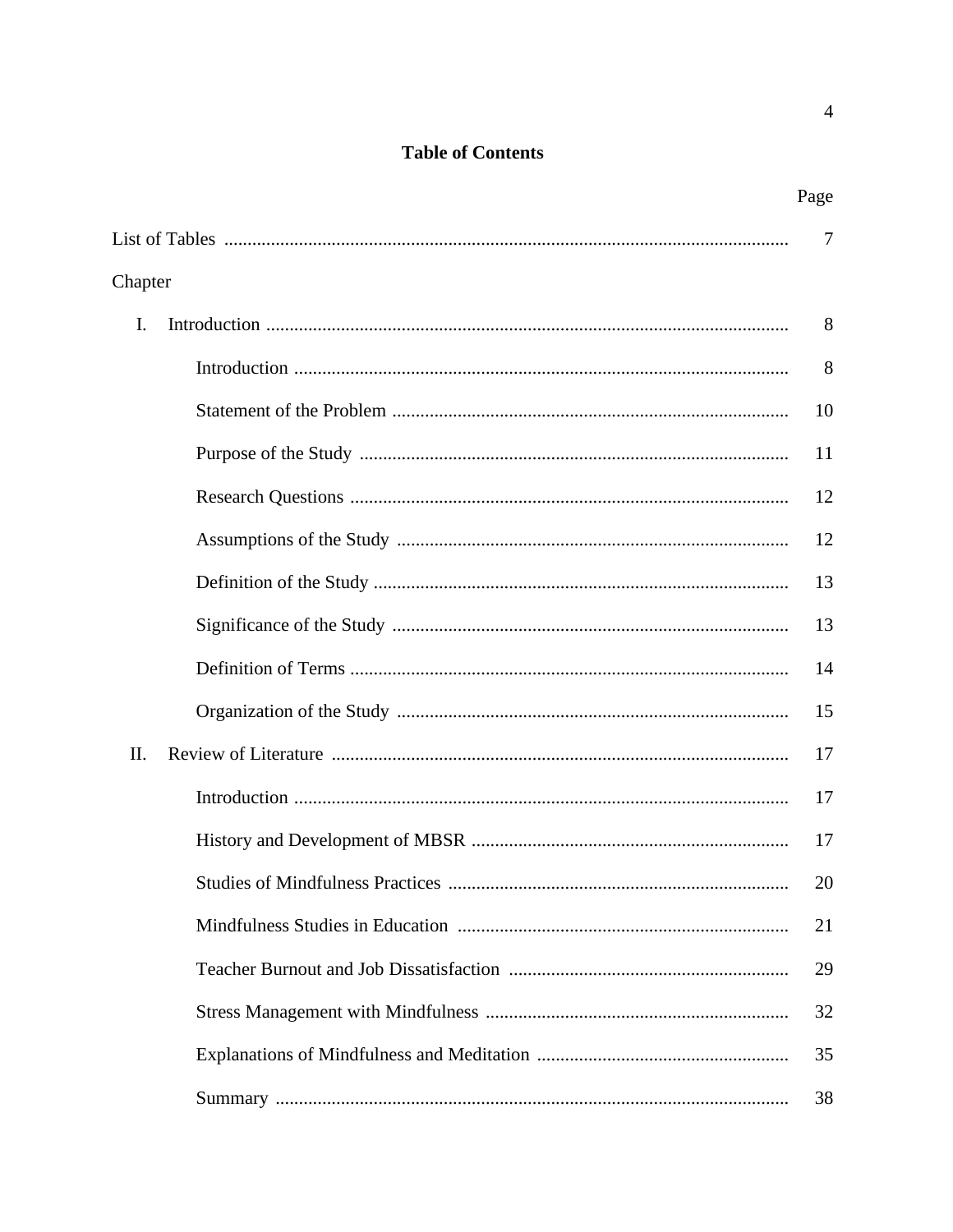# Table of Contents

| | Page |
|---|---|
| List of Tables | 7 |
| Chapter | |
| I. Introduction | 8 |
| Introduction | 8 |
| Statement of the Problem | 10 |
| Purpose of the Study | 11 |
| Research Questions | 12 |
| Assumptions of the Study | 12 |
| Definition of the Study | 13 |
| Significance of the Study | 13 |
| Definition of Terms | 14 |
| Organization of the Study | 15 |
| II. Review of Literature | 17 |
| Introduction | 17 |
| History and Development of MBSR | 17 |
| Studies of Mindfulness Practices | 20 |
| Mindfulness Studies in Education | 21 |
| Teacher Burnout and Job Dissatisfaction | 29 |
| Stress Management with Mindfulness | 32 |
| Explanations of Mindfulness and Meditation | 35 |
| Summary | 38 |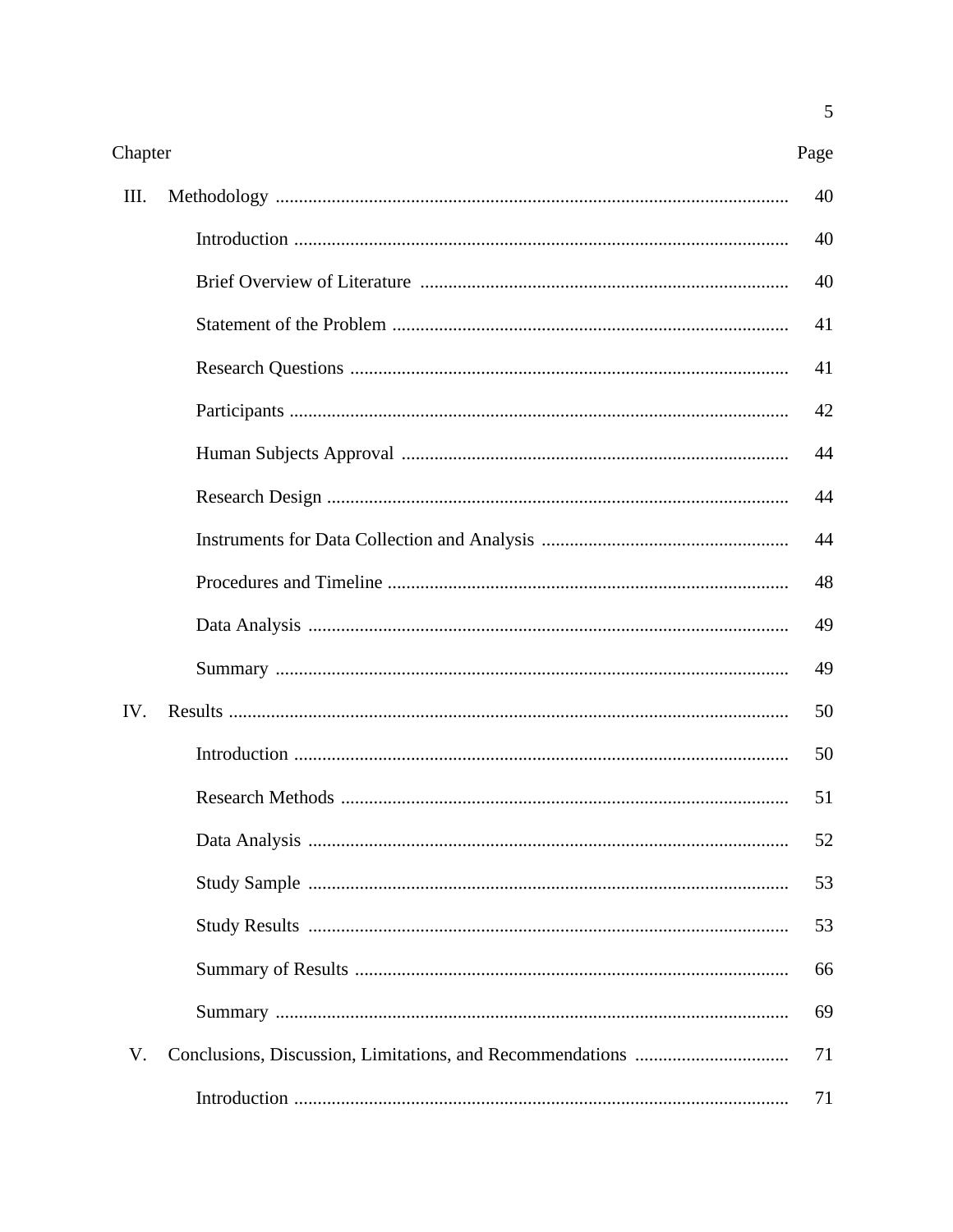| Chapter | | Page |
|---|---|---|
| III. | Methodology | 40 |
| | Introduction | 40 |
| | Brief Overview of Literature | 40 |
| | Statement of the Problem | 41 |
| | Research Questions | 41 |
| | Participants | 42 |
| | Human Subjects Approval | 44 |
| | Research Design | 44 |
| | Instruments for Data Collection and Analysis | 44 |
| | Procedures and Timeline | 48 |
| | Data Analysis | 49 |
| | Summary | 49 |
| IV. | Results | 50 |
| | Introduction | 50 |
| | Research Methods | 51 |
| | Data Analysis | 52 |
| | Study Sample | 53 |
| | Study Results | 53 |
| | Summary of Results | 66 |
| | Summary | 69 |
| V. | Conclusions, Discussion, Limitations, and Recommendations | 71 |
| | Introduction | 71 |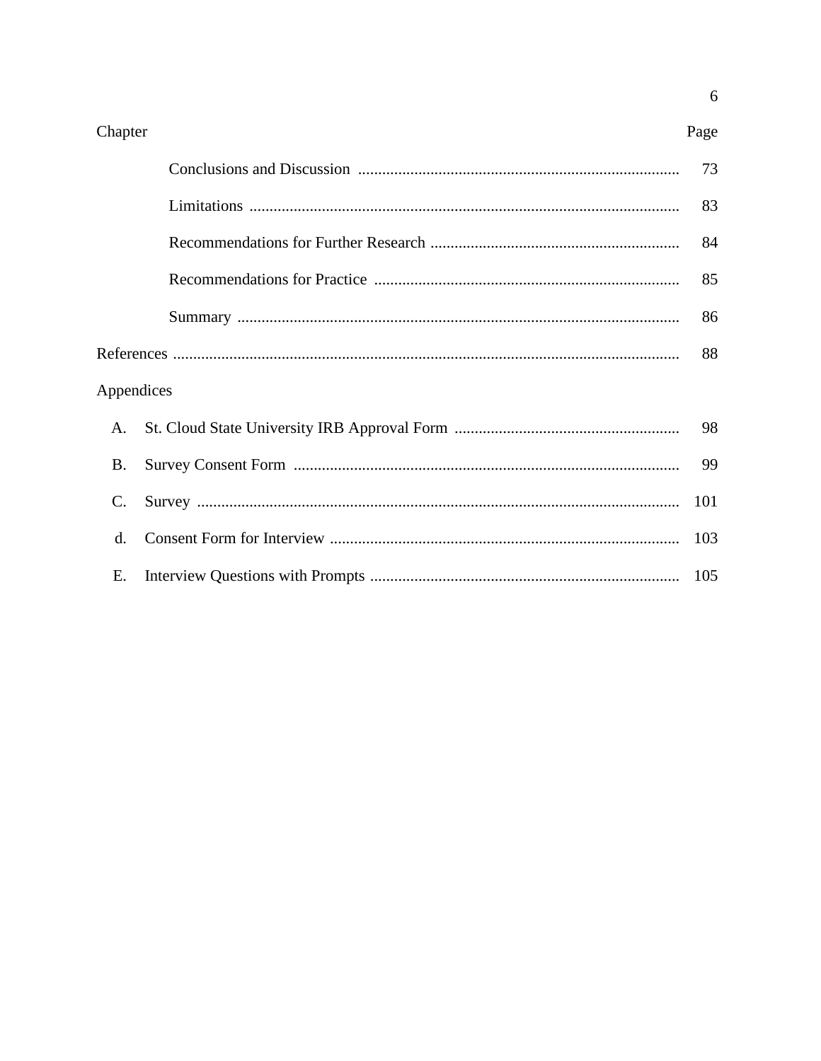| Chapter | Page |
|---|---|
| Conclusions and Discussion | 73 |
| Limitations | 83 |
| Recommendations for Further Research | 84 |
| Recommendations for Practice | 85 |
| Summary | 86 |
| References | 88 |
| Appendices | |
| A. St. Cloud State University IRB Approval Form | 98 |
| B. Survey Consent Form | 99 |
| C. Survey | 101 |
| d. Consent Form for Interview | 103 |
| E. Interview Questions with Prompts | 105 |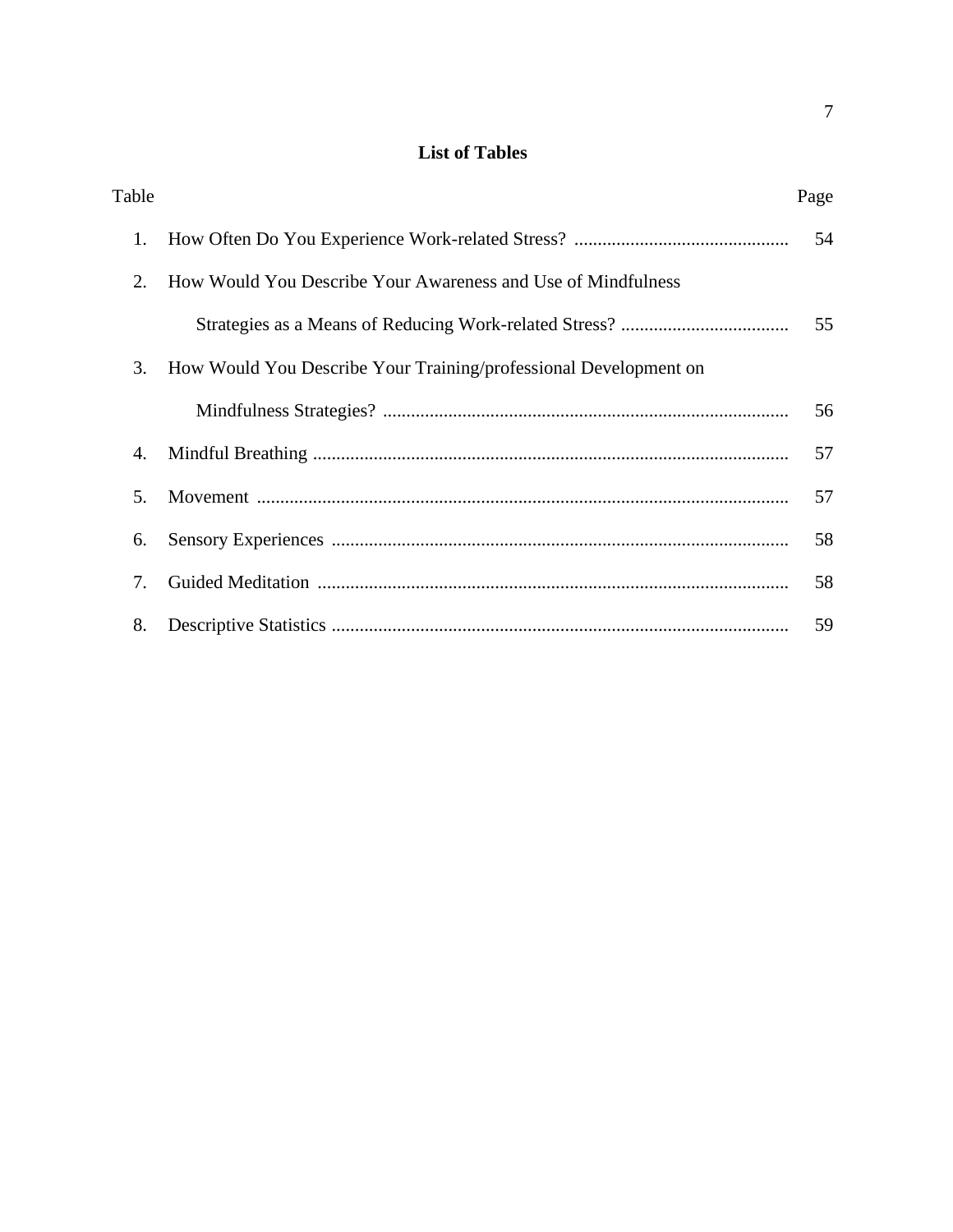## List of Tables

| Table | | Page |
|---|---|---|
| 1. | How Often Do You Experience Work-related Stress? | 54 |
| 2. | How Would You Describe Your Awareness and Use of Mindfulness Strategies as a Means of Reducing Work-related Stress? | 55 |
| 3. | How Would You Describe Your Training/professional Development on Mindfulness Strategies? | 56 |
| 4. | Mindful Breathing | 57 |
| 5. | Movement | 57 |
| 6. | Sensory Experiences | 58 |
| 7. | Guided Meditation | 58 |
| 8. | Descriptive Statistics | 59 |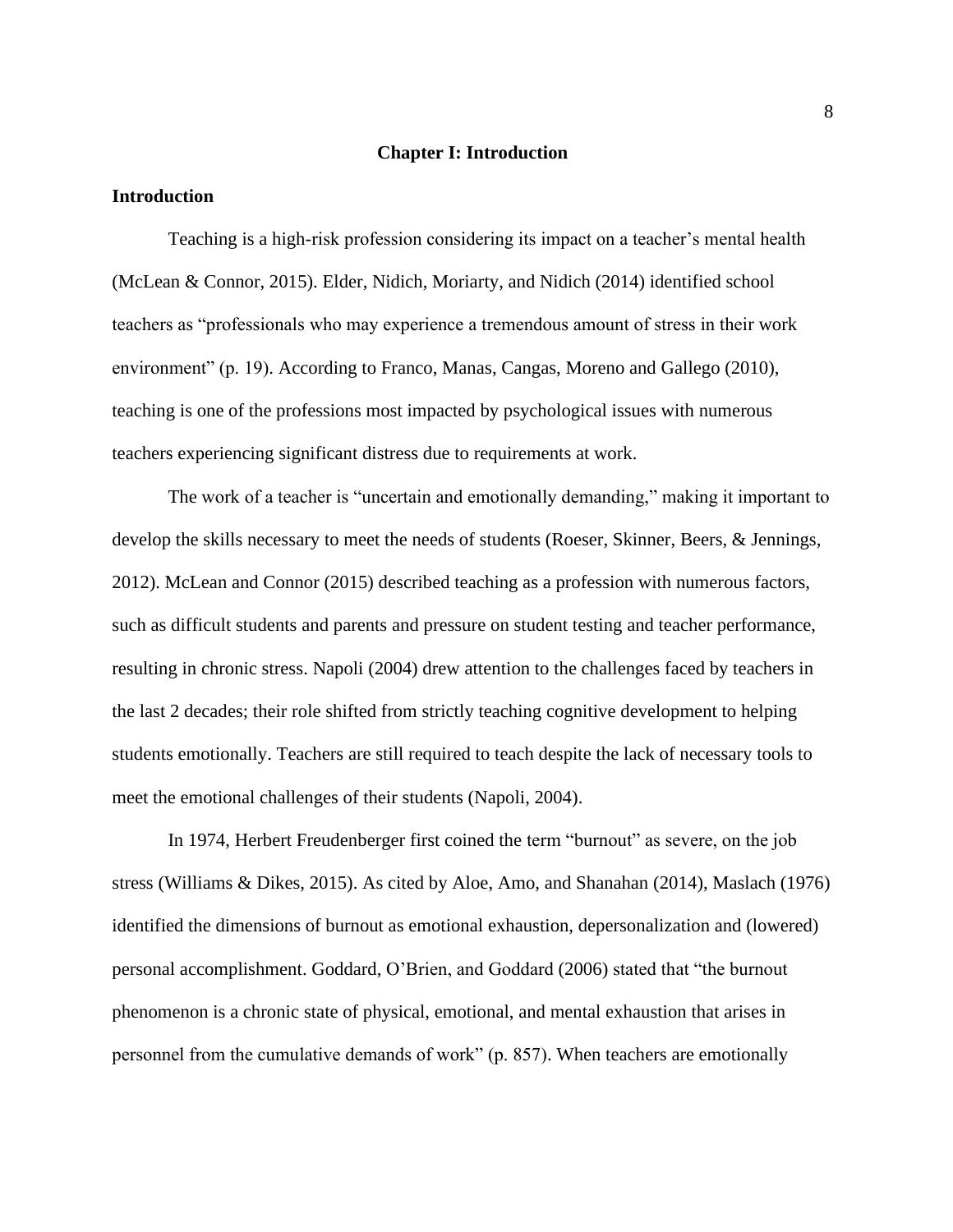# Chapter I: Introduction

## Introduction

Teaching is a high-risk profession considering its impact on a teacher's mental health (McLean & Connor, 2015). Elder, Nidich, Moriarty, and Nidich (2014) identified school teachers as "professionals who may experience a tremendous amount of stress in their work environment" (p. 19). According to Franco, Manas, Cangas, Moreno and Gallego (2010), teaching is one of the professions most impacted by psychological issues with numerous teachers experiencing significant distress due to requirements at work.

The work of a teacher is "uncertain and emotionally demanding," making it important to develop the skills necessary to meet the needs of students (Roeser, Skinner, Beers, & Jennings, 2012). McLean and Connor (2015) described teaching as a profession with numerous factors, such as difficult students and parents and pressure on student testing and teacher performance, resulting in chronic stress. Napoli (2004) drew attention to the challenges faced by teachers in the last 2 decades; their role shifted from strictly teaching cognitive development to helping students emotionally. Teachers are still required to teach despite the lack of necessary tools to meet the emotional challenges of their students (Napoli, 2004).

In 1974, Herbert Freudenberger first coined the term "burnout" as severe, on the job stress (Williams & Dikes, 2015). As cited by Aloe, Amo, and Shanahan (2014), Maslach (1976) identified the dimensions of burnout as emotional exhaustion, depersonalization and (lowered) personal accomplishment. Goddard, O'Brien, and Goddard (2006) stated that "the burnout phenomenon is a chronic state of physical, emotional, and mental exhaustion that arises in personnel from the cumulative demands of work" (p. 857). When teachers are emotionally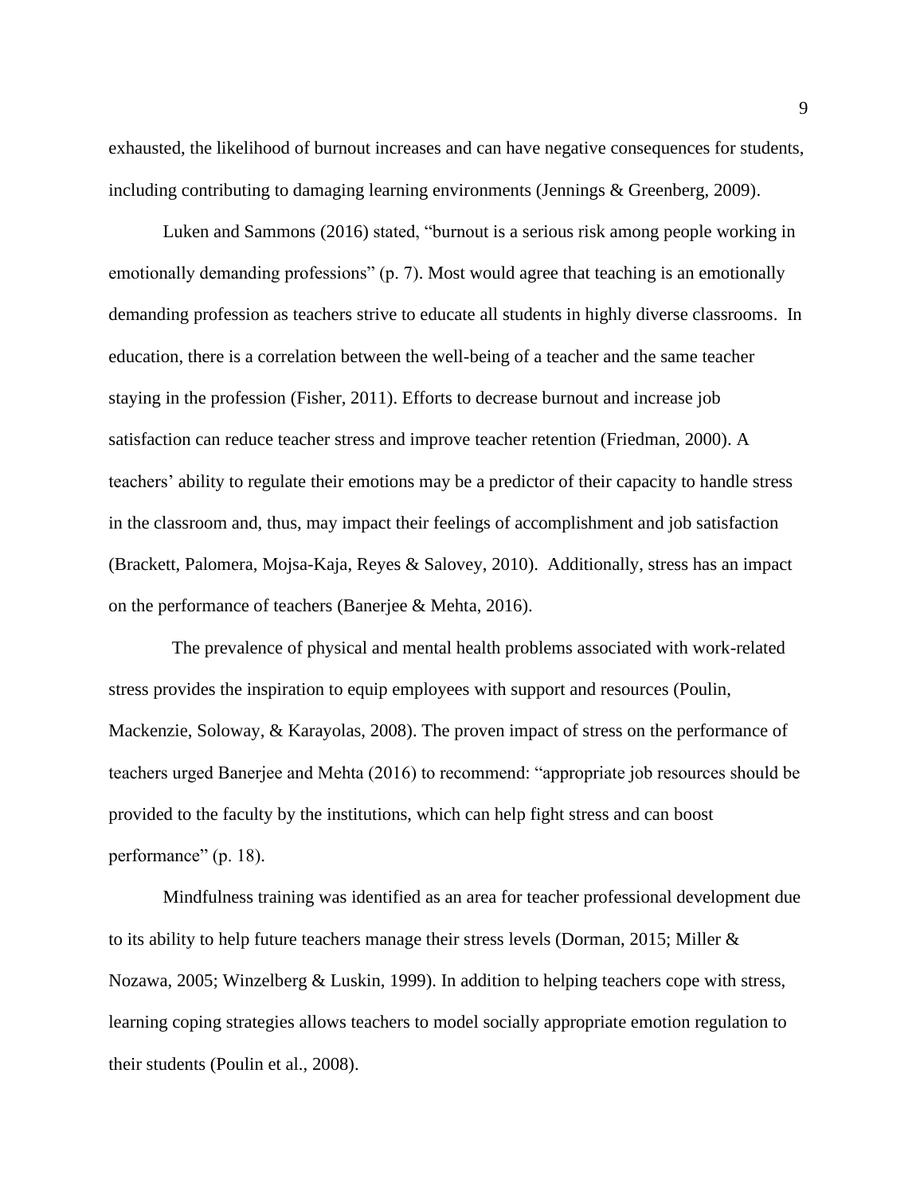exhausted, the likelihood of burnout increases and can have negative consequences for students, including contributing to damaging learning environments (Jennings & Greenberg, 2009).

Luken and Sammons (2016) stated, "burnout is a serious risk among people working in emotionally demanding professions" (p. 7). Most would agree that teaching is an emotionally demanding profession as teachers strive to educate all students in highly diverse classrooms. In education, there is a correlation between the well-being of a teacher and the same teacher staying in the profession (Fisher, 2011). Efforts to decrease burnout and increase job satisfaction can reduce teacher stress and improve teacher retention (Friedman, 2000). A teachers' ability to regulate their emotions may be a predictor of their capacity to handle stress in the classroom and, thus, may impact their feelings of accomplishment and job satisfaction (Brackett, Palomera, Mojsa-Kaja, Reyes & Salovey, 2010). Additionally, stress has an impact on the performance of teachers (Banerjee & Mehta, 2016).

The prevalence of physical and mental health problems associated with work-related stress provides the inspiration to equip employees with support and resources (Poulin, Mackenzie, Soloway, & Karayolas, 2008). The proven impact of stress on the performance of teachers urged Banerjee and Mehta (2016) to recommend: "appropriate job resources should be provided to the faculty by the institutions, which can help fight stress and can boost performance" (p. 18).

Mindfulness training was identified as an area for teacher professional development due to its ability to help future teachers manage their stress levels (Dorman, 2015; Miller & Nozawa, 2005; Winzelberg & Luskin, 1999). In addition to helping teachers cope with stress, learning coping strategies allows teachers to model socially appropriate emotion regulation to their students (Poulin et al., 2008).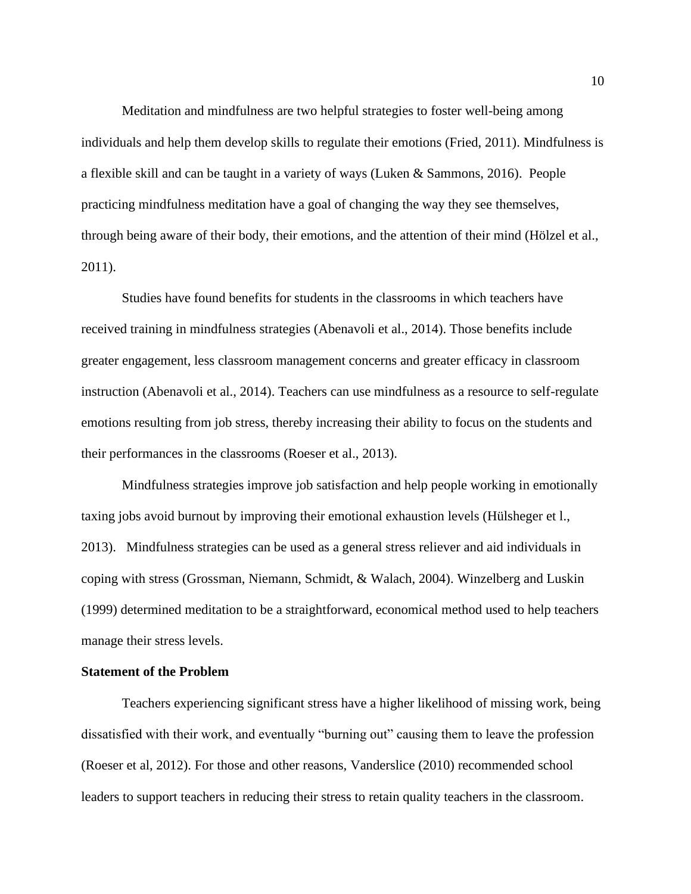Meditation and mindfulness are two helpful strategies to foster well-being among individuals and help them develop skills to regulate their emotions (Fried, 2011). Mindfulness is a flexible skill and can be taught in a variety of ways (Luken & Sammons, 2016). People practicing mindfulness meditation have a goal of changing the way they see themselves, through being aware of their body, their emotions, and the attention of their mind (Hölzel et al., 2011).

Studies have found benefits for students in the classrooms in which teachers have received training in mindfulness strategies (Abenavoli et al., 2014). Those benefits include greater engagement, less classroom management concerns and greater efficacy in classroom instruction (Abenavoli et al., 2014). Teachers can use mindfulness as a resource to self-regulate emotions resulting from job stress, thereby increasing their ability to focus on the students and their performances in the classrooms (Roeser et al., 2013).

Mindfulness strategies improve job satisfaction and help people working in emotionally taxing jobs avoid burnout by improving their emotional exhaustion levels (Hülsheger et l., 2013). Mindfulness strategies can be used as a general stress reliever and aid individuals in coping with stress (Grossman, Niemann, Schmidt, & Walach, 2004). Winzelberg and Luskin (1999) determined meditation to be a straightforward, economical method used to help teachers manage their stress levels.

**Statement of the Problem**

Teachers experiencing significant stress have a higher likelihood of missing work, being dissatisfied with their work, and eventually "burning out" causing them to leave the profession (Roeser et al, 2012). For those and other reasons, Vanderslice (2010) recommended school leaders to support teachers in reducing their stress to retain quality teachers in the classroom.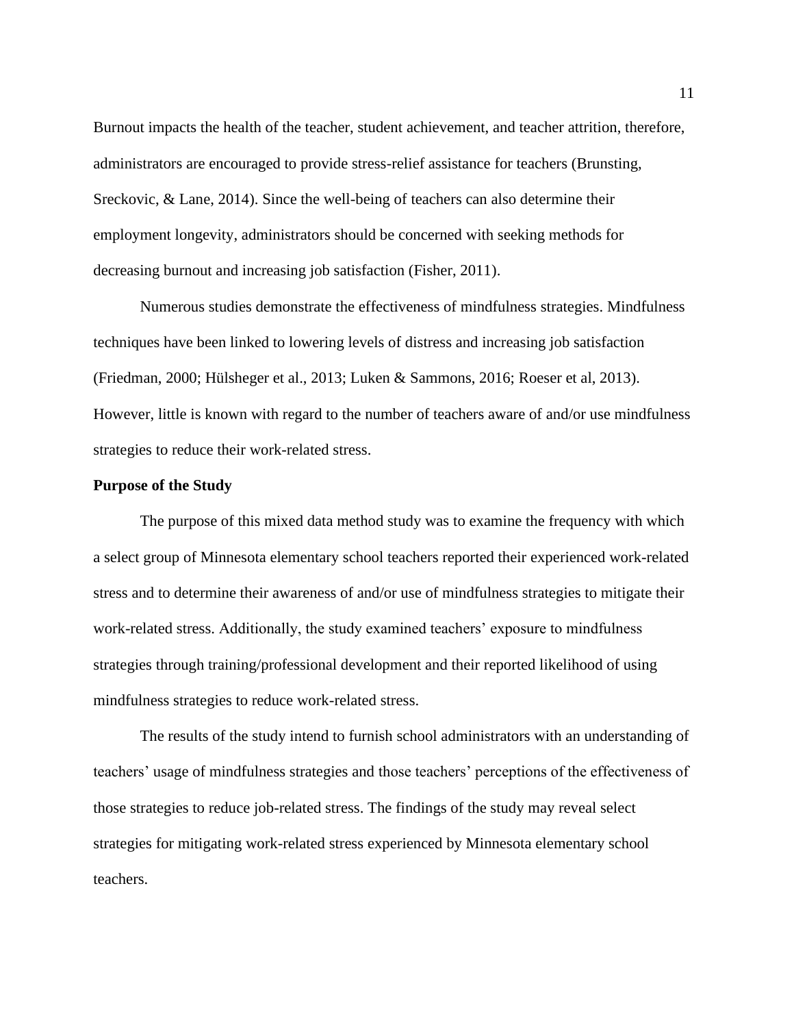Burnout impacts the health of the teacher, student achievement, and teacher attrition, therefore, administrators are encouraged to provide stress-relief assistance for teachers (Brunsting, Sreckovic, & Lane, 2014). Since the well-being of teachers can also determine their employment longevity, administrators should be concerned with seeking methods for decreasing burnout and increasing job satisfaction (Fisher, 2011).

Numerous studies demonstrate the effectiveness of mindfulness strategies. Mindfulness techniques have been linked to lowering levels of distress and increasing job satisfaction (Friedman, 2000; Hülsheger et al., 2013; Luken & Sammons, 2016; Roeser et al, 2013). However, little is known with regard to the number of teachers aware of and/or use mindfulness strategies to reduce their work-related stress.

**Purpose of the Study**

The purpose of this mixed data method study was to examine the frequency with which a select group of Minnesota elementary school teachers reported their experienced work-related stress and to determine their awareness of and/or use of mindfulness strategies to mitigate their work-related stress. Additionally, the study examined teachers' exposure to mindfulness strategies through training/professional development and their reported likelihood of using mindfulness strategies to reduce work-related stress.

The results of the study intend to furnish school administrators with an understanding of teachers' usage of mindfulness strategies and those teachers' perceptions of the effectiveness of those strategies to reduce job-related stress. The findings of the study may reveal select strategies for mitigating work-related stress experienced by Minnesota elementary school teachers.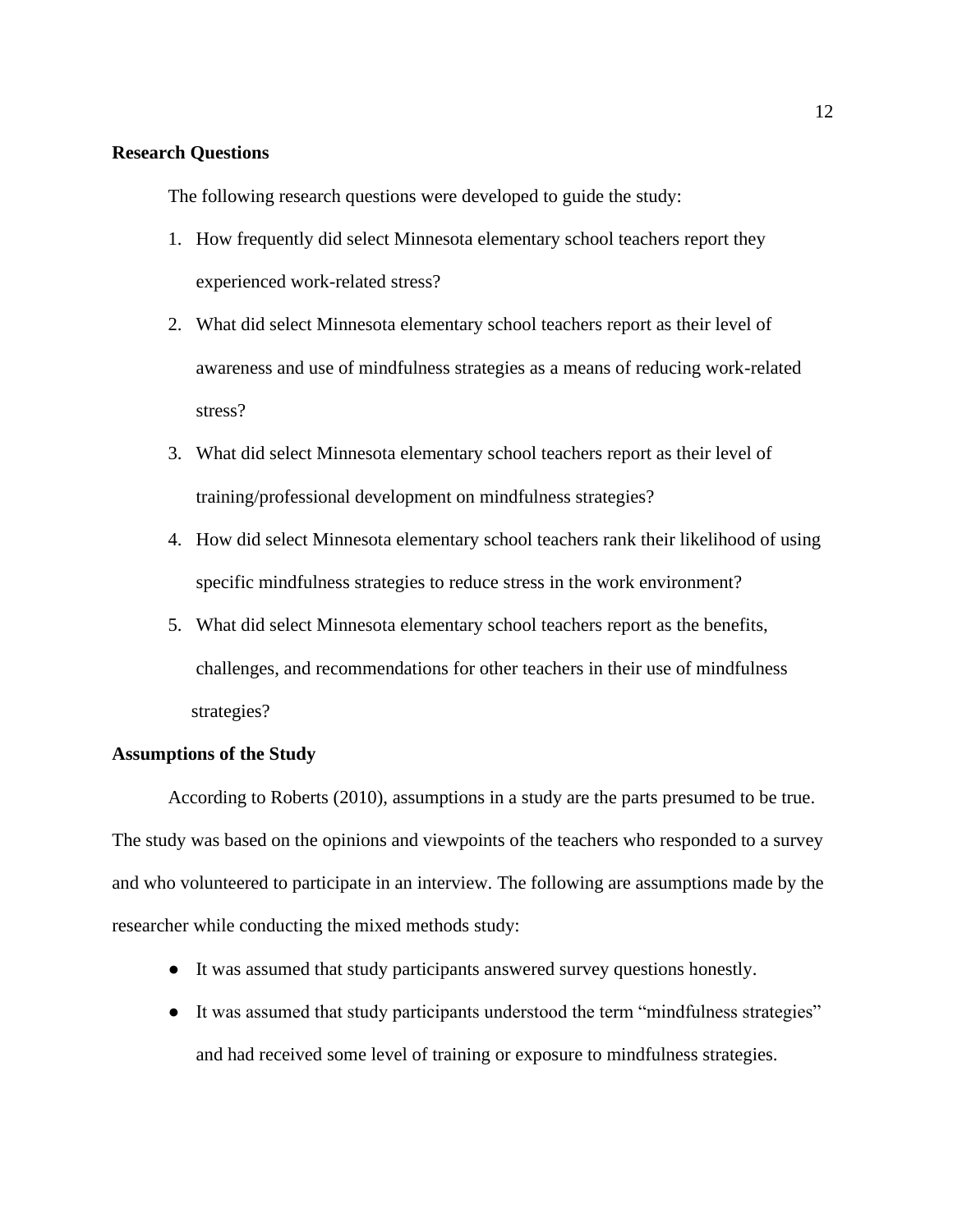## Research Questions

The following research questions were developed to guide the study:

1. How frequently did select Minnesota elementary school teachers report they experienced work-related stress?
2. What did select Minnesota elementary school teachers report as their level of awareness and use of mindfulness strategies as a means of reducing work-related stress?
3. What did select Minnesota elementary school teachers report as their level of training/professional development on mindfulness strategies?
4. How did select Minnesota elementary school teachers rank their likelihood of using specific mindfulness strategies to reduce stress in the work environment?
5. What did select Minnesota elementary school teachers report as the benefits, challenges, and recommendations for other teachers in their use of mindfulness strategies?

## Assumptions of the Study

According to Roberts (2010), assumptions in a study are the parts presumed to be true. The study was based on the opinions and viewpoints of the teachers who responded to a survey and who volunteered to participate in an interview. The following are assumptions made by the researcher while conducting the mixed methods study:

- It was assumed that study participants answered survey questions honestly.
- It was assumed that study participants understood the term "mindfulness strategies" and had received some level of training or exposure to mindfulness strategies.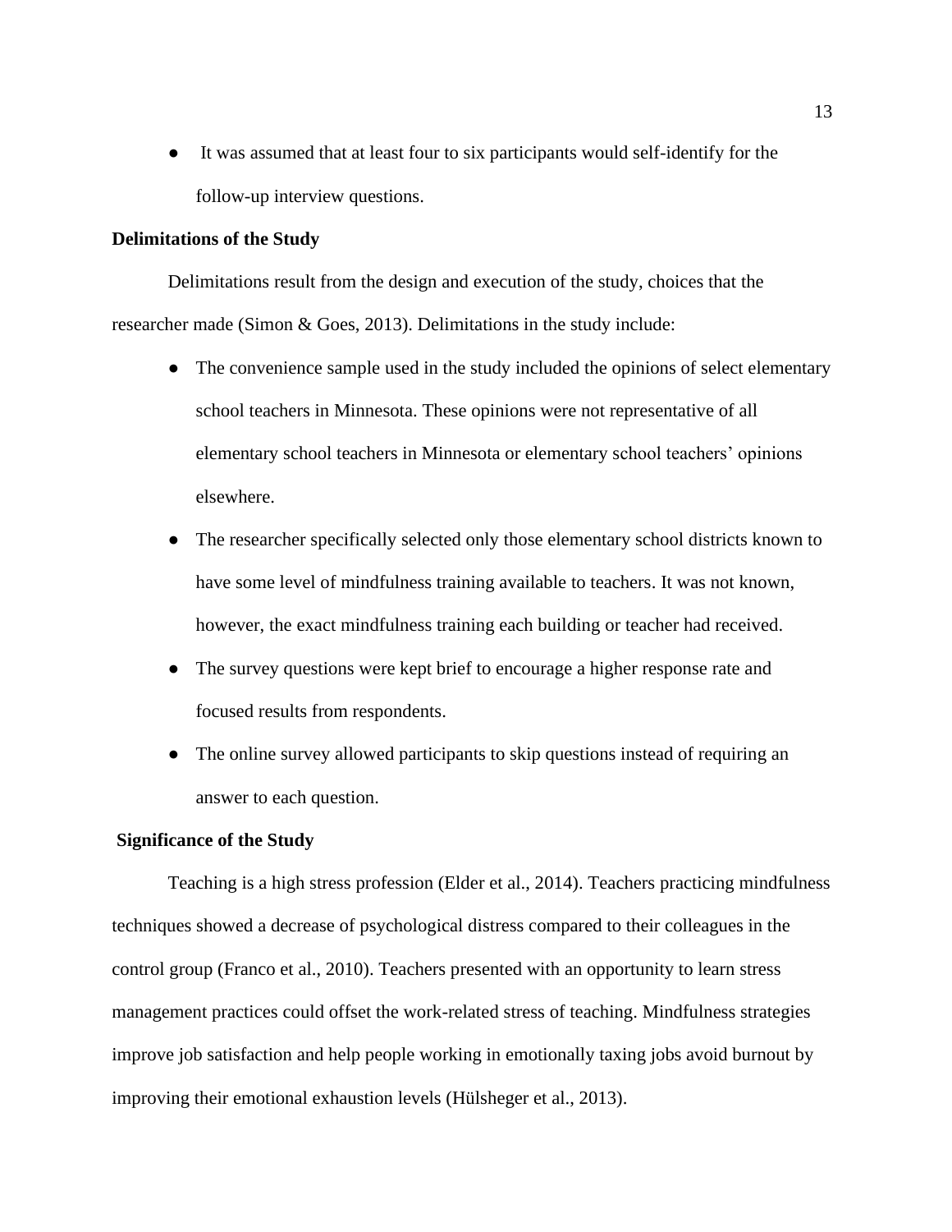- It was assumed that at least four to six participants would self-identify for the follow-up interview questions.

### Delimitations of the Study

Delimitations result from the design and execution of the study, choices that the researcher made (Simon & Goes, 2013). Delimitations in the study include:

- The convenience sample used in the study included the opinions of select elementary school teachers in Minnesota. These opinions were not representative of all elementary school teachers in Minnesota or elementary school teachers' opinions elsewhere.
- The researcher specifically selected only those elementary school districts known to have some level of mindfulness training available to teachers. It was not known, however, the exact mindfulness training each building or teacher had received.
- The survey questions were kept brief to encourage a higher response rate and focused results from respondents.
- The online survey allowed participants to skip questions instead of requiring an answer to each question.

### Significance of the Study

Teaching is a high stress profession (Elder et al., 2014). Teachers practicing mindfulness techniques showed a decrease of psychological distress compared to their colleagues in the control group (Franco et al., 2010). Teachers presented with an opportunity to learn stress management practices could offset the work-related stress of teaching. Mindfulness strategies improve job satisfaction and help people working in emotionally taxing jobs avoid burnout by improving their emotional exhaustion levels (Hülsheger et al., 2013).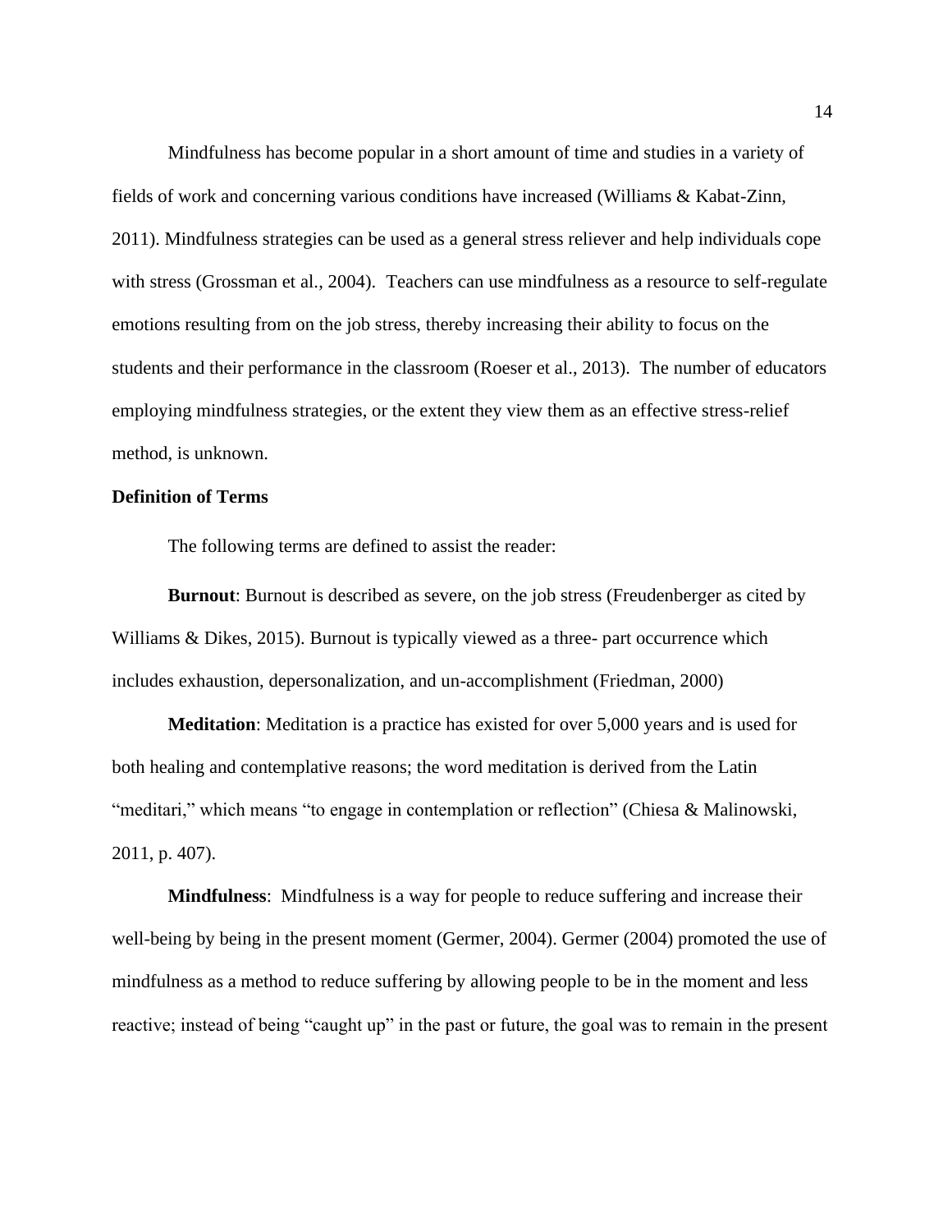Mindfulness has become popular in a short amount of time and studies in a variety of fields of work and concerning various conditions have increased (Williams & Kabat-Zinn, 2011). Mindfulness strategies can be used as a general stress reliever and help individuals cope with stress (Grossman et al., 2004). Teachers can use mindfulness as a resource to self-regulate emotions resulting from on the job stress, thereby increasing their ability to focus on the students and their performance in the classroom (Roeser et al., 2013). The number of educators employing mindfulness strategies, or the extent they view them as an effective stress-relief method, is unknown.

**Definition of Terms**

The following terms are defined to assist the reader:

**Burnout**: Burnout is described as severe, on the job stress (Freudenberger as cited by Williams & Dikes, 2015). Burnout is typically viewed as a three- part occurrence which includes exhaustion, depersonalization, and un-accomplishment (Friedman, 2000)

**Meditation**: Meditation is a practice has existed for over 5,000 years and is used for both healing and contemplative reasons; the word meditation is derived from the Latin "meditari," which means "to engage in contemplation or reflection" (Chiesa & Malinowski, 2011, p. 407).

**Mindfulness**: Mindfulness is a way for people to reduce suffering and increase their well-being by being in the present moment (Germer, 2004). Germer (2004) promoted the use of mindfulness as a method to reduce suffering by allowing people to be in the moment and less reactive; instead of being "caught up" in the past or future, the goal was to remain in the present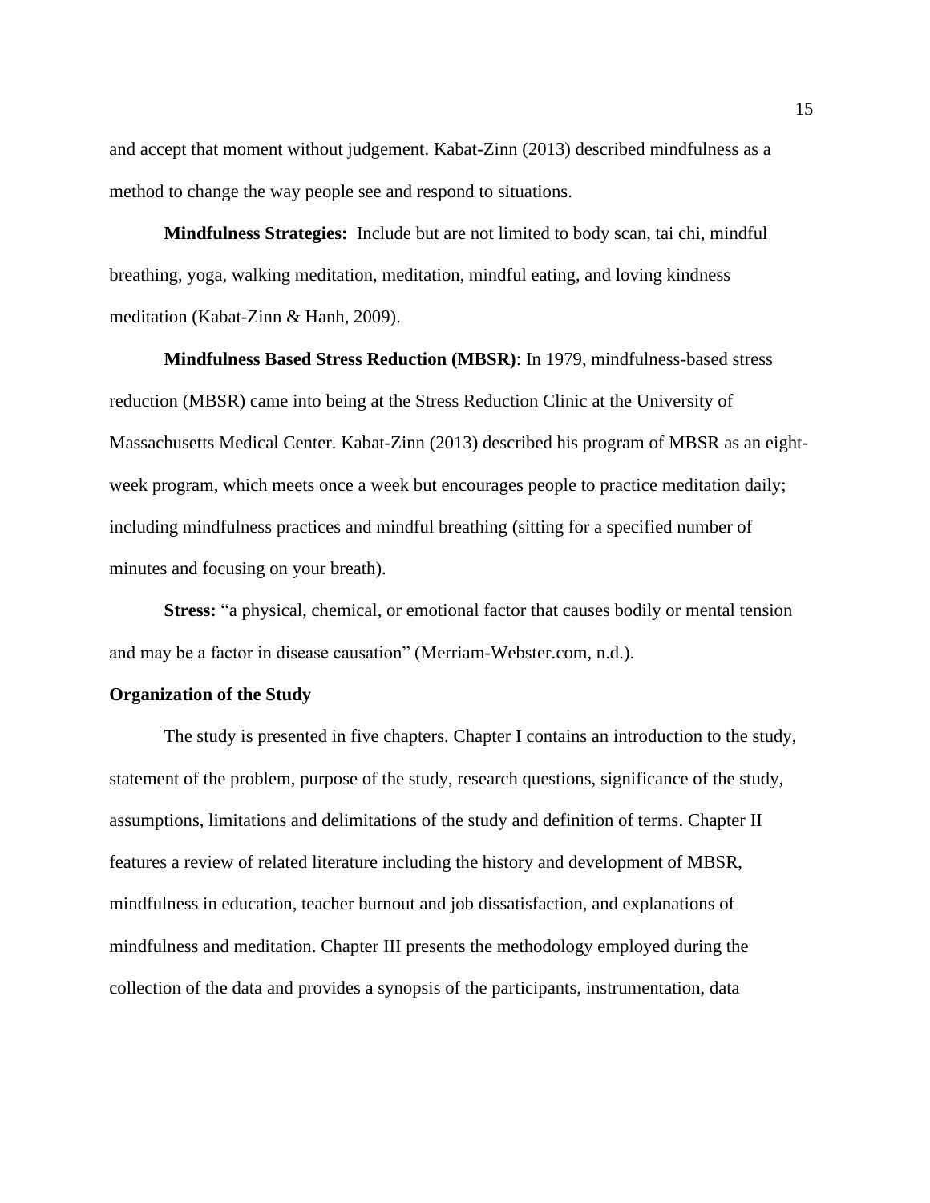and accept that moment without judgement. Kabat-Zinn (2013) described mindfulness as a method to change the way people see and respond to situations.

**Mindfulness Strategies:** Include but are not limited to body scan, tai chi, mindful breathing, yoga, walking meditation, meditation, mindful eating, and loving kindness meditation (Kabat-Zinn & Hanh, 2009).

**Mindfulness Based Stress Reduction (MBSR)**: In 1979, mindfulness-based stress reduction (MBSR) came into being at the Stress Reduction Clinic at the University of Massachusetts Medical Center. Kabat-Zinn (2013) described his program of MBSR as an eight-week program, which meets once a week but encourages people to practice meditation daily; including mindfulness practices and mindful breathing (sitting for a specified number of minutes and focusing on your breath).

**Stress:** "a physical, chemical, or emotional factor that causes bodily or mental tension and may be a factor in disease causation" (Merriam-Webster.com, n.d.).

## Organization of the Study

The study is presented in five chapters. Chapter I contains an introduction to the study, statement of the problem, purpose of the study, research questions, significance of the study, assumptions, limitations and delimitations of the study and definition of terms. Chapter II features a review of related literature including the history and development of MBSR, mindfulness in education, teacher burnout and job dissatisfaction, and explanations of mindfulness and meditation. Chapter III presents the methodology employed during the collection of the data and provides a synopsis of the participants, instrumentation, data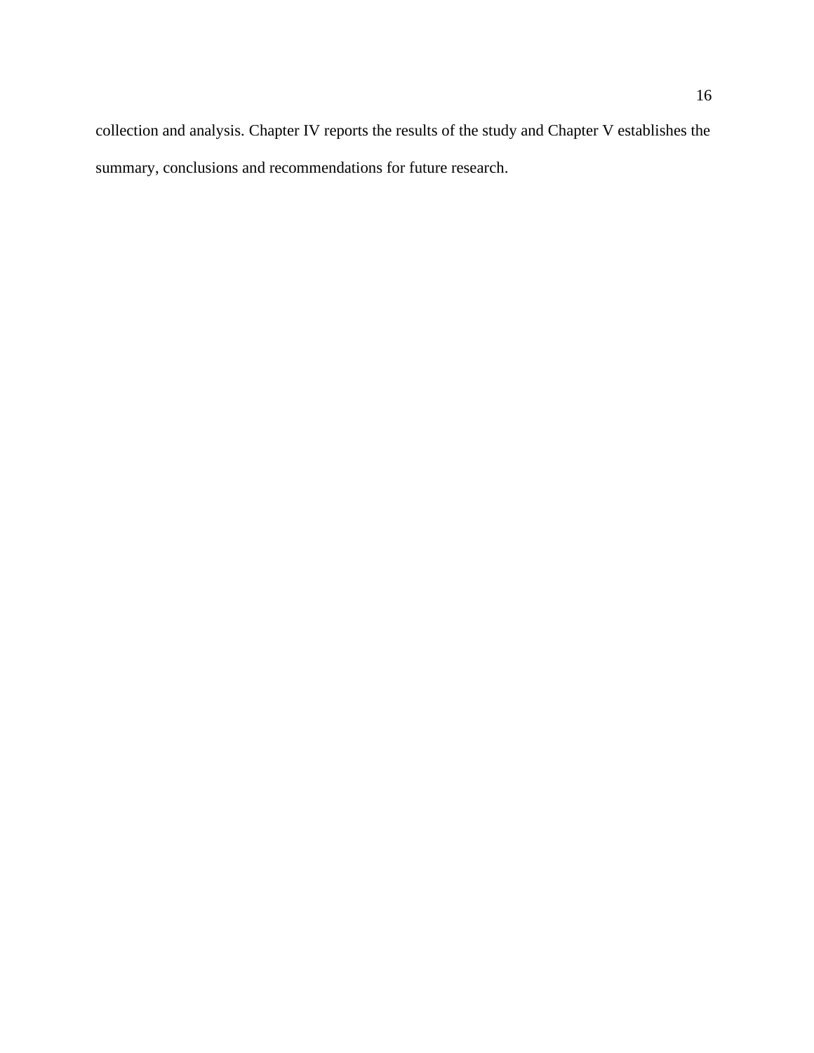collection and analysis. Chapter IV reports the results of the study and Chapter V establishes the summary, conclusions and recommendations for future research.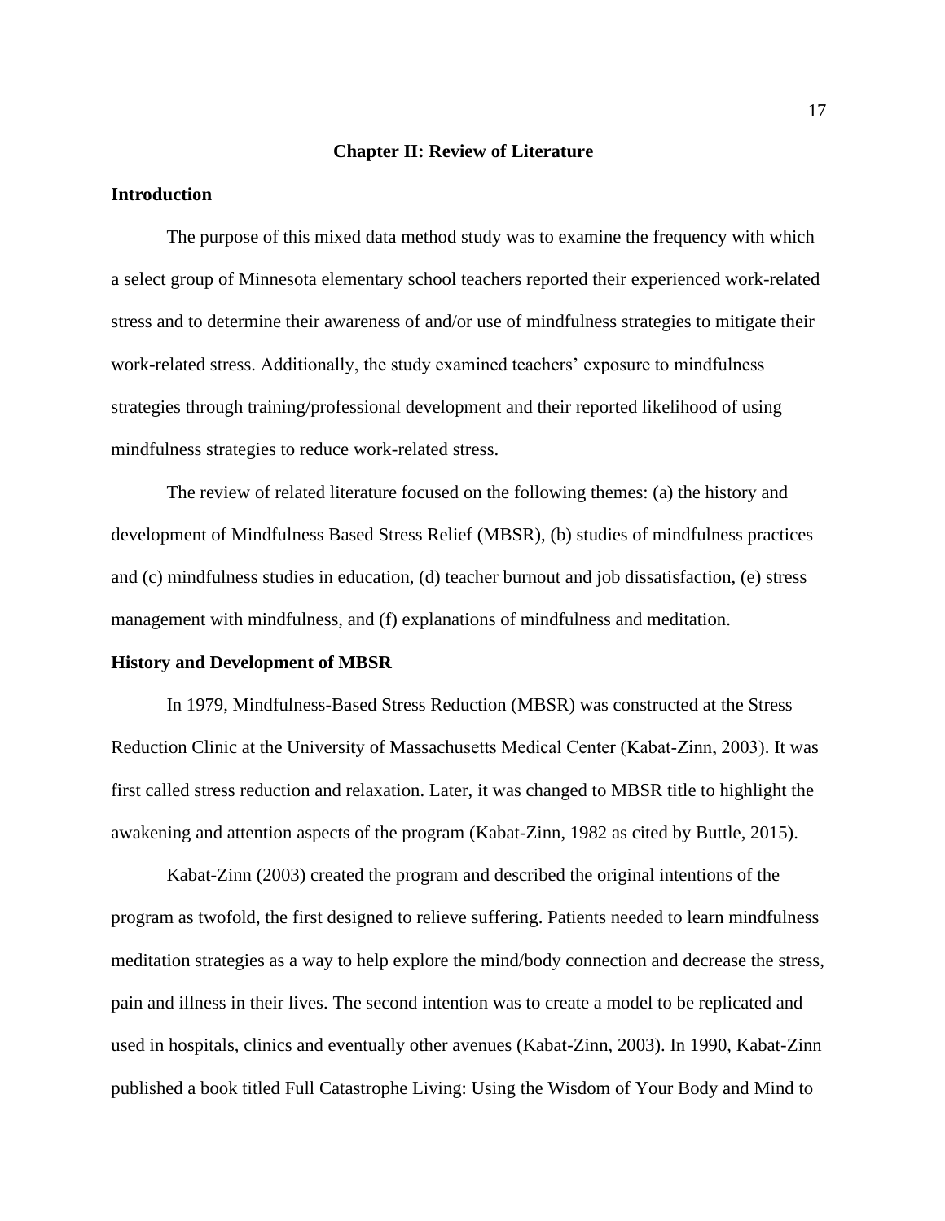## Chapter II: Review of Literature

### Introduction

The purpose of this mixed data method study was to examine the frequency with which a select group of Minnesota elementary school teachers reported their experienced work-related stress and to determine their awareness of and/or use of mindfulness strategies to mitigate their work-related stress. Additionally, the study examined teachers' exposure to mindfulness strategies through training/professional development and their reported likelihood of using mindfulness strategies to reduce work-related stress.

The review of related literature focused on the following themes: (a) the history and development of Mindfulness Based Stress Relief (MBSR), (b) studies of mindfulness practices and (c) mindfulness studies in education, (d) teacher burnout and job dissatisfaction, (e) stress management with mindfulness, and (f) explanations of mindfulness and meditation.

### History and Development of MBSR

In 1979, Mindfulness-Based Stress Reduction (MBSR) was constructed at the Stress Reduction Clinic at the University of Massachusetts Medical Center (Kabat-Zinn, 2003). It was first called stress reduction and relaxation. Later, it was changed to MBSR title to highlight the awakening and attention aspects of the program (Kabat-Zinn, 1982 as cited by Buttle, 2015).

Kabat-Zinn (2003) created the program and described the original intentions of the program as twofold, the first designed to relieve suffering. Patients needed to learn mindfulness meditation strategies as a way to help explore the mind/body connection and decrease the stress, pain and illness in their lives. The second intention was to create a model to be replicated and used in hospitals, clinics and eventually other avenues (Kabat-Zinn, 2003). In 1990, Kabat-Zinn published a book titled Full Catastrophe Living: Using the Wisdom of Your Body and Mind to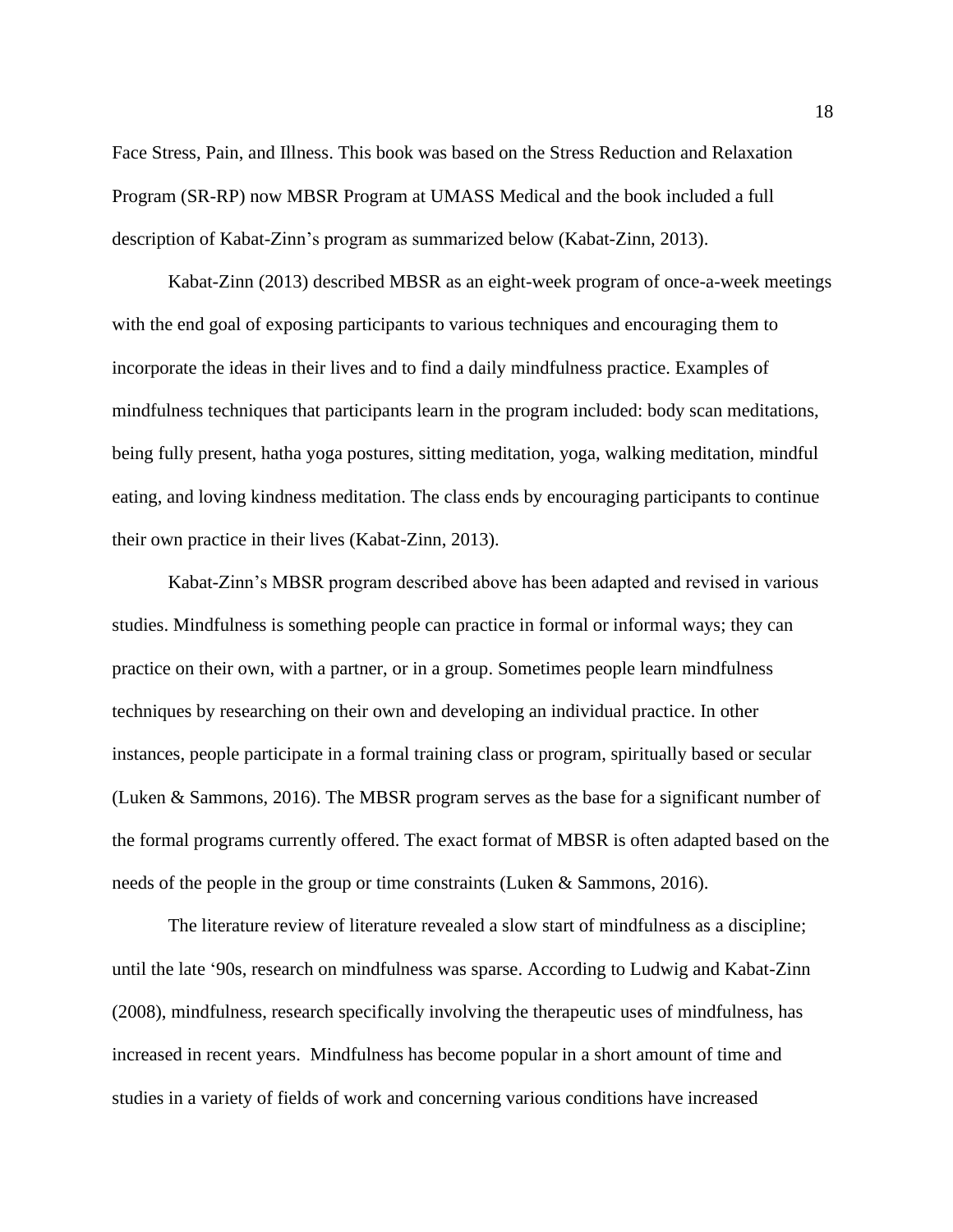Face Stress, Pain, and Illness. This book was based on the Stress Reduction and Relaxation Program (SR-RP) now MBSR Program at UMASS Medical and the book included a full description of Kabat-Zinn's program as summarized below (Kabat-Zinn, 2013).

Kabat-Zinn (2013) described MBSR as an eight-week program of once-a-week meetings with the end goal of exposing participants to various techniques and encouraging them to incorporate the ideas in their lives and to find a daily mindfulness practice. Examples of mindfulness techniques that participants learn in the program included: body scan meditations, being fully present, hatha yoga postures, sitting meditation, yoga, walking meditation, mindful eating, and loving kindness meditation. The class ends by encouraging participants to continue their own practice in their lives (Kabat-Zinn, 2013).

Kabat-Zinn's MBSR program described above has been adapted and revised in various studies. Mindfulness is something people can practice in formal or informal ways; they can practice on their own, with a partner, or in a group. Sometimes people learn mindfulness techniques by researching on their own and developing an individual practice. In other instances, people participate in a formal training class or program, spiritually based or secular (Luken & Sammons, 2016). The MBSR program serves as the base for a significant number of the formal programs currently offered. The exact format of MBSR is often adapted based on the needs of the people in the group or time constraints (Luken & Sammons, 2016).

The literature review of literature revealed a slow start of mindfulness as a discipline; until the late '90s, research on mindfulness was sparse. According to Ludwig and Kabat-Zinn (2008), mindfulness, research specifically involving the therapeutic uses of mindfulness, has increased in recent years. Mindfulness has become popular in a short amount of time and studies in a variety of fields of work and concerning various conditions have increased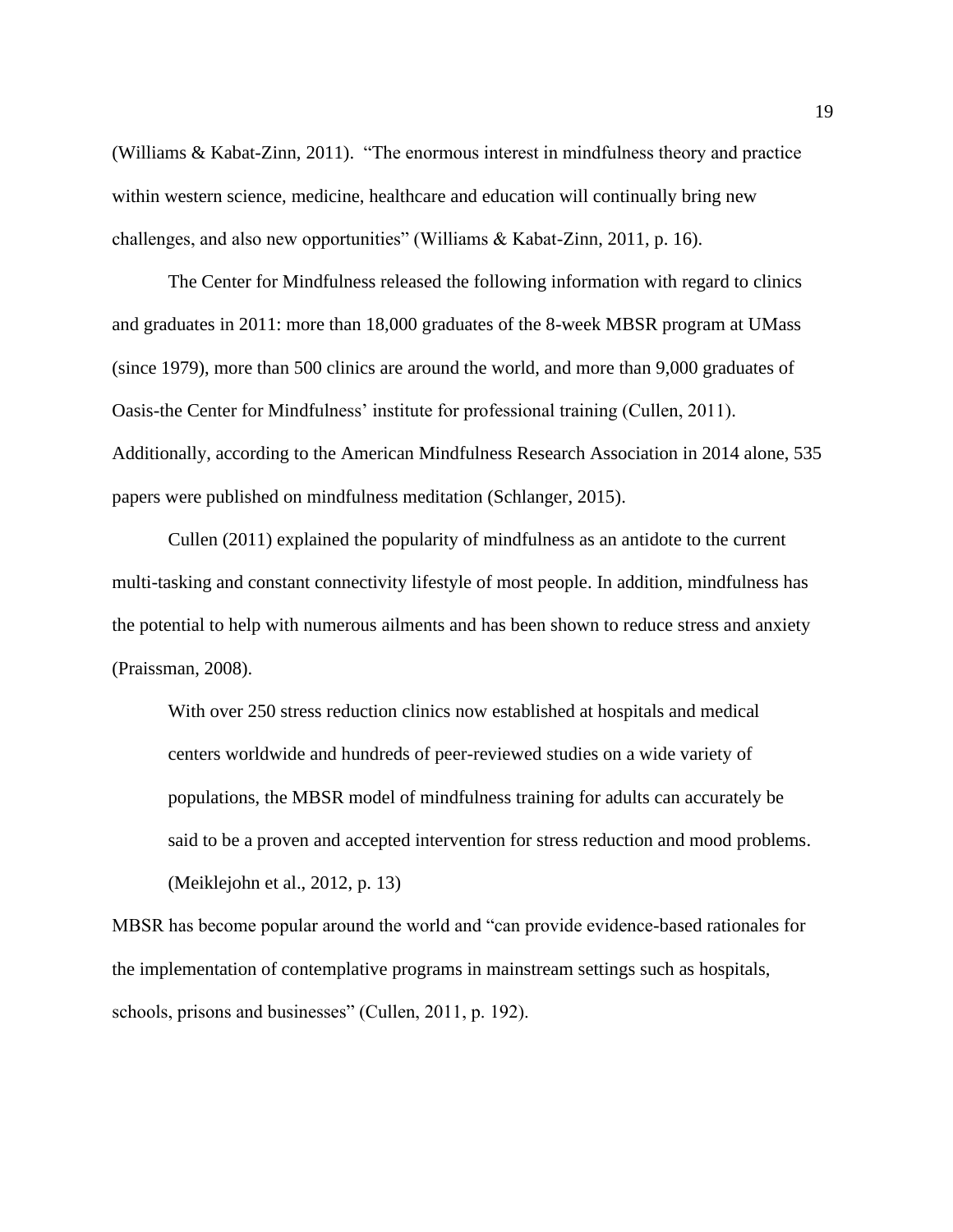(Williams & Kabat-Zinn, 2011). "The enormous interest in mindfulness theory and practice within western science, medicine, healthcare and education will continually bring new challenges, and also new opportunities" (Williams & Kabat-Zinn, 2011, p. 16).

The Center for Mindfulness released the following information with regard to clinics and graduates in 2011: more than 18,000 graduates of the 8-week MBSR program at UMass (since 1979), more than 500 clinics are around the world, and more than 9,000 graduates of Oasis-the Center for Mindfulness' institute for professional training (Cullen, 2011). Additionally, according to the American Mindfulness Research Association in 2014 alone, 535 papers were published on mindfulness meditation (Schlanger, 2015).

Cullen (2011) explained the popularity of mindfulness as an antidote to the current multi-tasking and constant connectivity lifestyle of most people. In addition, mindfulness has the potential to help with numerous ailments and has been shown to reduce stress and anxiety (Praissman, 2008).

> With over 250 stress reduction clinics now established at hospitals and medical centers worldwide and hundreds of peer-reviewed studies on a wide variety of populations, the MBSR model of mindfulness training for adults can accurately be said to be a proven and accepted intervention for stress reduction and mood problems. (Meiklejohn et al., 2012, p. 13)

MBSR has become popular around the world and "can provide evidence-based rationales for the implementation of contemplative programs in mainstream settings such as hospitals, schools, prisons and businesses" (Cullen, 2011, p. 192).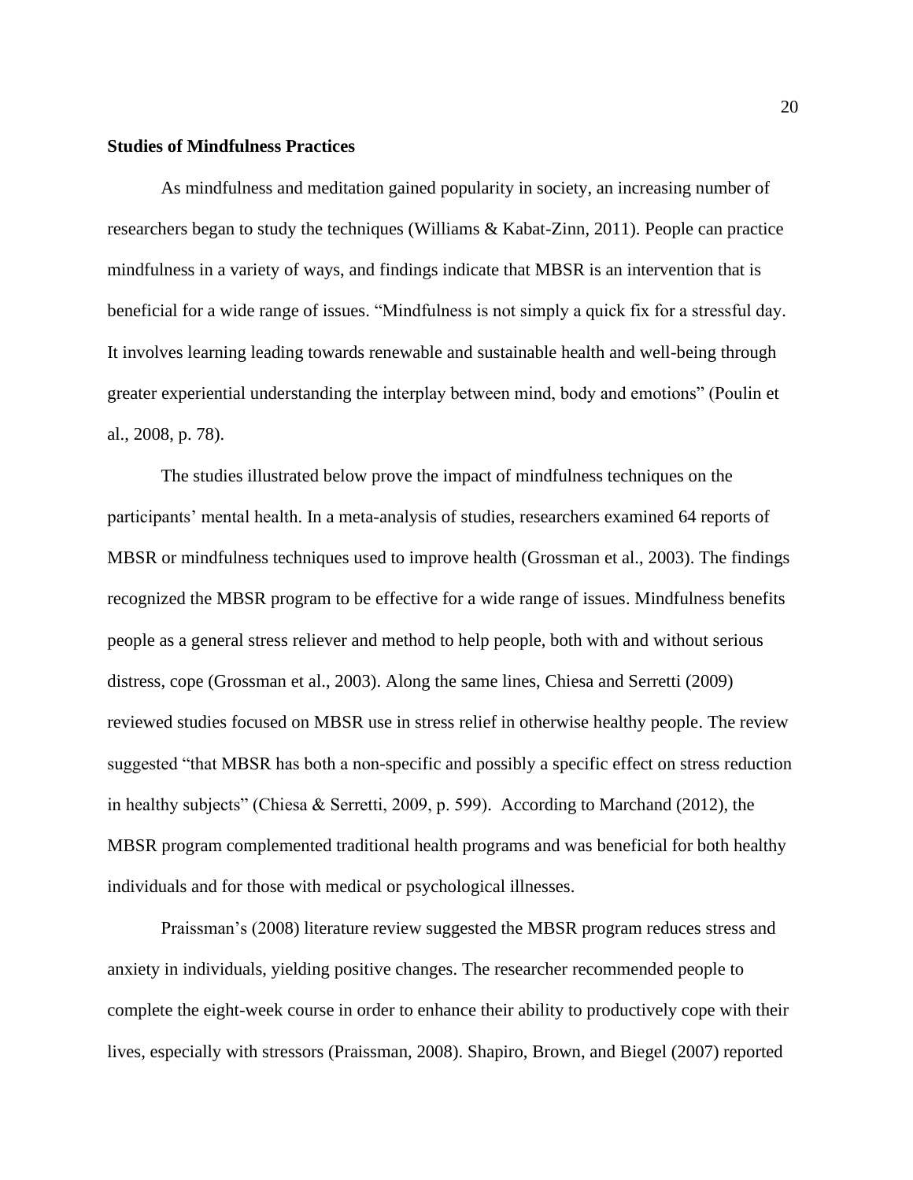**Studies of Mindfulness Practices**

As mindfulness and meditation gained popularity in society, an increasing number of researchers began to study the techniques (Williams & Kabat-Zinn, 2011). People can practice mindfulness in a variety of ways, and findings indicate that MBSR is an intervention that is beneficial for a wide range of issues. "Mindfulness is not simply a quick fix for a stressful day. It involves learning leading towards renewable and sustainable health and well-being through greater experiential understanding the interplay between mind, body and emotions" (Poulin et al., 2008, p. 78).

The studies illustrated below prove the impact of mindfulness techniques on the participants' mental health. In a meta-analysis of studies, researchers examined 64 reports of MBSR or mindfulness techniques used to improve health (Grossman et al., 2003). The findings recognized the MBSR program to be effective for a wide range of issues. Mindfulness benefits people as a general stress reliever and method to help people, both with and without serious distress, cope (Grossman et al., 2003). Along the same lines, Chiesa and Serretti (2009) reviewed studies focused on MBSR use in stress relief in otherwise healthy people. The review suggested "that MBSR has both a non-specific and possibly a specific effect on stress reduction in healthy subjects" (Chiesa & Serretti, 2009, p. 599). According to Marchand (2012), the MBSR program complemented traditional health programs and was beneficial for both healthy individuals and for those with medical or psychological illnesses.

Praissman's (2008) literature review suggested the MBSR program reduces stress and anxiety in individuals, yielding positive changes. The researcher recommended people to complete the eight-week course in order to enhance their ability to productively cope with their lives, especially with stressors (Praissman, 2008). Shapiro, Brown, and Biegel (2007) reported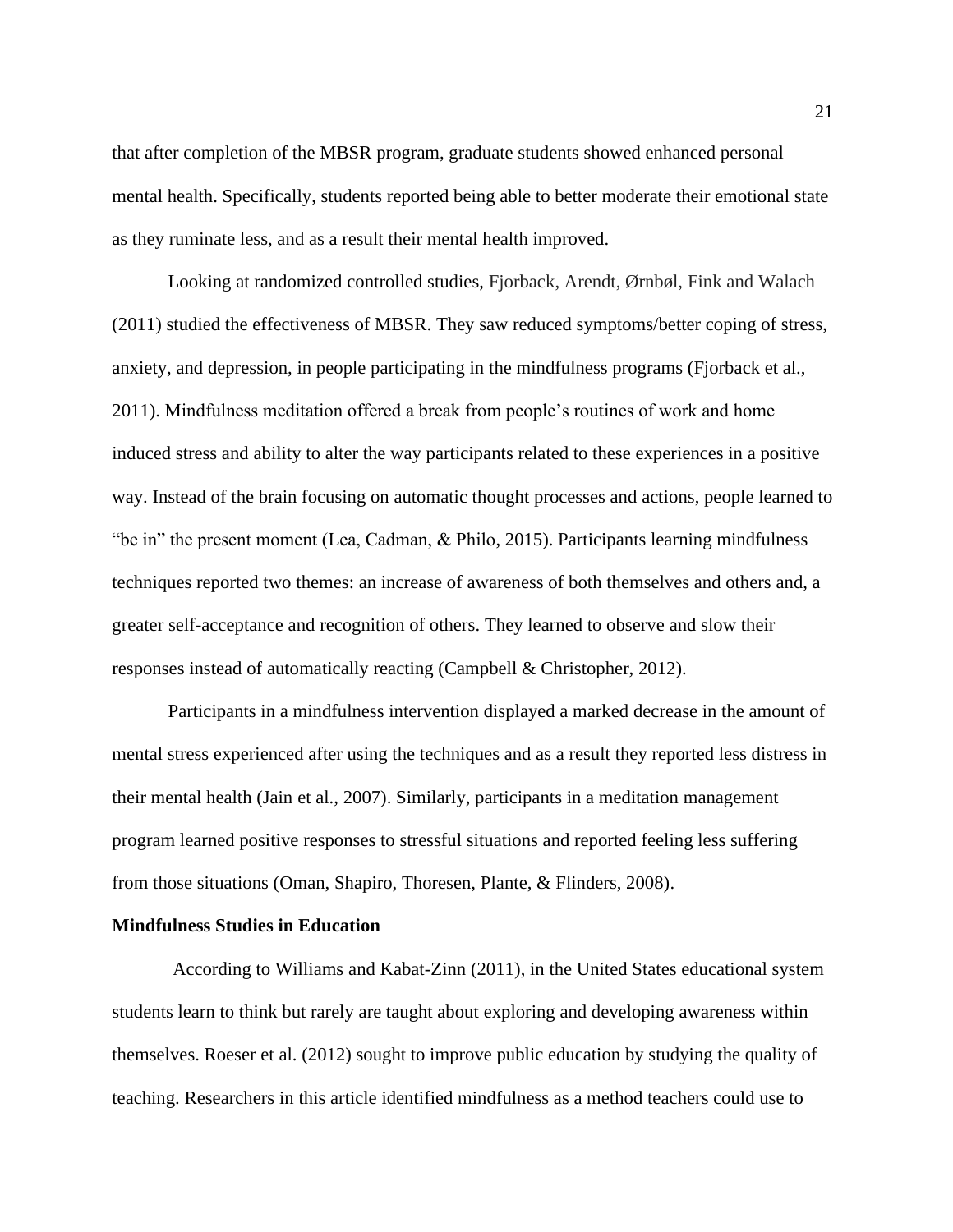that after completion of the MBSR program, graduate students showed enhanced personal mental health. Specifically, students reported being able to better moderate their emotional state as they ruminate less, and as a result their mental health improved.

Looking at randomized controlled studies, Fjorback, Arendt, Ørnbøl, Fink and Walach (2011) studied the effectiveness of MBSR. They saw reduced symptoms/better coping of stress, anxiety, and depression, in people participating in the mindfulness programs (Fjorback et al., 2011). Mindfulness meditation offered a break from people's routines of work and home induced stress and ability to alter the way participants related to these experiences in a positive way. Instead of the brain focusing on automatic thought processes and actions, people learned to "be in" the present moment (Lea, Cadman, & Philo, 2015). Participants learning mindfulness techniques reported two themes: an increase of awareness of both themselves and others and, a greater self-acceptance and recognition of others. They learned to observe and slow their responses instead of automatically reacting (Campbell & Christopher, 2012).

Participants in a mindfulness intervention displayed a marked decrease in the amount of mental stress experienced after using the techniques and as a result they reported less distress in their mental health (Jain et al., 2007). Similarly, participants in a meditation management program learned positive responses to stressful situations and reported feeling less suffering from those situations (Oman, Shapiro, Thoresen, Plante, & Flinders, 2008).

**Mindfulness Studies in Education**

According to Williams and Kabat-Zinn (2011), in the United States educational system students learn to think but rarely are taught about exploring and developing awareness within themselves. Roeser et al. (2012) sought to improve public education by studying the quality of teaching. Researchers in this article identified mindfulness as a method teachers could use to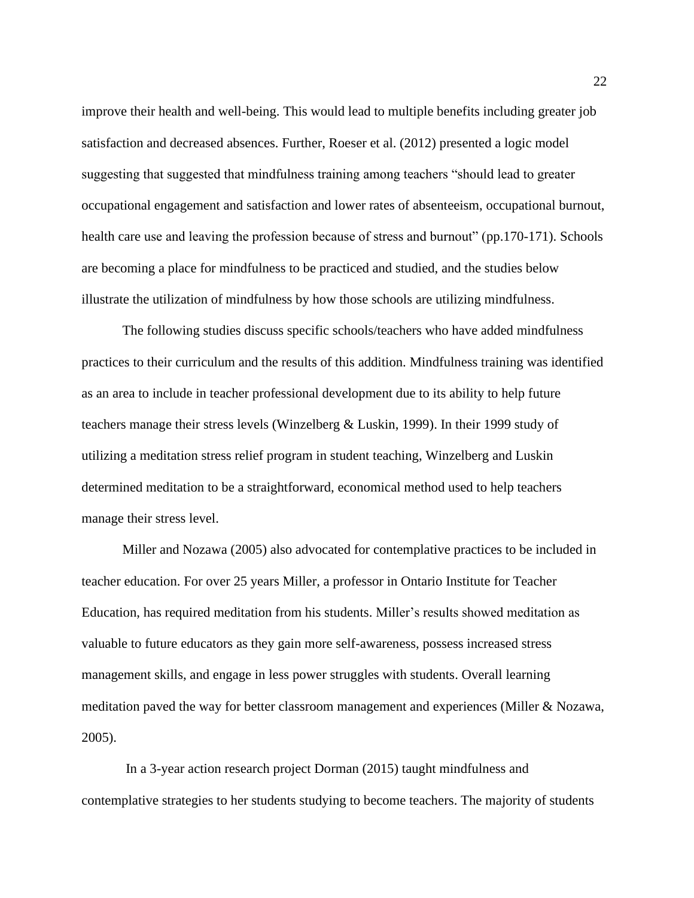improve their health and well-being. This would lead to multiple benefits including greater job satisfaction and decreased absences. Further, Roeser et al. (2012) presented a logic model suggesting that suggested that mindfulness training among teachers "should lead to greater occupational engagement and satisfaction and lower rates of absenteeism, occupational burnout, health care use and leaving the profession because of stress and burnout" (pp.170-171). Schools are becoming a place for mindfulness to be practiced and studied, and the studies below illustrate the utilization of mindfulness by how those schools are utilizing mindfulness.

The following studies discuss specific schools/teachers who have added mindfulness practices to their curriculum and the results of this addition. Mindfulness training was identified as an area to include in teacher professional development due to its ability to help future teachers manage their stress levels (Winzelberg & Luskin, 1999). In their 1999 study of utilizing a meditation stress relief program in student teaching, Winzelberg and Luskin determined meditation to be a straightforward, economical method used to help teachers manage their stress level.

Miller and Nozawa (2005) also advocated for contemplative practices to be included in teacher education. For over 25 years Miller, a professor in Ontario Institute for Teacher Education, has required meditation from his students. Miller's results showed meditation as valuable to future educators as they gain more self-awareness, possess increased stress management skills, and engage in less power struggles with students. Overall learning meditation paved the way for better classroom management and experiences (Miller & Nozawa, 2005).

In a 3-year action research project Dorman (2015) taught mindfulness and contemplative strategies to her students studying to become teachers. The majority of students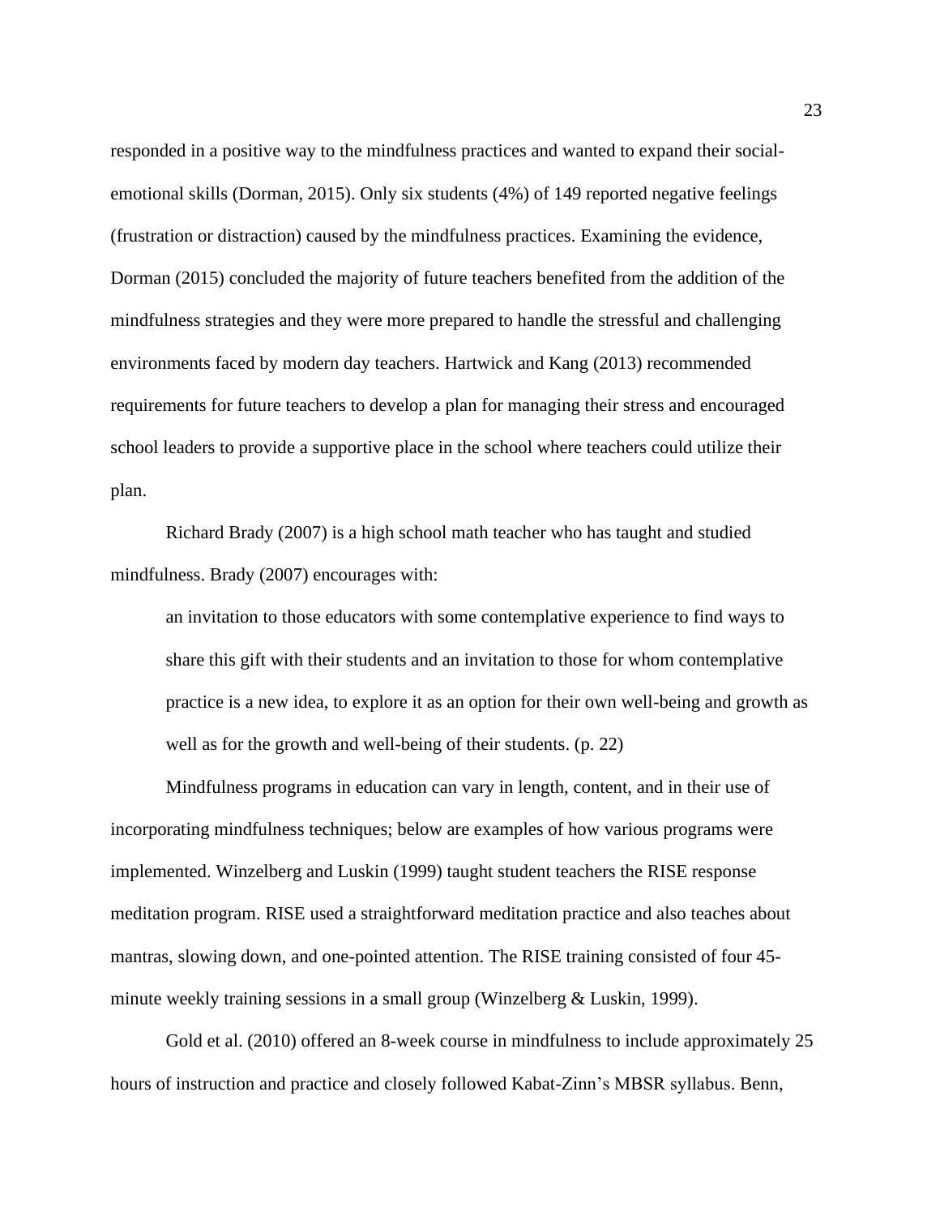responded in a positive way to the mindfulness practices and wanted to expand their social-emotional skills (Dorman, 2015). Only six students (4%) of 149 reported negative feelings (frustration or distraction) caused by the mindfulness practices. Examining the evidence, Dorman (2015) concluded the majority of future teachers benefited from the addition of the mindfulness strategies and they were more prepared to handle the stressful and challenging environments faced by modern day teachers. Hartwick and Kang (2013) recommended requirements for future teachers to develop a plan for managing their stress and encouraged school leaders to provide a supportive place in the school where teachers could utilize their plan.

Richard Brady (2007) is a high school math teacher who has taught and studied mindfulness. Brady (2007) encourages with:

> an invitation to those educators with some contemplative experience to find ways to share this gift with their students and an invitation to those for whom contemplative practice is a new idea, to explore it as an option for their own well-being and growth as well as for the growth and well-being of their students. (p. 22)

Mindfulness programs in education can vary in length, content, and in their use of incorporating mindfulness techniques; below are examples of how various programs were implemented. Winzelberg and Luskin (1999) taught student teachers the RISE response meditation program. RISE used a straightforward meditation practice and also teaches about mantras, slowing down, and one-pointed attention. The RISE training consisted of four 45-minute weekly training sessions in a small group (Winzelberg & Luskin, 1999).

Gold et al. (2010) offered an 8-week course in mindfulness to include approximately 25 hours of instruction and practice and closely followed Kabat-Zinn's MBSR syllabus. Benn,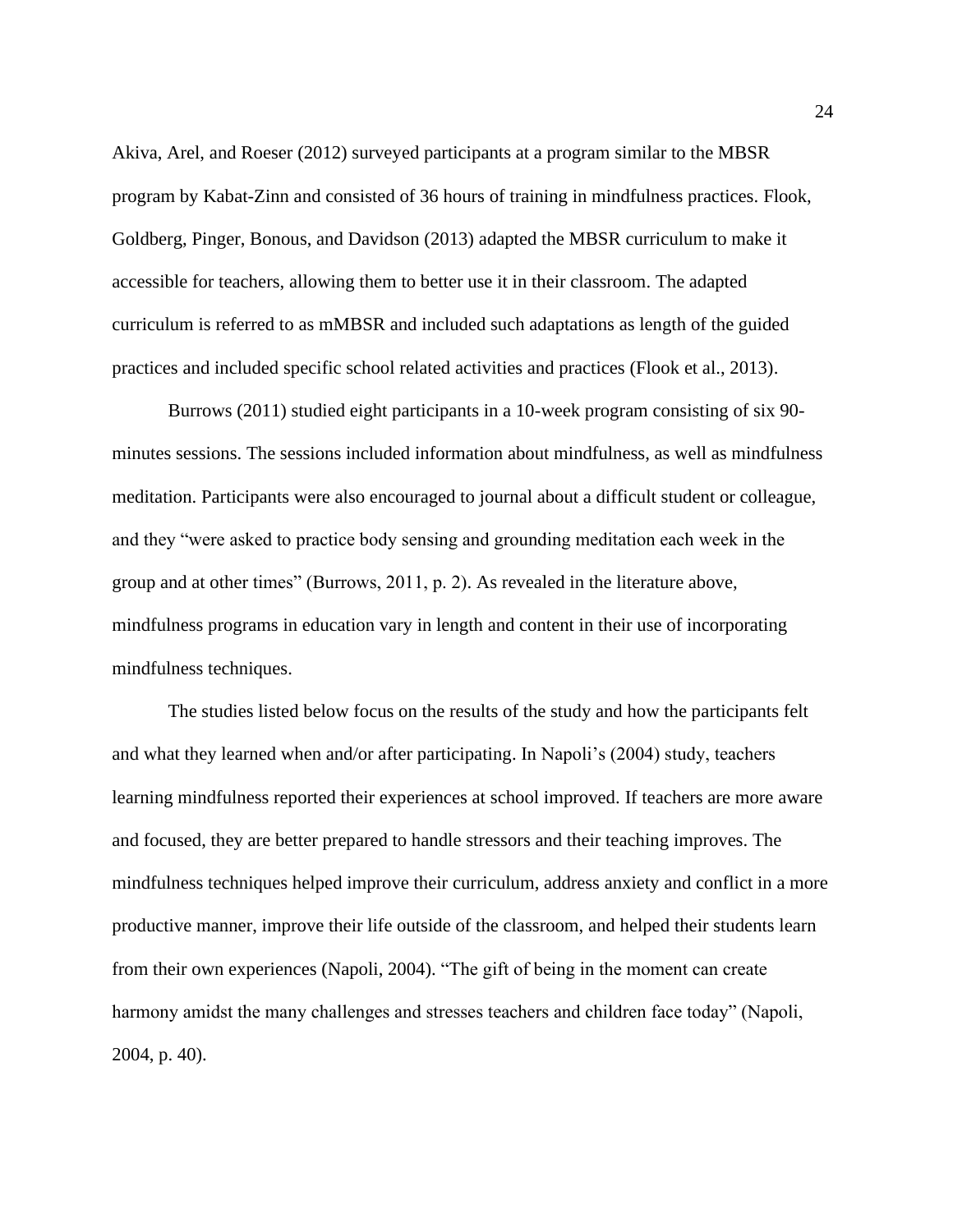Akiva, Arel, and Roeser (2012) surveyed participants at a program similar to the MBSR program by Kabat-Zinn and consisted of 36 hours of training in mindfulness practices. Flook, Goldberg, Pinger, Bonous, and Davidson (2013) adapted the MBSR curriculum to make it accessible for teachers, allowing them to better use it in their classroom. The adapted curriculum is referred to as mMBSR and included such adaptations as length of the guided practices and included specific school related activities and practices (Flook et al., 2013).

Burrows (2011) studied eight participants in a 10-week program consisting of six 90-minutes sessions. The sessions included information about mindfulness, as well as mindfulness meditation. Participants were also encouraged to journal about a difficult student or colleague, and they "were asked to practice body sensing and grounding meditation each week in the group and at other times" (Burrows, 2011, p. 2). As revealed in the literature above, mindfulness programs in education vary in length and content in their use of incorporating mindfulness techniques.

The studies listed below focus on the results of the study and how the participants felt and what they learned when and/or after participating. In Napoli's (2004) study, teachers learning mindfulness reported their experiences at school improved. If teachers are more aware and focused, they are better prepared to handle stressors and their teaching improves. The mindfulness techniques helped improve their curriculum, address anxiety and conflict in a more productive manner, improve their life outside of the classroom, and helped their students learn from their own experiences (Napoli, 2004). "The gift of being in the moment can create harmony amidst the many challenges and stresses teachers and children face today" (Napoli, 2004, p. 40).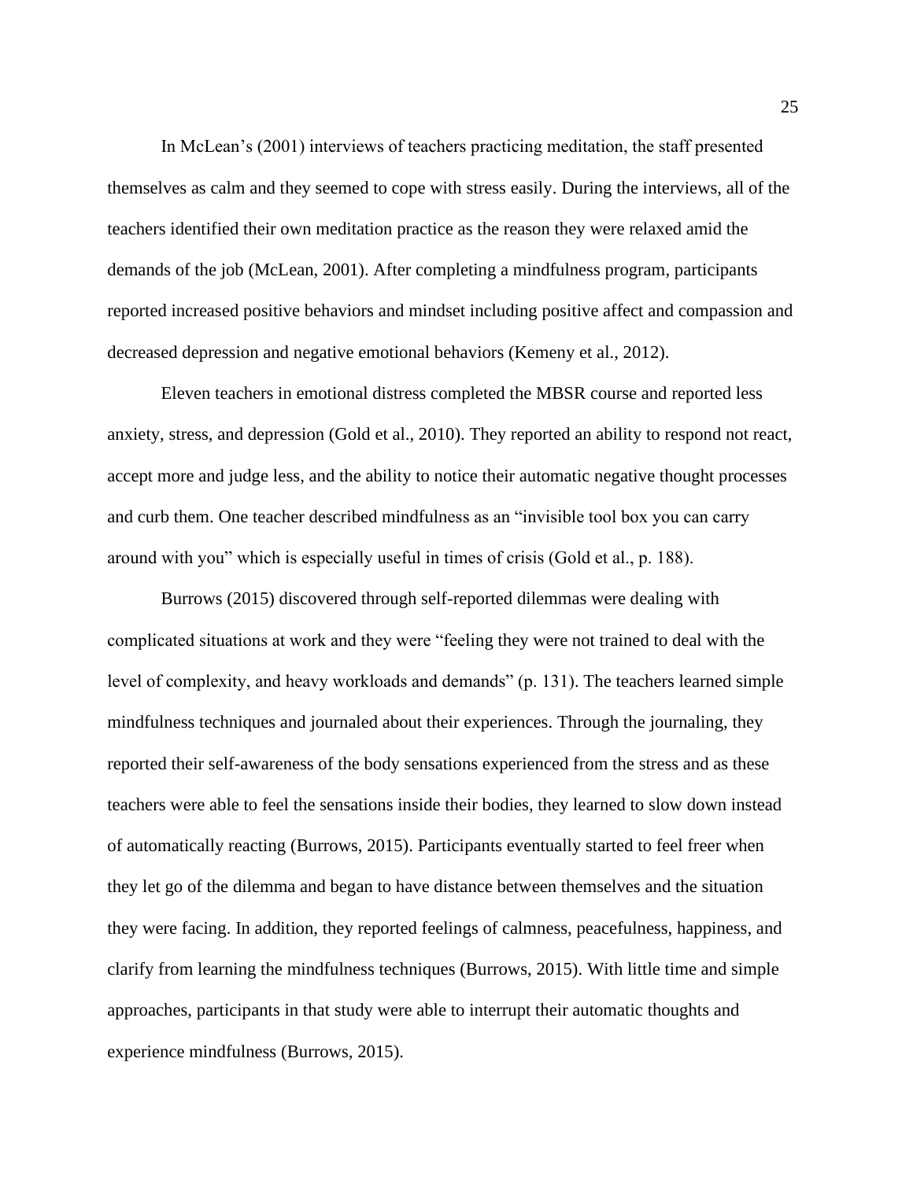In McLean's (2001) interviews of teachers practicing meditation, the staff presented themselves as calm and they seemed to cope with stress easily. During the interviews, all of the teachers identified their own meditation practice as the reason they were relaxed amid the demands of the job (McLean, 2001). After completing a mindfulness program, participants reported increased positive behaviors and mindset including positive affect and compassion and decreased depression and negative emotional behaviors (Kemeny et al., 2012).

Eleven teachers in emotional distress completed the MBSR course and reported less anxiety, stress, and depression (Gold et al., 2010). They reported an ability to respond not react, accept more and judge less, and the ability to notice their automatic negative thought processes and curb them. One teacher described mindfulness as an "invisible tool box you can carry around with you" which is especially useful in times of crisis (Gold et al., p. 188).

Burrows (2015) discovered through self-reported dilemmas were dealing with complicated situations at work and they were "feeling they were not trained to deal with the level of complexity, and heavy workloads and demands" (p. 131). The teachers learned simple mindfulness techniques and journaled about their experiences. Through the journaling, they reported their self-awareness of the body sensations experienced from the stress and as these teachers were able to feel the sensations inside their bodies, they learned to slow down instead of automatically reacting (Burrows, 2015). Participants eventually started to feel freer when they let go of the dilemma and began to have distance between themselves and the situation they were facing. In addition, they reported feelings of calmness, peacefulness, happiness, and clarify from learning the mindfulness techniques (Burrows, 2015). With little time and simple approaches, participants in that study were able to interrupt their automatic thoughts and experience mindfulness (Burrows, 2015).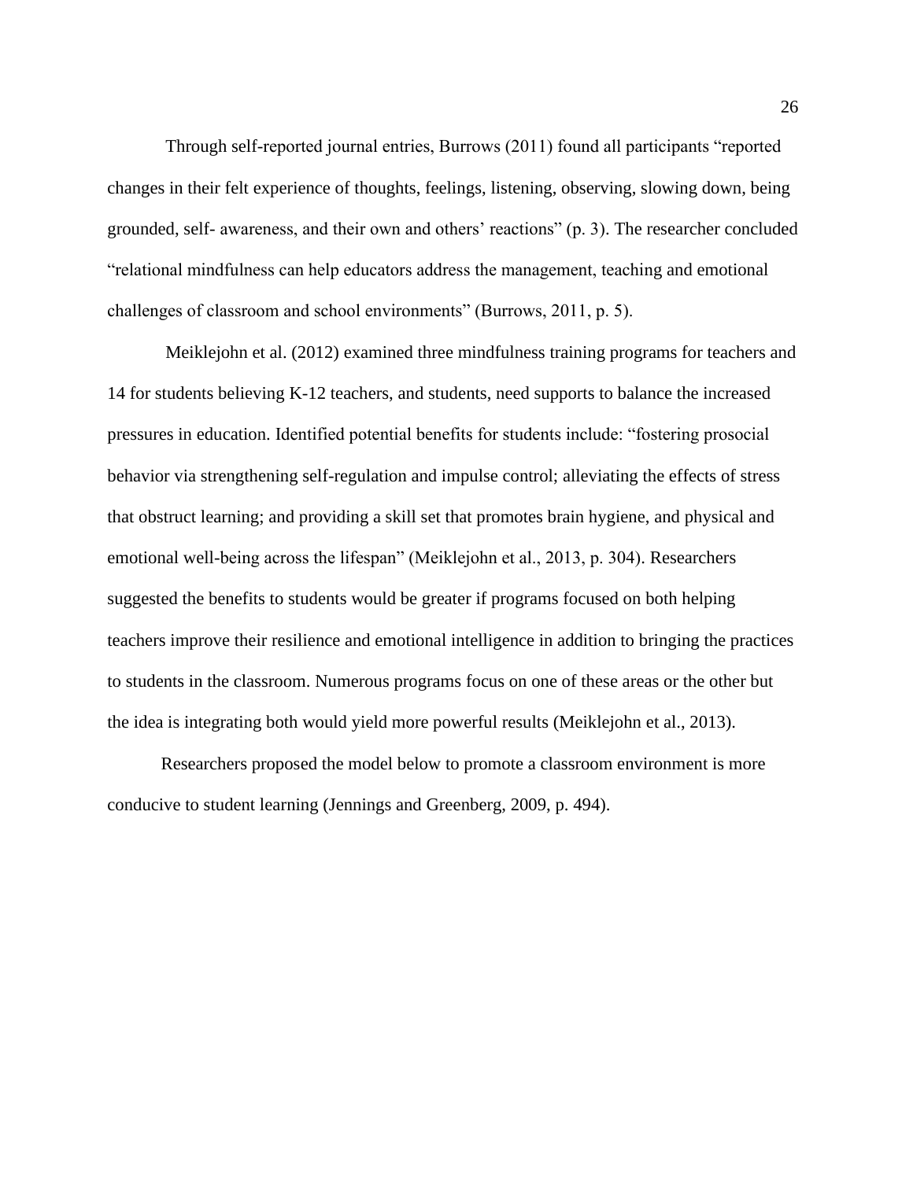Through self-reported journal entries, Burrows (2011) found all participants "reported changes in their felt experience of thoughts, feelings, listening, observing, slowing down, being grounded, self- awareness, and their own and others' reactions" (p. 3). The researcher concluded "relational mindfulness can help educators address the management, teaching and emotional challenges of classroom and school environments" (Burrows, 2011, p. 5).

Meiklejohn et al. (2012) examined three mindfulness training programs for teachers and 14 for students believing K-12 teachers, and students, need supports to balance the increased pressures in education. Identified potential benefits for students include: "fostering prosocial behavior via strengthening self-regulation and impulse control; alleviating the effects of stress that obstruct learning; and providing a skill set that promotes brain hygiene, and physical and emotional well-being across the lifespan" (Meiklejohn et al., 2013, p. 304). Researchers suggested the benefits to students would be greater if programs focused on both helping teachers improve their resilience and emotional intelligence in addition to bringing the practices to students in the classroom. Numerous programs focus on one of these areas or the other but the idea is integrating both would yield more powerful results (Meiklejohn et al., 2013).

Researchers proposed the model below to promote a classroom environment is more conducive to student learning (Jennings and Greenberg, 2009, p. 494).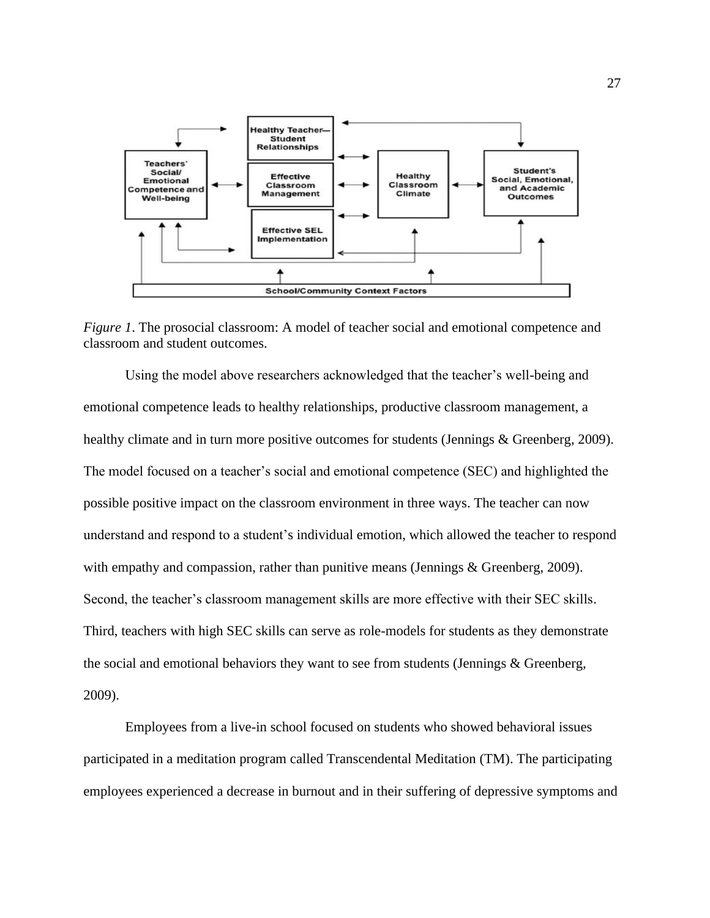*Figure 1*. The prosocial classroom: A model of teacher social and emotional competence and classroom and student outcomes.

Using the model above researchers acknowledged that the teacher's well-being and emotional competence leads to healthy relationships, productive classroom management, a healthy climate and in turn more positive outcomes for students (Jennings & Greenberg, 2009). The model focused on a teacher's social and emotional competence (SEC) and highlighted the possible positive impact on the classroom environment in three ways. The teacher can now understand and respond to a student's individual emotion, which allowed the teacher to respond with empathy and compassion, rather than punitive means (Jennings & Greenberg, 2009). Second, the teacher's classroom management skills are more effective with their SEC skills. Third, teachers with high SEC skills can serve as role-models for students as they demonstrate the social and emotional behaviors they want to see from students (Jennings & Greenberg, 2009).

Employees from a live-in school focused on students who showed behavioral issues participated in a meditation program called Transcendental Meditation (TM). The participating employees experienced a decrease in burnout and in their suffering of depressive symptoms and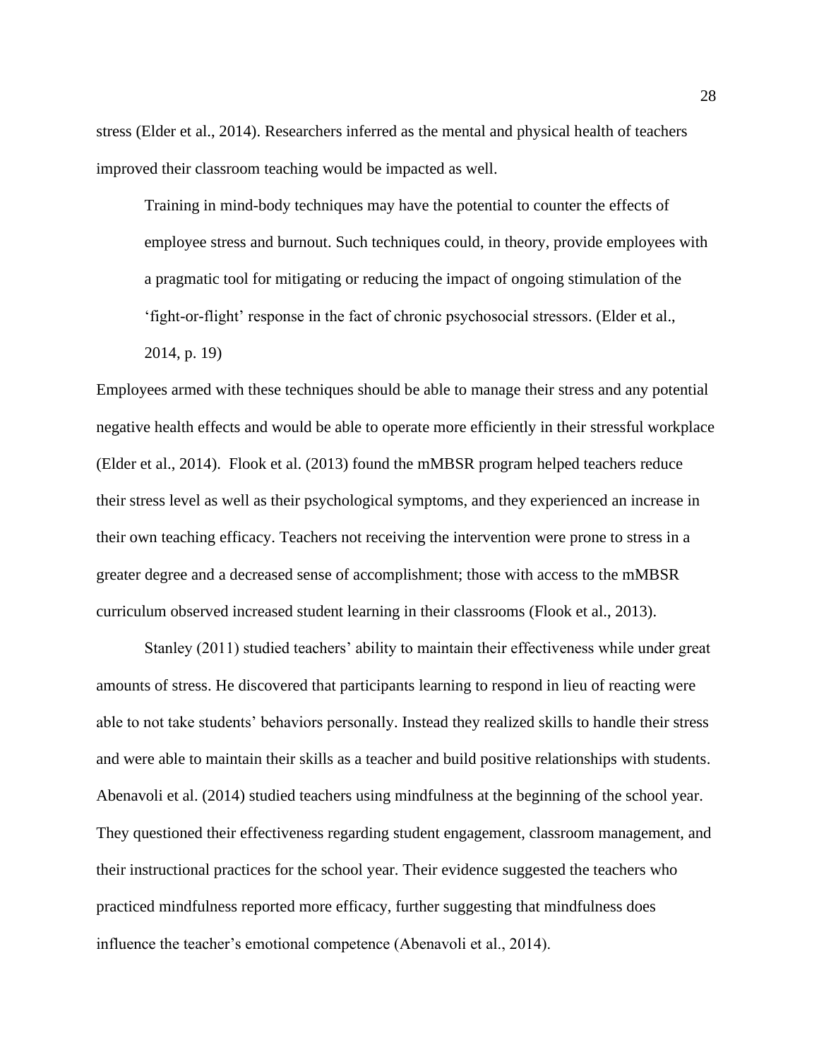stress (Elder et al., 2014). Researchers inferred as the mental and physical health of teachers improved their classroom teaching would be impacted as well.

> Training in mind-body techniques may have the potential to counter the effects of employee stress and burnout. Such techniques could, in theory, provide employees with a pragmatic tool for mitigating or reducing the impact of ongoing stimulation of the 'fight-or-flight' response in the fact of chronic psychosocial stressors. (Elder et al., 2014, p. 19)

Employees armed with these techniques should be able to manage their stress and any potential negative health effects and would be able to operate more efficiently in their stressful workplace (Elder et al., 2014). Flook et al. (2013) found the mMBSR program helped teachers reduce their stress level as well as their psychological symptoms, and they experienced an increase in their own teaching efficacy. Teachers not receiving the intervention were prone to stress in a greater degree and a decreased sense of accomplishment; those with access to the mMBSR curriculum observed increased student learning in their classrooms (Flook et al., 2013).

Stanley (2011) studied teachers' ability to maintain their effectiveness while under great amounts of stress. He discovered that participants learning to respond in lieu of reacting were able to not take students' behaviors personally. Instead they realized skills to handle their stress and were able to maintain their skills as a teacher and build positive relationships with students. Abenavoli et al. (2014) studied teachers using mindfulness at the beginning of the school year. They questioned their effectiveness regarding student engagement, classroom management, and their instructional practices for the school year. Their evidence suggested the teachers who practiced mindfulness reported more efficacy, further suggesting that mindfulness does influence the teacher's emotional competence (Abenavoli et al., 2014).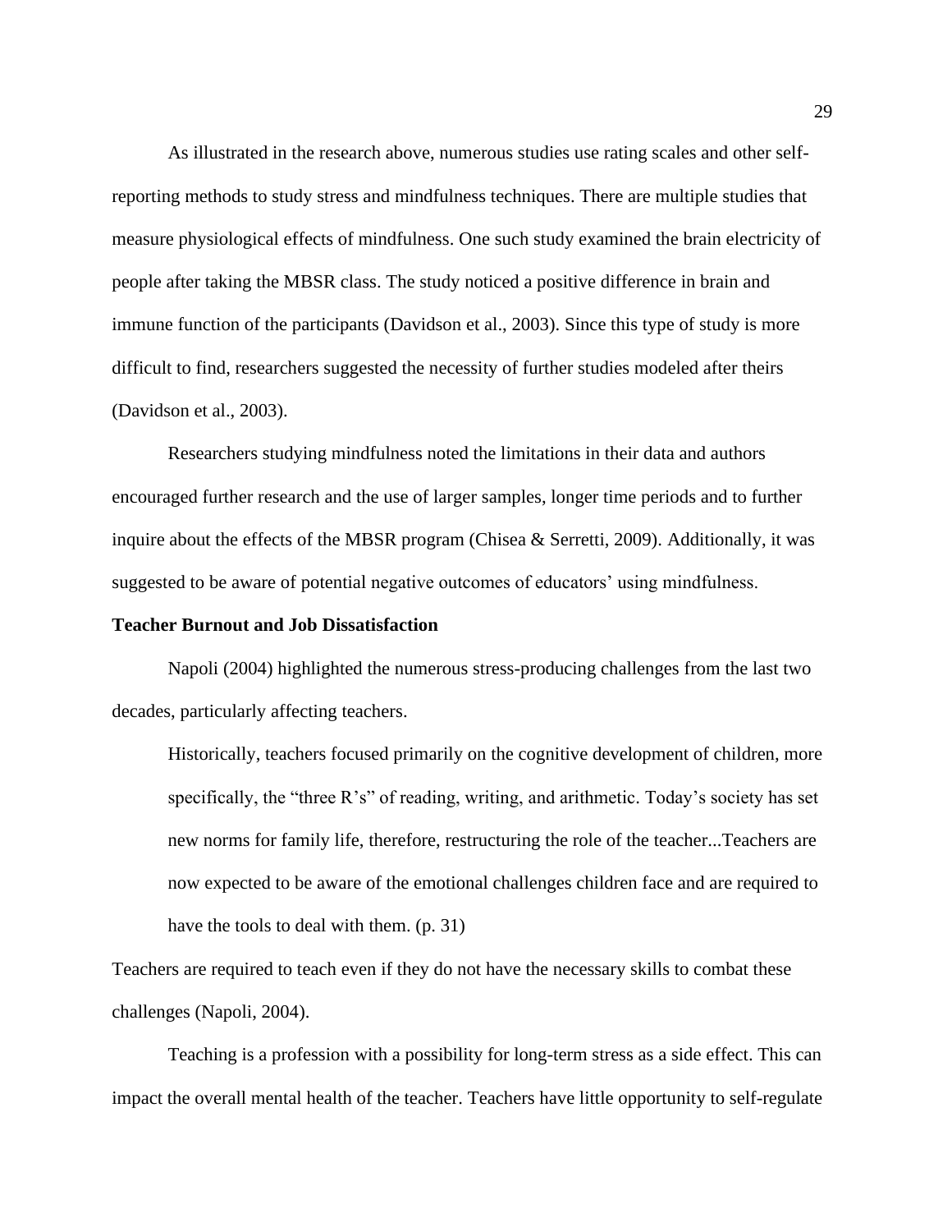As illustrated in the research above, numerous studies use rating scales and other self-reporting methods to study stress and mindfulness techniques. There are multiple studies that measure physiological effects of mindfulness. One such study examined the brain electricity of people after taking the MBSR class. The study noticed a positive difference in brain and immune function of the participants (Davidson et al., 2003). Since this type of study is more difficult to find, researchers suggested the necessity of further studies modeled after theirs (Davidson et al., 2003).

Researchers studying mindfulness noted the limitations in their data and authors encouraged further research and the use of larger samples, longer time periods and to further inquire about the effects of the MBSR program (Chisea & Serretti, 2009). Additionally, it was suggested to be aware of potential negative outcomes of educators' using mindfulness.

**Teacher Burnout and Job Dissatisfaction**

Napoli (2004) highlighted the numerous stress-producing challenges from the last two decades, particularly affecting teachers.

> Historically, teachers focused primarily on the cognitive development of children, more specifically, the "three R's" of reading, writing, and arithmetic. Today's society has set new norms for family life, therefore, restructuring the role of the teacher...Teachers are now expected to be aware of the emotional challenges children face and are required to have the tools to deal with them. (p. 31)

Teachers are required to teach even if they do not have the necessary skills to combat these challenges (Napoli, 2004).

Teaching is a profession with a possibility for long-term stress as a side effect. This can impact the overall mental health of the teacher. Teachers have little opportunity to self-regulate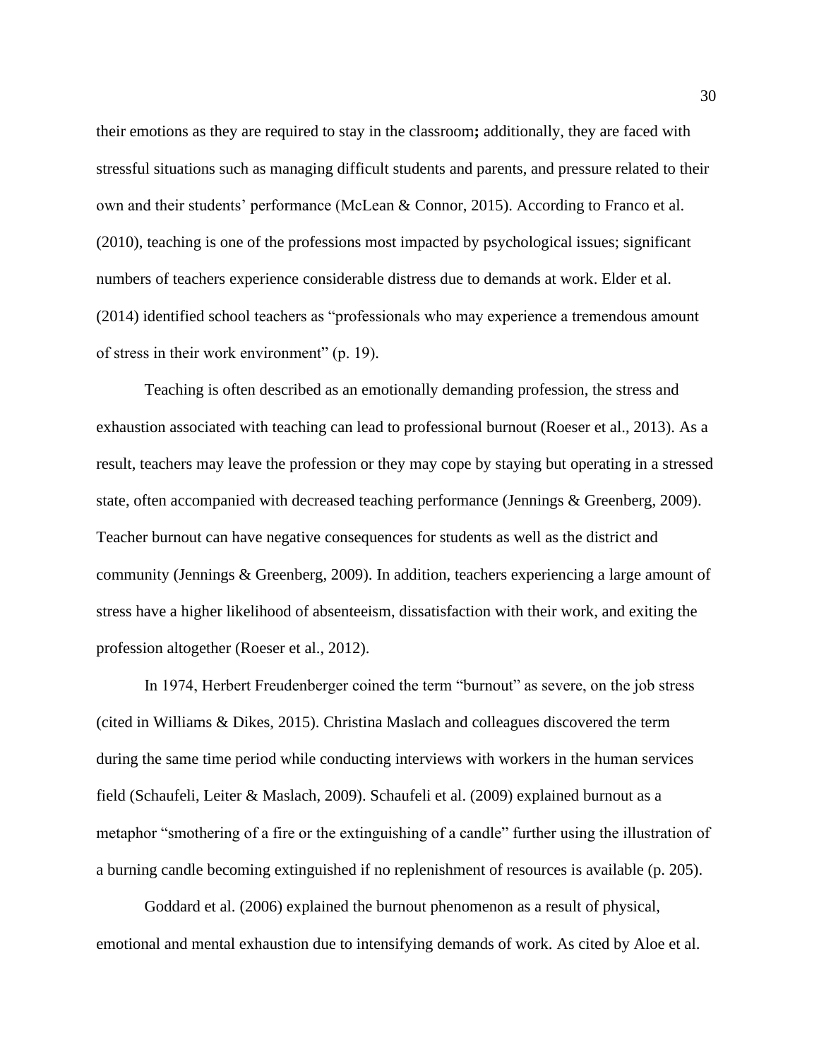their emotions as they are required to stay in the classroom**;** additionally, they are faced with stressful situations such as managing difficult students and parents, and pressure related to their own and their students' performance (McLean & Connor, 2015). According to Franco et al. (2010), teaching is one of the professions most impacted by psychological issues; significant numbers of teachers experience considerable distress due to demands at work. Elder et al. (2014) identified school teachers as "professionals who may experience a tremendous amount of stress in their work environment" (p. 19).

Teaching is often described as an emotionally demanding profession, the stress and exhaustion associated with teaching can lead to professional burnout (Roeser et al., 2013). As a result, teachers may leave the profession or they may cope by staying but operating in a stressed state, often accompanied with decreased teaching performance (Jennings & Greenberg, 2009). Teacher burnout can have negative consequences for students as well as the district and community (Jennings & Greenberg, 2009). In addition, teachers experiencing a large amount of stress have a higher likelihood of absenteeism, dissatisfaction with their work, and exiting the profession altogether (Roeser et al., 2012).

In 1974, Herbert Freudenberger coined the term "burnout" as severe, on the job stress (cited in Williams & Dikes, 2015). Christina Maslach and colleagues discovered the term during the same time period while conducting interviews with workers in the human services field (Schaufeli, Leiter & Maslach, 2009). Schaufeli et al. (2009) explained burnout as a metaphor "smothering of a fire or the extinguishing of a candle" further using the illustration of a burning candle becoming extinguished if no replenishment of resources is available (p. 205).

Goddard et al. (2006) explained the burnout phenomenon as a result of physical, emotional and mental exhaustion due to intensifying demands of work. As cited by Aloe et al.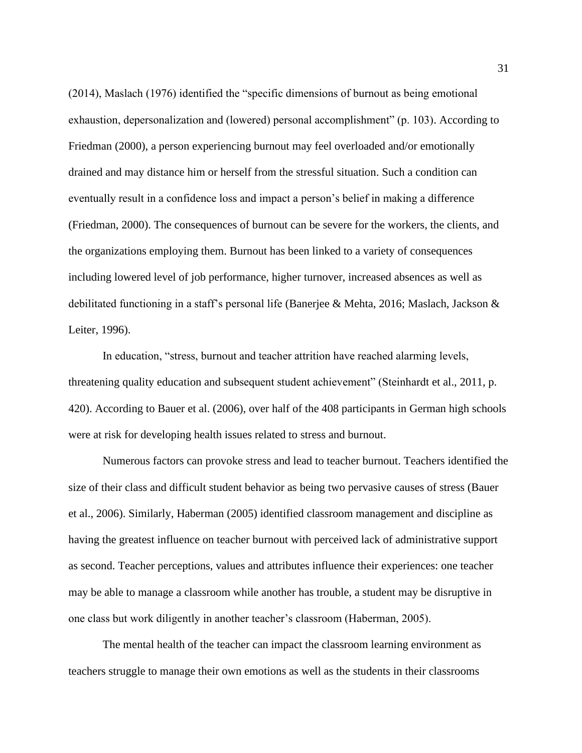(2014), Maslach (1976) identified the "specific dimensions of burnout as being emotional exhaustion, depersonalization and (lowered) personal accomplishment" (p. 103). According to Friedman (2000), a person experiencing burnout may feel overloaded and/or emotionally drained and may distance him or herself from the stressful situation. Such a condition can eventually result in a confidence loss and impact a person's belief in making a difference (Friedman, 2000). The consequences of burnout can be severe for the workers, the clients, and the organizations employing them. Burnout has been linked to a variety of consequences including lowered level of job performance, higher turnover, increased absences as well as debilitated functioning in a staff's personal life (Banerjee & Mehta, 2016; Maslach, Jackson & Leiter, 1996).

In education, "stress, burnout and teacher attrition have reached alarming levels, threatening quality education and subsequent student achievement" (Steinhardt et al., 2011, p. 420). According to Bauer et al. (2006), over half of the 408 participants in German high schools were at risk for developing health issues related to stress and burnout.

Numerous factors can provoke stress and lead to teacher burnout. Teachers identified the size of their class and difficult student behavior as being two pervasive causes of stress (Bauer et al., 2006). Similarly, Haberman (2005) identified classroom management and discipline as having the greatest influence on teacher burnout with perceived lack of administrative support as second. Teacher perceptions, values and attributes influence their experiences: one teacher may be able to manage a classroom while another has trouble, a student may be disruptive in one class but work diligently in another teacher's classroom (Haberman, 2005).

The mental health of the teacher can impact the classroom learning environment as teachers struggle to manage their own emotions as well as the students in their classrooms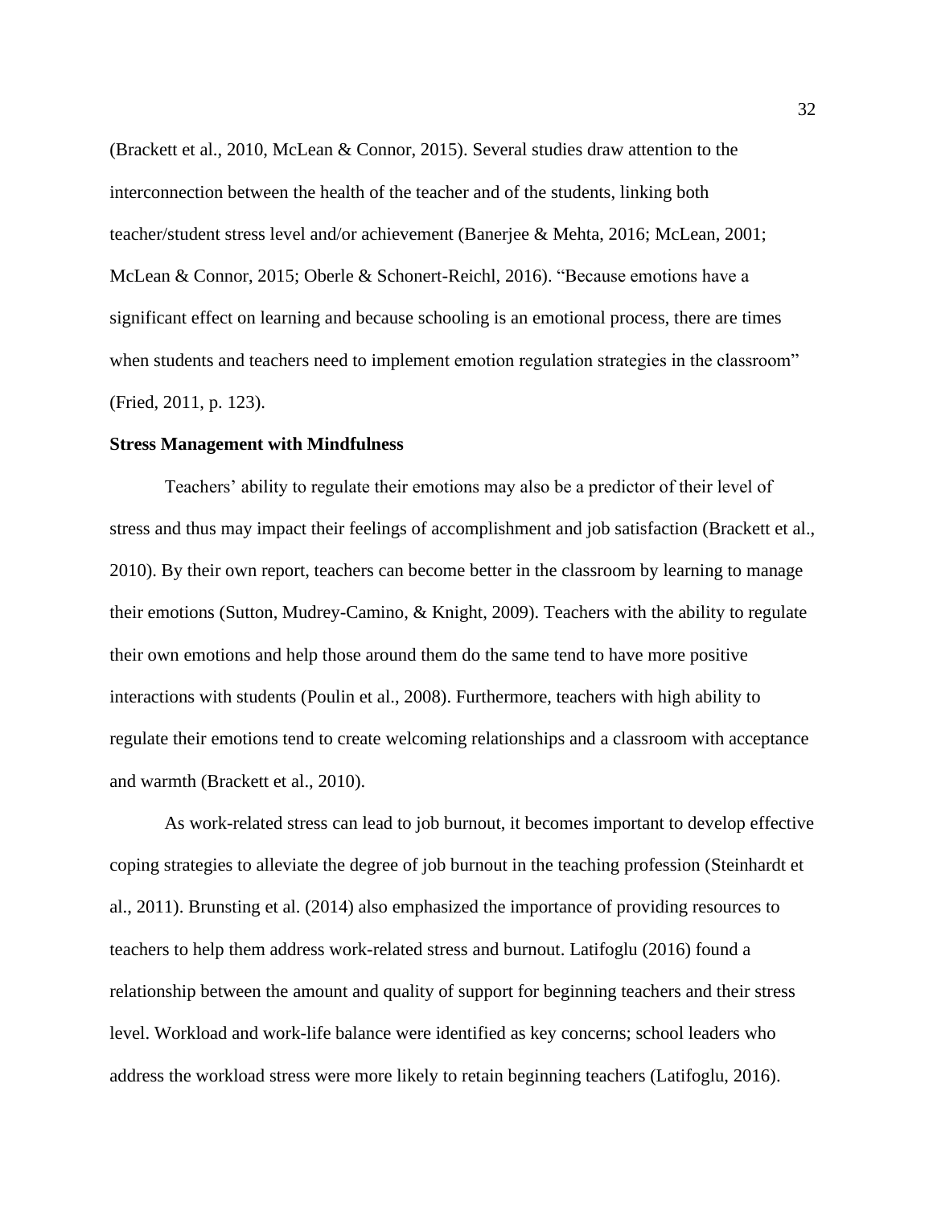(Brackett et al., 2010, McLean & Connor, 2015). Several studies draw attention to the interconnection between the health of the teacher and of the students, linking both teacher/student stress level and/or achievement (Banerjee & Mehta, 2016; McLean, 2001; McLean & Connor, 2015; Oberle & Schonert-Reichl, 2016). "Because emotions have a significant effect on learning and because schooling is an emotional process, there are times when students and teachers need to implement emotion regulation strategies in the classroom" (Fried, 2011, p. 123).

**Stress Management with Mindfulness**

Teachers' ability to regulate their emotions may also be a predictor of their level of stress and thus may impact their feelings of accomplishment and job satisfaction (Brackett et al., 2010). By their own report, teachers can become better in the classroom by learning to manage their emotions (Sutton, Mudrey-Camino, & Knight, 2009). Teachers with the ability to regulate their own emotions and help those around them do the same tend to have more positive interactions with students (Poulin et al., 2008). Furthermore, teachers with high ability to regulate their emotions tend to create welcoming relationships and a classroom with acceptance and warmth (Brackett et al., 2010).

As work-related stress can lead to job burnout, it becomes important to develop effective coping strategies to alleviate the degree of job burnout in the teaching profession (Steinhardt et al., 2011). Brunsting et al. (2014) also emphasized the importance of providing resources to teachers to help them address work-related stress and burnout. Latifoglu (2016) found a relationship between the amount and quality of support for beginning teachers and their stress level. Workload and work-life balance were identified as key concerns; school leaders who address the workload stress were more likely to retain beginning teachers (Latifoglu, 2016).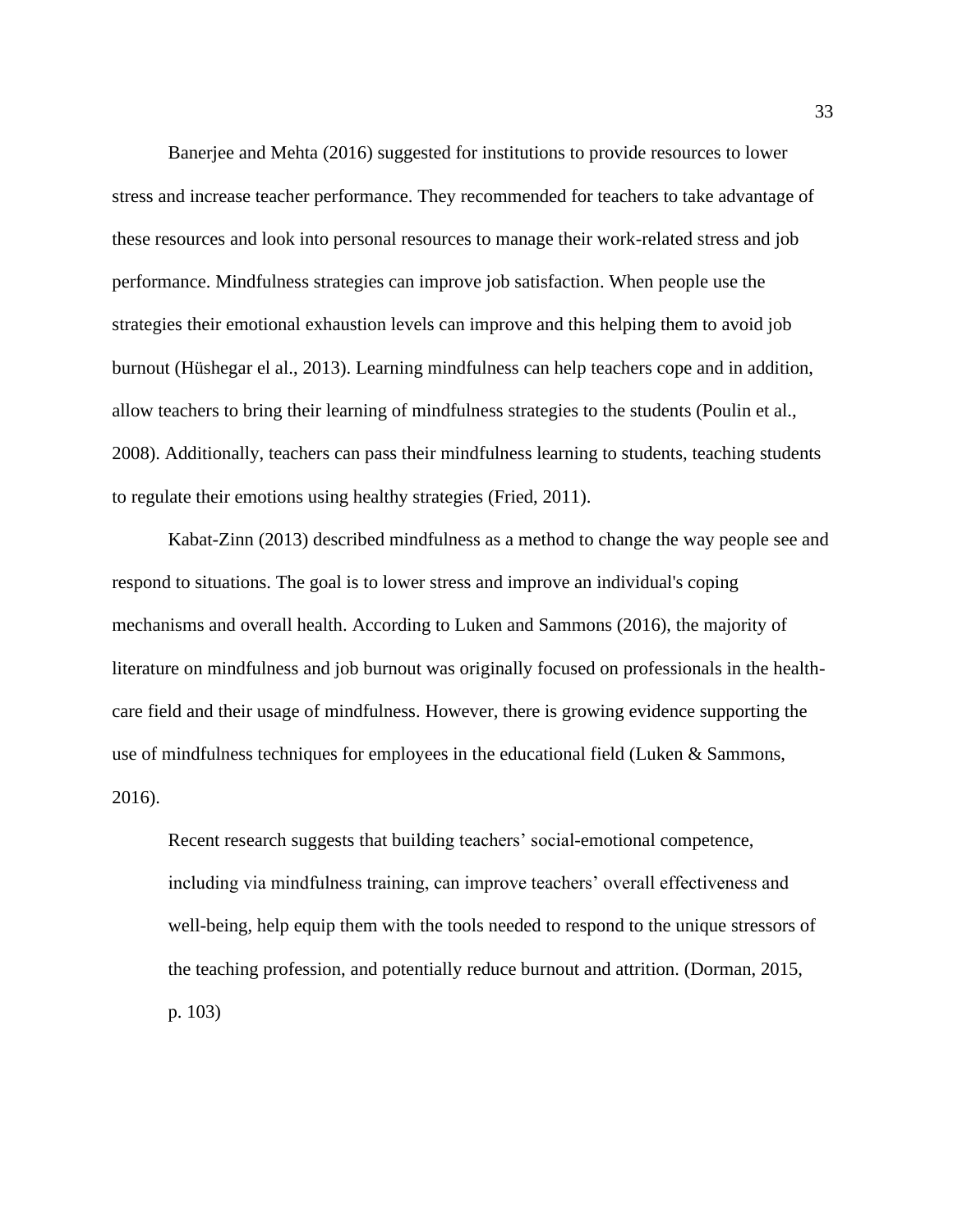Banerjee and Mehta (2016) suggested for institutions to provide resources to lower stress and increase teacher performance. They recommended for teachers to take advantage of these resources and look into personal resources to manage their work-related stress and job performance. Mindfulness strategies can improve job satisfaction. When people use the strategies their emotional exhaustion levels can improve and this helping them to avoid job burnout (Hüshegar el al., 2013). Learning mindfulness can help teachers cope and in addition, allow teachers to bring their learning of mindfulness strategies to the students (Poulin et al., 2008). Additionally, teachers can pass their mindfulness learning to students, teaching students to regulate their emotions using healthy strategies (Fried, 2011).

Kabat-Zinn (2013) described mindfulness as a method to change the way people see and respond to situations. The goal is to lower stress and improve an individual's coping mechanisms and overall health. According to Luken and Sammons (2016), the majority of literature on mindfulness and job burnout was originally focused on professionals in the health-care field and their usage of mindfulness. However, there is growing evidence supporting the use of mindfulness techniques for employees in the educational field (Luken & Sammons, 2016).

> Recent research suggests that building teachers' social-emotional competence, including via mindfulness training, can improve teachers' overall effectiveness and well-being, help equip them with the tools needed to respond to the unique stressors of the teaching profession, and potentially reduce burnout and attrition. (Dorman, 2015, p. 103)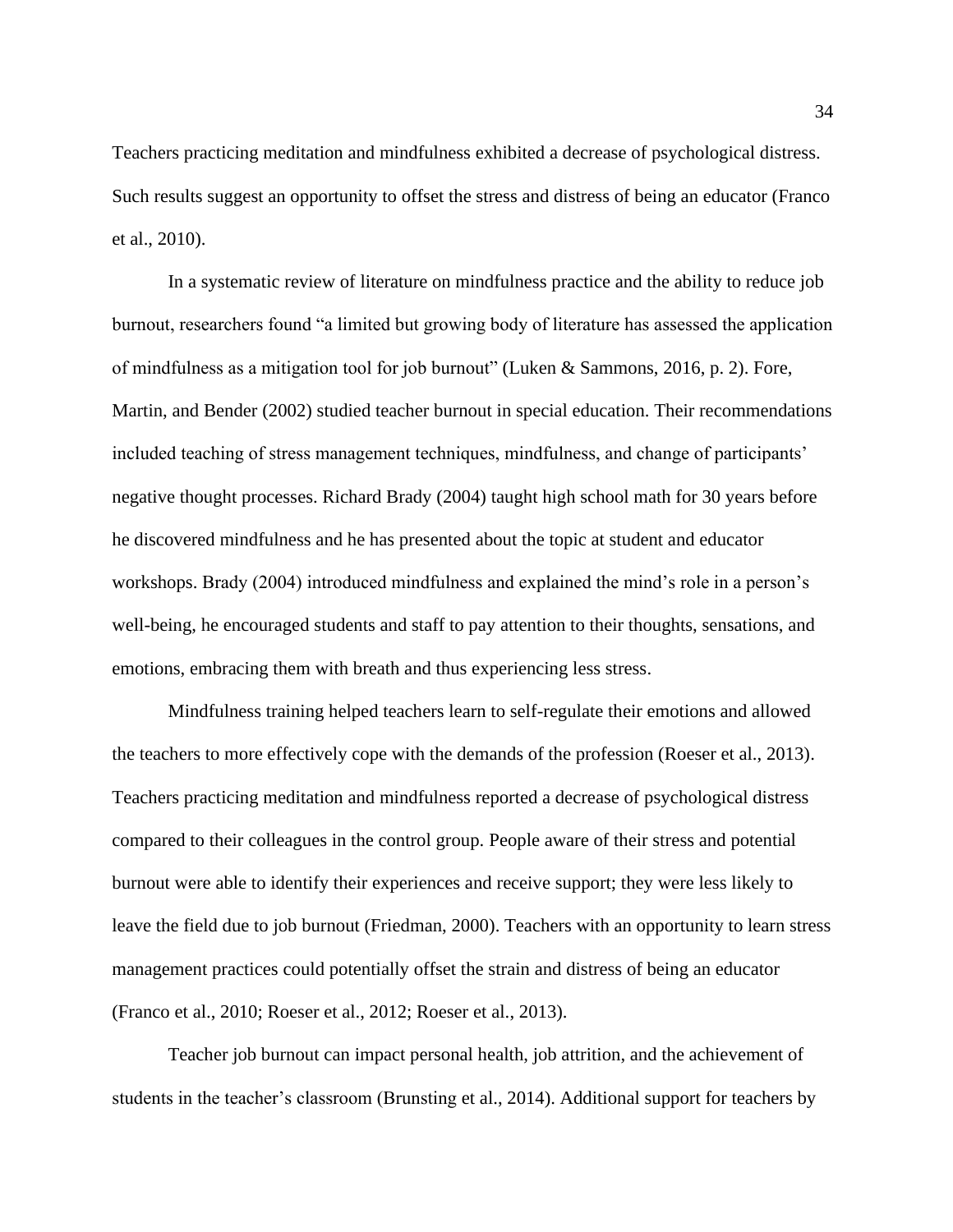Teachers practicing meditation and mindfulness exhibited a decrease of psychological distress. Such results suggest an opportunity to offset the stress and distress of being an educator (Franco et al., 2010).

In a systematic review of literature on mindfulness practice and the ability to reduce job burnout, researchers found "a limited but growing body of literature has assessed the application of mindfulness as a mitigation tool for job burnout" (Luken & Sammons, 2016, p. 2). Fore, Martin, and Bender (2002) studied teacher burnout in special education. Their recommendations included teaching of stress management techniques, mindfulness, and change of participants' negative thought processes. Richard Brady (2004) taught high school math for 30 years before he discovered mindfulness and he has presented about the topic at student and educator workshops. Brady (2004) introduced mindfulness and explained the mind's role in a person's well-being, he encouraged students and staff to pay attention to their thoughts, sensations, and emotions, embracing them with breath and thus experiencing less stress.

Mindfulness training helped teachers learn to self-regulate their emotions and allowed the teachers to more effectively cope with the demands of the profession (Roeser et al., 2013). Teachers practicing meditation and mindfulness reported a decrease of psychological distress compared to their colleagues in the control group. People aware of their stress and potential burnout were able to identify their experiences and receive support; they were less likely to leave the field due to job burnout (Friedman, 2000). Teachers with an opportunity to learn stress management practices could potentially offset the strain and distress of being an educator (Franco et al., 2010; Roeser et al., 2012; Roeser et al., 2013).

Teacher job burnout can impact personal health, job attrition, and the achievement of students in the teacher's classroom (Brunsting et al., 2014). Additional support for teachers by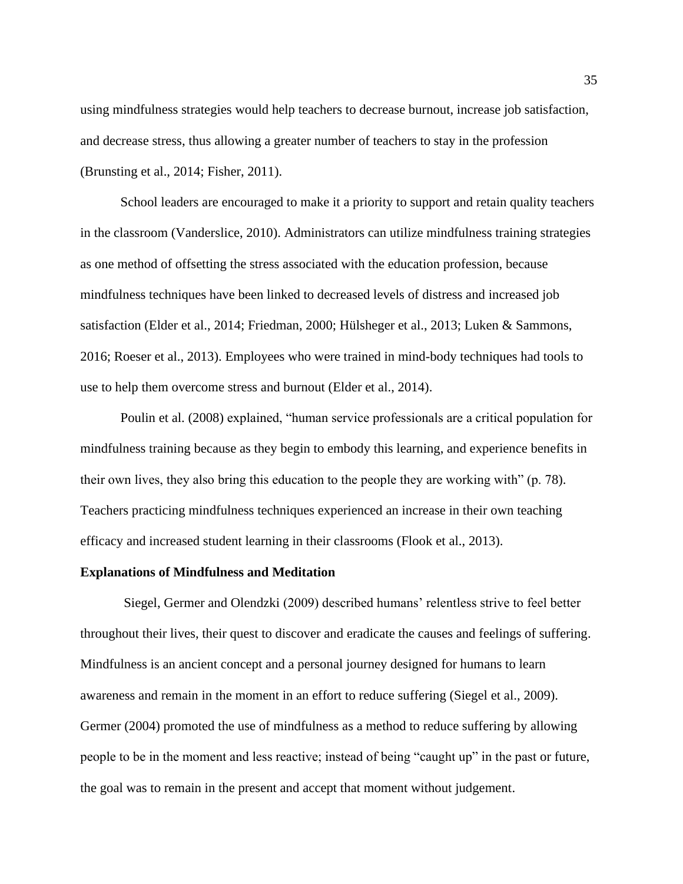using mindfulness strategies would help teachers to decrease burnout, increase job satisfaction, and decrease stress, thus allowing a greater number of teachers to stay in the profession (Brunsting et al., 2014; Fisher, 2011).

School leaders are encouraged to make it a priority to support and retain quality teachers in the classroom (Vanderslice, 2010). Administrators can utilize mindfulness training strategies as one method of offsetting the stress associated with the education profession, because mindfulness techniques have been linked to decreased levels of distress and increased job satisfaction (Elder et al., 2014; Friedman, 2000; Hülsheger et al., 2013; Luken & Sammons, 2016; Roeser et al., 2013). Employees who were trained in mind-body techniques had tools to use to help them overcome stress and burnout (Elder et al., 2014).

Poulin et al. (2008) explained, "human service professionals are a critical population for mindfulness training because as they begin to embody this learning, and experience benefits in their own lives, they also bring this education to the people they are working with" (p. 78). Teachers practicing mindfulness techniques experienced an increase in their own teaching efficacy and increased student learning in their classrooms (Flook et al., 2013).

**Explanations of Mindfulness and Meditation**

Siegel, Germer and Olendzki (2009) described humans' relentless strive to feel better throughout their lives, their quest to discover and eradicate the causes and feelings of suffering. Mindfulness is an ancient concept and a personal journey designed for humans to learn awareness and remain in the moment in an effort to reduce suffering (Siegel et al., 2009). Germer (2004) promoted the use of mindfulness as a method to reduce suffering by allowing people to be in the moment and less reactive; instead of being "caught up" in the past or future, the goal was to remain in the present and accept that moment without judgement.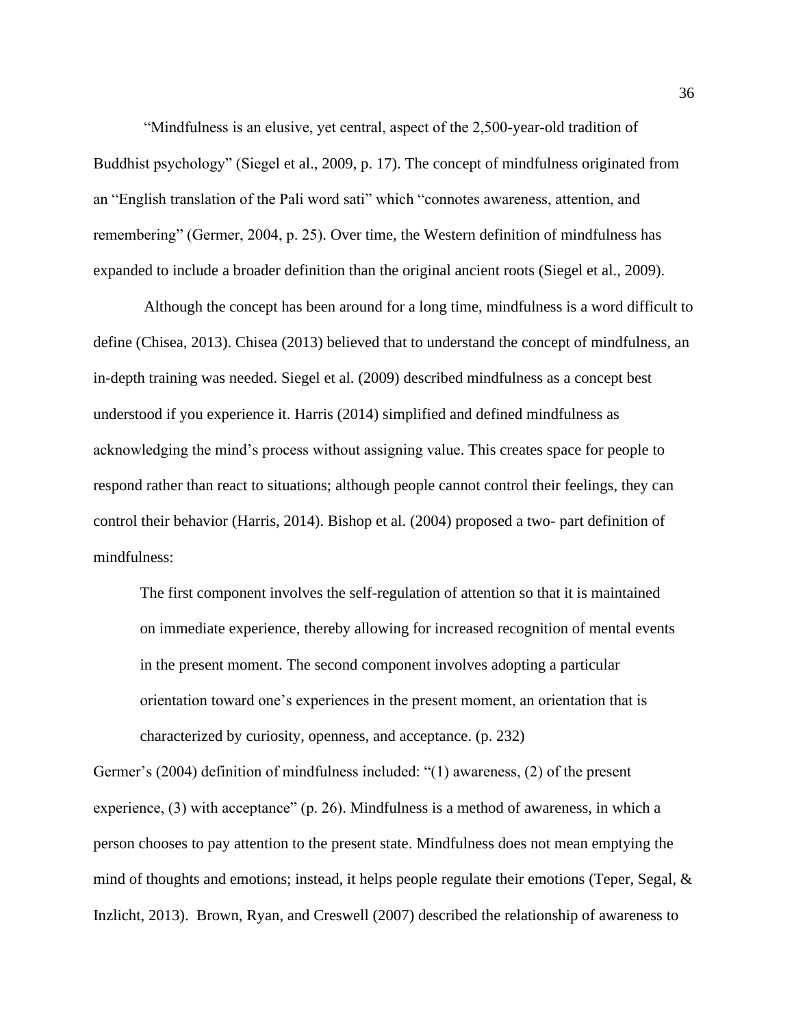“Mindfulness is an elusive, yet central, aspect of the 2,500-year-old tradition of Buddhist psychology” (Siegel et al., 2009, p. 17). The concept of mindfulness originated from an “English translation of the Pali word sati” which “connotes awareness, attention, and remembering” (Germer, 2004, p. 25). Over time, the Western definition of mindfulness has expanded to include a broader definition than the original ancient roots (Siegel et al., 2009).

Although the concept has been around for a long time, mindfulness is a word difficult to define (Chisea, 2013). Chisea (2013) believed that to understand the concept of mindfulness, an in-depth training was needed. Siegel et al. (2009) described mindfulness as a concept best understood if you experience it. Harris (2014) simplified and defined mindfulness as acknowledging the mind’s process without assigning value. This creates space for people to respond rather than react to situations; although people cannot control their feelings, they can control their behavior (Harris, 2014). Bishop et al. (2004) proposed a two- part definition of mindfulness:

> The first component involves the self-regulation of attention so that it is maintained on immediate experience, thereby allowing for increased recognition of mental events in the present moment. The second component involves adopting a particular orientation toward one’s experiences in the present moment, an orientation that is characterized by curiosity, openness, and acceptance. (p. 232)

Germer’s (2004) definition of mindfulness included: “(1) awareness, (2) of the present experience, (3) with acceptance” (p. 26). Mindfulness is a method of awareness, in which a person chooses to pay attention to the present state. Mindfulness does not mean emptying the mind of thoughts and emotions; instead, it helps people regulate their emotions (Teper, Segal, & Inzlicht, 2013). Brown, Ryan, and Creswell (2007) described the relationship of awareness to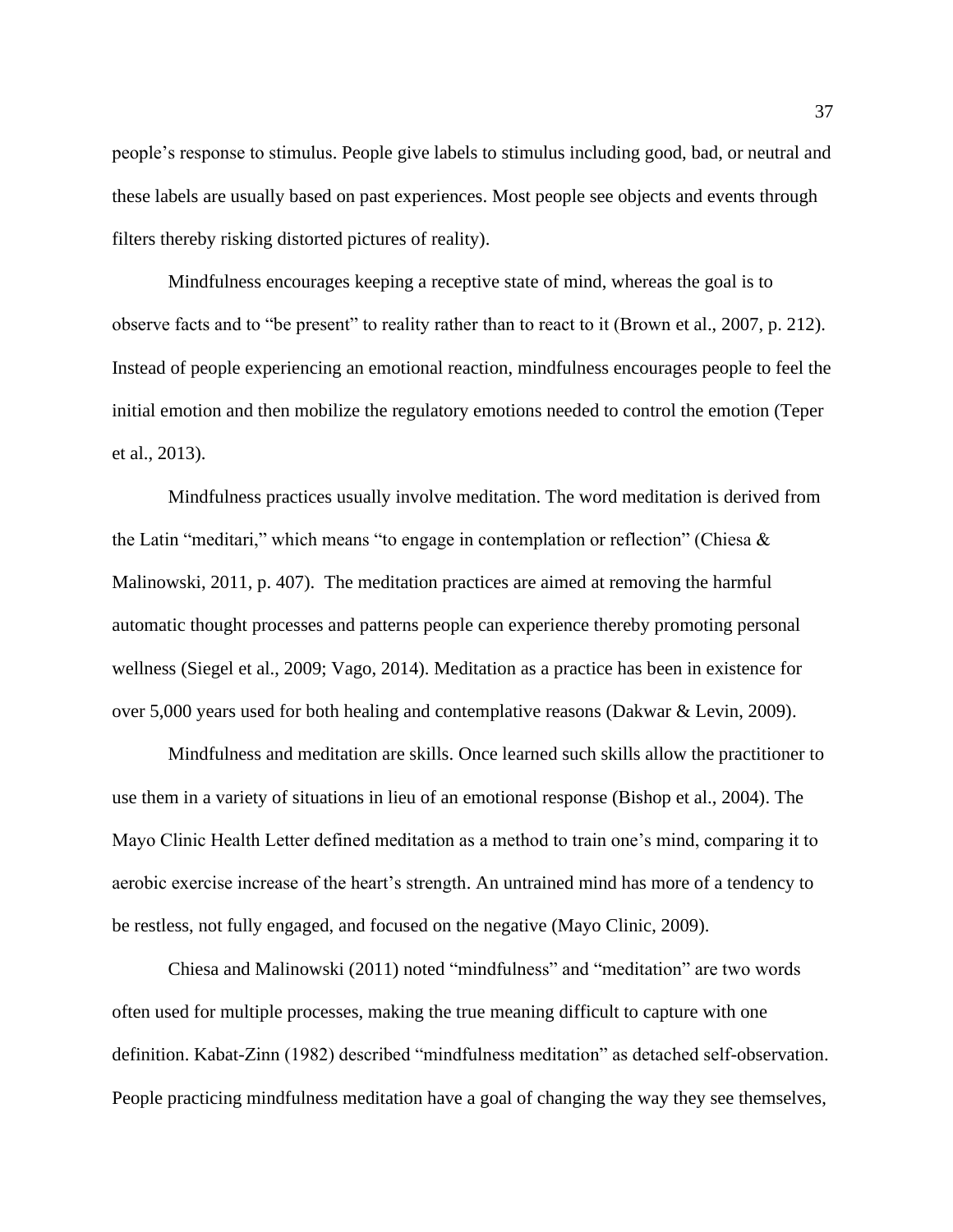people's response to stimulus. People give labels to stimulus including good, bad, or neutral and these labels are usually based on past experiences. Most people see objects and events through filters thereby risking distorted pictures of reality).

Mindfulness encourages keeping a receptive state of mind, whereas the goal is to observe facts and to "be present" to reality rather than to react to it (Brown et al., 2007, p. 212). Instead of people experiencing an emotional reaction, mindfulness encourages people to feel the initial emotion and then mobilize the regulatory emotions needed to control the emotion (Teper et al., 2013).

Mindfulness practices usually involve meditation. The word meditation is derived from the Latin "meditari," which means "to engage in contemplation or reflection" (Chiesa & Malinowski, 2011, p. 407). The meditation practices are aimed at removing the harmful automatic thought processes and patterns people can experience thereby promoting personal wellness (Siegel et al., 2009; Vago, 2014). Meditation as a practice has been in existence for over 5,000 years used for both healing and contemplative reasons (Dakwar & Levin, 2009).

Mindfulness and meditation are skills. Once learned such skills allow the practitioner to use them in a variety of situations in lieu of an emotional response (Bishop et al., 2004). The Mayo Clinic Health Letter defined meditation as a method to train one's mind, comparing it to aerobic exercise increase of the heart's strength. An untrained mind has more of a tendency to be restless, not fully engaged, and focused on the negative (Mayo Clinic, 2009).

Chiesa and Malinowski (2011) noted "mindfulness" and "meditation" are two words often used for multiple processes, making the true meaning difficult to capture with one definition. Kabat-Zinn (1982) described "mindfulness meditation" as detached self-observation. People practicing mindfulness meditation have a goal of changing the way they see themselves,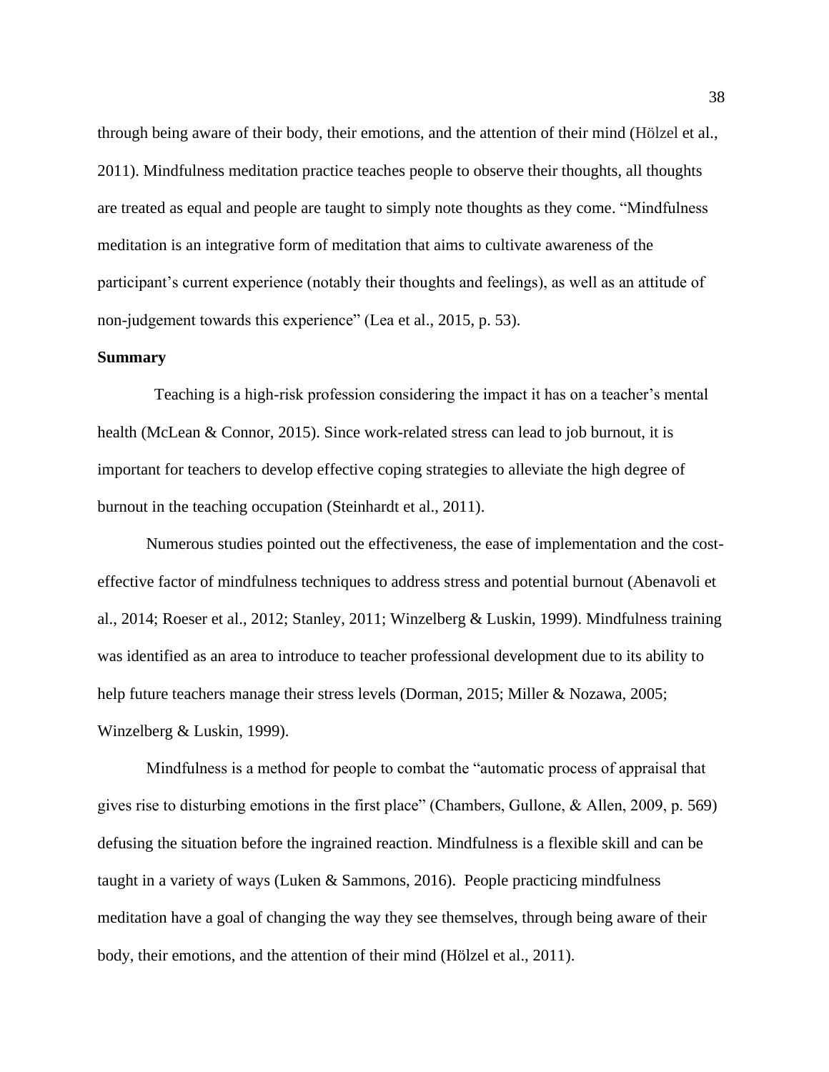through being aware of their body, their emotions, and the attention of their mind (Hölzel et al., 2011). Mindfulness meditation practice teaches people to observe their thoughts, all thoughts are treated as equal and people are taught to simply note thoughts as they come. "Mindfulness meditation is an integrative form of meditation that aims to cultivate awareness of the participant's current experience (notably their thoughts and feelings), as well as an attitude of non-judgement towards this experience" (Lea et al., 2015, p. 53).

**Summary**

Teaching is a high-risk profession considering the impact it has on a teacher's mental health (McLean & Connor, 2015). Since work-related stress can lead to job burnout, it is important for teachers to develop effective coping strategies to alleviate the high degree of burnout in the teaching occupation (Steinhardt et al., 2011).

Numerous studies pointed out the effectiveness, the ease of implementation and the cost-effective factor of mindfulness techniques to address stress and potential burnout (Abenavoli et al., 2014; Roeser et al., 2012; Stanley, 2011; Winzelberg & Luskin, 1999). Mindfulness training was identified as an area to introduce to teacher professional development due to its ability to help future teachers manage their stress levels (Dorman, 2015; Miller & Nozawa, 2005; Winzelberg & Luskin, 1999).

Mindfulness is a method for people to combat the "automatic process of appraisal that gives rise to disturbing emotions in the first place" (Chambers, Gullone, & Allen, 2009, p. 569) defusing the situation before the ingrained reaction. Mindfulness is a flexible skill and can be taught in a variety of ways (Luken & Sammons, 2016). People practicing mindfulness meditation have a goal of changing the way they see themselves, through being aware of their body, their emotions, and the attention of their mind (Hölzel et al., 2011).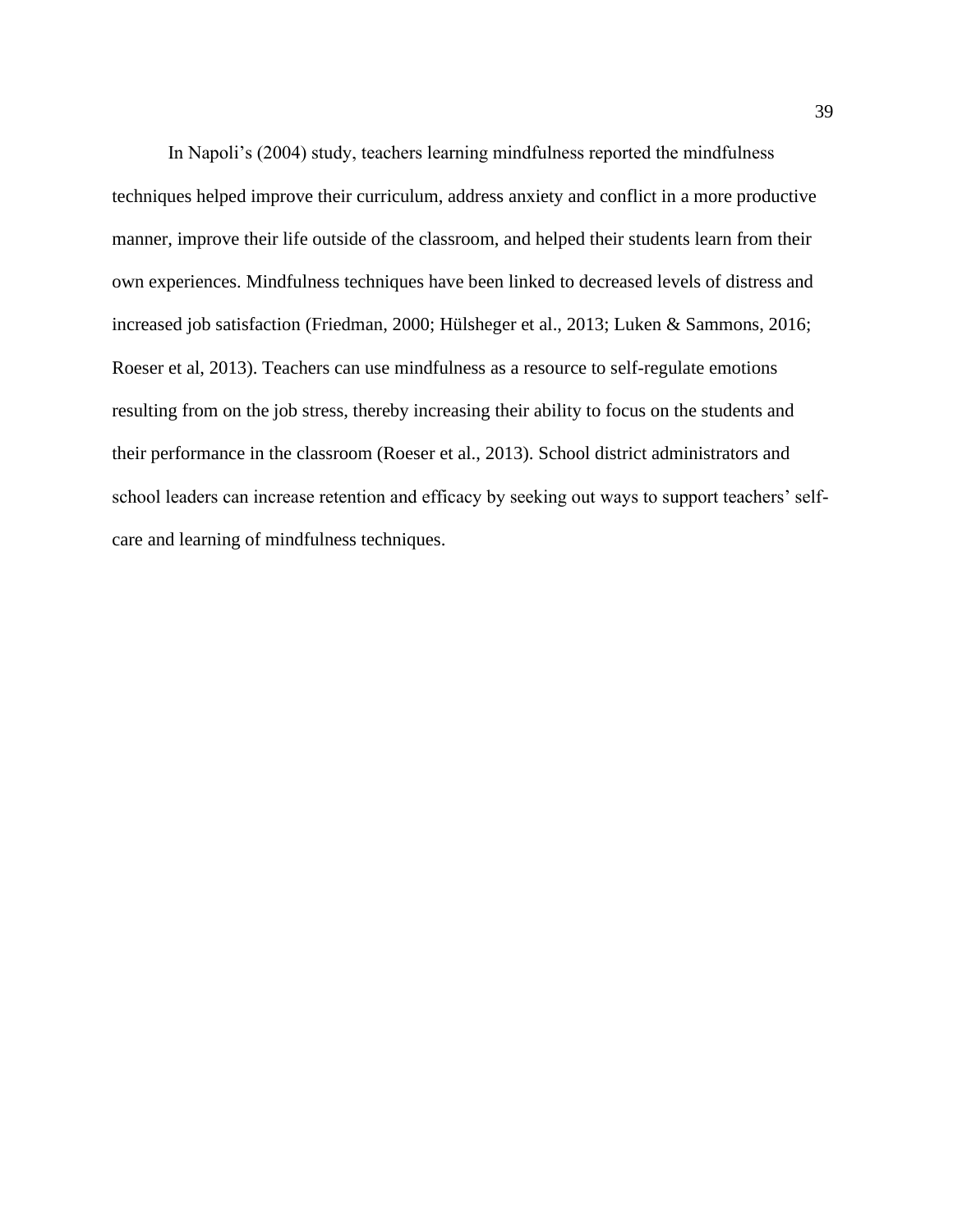In Napoli's (2004) study, teachers learning mindfulness reported the mindfulness techniques helped improve their curriculum, address anxiety and conflict in a more productive manner, improve their life outside of the classroom, and helped their students learn from their own experiences. Mindfulness techniques have been linked to decreased levels of distress and increased job satisfaction (Friedman, 2000; Hülsheger et al., 2013; Luken & Sammons, 2016; Roeser et al, 2013). Teachers can use mindfulness as a resource to self-regulate emotions resulting from on the job stress, thereby increasing their ability to focus on the students and their performance in the classroom (Roeser et al., 2013). School district administrators and school leaders can increase retention and efficacy by seeking out ways to support teachers' self-care and learning of mindfulness techniques.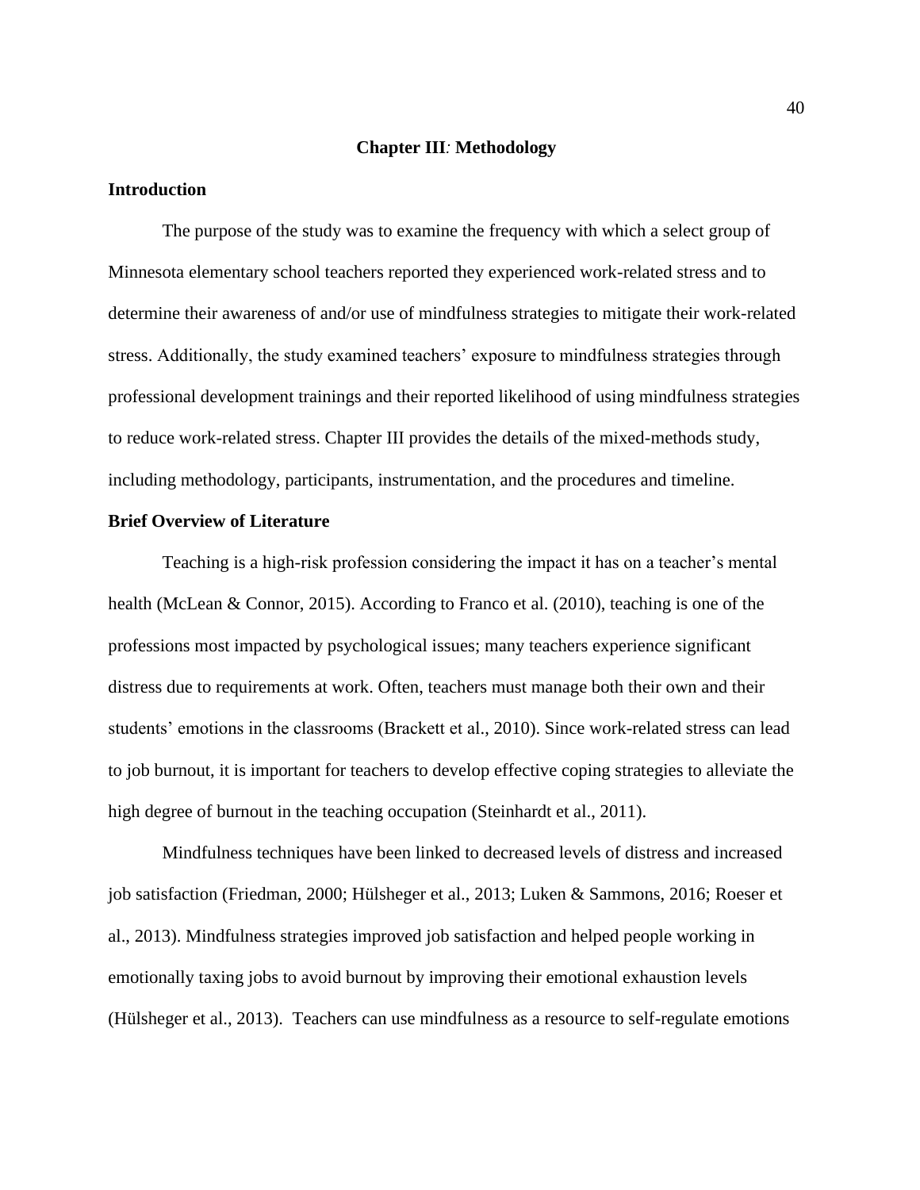# Chapter III*:* Methodology

## Introduction

The purpose of the study was to examine the frequency with which a select group of Minnesota elementary school teachers reported they experienced work-related stress and to determine their awareness of and/or use of mindfulness strategies to mitigate their work-related stress. Additionally, the study examined teachers' exposure to mindfulness strategies through professional development trainings and their reported likelihood of using mindfulness strategies to reduce work-related stress. Chapter III provides the details of the mixed-methods study, including methodology, participants, instrumentation, and the procedures and timeline.

## Brief Overview of Literature

Teaching is a high-risk profession considering the impact it has on a teacher's mental health (McLean & Connor, 2015). According to Franco et al. (2010), teaching is one of the professions most impacted by psychological issues; many teachers experience significant distress due to requirements at work. Often, teachers must manage both their own and their students' emotions in the classrooms (Brackett et al., 2010). Since work-related stress can lead to job burnout, it is important for teachers to develop effective coping strategies to alleviate the high degree of burnout in the teaching occupation (Steinhardt et al., 2011).

Mindfulness techniques have been linked to decreased levels of distress and increased job satisfaction (Friedman, 2000; Hülsheger et al., 2013; Luken & Sammons, 2016; Roeser et al., 2013). Mindfulness strategies improved job satisfaction and helped people working in emotionally taxing jobs to avoid burnout by improving their emotional exhaustion levels (Hülsheger et al., 2013). Teachers can use mindfulness as a resource to self-regulate emotions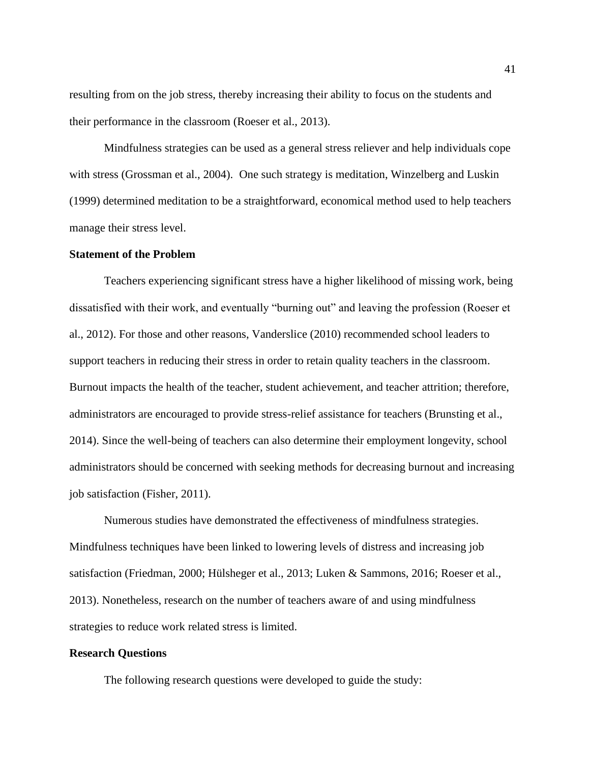resulting from on the job stress, thereby increasing their ability to focus on the students and their performance in the classroom (Roeser et al., 2013).

Mindfulness strategies can be used as a general stress reliever and help individuals cope with stress (Grossman et al., 2004). One such strategy is meditation, Winzelberg and Luskin (1999) determined meditation to be a straightforward, economical method used to help teachers manage their stress level.

**Statement of the Problem**

Teachers experiencing significant stress have a higher likelihood of missing work, being dissatisfied with their work, and eventually "burning out" and leaving the profession (Roeser et al., 2012). For those and other reasons, Vanderslice (2010) recommended school leaders to support teachers in reducing their stress in order to retain quality teachers in the classroom. Burnout impacts the health of the teacher, student achievement, and teacher attrition; therefore, administrators are encouraged to provide stress-relief assistance for teachers (Brunsting et al., 2014). Since the well-being of teachers can also determine their employment longevity, school administrators should be concerned with seeking methods for decreasing burnout and increasing job satisfaction (Fisher, 2011).

Numerous studies have demonstrated the effectiveness of mindfulness strategies. Mindfulness techniques have been linked to lowering levels of distress and increasing job satisfaction (Friedman, 2000; Hülsheger et al., 2013; Luken & Sammons, 2016; Roeser et al., 2013). Nonetheless, research on the number of teachers aware of and using mindfulness strategies to reduce work related stress is limited.

**Research Questions**

The following research questions were developed to guide the study: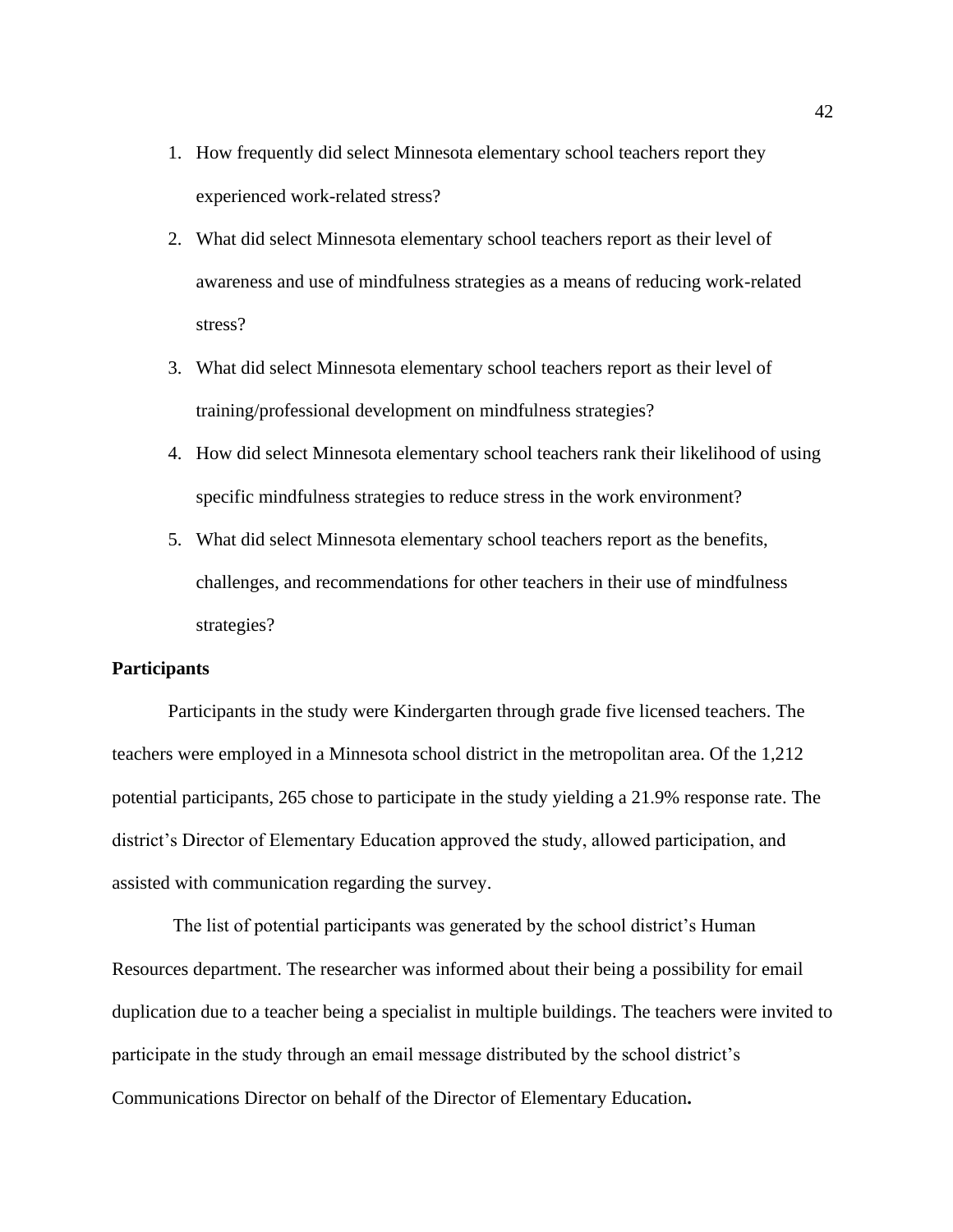1. How frequently did select Minnesota elementary school teachers report they experienced work-related stress?
2. What did select Minnesota elementary school teachers report as their level of awareness and use of mindfulness strategies as a means of reducing work-related stress?
3. What did select Minnesota elementary school teachers report as their level of training/professional development on mindfulness strategies?
4. How did select Minnesota elementary school teachers rank their likelihood of using specific mindfulness strategies to reduce stress in the work environment?
5. What did select Minnesota elementary school teachers report as the benefits, challenges, and recommendations for other teachers in their use of mindfulness strategies?

**Participants**

Participants in the study were Kindergarten through grade five licensed teachers. The teachers were employed in a Minnesota school district in the metropolitan area. Of the 1,212 potential participants, 265 chose to participate in the study yielding a 21.9% response rate. The district's Director of Elementary Education approved the study, allowed participation, and assisted with communication regarding the survey.

The list of potential participants was generated by the school district's Human Resources department. The researcher was informed about their being a possibility for email duplication due to a teacher being a specialist in multiple buildings. The teachers were invited to participate in the study through an email message distributed by the school district's Communications Director on behalf of the Director of Elementary Education**.**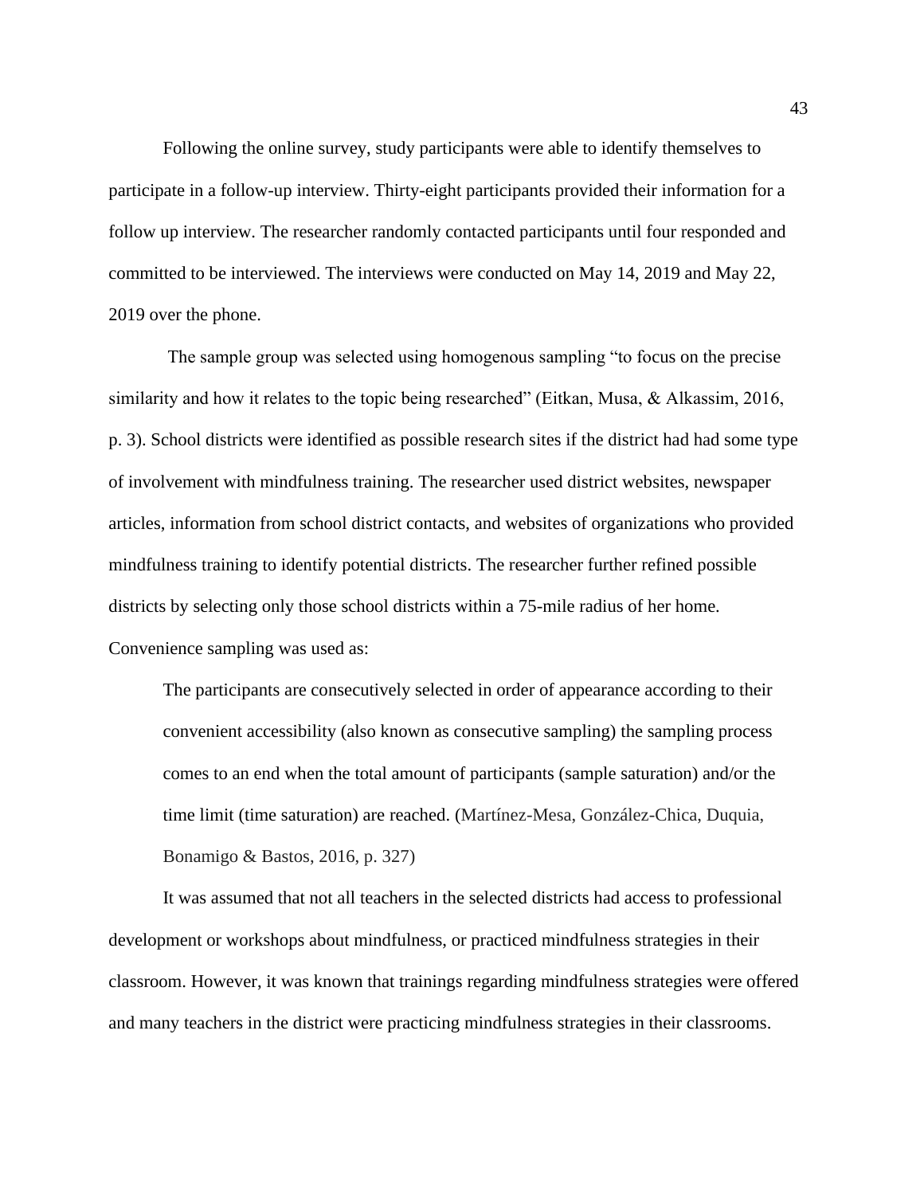Following the online survey, study participants were able to identify themselves to participate in a follow-up interview. Thirty-eight participants provided their information for a follow up interview. The researcher randomly contacted participants until four responded and committed to be interviewed. The interviews were conducted on May 14, 2019 and May 22, 2019 over the phone.

The sample group was selected using homogenous sampling "to focus on the precise similarity and how it relates to the topic being researched" (Eitkan, Musa, & Alkassim, 2016, p. 3). School districts were identified as possible research sites if the district had had some type of involvement with mindfulness training. The researcher used district websites, newspaper articles, information from school district contacts, and websites of organizations who provided mindfulness training to identify potential districts. The researcher further refined possible districts by selecting only those school districts within a 75-mile radius of her home. Convenience sampling was used as:

> The participants are consecutively selected in order of appearance according to their convenient accessibility (also known as consecutive sampling) the sampling process comes to an end when the total amount of participants (sample saturation) and/or the time limit (time saturation) are reached. (Martínez-Mesa, González-Chica, Duquia, Bonamigo & Bastos, 2016, p. 327)

It was assumed that not all teachers in the selected districts had access to professional development or workshops about mindfulness, or practiced mindfulness strategies in their classroom. However, it was known that trainings regarding mindfulness strategies were offered and many teachers in the district were practicing mindfulness strategies in their classrooms.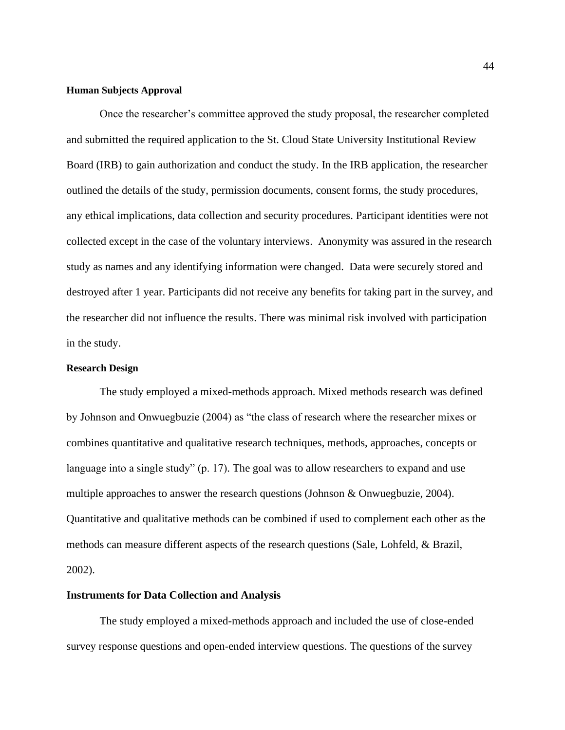### Human Subjects Approval

Once the researcher's committee approved the study proposal, the researcher completed and submitted the required application to the St. Cloud State University Institutional Review Board (IRB) to gain authorization and conduct the study. In the IRB application, the researcher outlined the details of the study, permission documents, consent forms, the study procedures, any ethical implications, data collection and security procedures. Participant identities were not collected except in the case of the voluntary interviews. Anonymity was assured in the research study as names and any identifying information were changed. Data were securely stored and destroyed after 1 year. Participants did not receive any benefits for taking part in the survey, and the researcher did not influence the results. There was minimal risk involved with participation in the study.

### Research Design

The study employed a mixed-methods approach. Mixed methods research was defined by Johnson and Onwuegbuzie (2004) as "the class of research where the researcher mixes or combines quantitative and qualitative research techniques, methods, approaches, concepts or language into a single study" (p. 17). The goal was to allow researchers to expand and use multiple approaches to answer the research questions (Johnson & Onwuegbuzie, 2004). Quantitative and qualitative methods can be combined if used to complement each other as the methods can measure different aspects of the research questions (Sale, Lohfeld, & Brazil, 2002).

### Instruments for Data Collection and Analysis

The study employed a mixed-methods approach and included the use of close-ended survey response questions and open-ended interview questions. The questions of the survey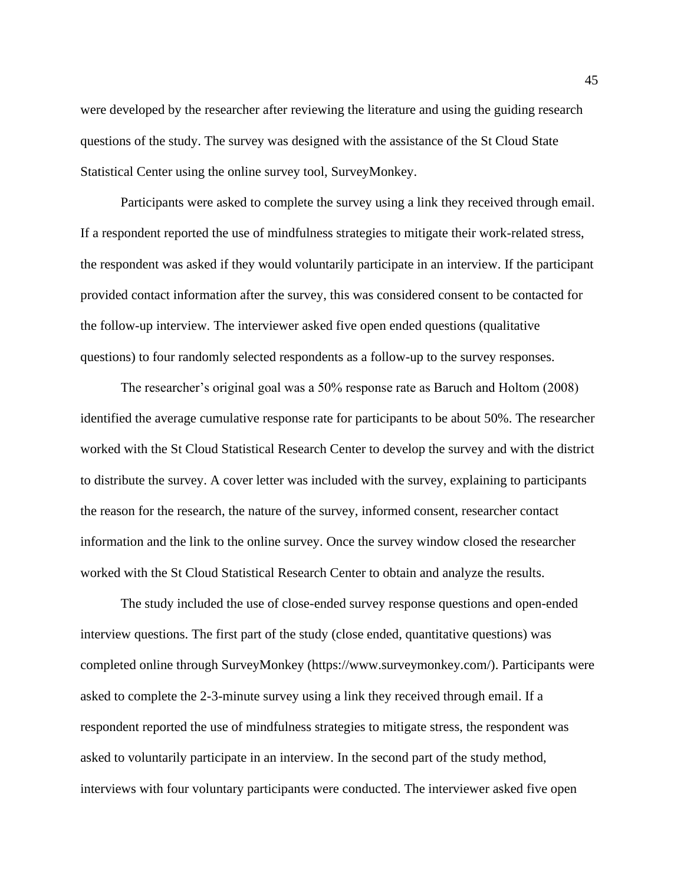were developed by the researcher after reviewing the literature and using the guiding research questions of the study. The survey was designed with the assistance of the St Cloud State Statistical Center using the online survey tool, SurveyMonkey.

Participants were asked to complete the survey using a link they received through email. If a respondent reported the use of mindfulness strategies to mitigate their work-related stress, the respondent was asked if they would voluntarily participate in an interview. If the participant provided contact information after the survey, this was considered consent to be contacted for the follow-up interview. The interviewer asked five open ended questions (qualitative questions) to four randomly selected respondents as a follow-up to the survey responses.

The researcher's original goal was a 50% response rate as Baruch and Holtom (2008) identified the average cumulative response rate for participants to be about 50%. The researcher worked with the St Cloud Statistical Research Center to develop the survey and with the district to distribute the survey. A cover letter was included with the survey, explaining to participants the reason for the research, the nature of the survey, informed consent, researcher contact information and the link to the online survey. Once the survey window closed the researcher worked with the St Cloud Statistical Research Center to obtain and analyze the results.

The study included the use of close-ended survey response questions and open-ended interview questions. The first part of the study (close ended, quantitative questions) was completed online through SurveyMonkey (https://www.surveymonkey.com/). Participants were asked to complete the 2-3-minute survey using a link they received through email. If a respondent reported the use of mindfulness strategies to mitigate stress, the respondent was asked to voluntarily participate in an interview. In the second part of the study method, interviews with four voluntary participants were conducted. The interviewer asked five open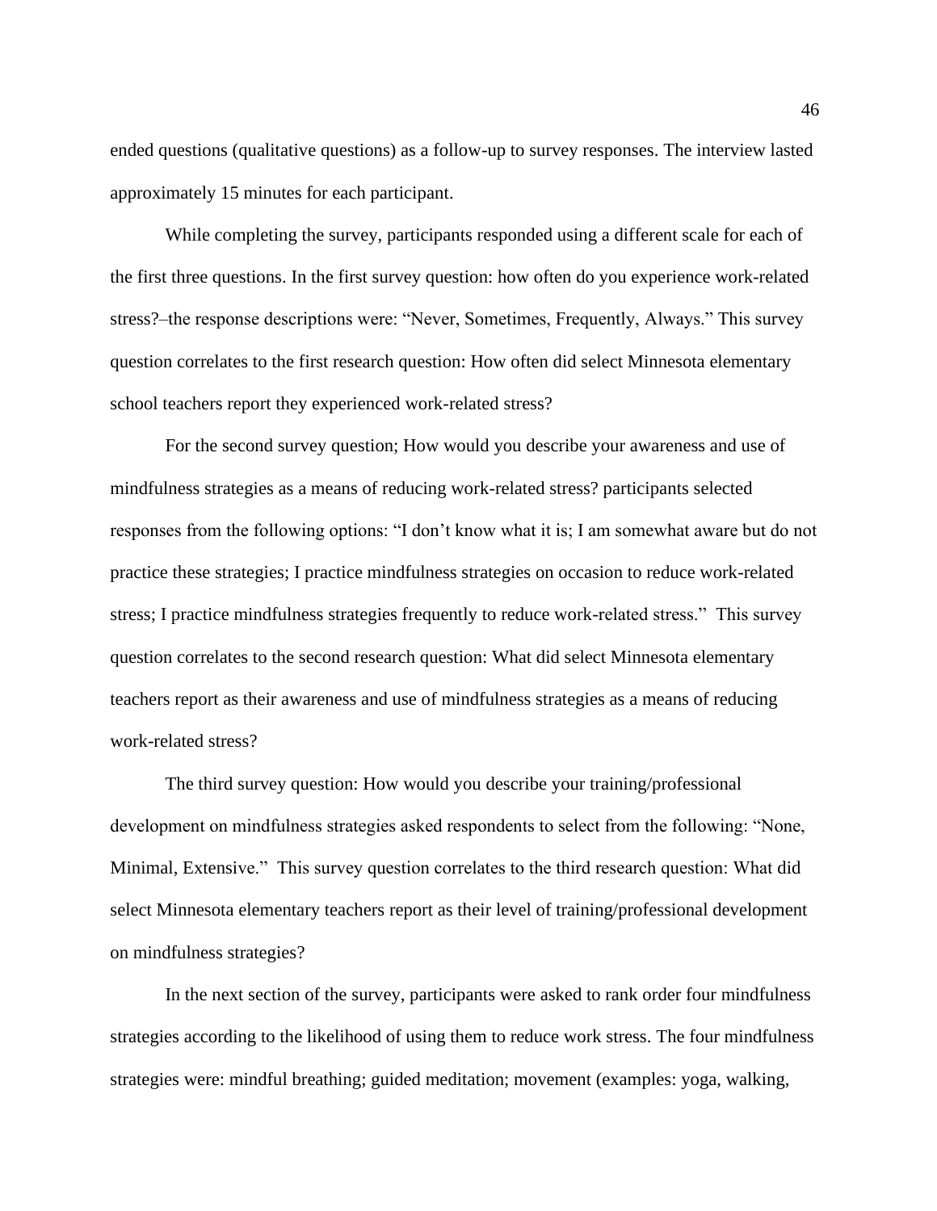ended questions (qualitative questions) as a follow-up to survey responses. The interview lasted approximately 15 minutes for each participant.

While completing the survey, participants responded using a different scale for each of the first three questions. In the first survey question: how often do you experience work-related stress?–the response descriptions were: "Never, Sometimes, Frequently, Always." This survey question correlates to the first research question: How often did select Minnesota elementary school teachers report they experienced work-related stress?

For the second survey question; How would you describe your awareness and use of mindfulness strategies as a means of reducing work-related stress? participants selected responses from the following options: "I don't know what it is; I am somewhat aware but do not practice these strategies; I practice mindfulness strategies on occasion to reduce work-related stress; I practice mindfulness strategies frequently to reduce work-related stress." This survey question correlates to the second research question: What did select Minnesota elementary teachers report as their awareness and use of mindfulness strategies as a means of reducing work-related stress?

The third survey question: How would you describe your training/professional development on mindfulness strategies asked respondents to select from the following: "None, Minimal, Extensive." This survey question correlates to the third research question: What did select Minnesota elementary teachers report as their level of training/professional development on mindfulness strategies?

In the next section of the survey, participants were asked to rank order four mindfulness strategies according to the likelihood of using them to reduce work stress. The four mindfulness strategies were: mindful breathing; guided meditation; movement (examples: yoga, walking,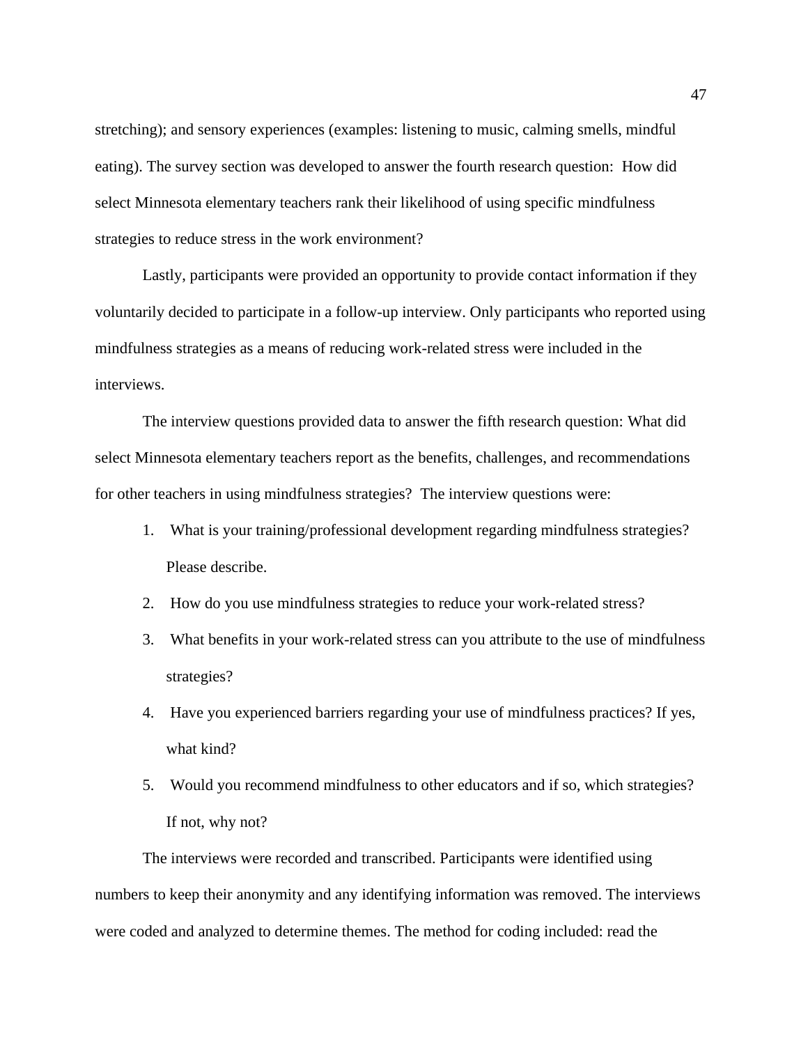stretching); and sensory experiences (examples: listening to music, calming smells, mindful eating). The survey section was developed to answer the fourth research question: How did select Minnesota elementary teachers rank their likelihood of using specific mindfulness strategies to reduce stress in the work environment?

Lastly, participants were provided an opportunity to provide contact information if they voluntarily decided to participate in a follow-up interview. Only participants who reported using mindfulness strategies as a means of reducing work-related stress were included in the interviews.

The interview questions provided data to answer the fifth research question: What did select Minnesota elementary teachers report as the benefits, challenges, and recommendations for other teachers in using mindfulness strategies? The interview questions were:

1. What is your training/professional development regarding mindfulness strategies? Please describe.
2. How do you use mindfulness strategies to reduce your work-related stress?
3. What benefits in your work-related stress can you attribute to the use of mindfulness strategies?
4. Have you experienced barriers regarding your use of mindfulness practices? If yes, what kind?
5. Would you recommend mindfulness to other educators and if so, which strategies? If not, why not?

The interviews were recorded and transcribed. Participants were identified using numbers to keep their anonymity and any identifying information was removed. The interviews were coded and analyzed to determine themes. The method for coding included: read the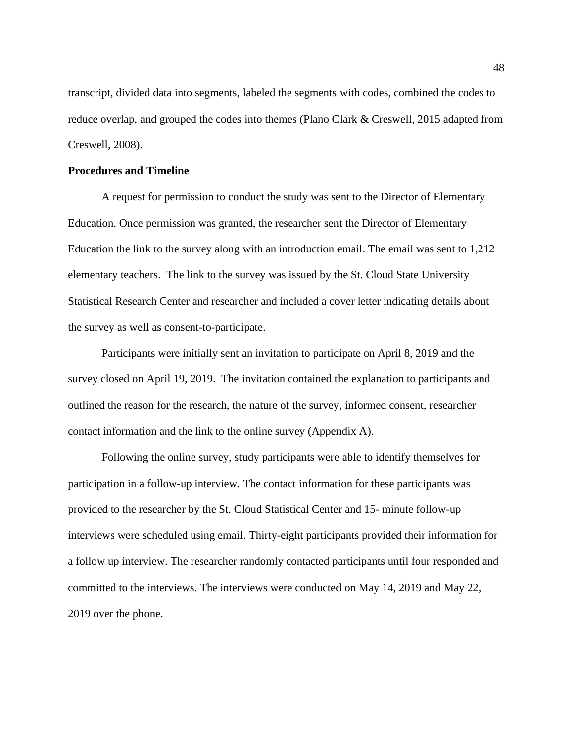transcript, divided data into segments, labeled the segments with codes, combined the codes to reduce overlap, and grouped the codes into themes (Plano Clark & Creswell, 2015 adapted from Creswell, 2008).

**Procedures and Timeline**

A request for permission to conduct the study was sent to the Director of Elementary Education. Once permission was granted, the researcher sent the Director of Elementary Education the link to the survey along with an introduction email. The email was sent to 1,212 elementary teachers. The link to the survey was issued by the St. Cloud State University Statistical Research Center and researcher and included a cover letter indicating details about the survey as well as consent-to-participate.

Participants were initially sent an invitation to participate on April 8, 2019 and the survey closed on April 19, 2019. The invitation contained the explanation to participants and outlined the reason for the research, the nature of the survey, informed consent, researcher contact information and the link to the online survey (Appendix A).

Following the online survey, study participants were able to identify themselves for participation in a follow-up interview. The contact information for these participants was provided to the researcher by the St. Cloud Statistical Center and 15- minute follow-up interviews were scheduled using email. Thirty-eight participants provided their information for a follow up interview. The researcher randomly contacted participants until four responded and committed to the interviews. The interviews were conducted on May 14, 2019 and May 22, 2019 over the phone.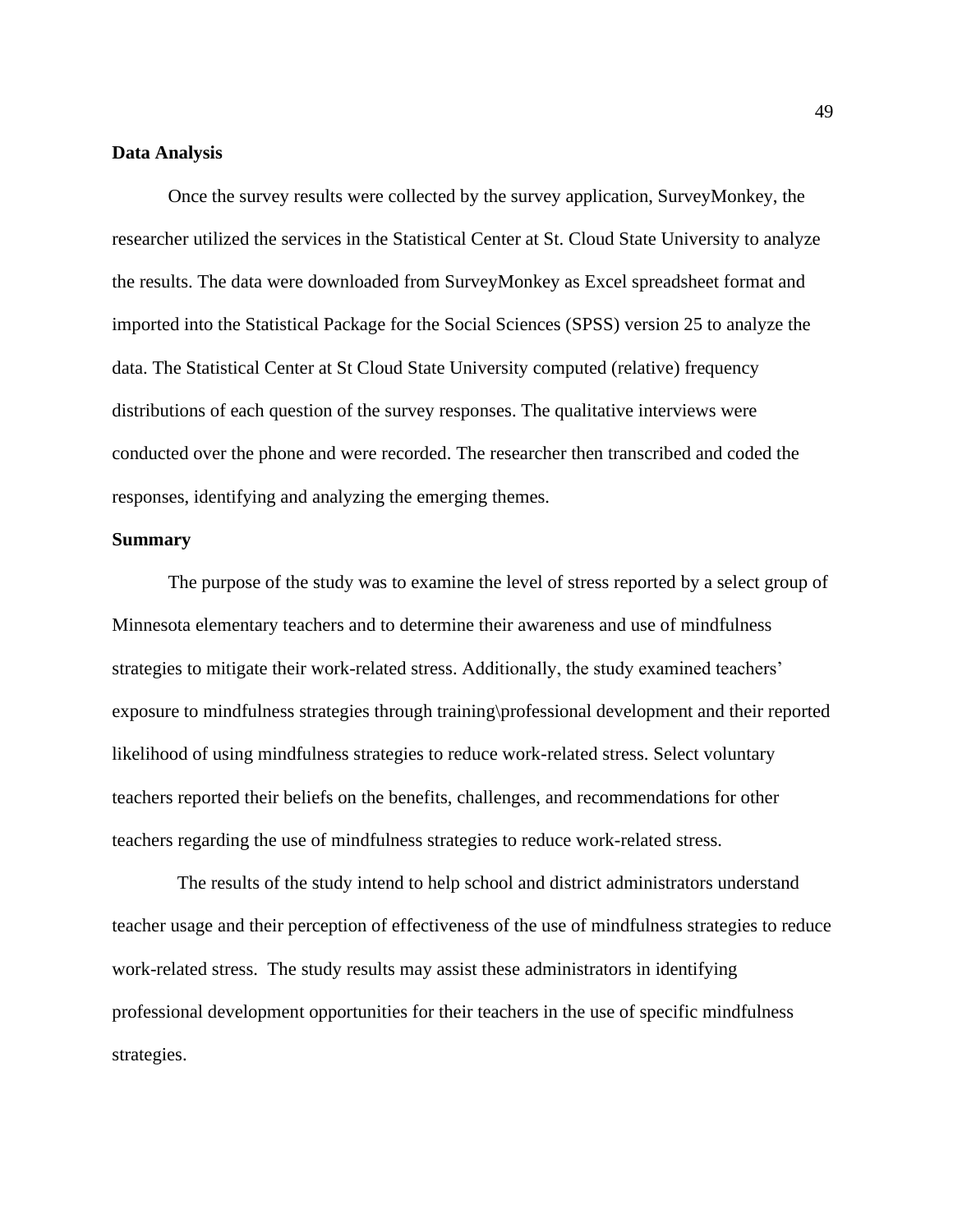**Data Analysis**

Once the survey results were collected by the survey application, SurveyMonkey, the researcher utilized the services in the Statistical Center at St. Cloud State University to analyze the results. The data were downloaded from SurveyMonkey as Excel spreadsheet format and imported into the Statistical Package for the Social Sciences (SPSS) version 25 to analyze the data. The Statistical Center at St Cloud State University computed (relative) frequency distributions of each question of the survey responses. The qualitative interviews were conducted over the phone and were recorded. The researcher then transcribed and coded the responses, identifying and analyzing the emerging themes.

**Summary**

The purpose of the study was to examine the level of stress reported by a select group of Minnesota elementary teachers and to determine their awareness and use of mindfulness strategies to mitigate their work-related stress. Additionally, the study examined teachers' exposure to mindfulness strategies through training\professional development and their reported likelihood of using mindfulness strategies to reduce work-related stress. Select voluntary teachers reported their beliefs on the benefits, challenges, and recommendations for other teachers regarding the use of mindfulness strategies to reduce work-related stress.

The results of the study intend to help school and district administrators understand teacher usage and their perception of effectiveness of the use of mindfulness strategies to reduce work-related stress. The study results may assist these administrators in identifying professional development opportunities for their teachers in the use of specific mindfulness strategies.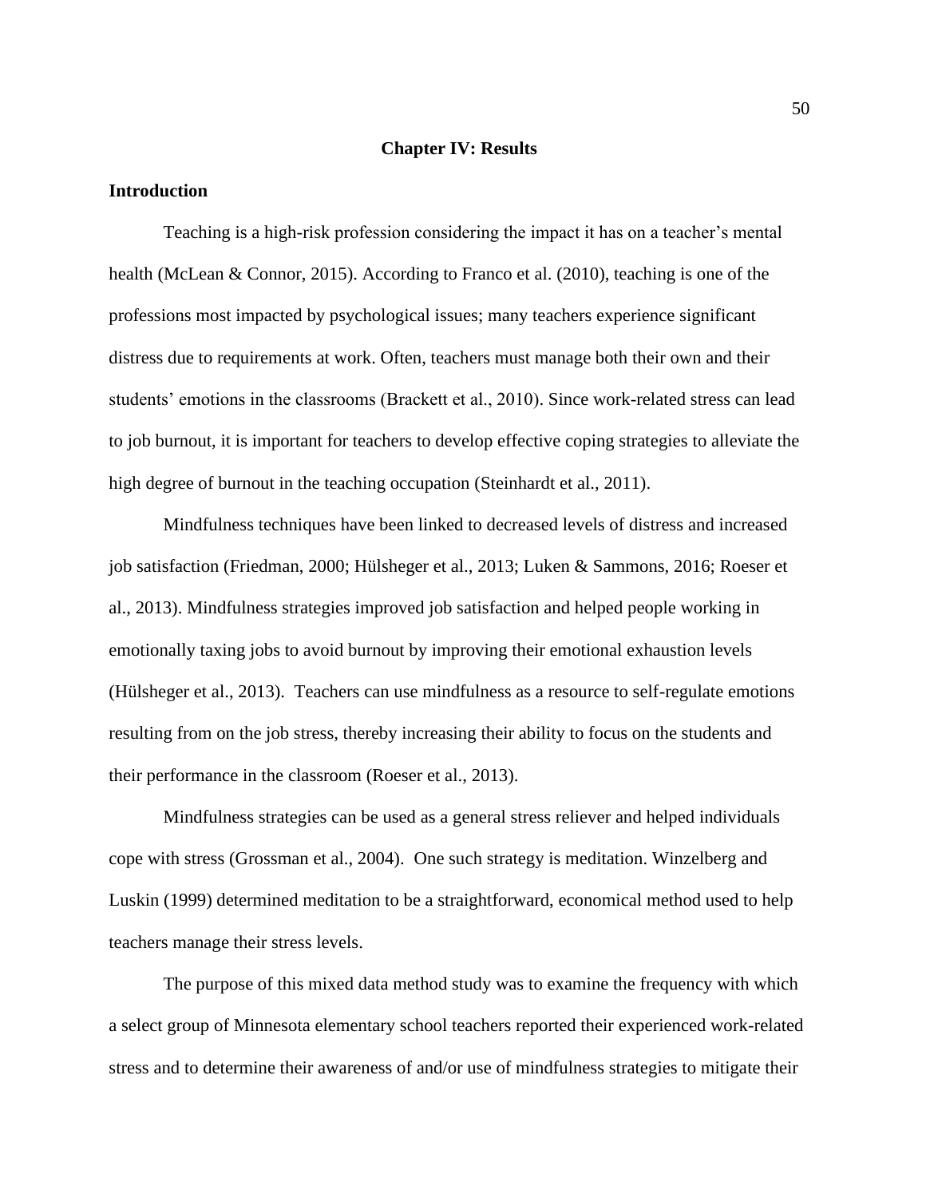# Chapter IV: Results

## Introduction

Teaching is a high-risk profession considering the impact it has on a teacher's mental health (McLean & Connor, 2015). According to Franco et al. (2010), teaching is one of the professions most impacted by psychological issues; many teachers experience significant distress due to requirements at work. Often, teachers must manage both their own and their students' emotions in the classrooms (Brackett et al., 2010). Since work-related stress can lead to job burnout, it is important for teachers to develop effective coping strategies to alleviate the high degree of burnout in the teaching occupation (Steinhardt et al., 2011).

Mindfulness techniques have been linked to decreased levels of distress and increased job satisfaction (Friedman, 2000; Hülsheger et al., 2013; Luken & Sammons, 2016; Roeser et al., 2013). Mindfulness strategies improved job satisfaction and helped people working in emotionally taxing jobs to avoid burnout by improving their emotional exhaustion levels (Hülsheger et al., 2013). Teachers can use mindfulness as a resource to self-regulate emotions resulting from on the job stress, thereby increasing their ability to focus on the students and their performance in the classroom (Roeser et al., 2013).

Mindfulness strategies can be used as a general stress reliever and helped individuals cope with stress (Grossman et al., 2004). One such strategy is meditation. Winzelberg and Luskin (1999) determined meditation to be a straightforward, economical method used to help teachers manage their stress levels.

The purpose of this mixed data method study was to examine the frequency with which a select group of Minnesota elementary school teachers reported their experienced work-related stress and to determine their awareness of and/or use of mindfulness strategies to mitigate their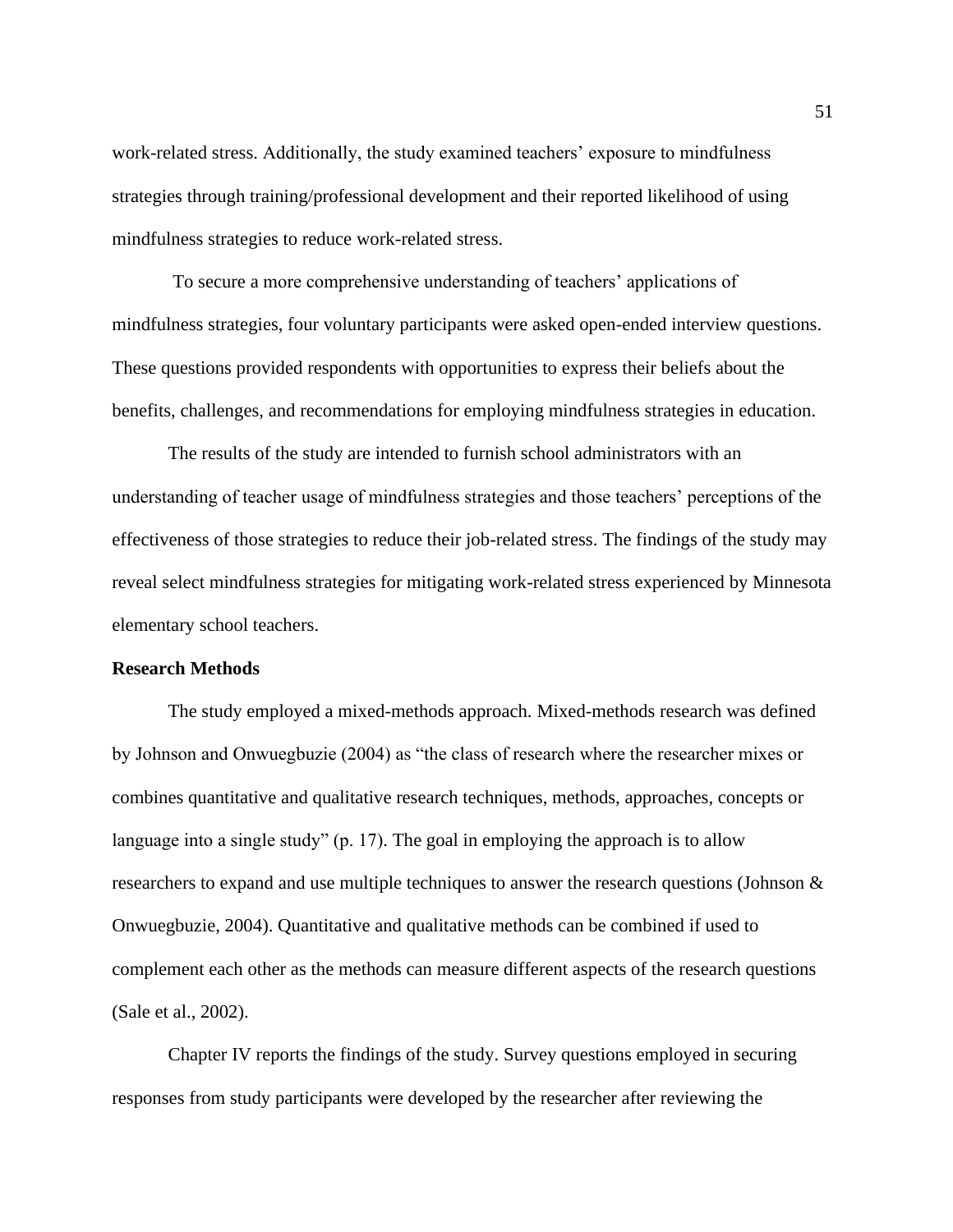work-related stress. Additionally, the study examined teachers' exposure to mindfulness strategies through training/professional development and their reported likelihood of using mindfulness strategies to reduce work-related stress.

To secure a more comprehensive understanding of teachers' applications of mindfulness strategies, four voluntary participants were asked open-ended interview questions. These questions provided respondents with opportunities to express their beliefs about the benefits, challenges, and recommendations for employing mindfulness strategies in education.

The results of the study are intended to furnish school administrators with an understanding of teacher usage of mindfulness strategies and those teachers' perceptions of the effectiveness of those strategies to reduce their job-related stress. The findings of the study may reveal select mindfulness strategies for mitigating work-related stress experienced by Minnesota elementary school teachers.

**Research Methods**

The study employed a mixed-methods approach. Mixed-methods research was defined by Johnson and Onwuegbuzie (2004) as "the class of research where the researcher mixes or combines quantitative and qualitative research techniques, methods, approaches, concepts or language into a single study" (p. 17). The goal in employing the approach is to allow researchers to expand and use multiple techniques to answer the research questions (Johnson & Onwuegbuzie, 2004). Quantitative and qualitative methods can be combined if used to complement each other as the methods can measure different aspects of the research questions (Sale et al., 2002).

Chapter IV reports the findings of the study. Survey questions employed in securing responses from study participants were developed by the researcher after reviewing the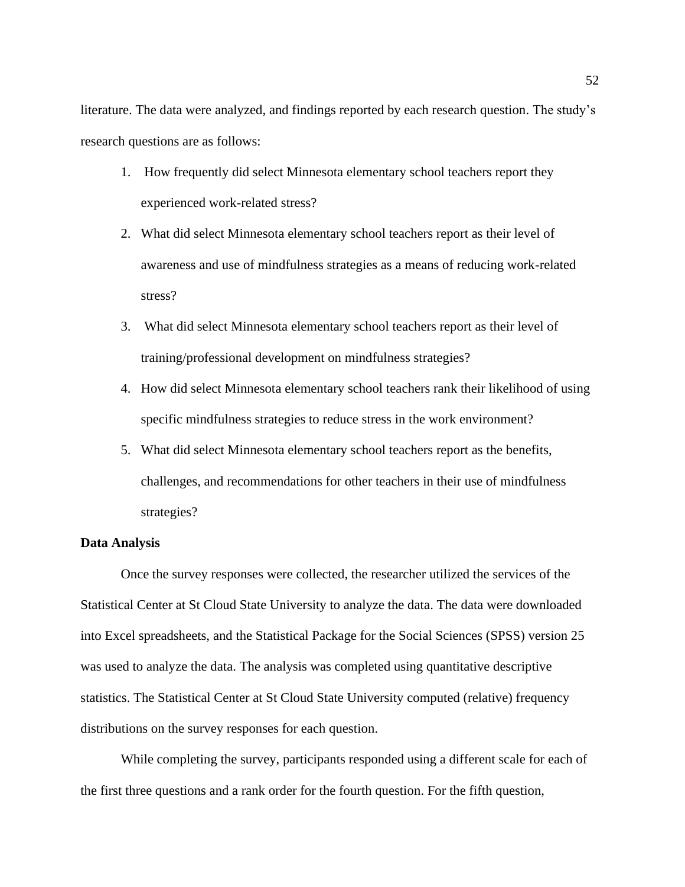literature. The data were analyzed, and findings reported by each research question. The study's research questions are as follows:

1. How frequently did select Minnesota elementary school teachers report they experienced work-related stress?
2. What did select Minnesota elementary school teachers report as their level of awareness and use of mindfulness strategies as a means of reducing work-related stress?
3. What did select Minnesota elementary school teachers report as their level of training/professional development on mindfulness strategies?
4. How did select Minnesota elementary school teachers rank their likelihood of using specific mindfulness strategies to reduce stress in the work environment?
5. What did select Minnesota elementary school teachers report as the benefits, challenges, and recommendations for other teachers in their use of mindfulness strategies?

**Data Analysis**

Once the survey responses were collected, the researcher utilized the services of the Statistical Center at St Cloud State University to analyze the data. The data were downloaded into Excel spreadsheets, and the Statistical Package for the Social Sciences (SPSS) version 25 was used to analyze the data. The analysis was completed using quantitative descriptive statistics. The Statistical Center at St Cloud State University computed (relative) frequency distributions on the survey responses for each question.

While completing the survey, participants responded using a different scale for each of the first three questions and a rank order for the fourth question. For the fifth question,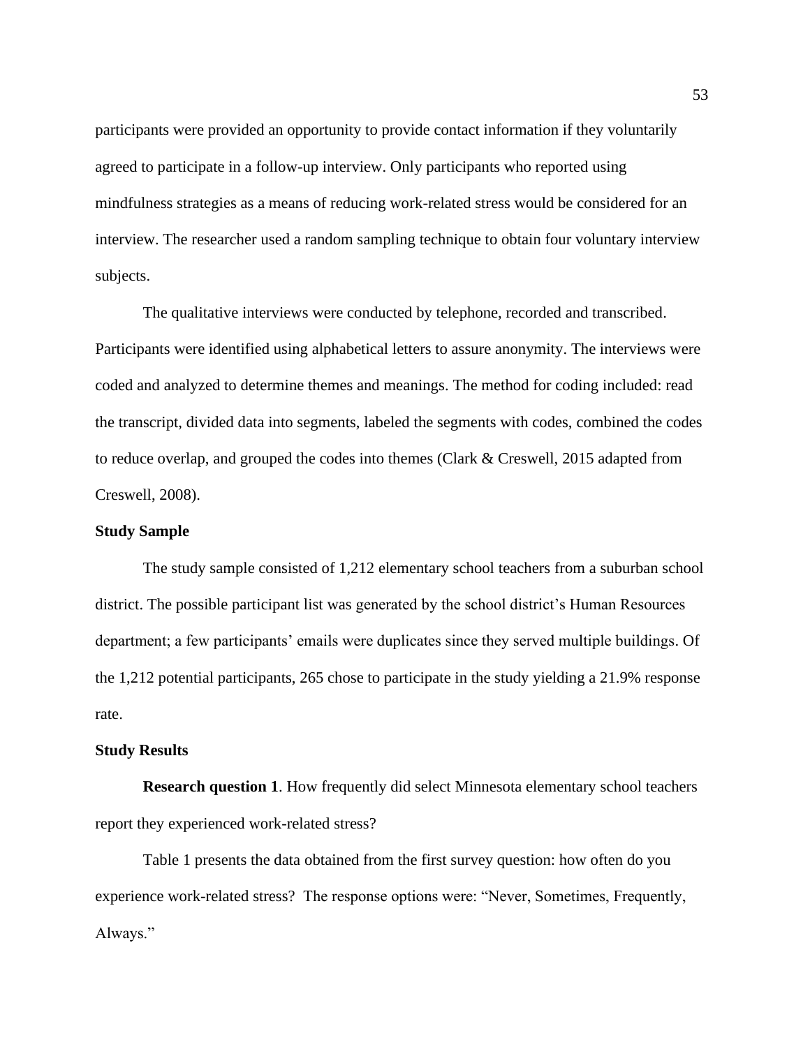participants were provided an opportunity to provide contact information if they voluntarily agreed to participate in a follow-up interview. Only participants who reported using mindfulness strategies as a means of reducing work-related stress would be considered for an interview. The researcher used a random sampling technique to obtain four voluntary interview subjects.

The qualitative interviews were conducted by telephone, recorded and transcribed. Participants were identified using alphabetical letters to assure anonymity. The interviews were coded and analyzed to determine themes and meanings. The method for coding included: read the transcript, divided data into segments, labeled the segments with codes, combined the codes to reduce overlap, and grouped the codes into themes (Clark & Creswell, 2015 adapted from Creswell, 2008).

## Study Sample

The study sample consisted of 1,212 elementary school teachers from a suburban school district. The possible participant list was generated by the school district's Human Resources department; a few participants' emails were duplicates since they served multiple buildings. Of the 1,212 potential participants, 265 chose to participate in the study yielding a 21.9% response rate.

## Study Results

**Research question 1**. How frequently did select Minnesota elementary school teachers report they experienced work-related stress?

Table 1 presents the data obtained from the first survey question: how often do you experience work-related stress? The response options were: "Never, Sometimes, Frequently, Always."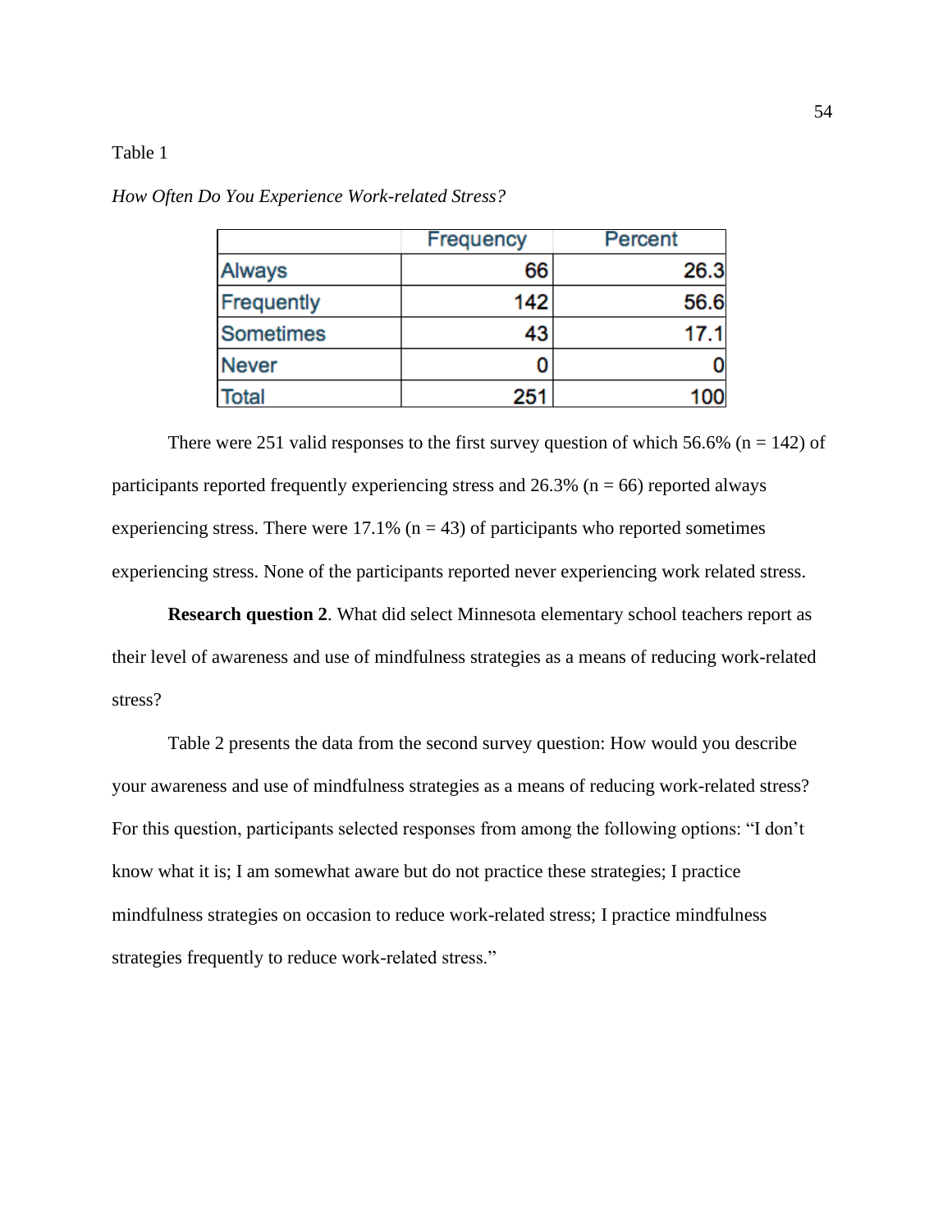Table 1

*How Often Do You Experience Work-related Stress?*

| | Frequency | Percent |
|---|---|---|
| Always | 66 | 26.3 |
| Frequently | 142 | 56.6 |
| Sometimes | 43 | 17.1 |
| Never | 0 | 0 |
| Total | 251 | 100 |

There were 251 valid responses to the first survey question of which 56.6% (n = 142) of participants reported frequently experiencing stress and 26.3% (n = 66) reported always experiencing stress. There were 17.1% (n = 43) of participants who reported sometimes experiencing stress. None of the participants reported never experiencing work related stress.

**Research question 2**. What did select Minnesota elementary school teachers report as their level of awareness and use of mindfulness strategies as a means of reducing work-related stress?

Table 2 presents the data from the second survey question: How would you describe your awareness and use of mindfulness strategies as a means of reducing work-related stress? For this question, participants selected responses from among the following options: "I don't know what it is; I am somewhat aware but do not practice these strategies; I practice mindfulness strategies on occasion to reduce work-related stress; I practice mindfulness strategies frequently to reduce work-related stress."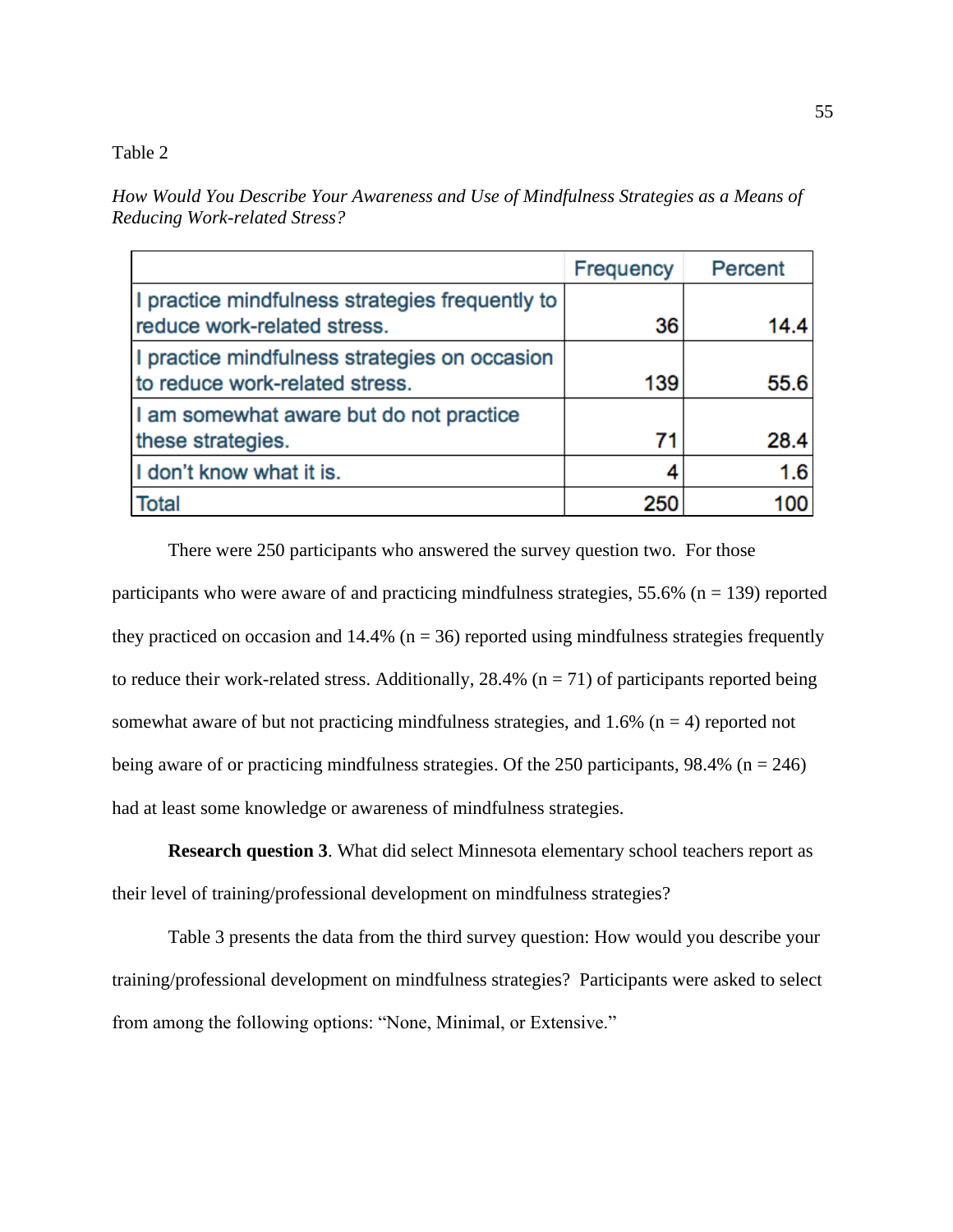Table 2

*How Would You Describe Your Awareness and Use of Mindfulness Strategies as a Means of Reducing Work-related Stress?*

| | Frequency | Percent |
|---|---|---|
| I practice mindfulness strategies frequently to reduce work-related stress. | 36 | 14.4 |
| I practice mindfulness strategies on occasion to reduce work-related stress. | 139 | 55.6 |
| I am somewhat aware but do not practice these strategies. | 71 | 28.4 |
| I don't know what it is. | 4 | 1.6 |
| Total | 250 | 100 |

There were 250 participants who answered the survey question two. For those participants who were aware of and practicing mindfulness strategies, 55.6% (n = 139) reported they practiced on occasion and 14.4% (n = 36) reported using mindfulness strategies frequently to reduce their work-related stress. Additionally, 28.4% (n = 71) of participants reported being somewhat aware of but not practicing mindfulness strategies, and 1.6% (n = 4) reported not being aware of or practicing mindfulness strategies. Of the 250 participants, 98.4% (n = 246) had at least some knowledge or awareness of mindfulness strategies.

**Research question 3**. What did select Minnesota elementary school teachers report as their level of training/professional development on mindfulness strategies?

Table 3 presents the data from the third survey question: How would you describe your training/professional development on mindfulness strategies? Participants were asked to select from among the following options: "None, Minimal, or Extensive."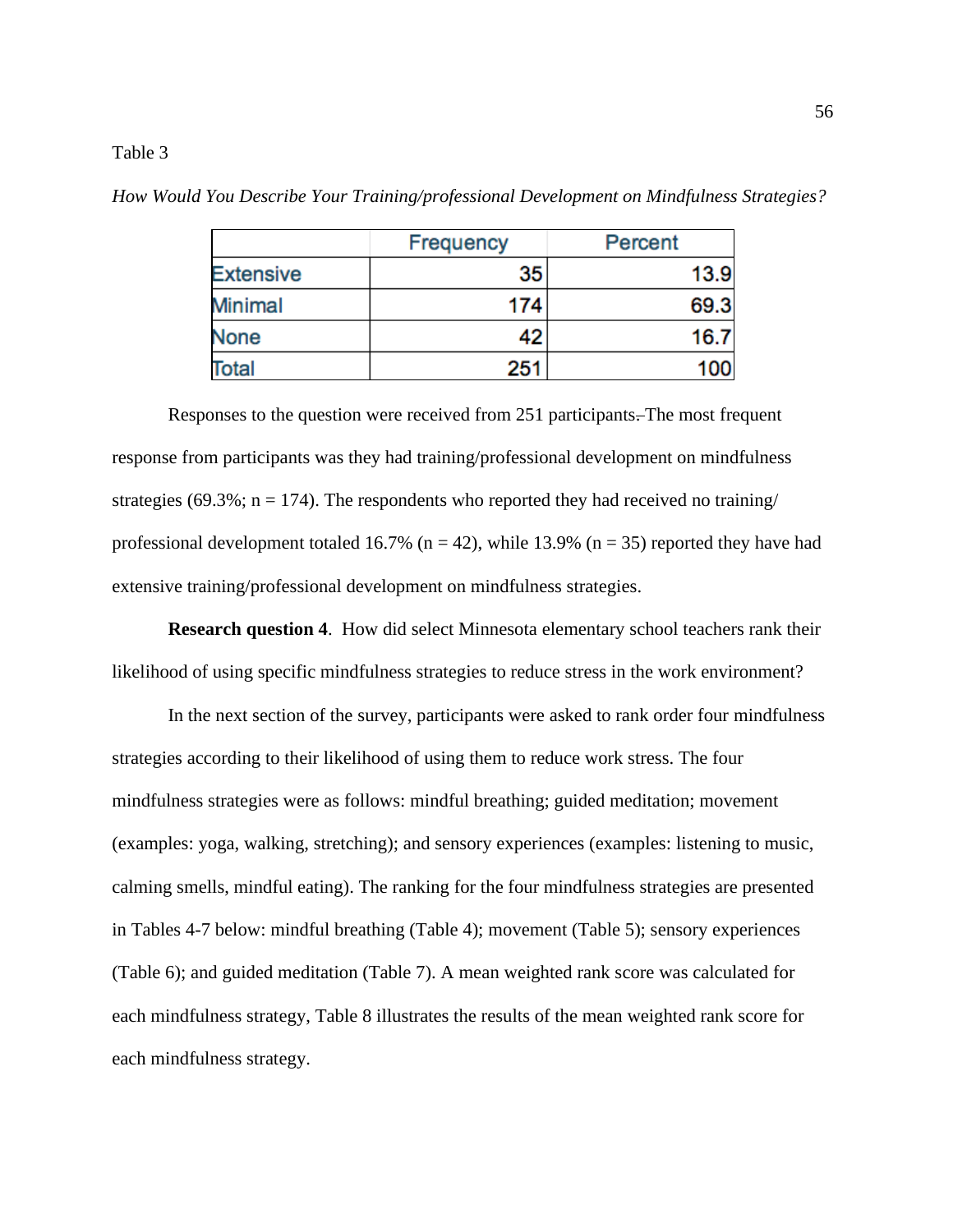Table 3

*How Would You Describe Your Training/professional Development on Mindfulness Strategies?*

| | Frequency | Percent |
|---|---|---|
| Extensive | 35 | 13.9 |
| Minimal | 174 | 69.3 |
| None | 42 | 16.7 |
| Total | 251 | 100 |

Responses to the question were received from 251 participants. The most frequent response from participants was they had training/professional development on mindfulness strategies (69.3%; n = 174). The respondents who reported they had received no training/ professional development totaled 16.7% (n = 42), while 13.9% (n = 35) reported they have had extensive training/professional development on mindfulness strategies.

**Research question 4**. How did select Minnesota elementary school teachers rank their likelihood of using specific mindfulness strategies to reduce stress in the work environment?

In the next section of the survey, participants were asked to rank order four mindfulness strategies according to their likelihood of using them to reduce work stress. The four mindfulness strategies were as follows: mindful breathing; guided meditation; movement (examples: yoga, walking, stretching); and sensory experiences (examples: listening to music, calming smells, mindful eating). The ranking for the four mindfulness strategies are presented in Tables 4-7 below: mindful breathing (Table 4); movement (Table 5); sensory experiences (Table 6); and guided meditation (Table 7). A mean weighted rank score was calculated for each mindfulness strategy, Table 8 illustrates the results of the mean weighted rank score for each mindfulness strategy.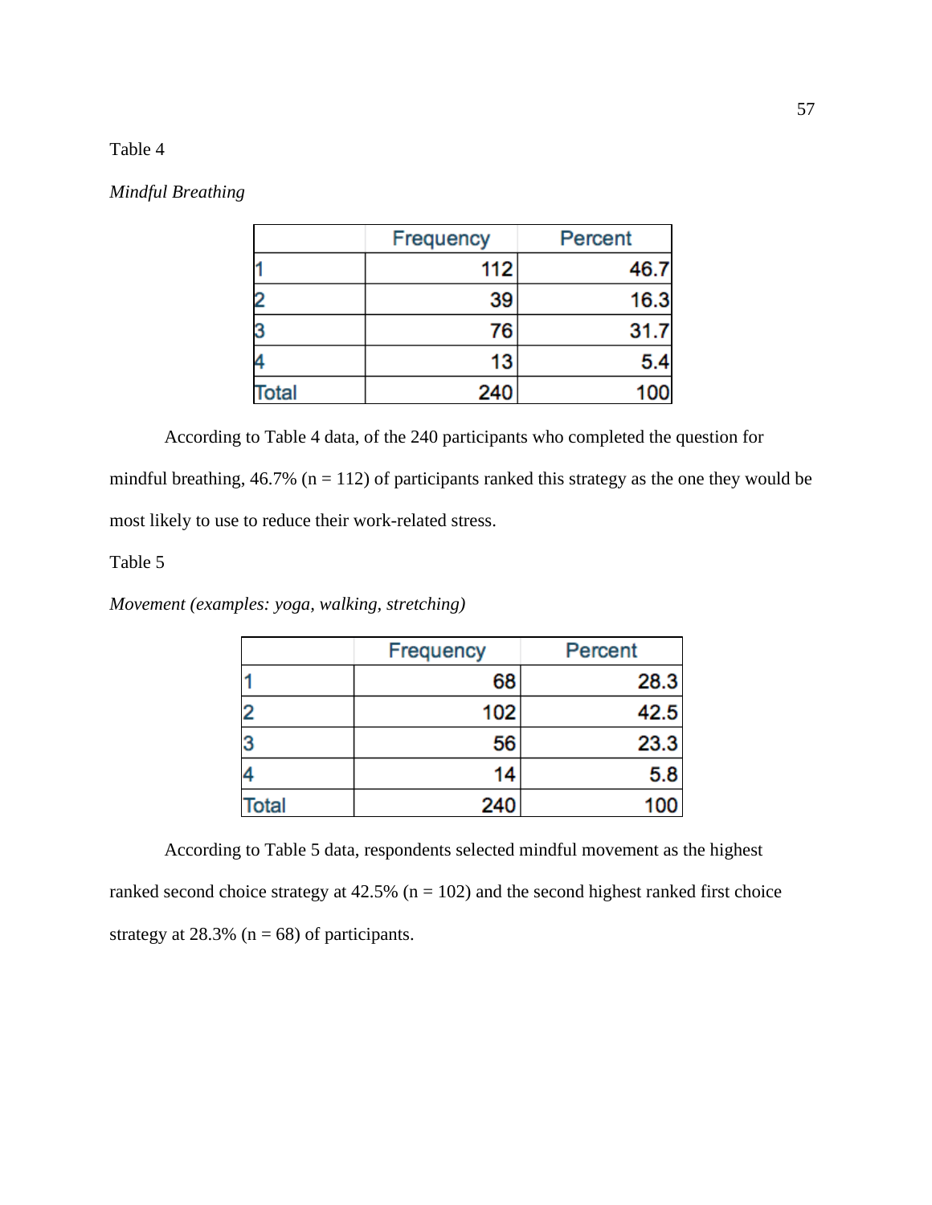Table 4

*Mindful Breathing*

| | Frequency | Percent |
|---|---|---|
| 1 | 112 | 46.7 |
| 2 | 39 | 16.3 |
| 3 | 76 | 31.7 |
| 4 | 13 | 5.4 |
| Total | 240 | 100 |

According to Table 4 data, of the 240 participants who completed the question for mindful breathing, 46.7% (n = 112) of participants ranked this strategy as the one they would be most likely to use to reduce their work-related stress.

Table 5

*Movement (examples: yoga, walking, stretching)*

| | Frequency | Percent |
|---|---|---|
| 1 | 68 | 28.3 |
| 2 | 102 | 42.5 |
| 3 | 56 | 23.3 |
| 4 | 14 | 5.8 |
| Total | 240 | 100 |

According to Table 5 data, respondents selected mindful movement as the highest ranked second choice strategy at 42.5% (n = 102) and the second highest ranked first choice strategy at 28.3% (n = 68) of participants.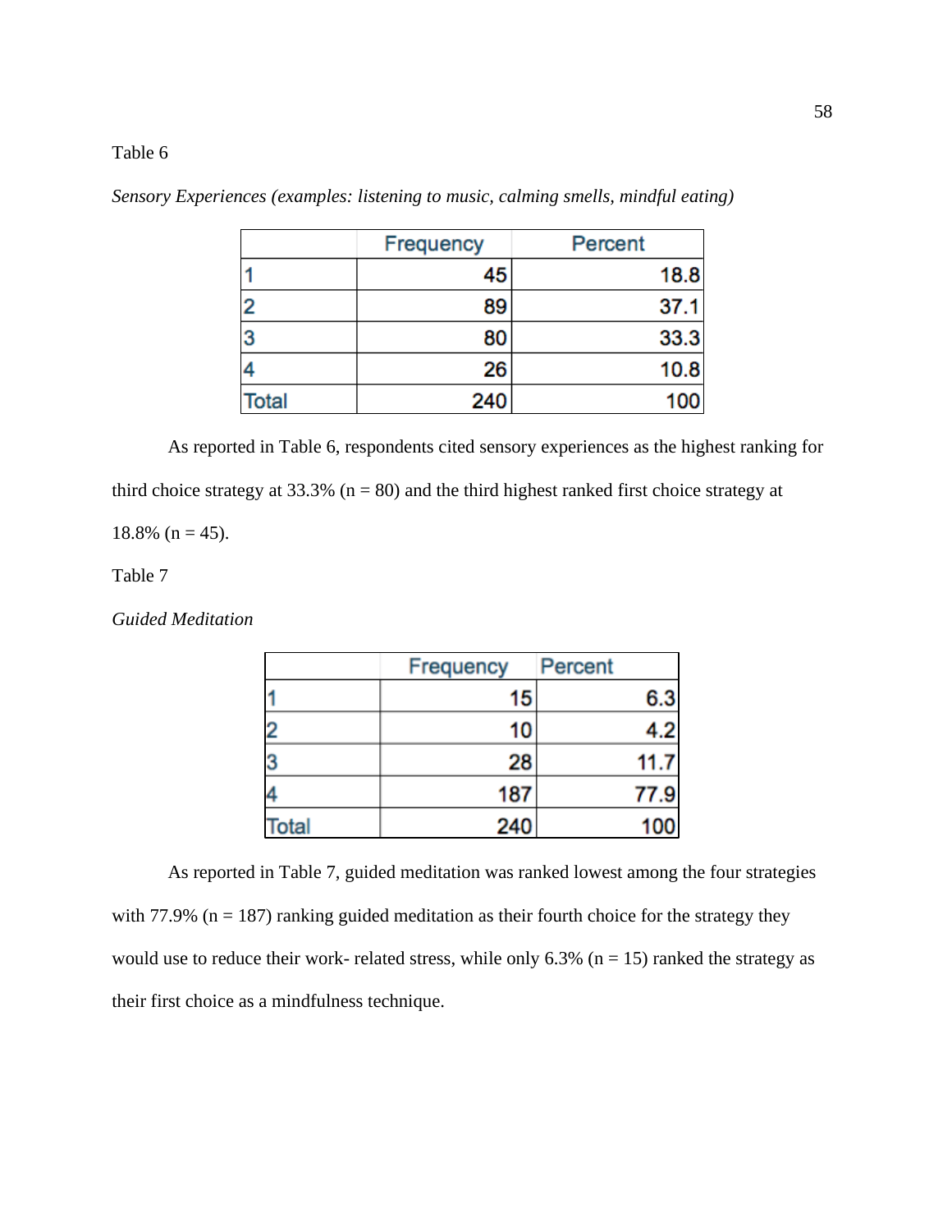Table 6

*Sensory Experiences (examples: listening to music, calming smells, mindful eating)*

| | Frequency | Percent |
|---|---|---|
| 1 | 45 | 18.8 |
| 2 | 89 | 37.1 |
| 3 | 80 | 33.3 |
| 4 | 26 | 10.8 |
| Total | 240 | 100 |

As reported in Table 6, respondents cited sensory experiences as the highest ranking for third choice strategy at 33.3% (n = 80) and the third highest ranked first choice strategy at 18.8% (n = 45).

Table 7

*Guided Meditation*

| | Frequency | Percent |
|---|---|---|
| 1 | 15 | 6.3 |
| 2 | 10 | 4.2 |
| 3 | 28 | 11.7 |
| 4 | 187 | 77.9 |
| Total | 240 | 100 |

As reported in Table 7, guided meditation was ranked lowest among the four strategies with 77.9% (n = 187) ranking guided meditation as their fourth choice for the strategy they would use to reduce their work- related stress, while only 6.3% (n = 15) ranked the strategy as their first choice as a mindfulness technique.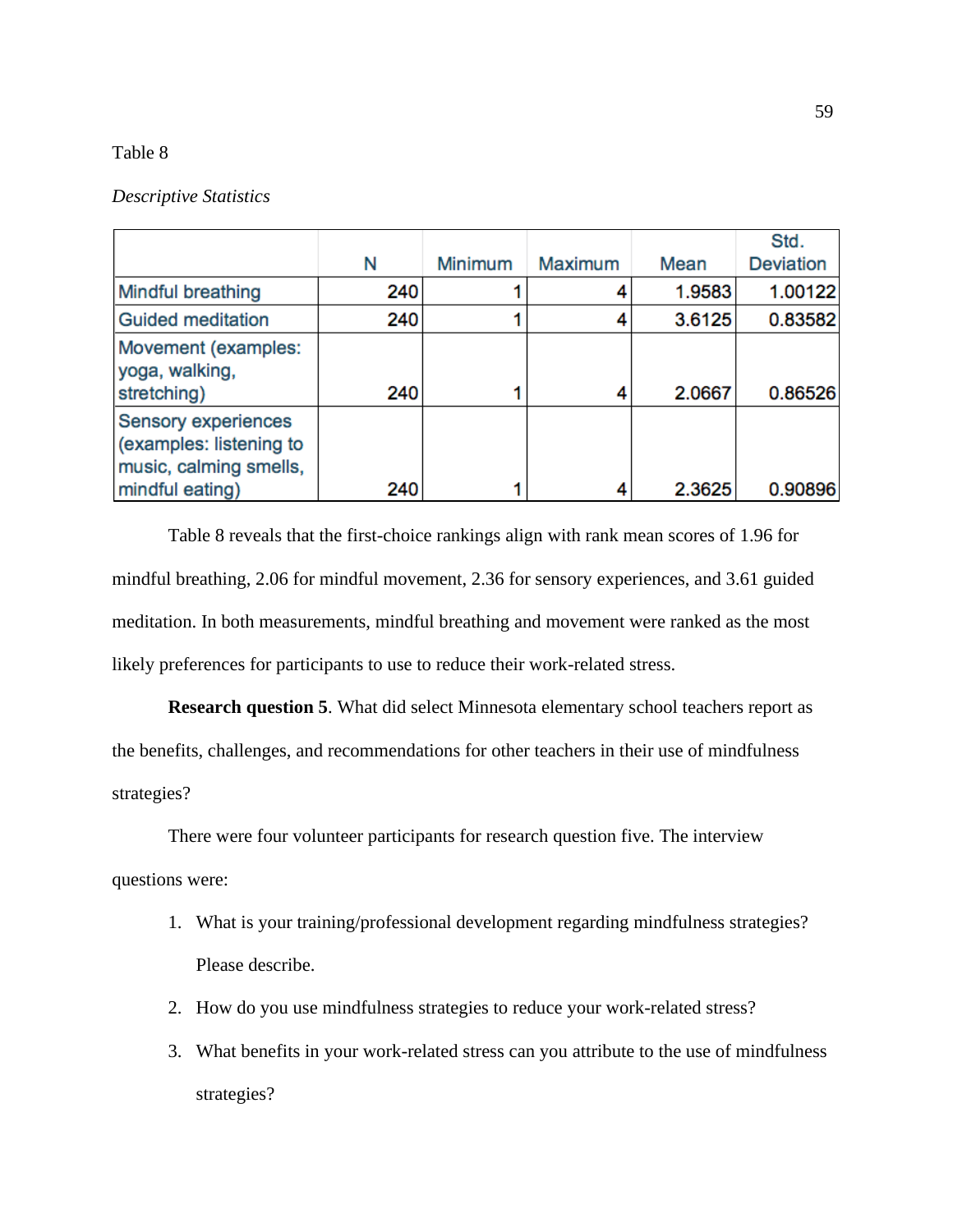Table 8

*Descriptive Statistics*

| | N | Minimum | Maximum | Mean | Std. Deviation |
|---|---|---|---|---|---|
| Mindful breathing | 240 | 1 | 4 | 1.9583 | 1.00122 |
| Guided meditation | 240 | 1 | 4 | 3.6125 | 0.83582 |
| Movement (examples: yoga, walking, stretching) | 240 | 1 | 4 | 2.0667 | 0.86526 |
| Sensory experiences (examples: listening to music, calming smells, mindful eating) | 240 | 1 | 4 | 2.3625 | 0.90896 |

Table 8 reveals that the first-choice rankings align with rank mean scores of 1.96 for mindful breathing, 2.06 for mindful movement, 2.36 for sensory experiences, and 3.61 guided meditation. In both measurements, mindful breathing and movement were ranked as the most likely preferences for participants to use to reduce their work-related stress.

**Research question 5**. What did select Minnesota elementary school teachers report as the benefits, challenges, and recommendations for other teachers in their use of mindfulness strategies?

There were four volunteer participants for research question five. The interview questions were:

1. What is your training/professional development regarding mindfulness strategies? Please describe.
2. How do you use mindfulness strategies to reduce your work-related stress?
3. What benefits in your work-related stress can you attribute to the use of mindfulness strategies?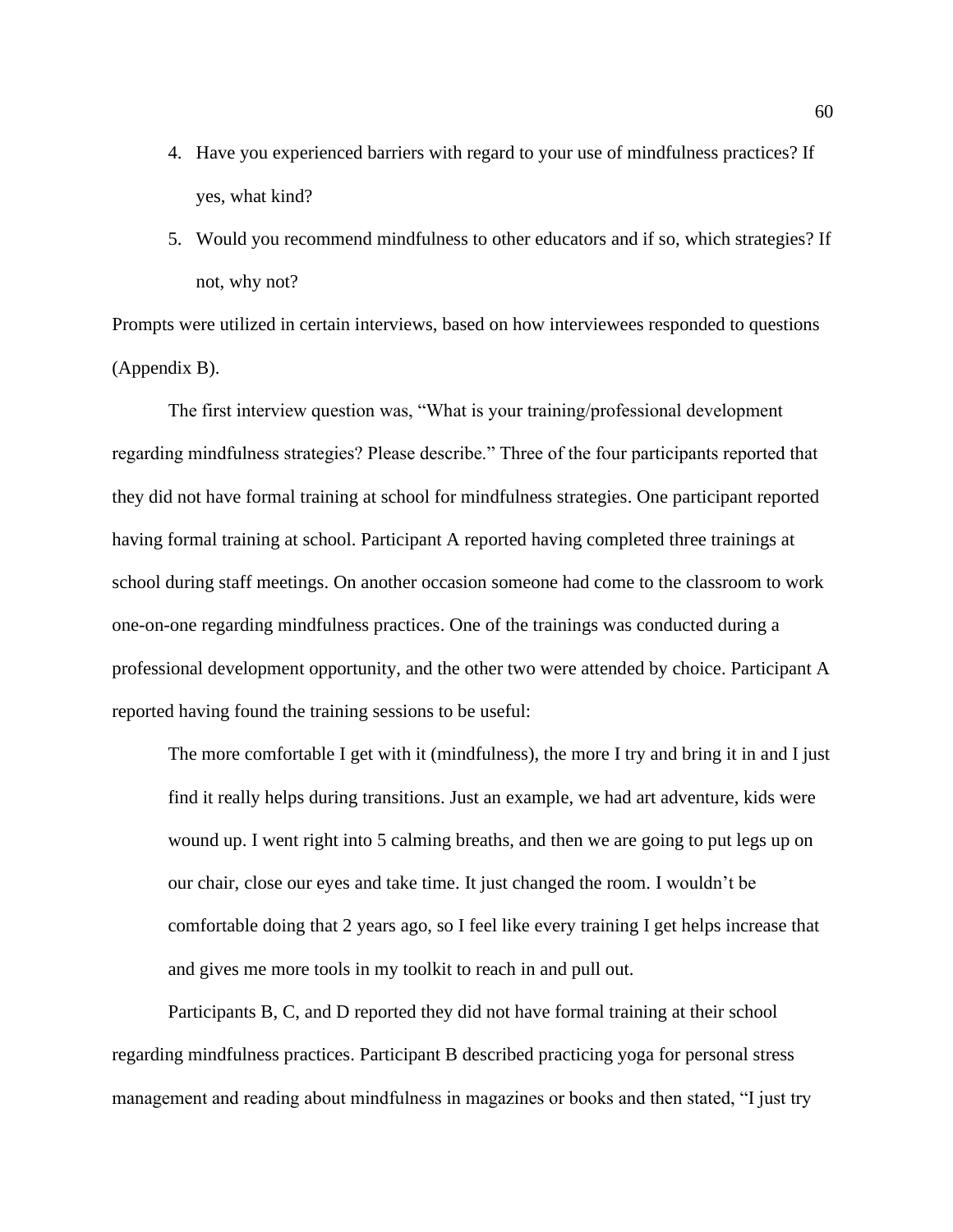4. Have you experienced barriers with regard to your use of mindfulness practices? If yes, what kind?
5. Would you recommend mindfulness to other educators and if so, which strategies? If not, why not?

Prompts were utilized in certain interviews, based on how interviewees responded to questions (Appendix B).

The first interview question was, "What is your training/professional development regarding mindfulness strategies? Please describe." Three of the four participants reported that they did not have formal training at school for mindfulness strategies. One participant reported having formal training at school. Participant A reported having completed three trainings at school during staff meetings. On another occasion someone had come to the classroom to work one-on-one regarding mindfulness practices. One of the trainings was conducted during a professional development opportunity, and the other two were attended by choice. Participant A reported having found the training sessions to be useful:

> The more comfortable I get with it (mindfulness), the more I try and bring it in and I just find it really helps during transitions. Just an example, we had art adventure, kids were wound up. I went right into 5 calming breaths, and then we are going to put legs up on our chair, close our eyes and take time. It just changed the room. I wouldn't be comfortable doing that 2 years ago, so I feel like every training I get helps increase that and gives me more tools in my toolkit to reach in and pull out.

Participants B, C, and D reported they did not have formal training at their school regarding mindfulness practices. Participant B described practicing yoga for personal stress management and reading about mindfulness in magazines or books and then stated, "I just try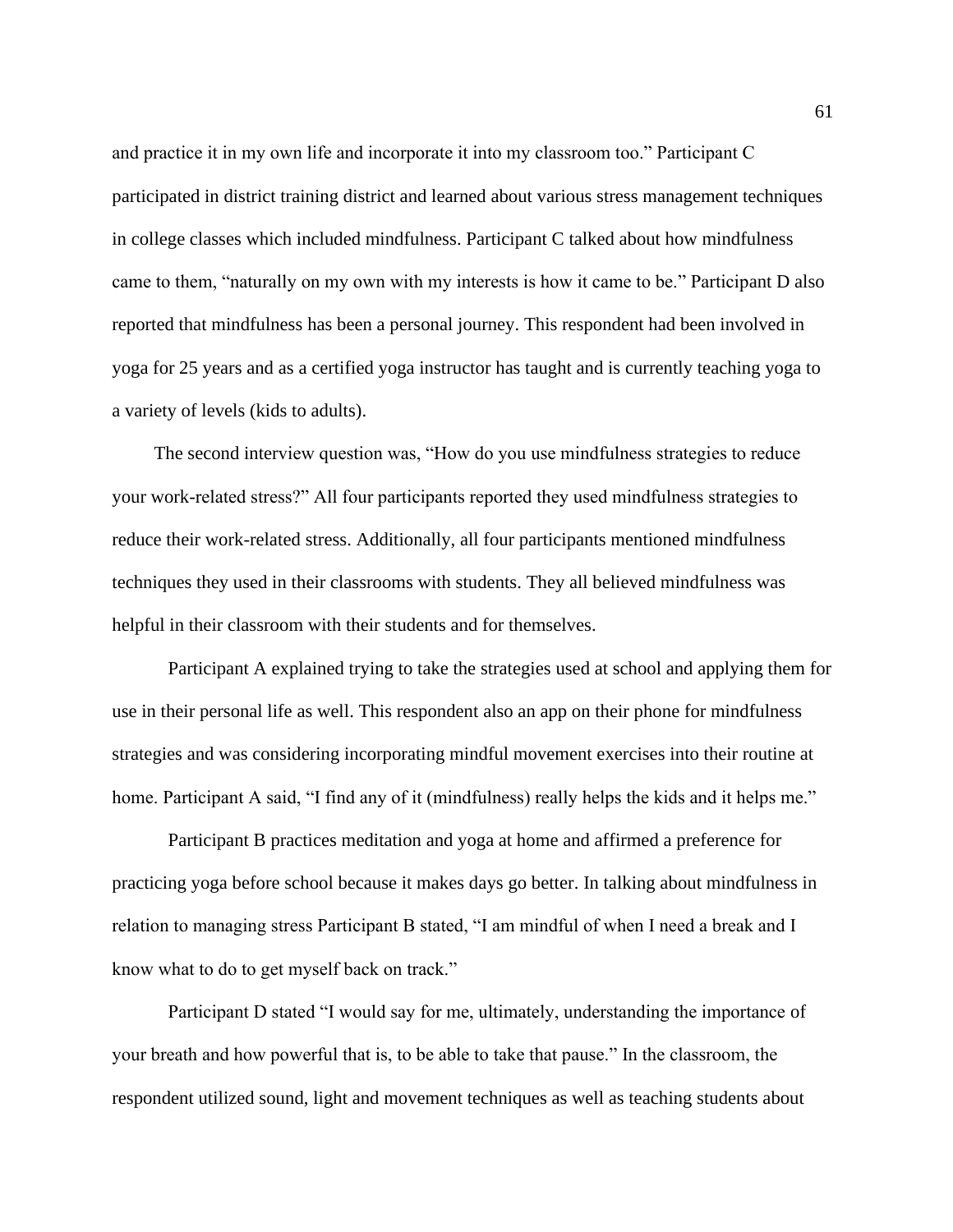and practice it in my own life and incorporate it into my classroom too." Participant C participated in district training district and learned about various stress management techniques in college classes which included mindfulness. Participant C talked about how mindfulness came to them, "naturally on my own with my interests is how it came to be." Participant D also reported that mindfulness has been a personal journey. This respondent had been involved in yoga for 25 years and as a certified yoga instructor has taught and is currently teaching yoga to a variety of levels (kids to adults).

The second interview question was, "How do you use mindfulness strategies to reduce your work-related stress?" All four participants reported they used mindfulness strategies to reduce their work-related stress. Additionally, all four participants mentioned mindfulness techniques they used in their classrooms with students. They all believed mindfulness was helpful in their classroom with their students and for themselves.

Participant A explained trying to take the strategies used at school and applying them for use in their personal life as well. This respondent also an app on their phone for mindfulness strategies and was considering incorporating mindful movement exercises into their routine at home. Participant A said, "I find any of it (mindfulness) really helps the kids and it helps me."

Participant B practices meditation and yoga at home and affirmed a preference for practicing yoga before school because it makes days go better. In talking about mindfulness in relation to managing stress Participant B stated, "I am mindful of when I need a break and I know what to do to get myself back on track."

Participant D stated "I would say for me, ultimately, understanding the importance of your breath and how powerful that is, to be able to take that pause." In the classroom, the respondent utilized sound, light and movement techniques as well as teaching students about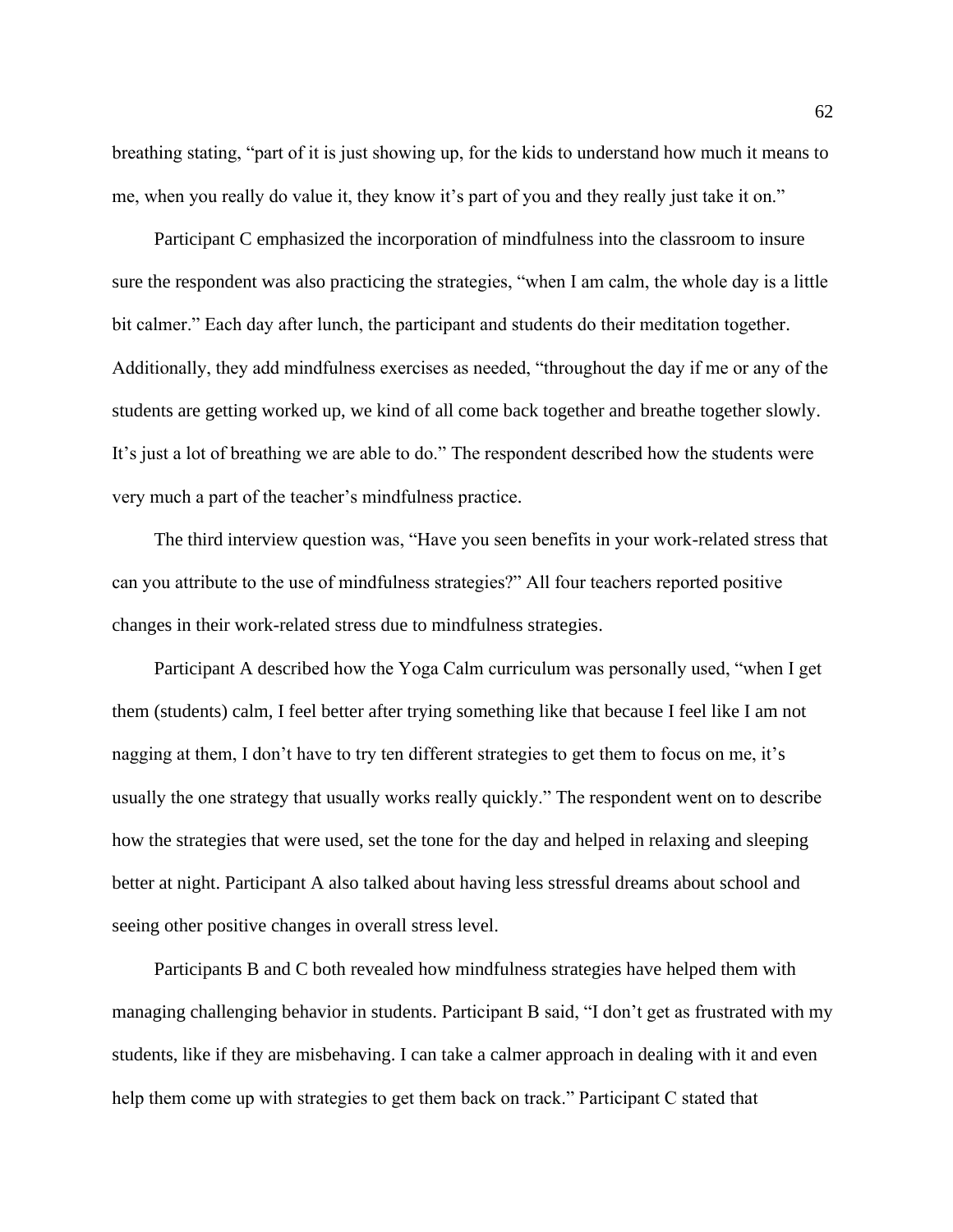breathing stating, "part of it is just showing up, for the kids to understand how much it means to me, when you really do value it, they know it's part of you and they really just take it on."

Participant C emphasized the incorporation of mindfulness into the classroom to insure sure the respondent was also practicing the strategies, "when I am calm, the whole day is a little bit calmer." Each day after lunch, the participant and students do their meditation together. Additionally, they add mindfulness exercises as needed, "throughout the day if me or any of the students are getting worked up, we kind of all come back together and breathe together slowly. It's just a lot of breathing we are able to do." The respondent described how the students were very much a part of the teacher's mindfulness practice.

The third interview question was, "Have you seen benefits in your work-related stress that can you attribute to the use of mindfulness strategies?" All four teachers reported positive changes in their work-related stress due to mindfulness strategies.

Participant A described how the Yoga Calm curriculum was personally used, "when I get them (students) calm, I feel better after trying something like that because I feel like I am not nagging at them, I don't have to try ten different strategies to get them to focus on me, it's usually the one strategy that usually works really quickly." The respondent went on to describe how the strategies that were used, set the tone for the day and helped in relaxing and sleeping better at night. Participant A also talked about having less stressful dreams about school and seeing other positive changes in overall stress level.

Participants B and C both revealed how mindfulness strategies have helped them with managing challenging behavior in students. Participant B said, "I don't get as frustrated with my students, like if they are misbehaving. I can take a calmer approach in dealing with it and even help them come up with strategies to get them back on track." Participant C stated that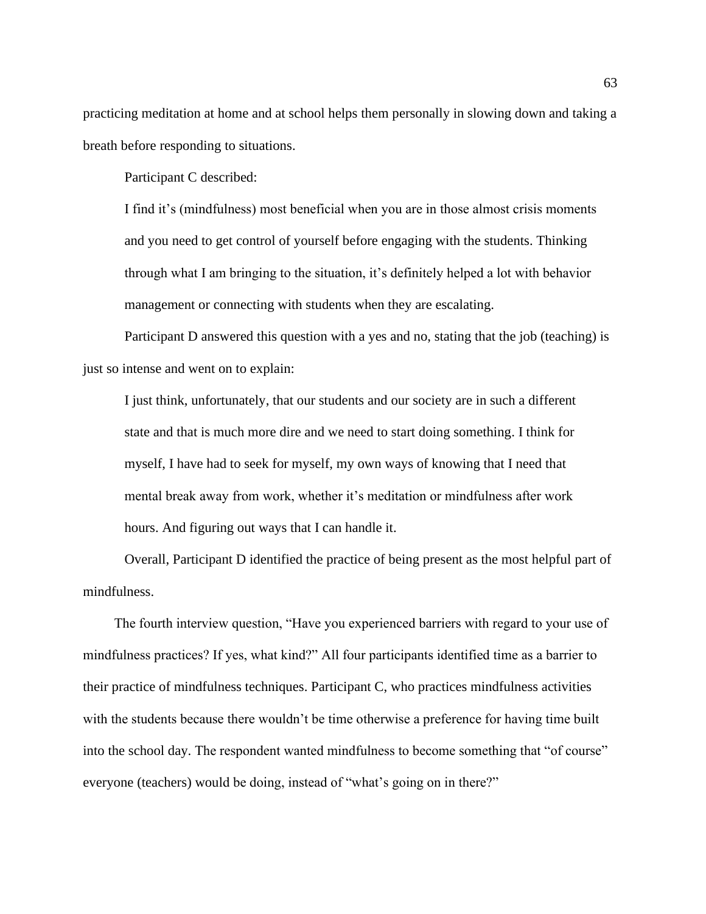practicing meditation at home and at school helps them personally in slowing down and taking a breath before responding to situations.

Participant C described:

> I find it's (mindfulness) most beneficial when you are in those almost crisis moments and you need to get control of yourself before engaging with the students. Thinking through what I am bringing to the situation, it's definitely helped a lot with behavior management or connecting with students when they are escalating.

Participant D answered this question with a yes and no, stating that the job (teaching) is just so intense and went on to explain:

> I just think, unfortunately, that our students and our society are in such a different state and that is much more dire and we need to start doing something. I think for myself, I have had to seek for myself, my own ways of knowing that I need that mental break away from work, whether it's meditation or mindfulness after work hours. And figuring out ways that I can handle it.

Overall, Participant D identified the practice of being present as the most helpful part of mindfulness.

The fourth interview question, "Have you experienced barriers with regard to your use of mindfulness practices? If yes, what kind?" All four participants identified time as a barrier to their practice of mindfulness techniques. Participant C, who practices mindfulness activities with the students because there wouldn't be time otherwise a preference for having time built into the school day. The respondent wanted mindfulness to become something that "of course" everyone (teachers) would be doing, instead of "what's going on in there?"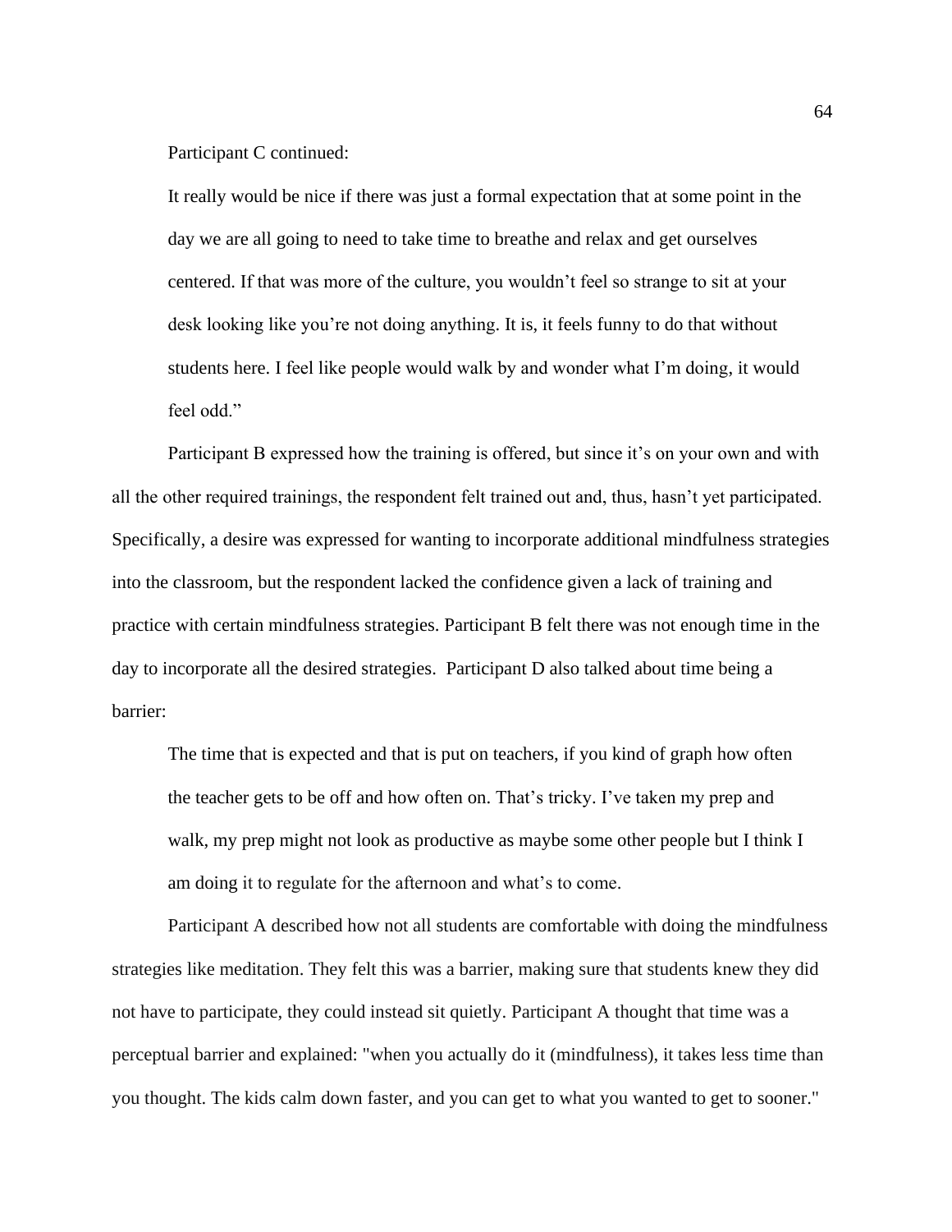Participant C continued:

> It really would be nice if there was just a formal expectation that at some point in the day we are all going to need to take time to breathe and relax and get ourselves centered. If that was more of the culture, you wouldn't feel so strange to sit at your desk looking like you're not doing anything. It is, it feels funny to do that without students here. I feel like people would walk by and wonder what I'm doing, it would feel odd."

Participant B expressed how the training is offered, but since it's on your own and with all the other required trainings, the respondent felt trained out and, thus, hasn't yet participated. Specifically, a desire was expressed for wanting to incorporate additional mindfulness strategies into the classroom, but the respondent lacked the confidence given a lack of training and practice with certain mindfulness strategies. Participant B felt there was not enough time in the day to incorporate all the desired strategies. Participant D also talked about time being a barrier:

> The time that is expected and that is put on teachers, if you kind of graph how often the teacher gets to be off and how often on. That's tricky. I've taken my prep and walk, my prep might not look as productive as maybe some other people but I think I am doing it to regulate for the afternoon and what's to come.

Participant A described how not all students are comfortable with doing the mindfulness strategies like meditation. They felt this was a barrier, making sure that students knew they did not have to participate, they could instead sit quietly. Participant A thought that time was a perceptual barrier and explained: "when you actually do it (mindfulness), it takes less time than you thought. The kids calm down faster, and you can get to what you wanted to get to sooner."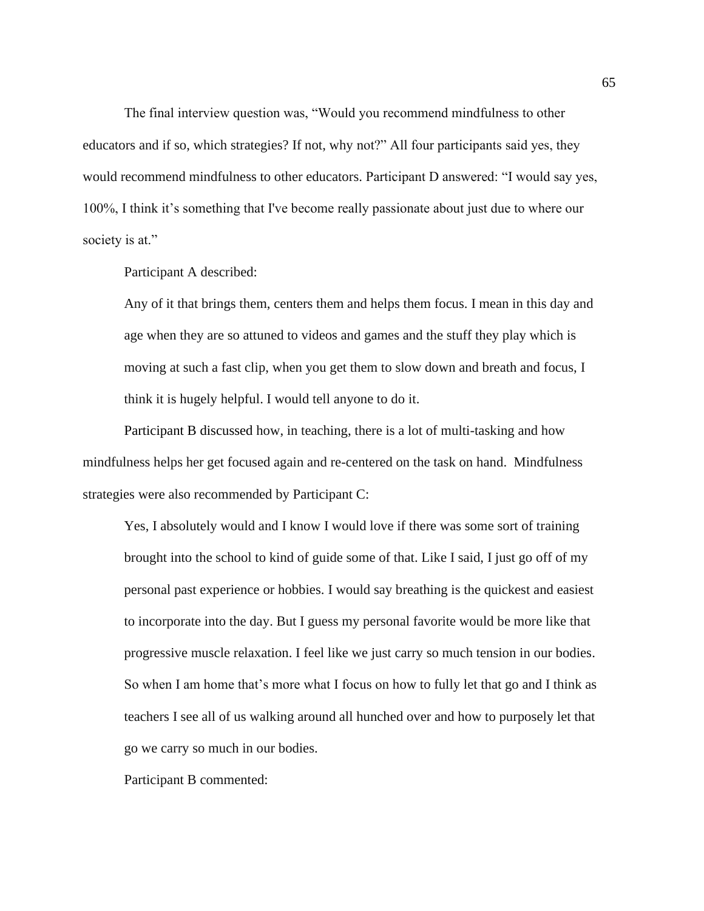The final interview question was, "Would you recommend mindfulness to other educators and if so, which strategies? If not, why not?" All four participants said yes, they would recommend mindfulness to other educators. Participant D answered: "I would say yes, 100%, I think it's something that I've become really passionate about just due to where our society is at."

Participant A described:

> Any of it that brings them, centers them and helps them focus. I mean in this day and age when they are so attuned to videos and games and the stuff they play which is moving at such a fast clip, when you get them to slow down and breath and focus, I think it is hugely helpful. I would tell anyone to do it.

Participant B discussed how, in teaching, there is a lot of multi-tasking and how mindfulness helps her get focused again and re-centered on the task on hand. Mindfulness strategies were also recommended by Participant C:

> Yes, I absolutely would and I know I would love if there was some sort of training brought into the school to kind of guide some of that. Like I said, I just go off of my personal past experience or hobbies. I would say breathing is the quickest and easiest to incorporate into the day. But I guess my personal favorite would be more like that progressive muscle relaxation. I feel like we just carry so much tension in our bodies. So when I am home that's more what I focus on how to fully let that go and I think as teachers I see all of us walking around all hunched over and how to purposely let that go we carry so much in our bodies.

Participant B commented: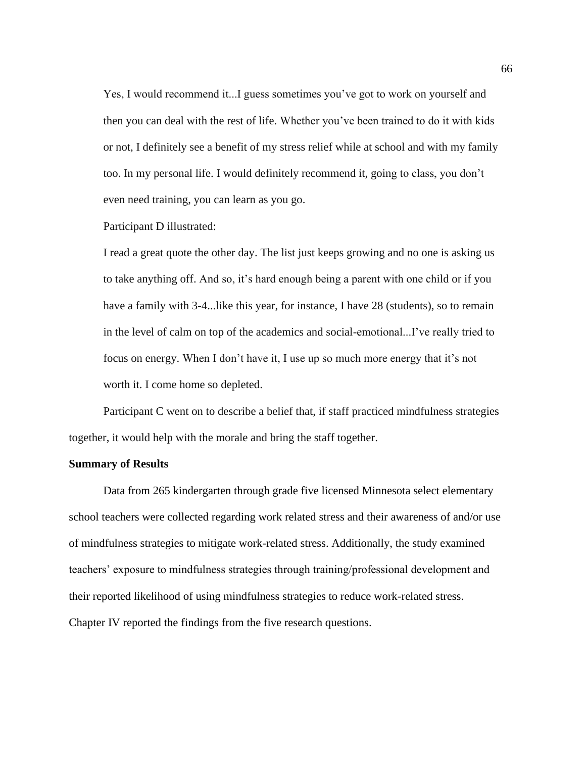> Yes, I would recommend it...I guess sometimes you've got to work on yourself and then you can deal with the rest of life. Whether you've been trained to do it with kids or not, I definitely see a benefit of my stress relief while at school and with my family too. In my personal life. I would definitely recommend it, going to class, you don't even need training, you can learn as you go.

Participant D illustrated:

> I read a great quote the other day. The list just keeps growing and no one is asking us to take anything off. And so, it's hard enough being a parent with one child or if you have a family with 3-4...like this year, for instance, I have 28 (students), so to remain in the level of calm on top of the academics and social-emotional...I've really tried to focus on energy. When I don't have it, I use up so much more energy that it's not worth it. I come home so depleted.

Participant C went on to describe a belief that, if staff practiced mindfulness strategies together, it would help with the morale and bring the staff together.

**Summary of Results**

Data from 265 kindergarten through grade five licensed Minnesota select elementary school teachers were collected regarding work related stress and their awareness of and/or use of mindfulness strategies to mitigate work-related stress. Additionally, the study examined teachers' exposure to mindfulness strategies through training/professional development and their reported likelihood of using mindfulness strategies to reduce work-related stress. Chapter IV reported the findings from the five research questions.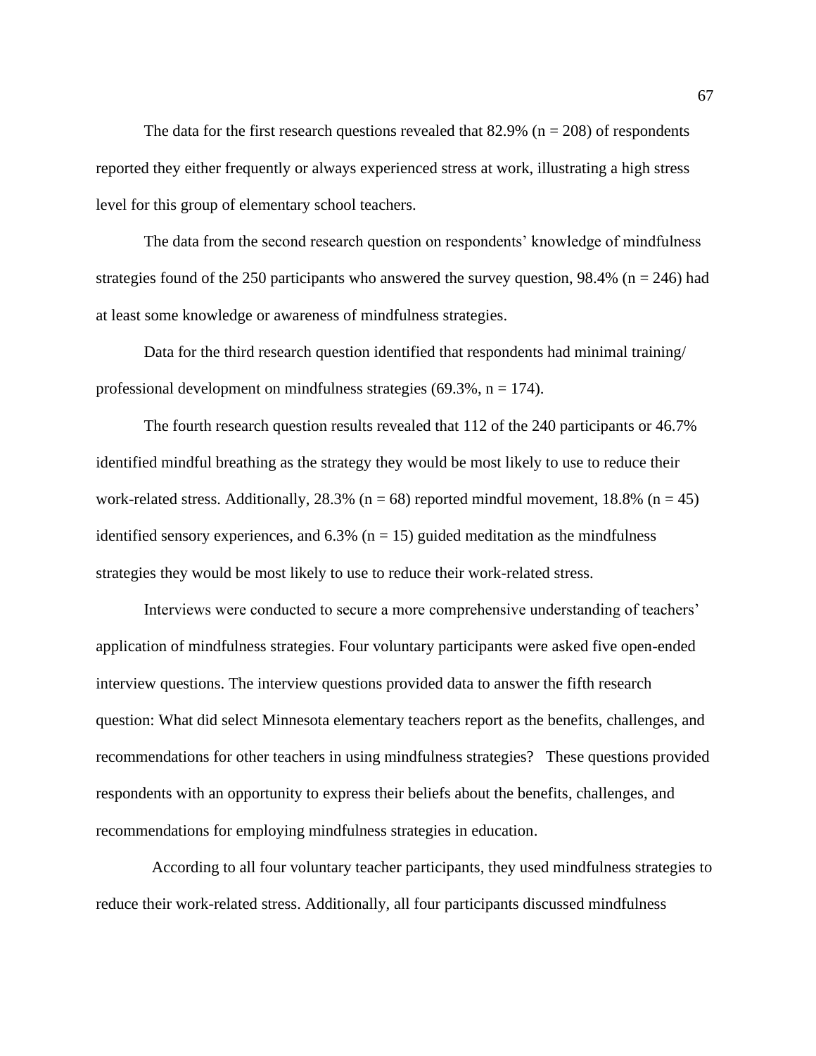The data for the first research questions revealed that 82.9% ($n = 208$) of respondents reported they either frequently or always experienced stress at work, illustrating a high stress level for this group of elementary school teachers.

The data from the second research question on respondents' knowledge of mindfulness strategies found of the 250 participants who answered the survey question, 98.4% ($n = 246$) had at least some knowledge or awareness of mindfulness strategies.

Data for the third research question identified that respondents had minimal training/ professional development on mindfulness strategies (69.3%, $n = 174$).

The fourth research question results revealed that 112 of the 240 participants or 46.7% identified mindful breathing as the strategy they would be most likely to use to reduce their work-related stress. Additionally, 28.3% ($n = 68$) reported mindful movement, 18.8% ($n = 45$) identified sensory experiences, and 6.3% ($n = 15$) guided meditation as the mindfulness strategies they would be most likely to use to reduce their work-related stress.

Interviews were conducted to secure a more comprehensive understanding of teachers' application of mindfulness strategies. Four voluntary participants were asked five open-ended interview questions. The interview questions provided data to answer the fifth research question: What did select Minnesota elementary teachers report as the benefits, challenges, and recommendations for other teachers in using mindfulness strategies? These questions provided respondents with an opportunity to express their beliefs about the benefits, challenges, and recommendations for employing mindfulness strategies in education.

According to all four voluntary teacher participants, they used mindfulness strategies to reduce their work-related stress. Additionally, all four participants discussed mindfulness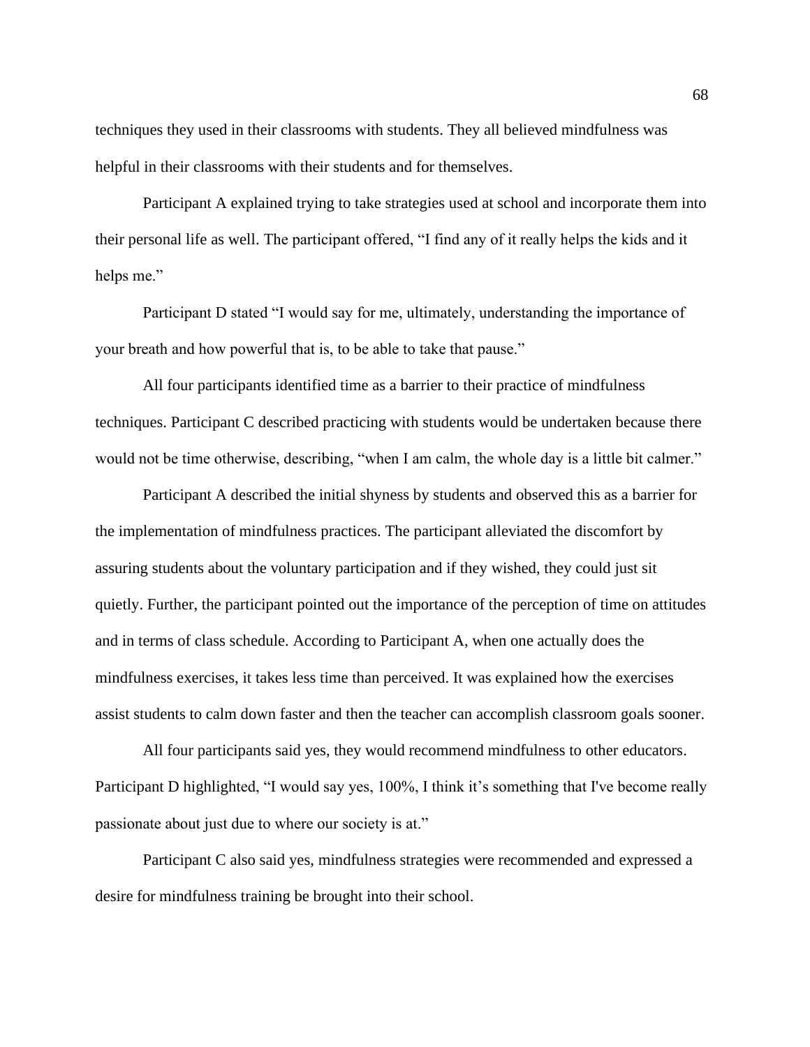techniques they used in their classrooms with students. They all believed mindfulness was helpful in their classrooms with their students and for themselves.

Participant A explained trying to take strategies used at school and incorporate them into their personal life as well. The participant offered, "I find any of it really helps the kids and it helps me."

Participant D stated "I would say for me, ultimately, understanding the importance of your breath and how powerful that is, to be able to take that pause."

All four participants identified time as a barrier to their practice of mindfulness techniques. Participant C described practicing with students would be undertaken because there would not be time otherwise, describing, "when I am calm, the whole day is a little bit calmer."

Participant A described the initial shyness by students and observed this as a barrier for the implementation of mindfulness practices. The participant alleviated the discomfort by assuring students about the voluntary participation and if they wished, they could just sit quietly. Further, the participant pointed out the importance of the perception of time on attitudes and in terms of class schedule. According to Participant A, when one actually does the mindfulness exercises, it takes less time than perceived. It was explained how the exercises assist students to calm down faster and then the teacher can accomplish classroom goals sooner.

All four participants said yes, they would recommend mindfulness to other educators. Participant D highlighted, "I would say yes, 100%, I think it's something that I've become really passionate about just due to where our society is at."

Participant C also said yes, mindfulness strategies were recommended and expressed a desire for mindfulness training be brought into their school.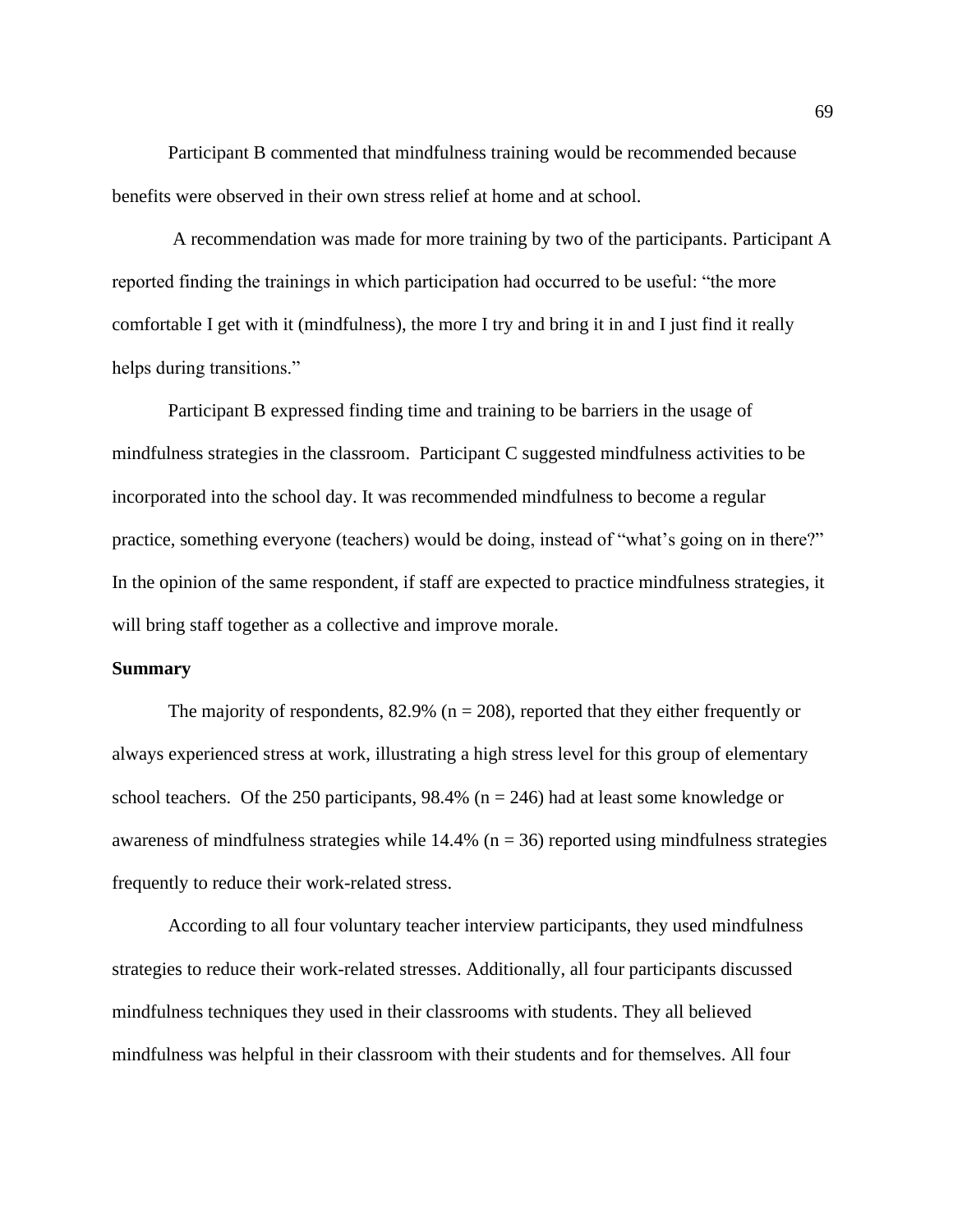Participant B commented that mindfulness training would be recommended because benefits were observed in their own stress relief at home and at school.

A recommendation was made for more training by two of the participants. Participant A reported finding the trainings in which participation had occurred to be useful: "the more comfortable I get with it (mindfulness), the more I try and bring it in and I just find it really helps during transitions."

Participant B expressed finding time and training to be barriers in the usage of mindfulness strategies in the classroom. Participant C suggested mindfulness activities to be incorporated into the school day. It was recommended mindfulness to become a regular practice, something everyone (teachers) would be doing, instead of "what's going on in there?" In the opinion of the same respondent, if staff are expected to practice mindfulness strategies, it will bring staff together as a collective and improve morale.

**Summary**

The majority of respondents, 82.9% ($n = 208$), reported that they either frequently or always experienced stress at work, illustrating a high stress level for this group of elementary school teachers. Of the 250 participants, 98.4% ($n = 246$) had at least some knowledge or awareness of mindfulness strategies while 14.4% ($n = 36$) reported using mindfulness strategies frequently to reduce their work-related stress.

According to all four voluntary teacher interview participants, they used mindfulness strategies to reduce their work-related stresses. Additionally, all four participants discussed mindfulness techniques they used in their classrooms with students. They all believed mindfulness was helpful in their classroom with their students and for themselves. All four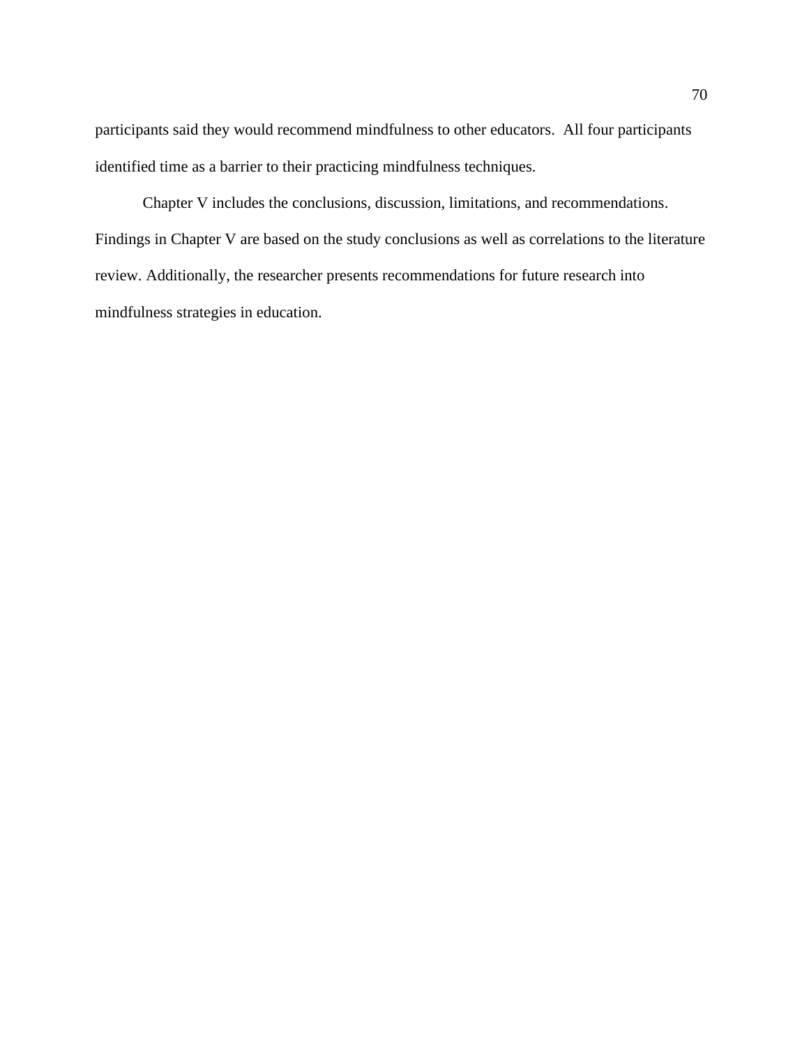participants said they would recommend mindfulness to other educators. All four participants identified time as a barrier to their practicing mindfulness techniques.

Chapter V includes the conclusions, discussion, limitations, and recommendations. Findings in Chapter V are based on the study conclusions as well as correlations to the literature review. Additionally, the researcher presents recommendations for future research into mindfulness strategies in education.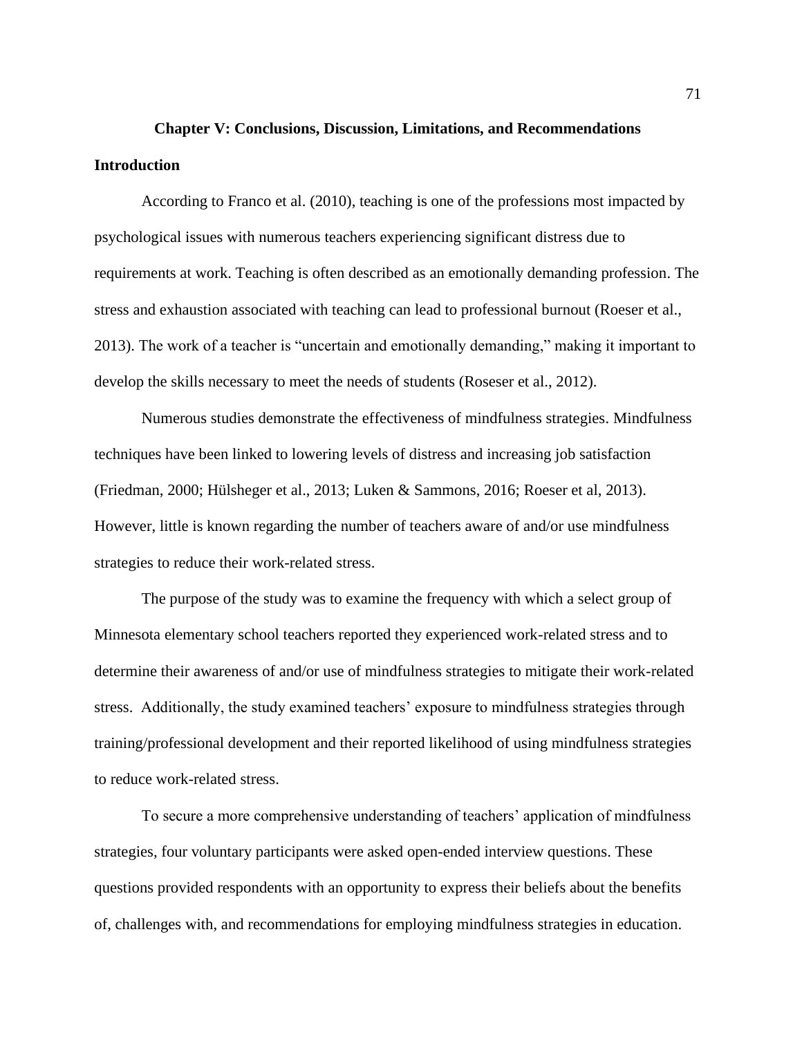# Chapter V: Conclusions, Discussion, Limitations, and Recommendations

## Introduction

According to Franco et al. (2010), teaching is one of the professions most impacted by psychological issues with numerous teachers experiencing significant distress due to requirements at work. Teaching is often described as an emotionally demanding profession. The stress and exhaustion associated with teaching can lead to professional burnout (Roeser et al., 2013). The work of a teacher is "uncertain and emotionally demanding," making it important to develop the skills necessary to meet the needs of students (Roseser et al., 2012).

Numerous studies demonstrate the effectiveness of mindfulness strategies. Mindfulness techniques have been linked to lowering levels of distress and increasing job satisfaction (Friedman, 2000; Hülsheger et al., 2013; Luken & Sammons, 2016; Roeser et al, 2013). However, little is known regarding the number of teachers aware of and/or use mindfulness strategies to reduce their work-related stress.

The purpose of the study was to examine the frequency with which a select group of Minnesota elementary school teachers reported they experienced work-related stress and to determine their awareness of and/or use of mindfulness strategies to mitigate their work-related stress. Additionally, the study examined teachers' exposure to mindfulness strategies through training/professional development and their reported likelihood of using mindfulness strategies to reduce work-related stress.

To secure a more comprehensive understanding of teachers' application of mindfulness strategies, four voluntary participants were asked open-ended interview questions. These questions provided respondents with an opportunity to express their beliefs about the benefits of, challenges with, and recommendations for employing mindfulness strategies in education.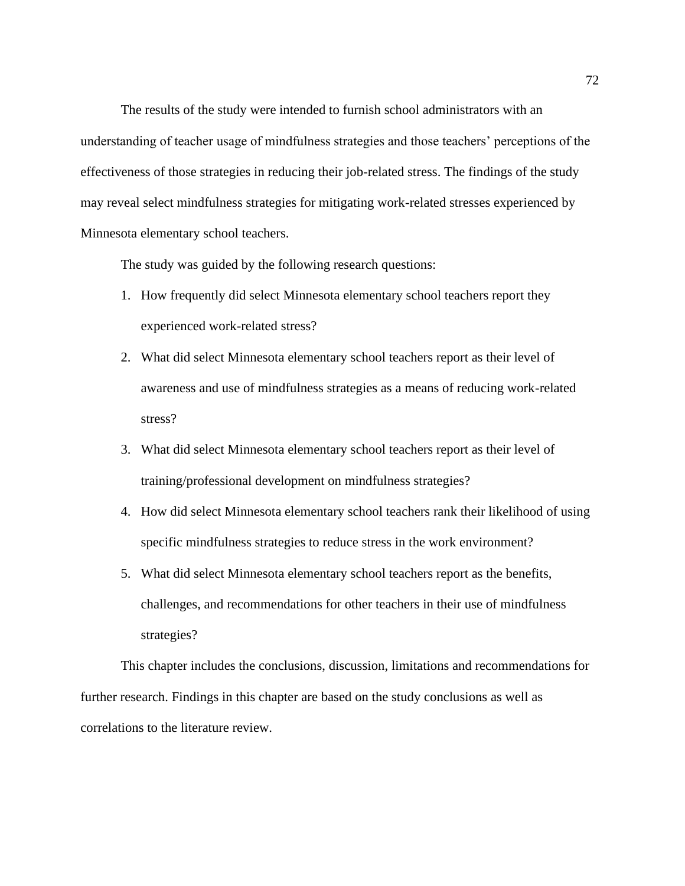The results of the study were intended to furnish school administrators with an understanding of teacher usage of mindfulness strategies and those teachers' perceptions of the effectiveness of those strategies in reducing their job-related stress. The findings of the study may reveal select mindfulness strategies for mitigating work-related stresses experienced by Minnesota elementary school teachers.

The study was guided by the following research questions:

1. How frequently did select Minnesota elementary school teachers report they experienced work-related stress?
2. What did select Minnesota elementary school teachers report as their level of awareness and use of mindfulness strategies as a means of reducing work-related stress?
3. What did select Minnesota elementary school teachers report as their level of training/professional development on mindfulness strategies?
4. How did select Minnesota elementary school teachers rank their likelihood of using specific mindfulness strategies to reduce stress in the work environment?
5. What did select Minnesota elementary school teachers report as the benefits, challenges, and recommendations for other teachers in their use of mindfulness strategies?

This chapter includes the conclusions, discussion, limitations and recommendations for further research. Findings in this chapter are based on the study conclusions as well as correlations to the literature review.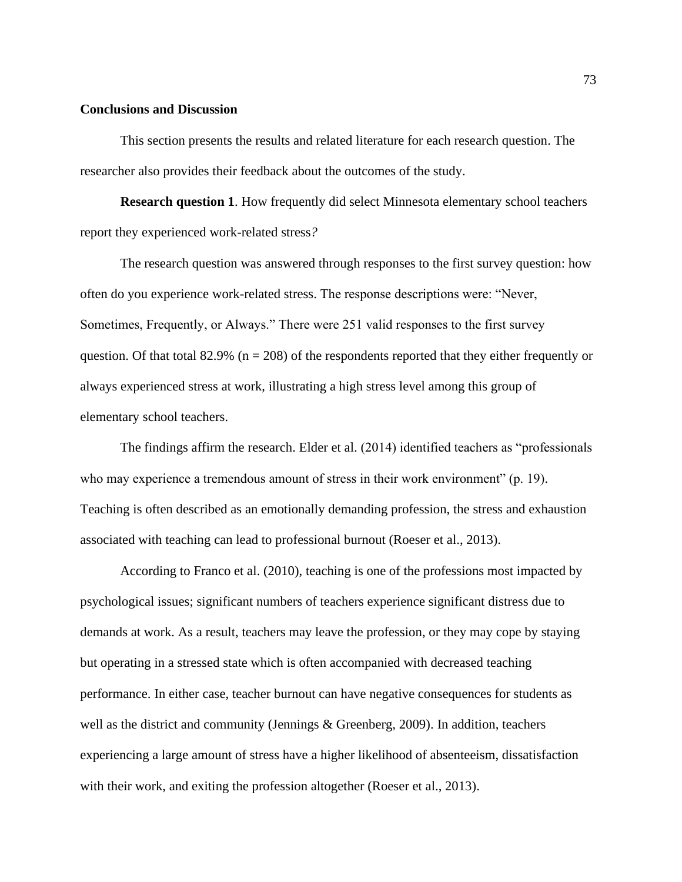## Conclusions and Discussion

This section presents the results and related literature for each research question. The researcher also provides their feedback about the outcomes of the study.

**Research question 1**. How frequently did select Minnesota elementary school teachers report they experienced work-related stress*?*

The research question was answered through responses to the first survey question: how often do you experience work-related stress. The response descriptions were: "Never, Sometimes, Frequently, or Always." There were 251 valid responses to the first survey question. Of that total 82.9% (n = 208) of the respondents reported that they either frequently or always experienced stress at work, illustrating a high stress level among this group of elementary school teachers.

The findings affirm the research. Elder et al. (2014) identified teachers as "professionals who may experience a tremendous amount of stress in their work environment" (p. 19). Teaching is often described as an emotionally demanding profession, the stress and exhaustion associated with teaching can lead to professional burnout (Roeser et al., 2013).

According to Franco et al. (2010), teaching is one of the professions most impacted by psychological issues; significant numbers of teachers experience significant distress due to demands at work. As a result, teachers may leave the profession, or they may cope by staying but operating in a stressed state which is often accompanied with decreased teaching performance. In either case, teacher burnout can have negative consequences for students as well as the district and community (Jennings & Greenberg, 2009). In addition, teachers experiencing a large amount of stress have a higher likelihood of absenteeism, dissatisfaction with their work, and exiting the profession altogether (Roeser et al., 2013).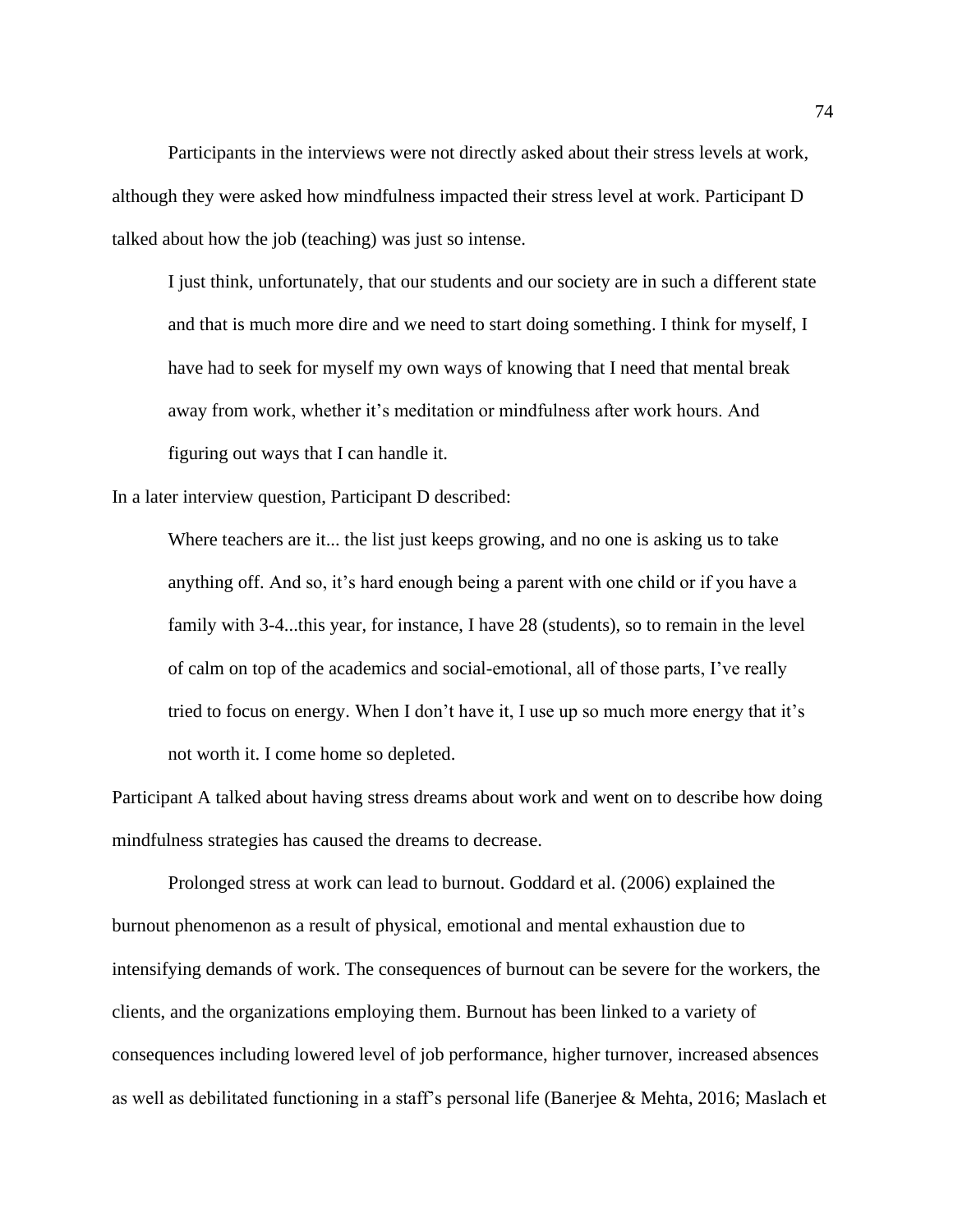Participants in the interviews were not directly asked about their stress levels at work, although they were asked how mindfulness impacted their stress level at work. Participant D talked about how the job (teaching) was just so intense.

> I just think, unfortunately, that our students and our society are in such a different state and that is much more dire and we need to start doing something. I think for myself, I have had to seek for myself my own ways of knowing that I need that mental break away from work, whether it's meditation or mindfulness after work hours. And figuring out ways that I can handle it.

In a later interview question, Participant D described:

> Where teachers are it... the list just keeps growing, and no one is asking us to take anything off. And so, it's hard enough being a parent with one child or if you have a family with 3-4...this year, for instance, I have 28 (students), so to remain in the level of calm on top of the academics and social-emotional, all of those parts, I've really tried to focus on energy. When I don't have it, I use up so much more energy that it's not worth it. I come home so depleted.

Participant A talked about having stress dreams about work and went on to describe how doing mindfulness strategies has caused the dreams to decrease.

Prolonged stress at work can lead to burnout. Goddard et al. (2006) explained the burnout phenomenon as a result of physical, emotional and mental exhaustion due to intensifying demands of work. The consequences of burnout can be severe for the workers, the clients, and the organizations employing them. Burnout has been linked to a variety of consequences including lowered level of job performance, higher turnover, increased absences as well as debilitated functioning in a staff's personal life (Banerjee & Mehta, 2016; Maslach et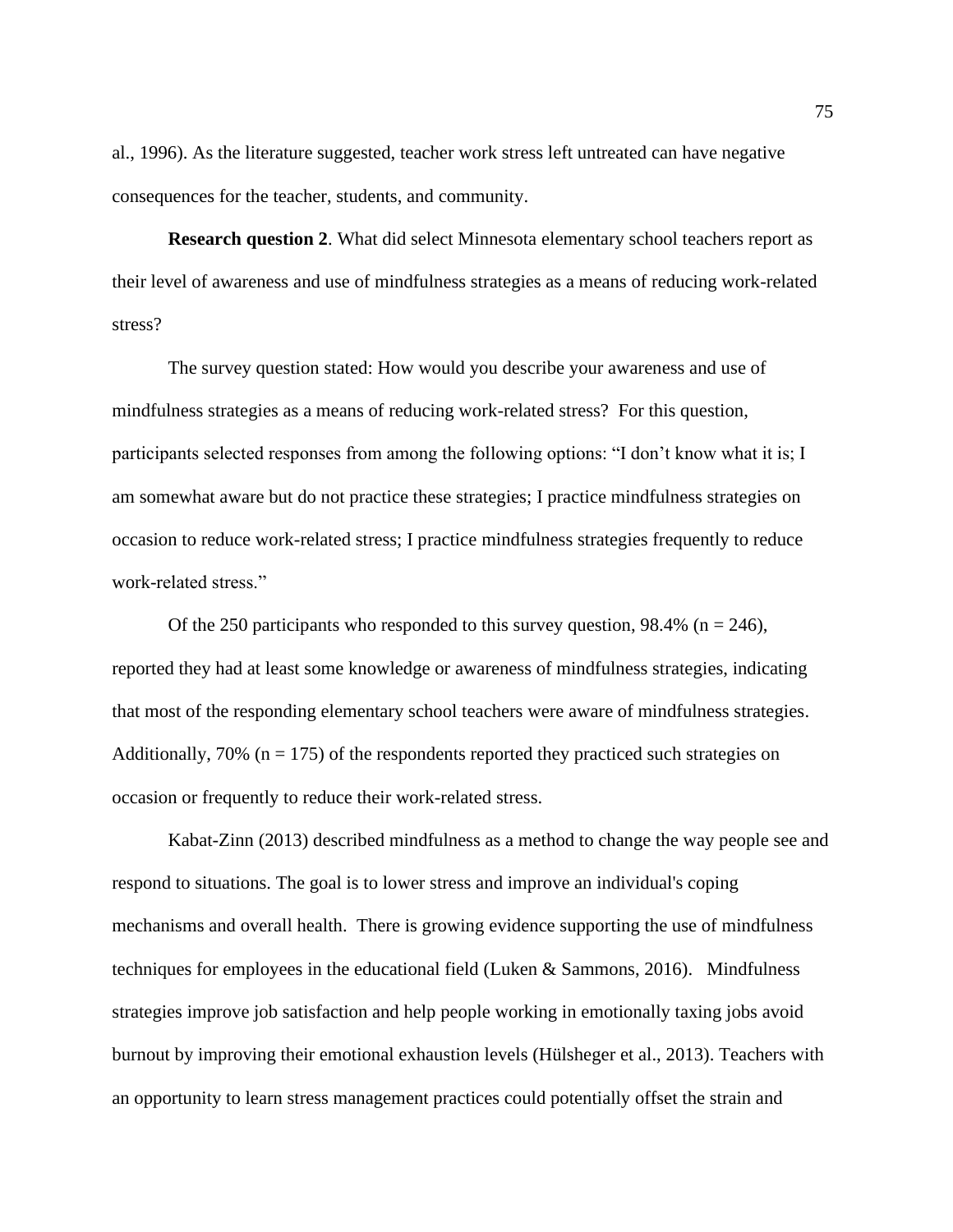al., 1996). As the literature suggested, teacher work stress left untreated can have negative consequences for the teacher, students, and community.

**Research question 2**. What did select Minnesota elementary school teachers report as their level of awareness and use of mindfulness strategies as a means of reducing work-related stress?

The survey question stated: How would you describe your awareness and use of mindfulness strategies as a means of reducing work-related stress? For this question, participants selected responses from among the following options: "I don't know what it is; I am somewhat aware but do not practice these strategies; I practice mindfulness strategies on occasion to reduce work-related stress; I practice mindfulness strategies frequently to reduce work-related stress."

Of the 250 participants who responded to this survey question, 98.4% ($n = 246$), reported they had at least some knowledge or awareness of mindfulness strategies, indicating that most of the responding elementary school teachers were aware of mindfulness strategies. Additionally, 70% ($n = 175$) of the respondents reported they practiced such strategies on occasion or frequently to reduce their work-related stress.

Kabat-Zinn (2013) described mindfulness as a method to change the way people see and respond to situations. The goal is to lower stress and improve an individual's coping mechanisms and overall health. There is growing evidence supporting the use of mindfulness techniques for employees in the educational field (Luken & Sammons, 2016). Mindfulness strategies improve job satisfaction and help people working in emotionally taxing jobs avoid burnout by improving their emotional exhaustion levels (Hülsheger et al., 2013). Teachers with an opportunity to learn stress management practices could potentially offset the strain and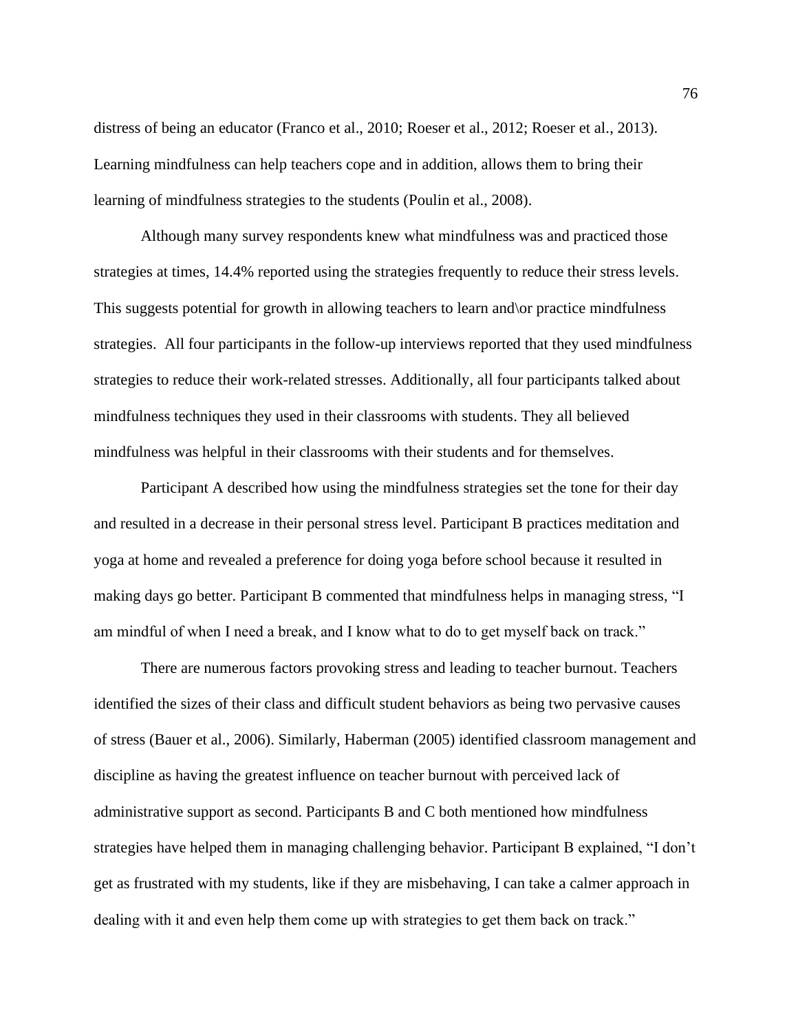distress of being an educator (Franco et al., 2010; Roeser et al., 2012; Roeser et al., 2013). Learning mindfulness can help teachers cope and in addition, allows them to bring their learning of mindfulness strategies to the students (Poulin et al., 2008).

Although many survey respondents knew what mindfulness was and practiced those strategies at times, 14.4% reported using the strategies frequently to reduce their stress levels. This suggests potential for growth in allowing teachers to learn and\or practice mindfulness strategies. All four participants in the follow-up interviews reported that they used mindfulness strategies to reduce their work-related stresses. Additionally, all four participants talked about mindfulness techniques they used in their classrooms with students. They all believed mindfulness was helpful in their classrooms with their students and for themselves.

Participant A described how using the mindfulness strategies set the tone for their day and resulted in a decrease in their personal stress level. Participant B practices meditation and yoga at home and revealed a preference for doing yoga before school because it resulted in making days go better. Participant B commented that mindfulness helps in managing stress, "I am mindful of when I need a break, and I know what to do to get myself back on track."

There are numerous factors provoking stress and leading to teacher burnout. Teachers identified the sizes of their class and difficult student behaviors as being two pervasive causes of stress (Bauer et al., 2006). Similarly, Haberman (2005) identified classroom management and discipline as having the greatest influence on teacher burnout with perceived lack of administrative support as second. Participants B and C both mentioned how mindfulness strategies have helped them in managing challenging behavior. Participant B explained, "I don't get as frustrated with my students, like if they are misbehaving, I can take a calmer approach in dealing with it and even help them come up with strategies to get them back on track."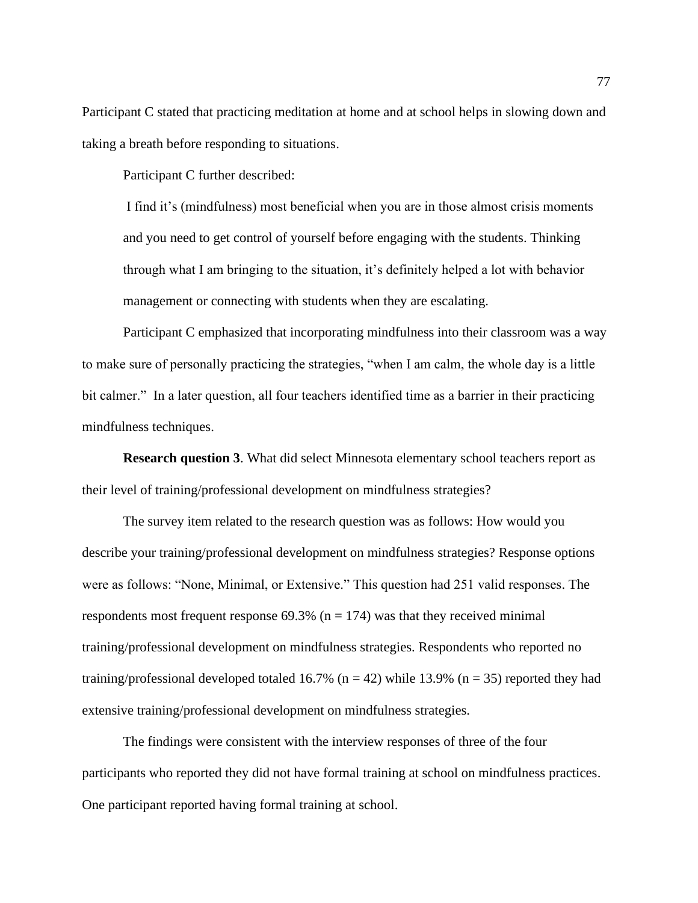Participant C stated that practicing meditation at home and at school helps in slowing down and taking a breath before responding to situations.

Participant C further described:

> I find it's (mindfulness) most beneficial when you are in those almost crisis moments and you need to get control of yourself before engaging with the students. Thinking through what I am bringing to the situation, it's definitely helped a lot with behavior management or connecting with students when they are escalating.

Participant C emphasized that incorporating mindfulness into their classroom was a way to make sure of personally practicing the strategies, "when I am calm, the whole day is a little bit calmer." In a later question, all four teachers identified time as a barrier in their practicing mindfulness techniques.

**Research question 3**. What did select Minnesota elementary school teachers report as their level of training/professional development on mindfulness strategies?

The survey item related to the research question was as follows: How would you describe your training/professional development on mindfulness strategies? Response options were as follows: "None, Minimal, or Extensive." This question had 251 valid responses. The respondents most frequent response 69.3% ($n = 174$) was that they received minimal training/professional development on mindfulness strategies. Respondents who reported no training/professional developed totaled 16.7% ($n = 42$) while 13.9% ($n = 35$) reported they had extensive training/professional development on mindfulness strategies.

The findings were consistent with the interview responses of three of the four participants who reported they did not have formal training at school on mindfulness practices. One participant reported having formal training at school.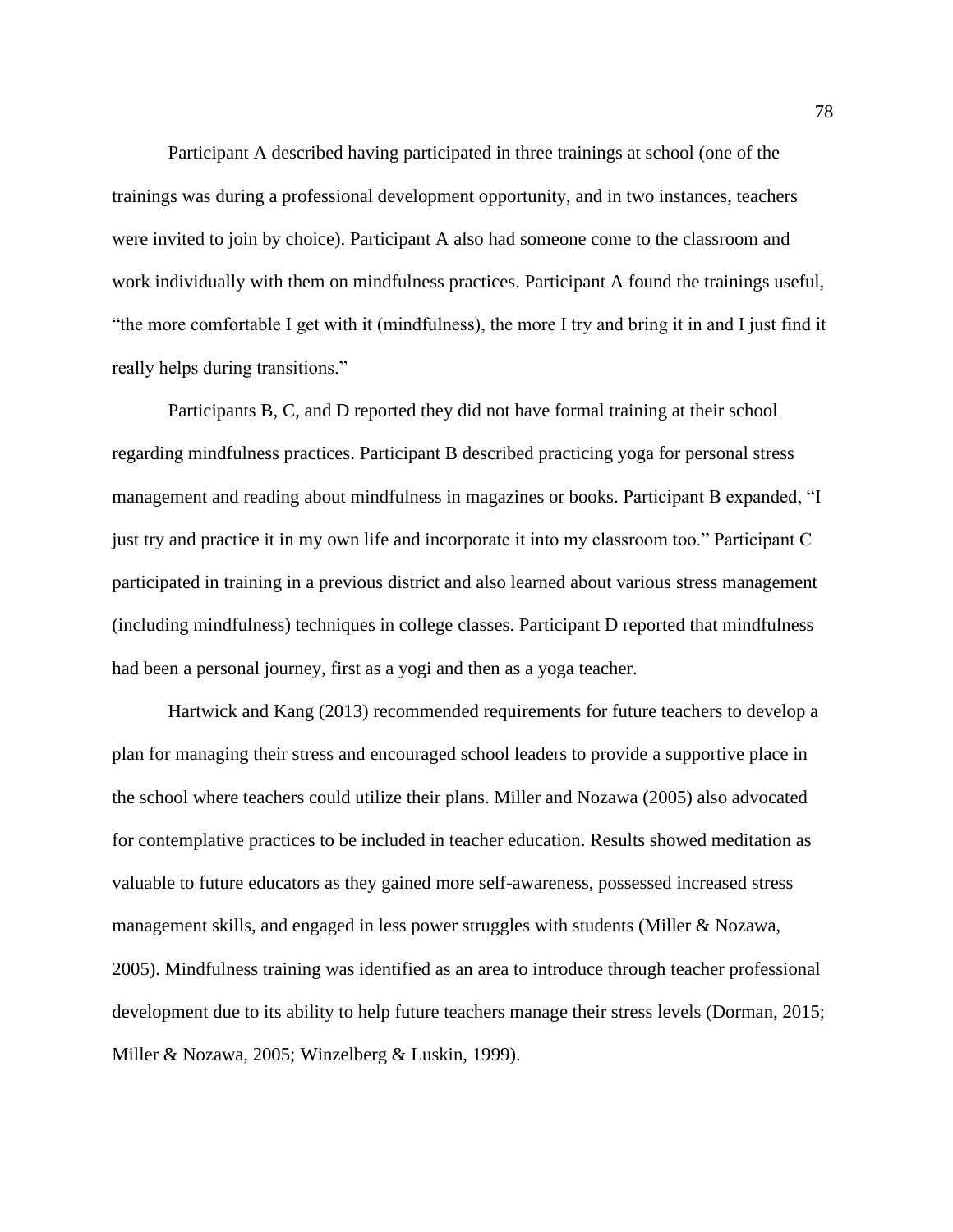Participant A described having participated in three trainings at school (one of the trainings was during a professional development opportunity, and in two instances, teachers were invited to join by choice). Participant A also had someone come to the classroom and work individually with them on mindfulness practices. Participant A found the trainings useful, "the more comfortable I get with it (mindfulness), the more I try and bring it in and I just find it really helps during transitions."

Participants B, C, and D reported they did not have formal training at their school regarding mindfulness practices. Participant B described practicing yoga for personal stress management and reading about mindfulness in magazines or books. Participant B expanded, "I just try and practice it in my own life and incorporate it into my classroom too." Participant C participated in training in a previous district and also learned about various stress management (including mindfulness) techniques in college classes. Participant D reported that mindfulness had been a personal journey, first as a yogi and then as a yoga teacher.

Hartwick and Kang (2013) recommended requirements for future teachers to develop a plan for managing their stress and encouraged school leaders to provide a supportive place in the school where teachers could utilize their plans. Miller and Nozawa (2005) also advocated for contemplative practices to be included in teacher education. Results showed meditation as valuable to future educators as they gained more self-awareness, possessed increased stress management skills, and engaged in less power struggles with students (Miller & Nozawa, 2005). Mindfulness training was identified as an area to introduce through teacher professional development due to its ability to help future teachers manage their stress levels (Dorman, 2015; Miller & Nozawa, 2005; Winzelberg & Luskin, 1999).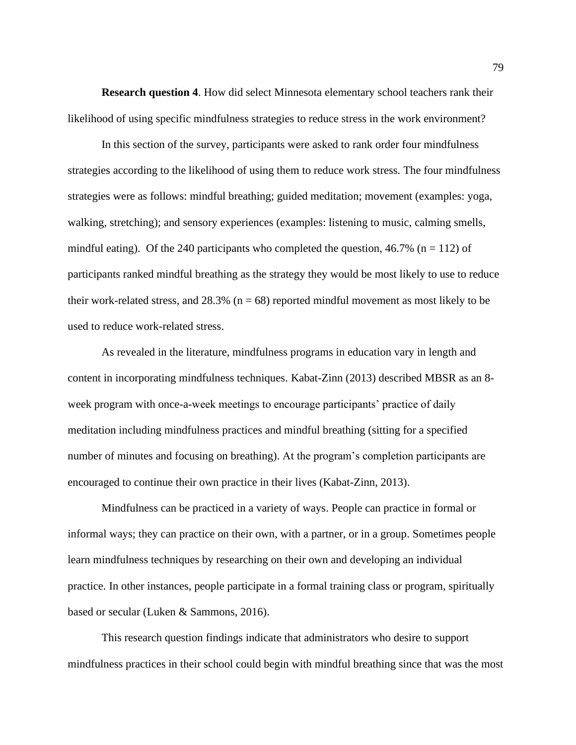**Research question 4**. How did select Minnesota elementary school teachers rank their likelihood of using specific mindfulness strategies to reduce stress in the work environment?

In this section of the survey, participants were asked to rank order four mindfulness strategies according to the likelihood of using them to reduce work stress. The four mindfulness strategies were as follows: mindful breathing; guided meditation; movement (examples: yoga, walking, stretching); and sensory experiences (examples: listening to music, calming smells, mindful eating). Of the 240 participants who completed the question, 46.7% ($n = 112$) of participants ranked mindful breathing as the strategy they would be most likely to use to reduce their work-related stress, and 28.3% ($n = 68$) reported mindful movement as most likely to be used to reduce work-related stress.

As revealed in the literature, mindfulness programs in education vary in length and content in incorporating mindfulness techniques. Kabat-Zinn (2013) described MBSR as an 8-week program with once-a-week meetings to encourage participants' practice of daily meditation including mindfulness practices and mindful breathing (sitting for a specified number of minutes and focusing on breathing). At the program's completion participants are encouraged to continue their own practice in their lives (Kabat-Zinn, 2013).

Mindfulness can be practiced in a variety of ways. People can practice in formal or informal ways; they can practice on their own, with a partner, or in a group. Sometimes people learn mindfulness techniques by researching on their own and developing an individual practice. In other instances, people participate in a formal training class or program, spiritually based or secular (Luken & Sammons, 2016).

This research question findings indicate that administrators who desire to support mindfulness practices in their school could begin with mindful breathing since that was the most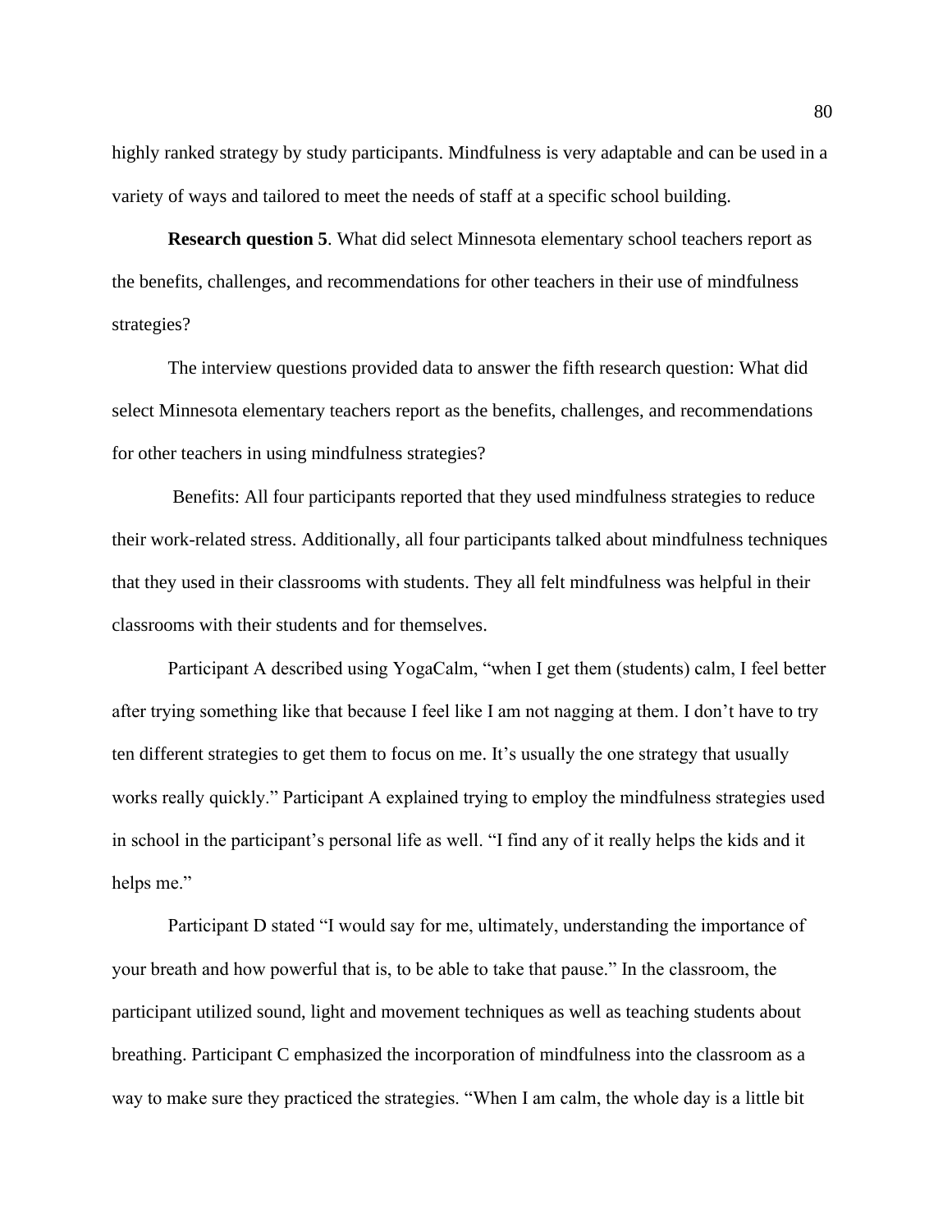highly ranked strategy by study participants. Mindfulness is very adaptable and can be used in a variety of ways and tailored to meet the needs of staff at a specific school building.

**Research question 5**. What did select Minnesota elementary school teachers report as the benefits, challenges, and recommendations for other teachers in their use of mindfulness strategies?

The interview questions provided data to answer the fifth research question: What did select Minnesota elementary teachers report as the benefits, challenges, and recommendations for other teachers in using mindfulness strategies?

Benefits: All four participants reported that they used mindfulness strategies to reduce their work-related stress. Additionally, all four participants talked about mindfulness techniques that they used in their classrooms with students. They all felt mindfulness was helpful in their classrooms with their students and for themselves.

Participant A described using YogaCalm, "when I get them (students) calm, I feel better after trying something like that because I feel like I am not nagging at them. I don't have to try ten different strategies to get them to focus on me. It's usually the one strategy that usually works really quickly." Participant A explained trying to employ the mindfulness strategies used in school in the participant's personal life as well. "I find any of it really helps the kids and it helps me."

Participant D stated "I would say for me, ultimately, understanding the importance of your breath and how powerful that is, to be able to take that pause." In the classroom, the participant utilized sound, light and movement techniques as well as teaching students about breathing. Participant C emphasized the incorporation of mindfulness into the classroom as a way to make sure they practiced the strategies. "When I am calm, the whole day is a little bit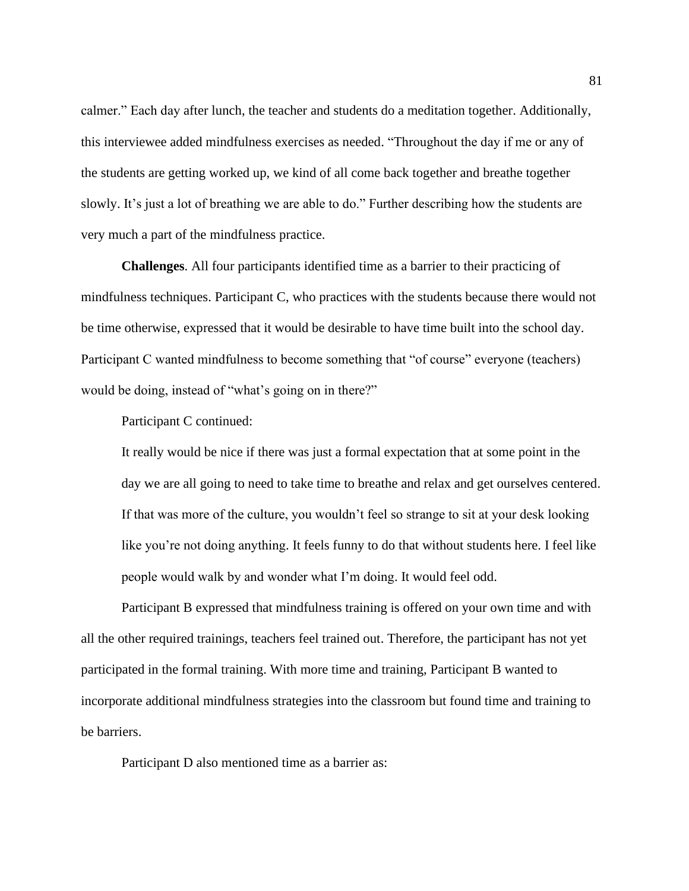calmer." Each day after lunch, the teacher and students do a meditation together. Additionally, this interviewee added mindfulness exercises as needed. "Throughout the day if me or any of the students are getting worked up, we kind of all come back together and breathe together slowly. It's just a lot of breathing we are able to do." Further describing how the students are very much a part of the mindfulness practice.

**Challenges**. All four participants identified time as a barrier to their practicing of mindfulness techniques. Participant C, who practices with the students because there would not be time otherwise, expressed that it would be desirable to have time built into the school day. Participant C wanted mindfulness to become something that "of course" everyone (teachers) would be doing, instead of "what's going on in there?"

Participant C continued:

> It really would be nice if there was just a formal expectation that at some point in the day we are all going to need to take time to breathe and relax and get ourselves centered. If that was more of the culture, you wouldn't feel so strange to sit at your desk looking like you're not doing anything. It feels funny to do that without students here. I feel like people would walk by and wonder what I'm doing. It would feel odd.

Participant B expressed that mindfulness training is offered on your own time and with all the other required trainings, teachers feel trained out. Therefore, the participant has not yet participated in the formal training. With more time and training, Participant B wanted to incorporate additional mindfulness strategies into the classroom but found time and training to be barriers.

Participant D also mentioned time as a barrier as: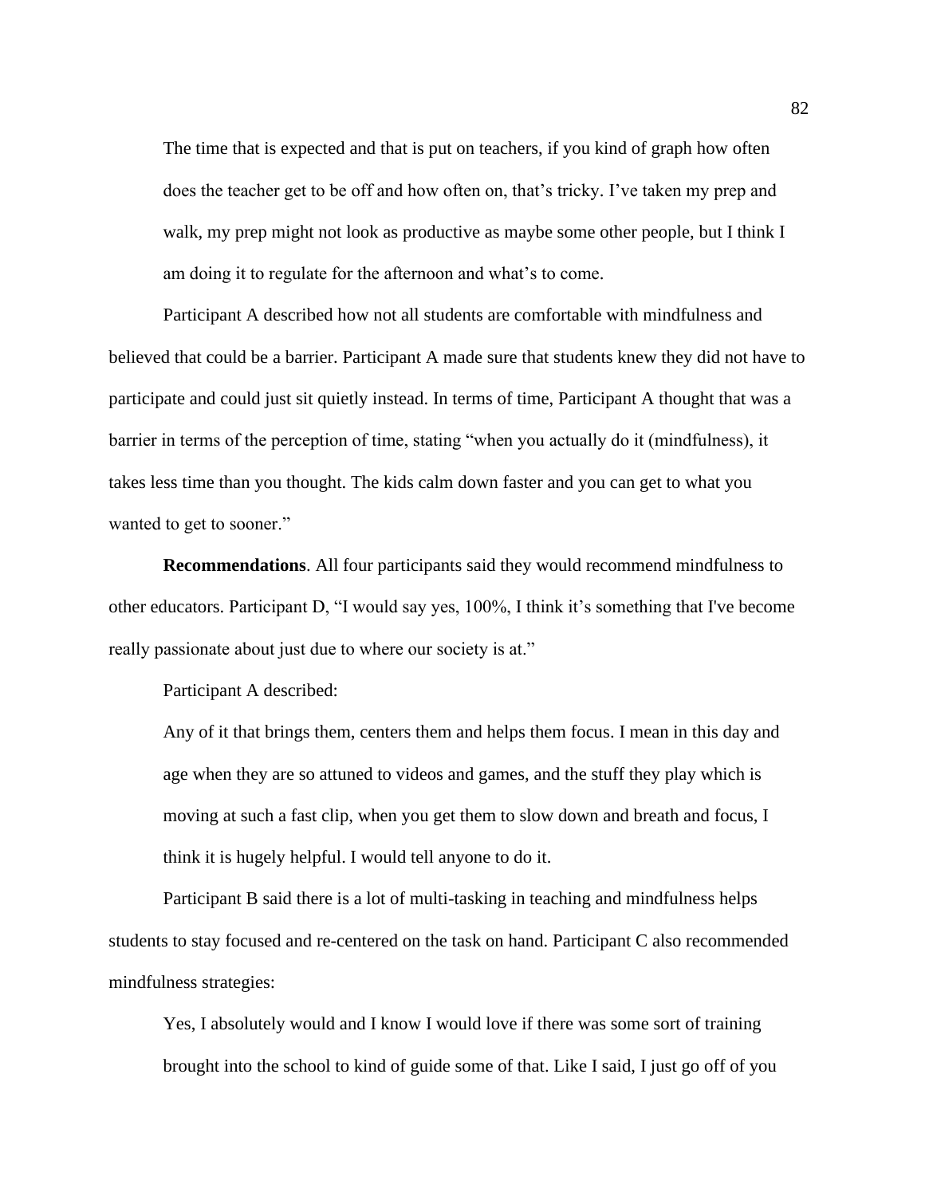> The time that is expected and that is put on teachers, if you kind of graph how often does the teacher get to be off and how often on, that's tricky. I've taken my prep and walk, my prep might not look as productive as maybe some other people, but I think I am doing it to regulate for the afternoon and what's to come.

Participant A described how not all students are comfortable with mindfulness and believed that could be a barrier. Participant A made sure that students knew they did not have to participate and could just sit quietly instead. In terms of time, Participant A thought that was a barrier in terms of the perception of time, stating "when you actually do it (mindfulness), it takes less time than you thought. The kids calm down faster and you can get to what you wanted to get to sooner."

**Recommendations**. All four participants said they would recommend mindfulness to other educators. Participant D, "I would say yes, 100%, I think it's something that I've become really passionate about just due to where our society is at."

Participant A described:

> Any of it that brings them, centers them and helps them focus. I mean in this day and age when they are so attuned to videos and games, and the stuff they play which is moving at such a fast clip, when you get them to slow down and breath and focus, I think it is hugely helpful. I would tell anyone to do it.

Participant B said there is a lot of multi-tasking in teaching and mindfulness helps students to stay focused and re-centered on the task on hand. Participant C also recommended mindfulness strategies:

> Yes, I absolutely would and I know I would love if there was some sort of training brought into the school to kind of guide some of that. Like I said, I just go off of you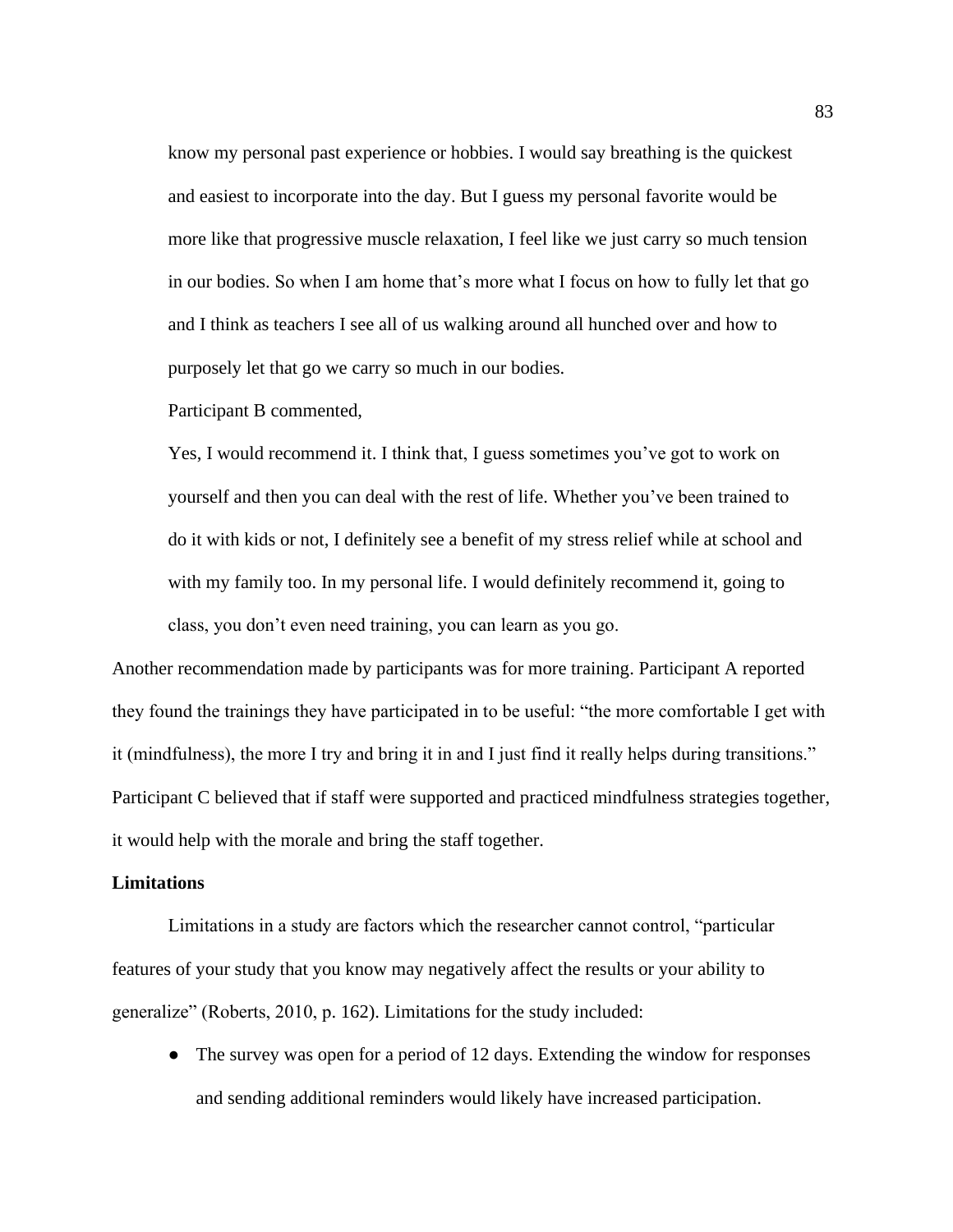know my personal past experience or hobbies. I would say breathing is the quickest and easiest to incorporate into the day. But I guess my personal favorite would be more like that progressive muscle relaxation, I feel like we just carry so much tension in our bodies. So when I am home that's more what I focus on how to fully let that go and I think as teachers I see all of us walking around all hunched over and how to purposely let that go we carry so much in our bodies.

Participant B commented,

> Yes, I would recommend it. I think that, I guess sometimes you've got to work on yourself and then you can deal with the rest of life. Whether you've been trained to do it with kids or not, I definitely see a benefit of my stress relief while at school and with my family too. In my personal life. I would definitely recommend it, going to class, you don't even need training, you can learn as you go.

Another recommendation made by participants was for more training. Participant A reported they found the trainings they have participated in to be useful: "the more comfortable I get with it (mindfulness), the more I try and bring it in and I just find it really helps during transitions." Participant C believed that if staff were supported and practiced mindfulness strategies together, it would help with the morale and bring the staff together.

### Limitations

Limitations in a study are factors which the researcher cannot control, "particular features of your study that you know may negatively affect the results or your ability to generalize" (Roberts, 2010, p. 162). Limitations for the study included:

- The survey was open for a period of 12 days. Extending the window for responses and sending additional reminders would likely have increased participation.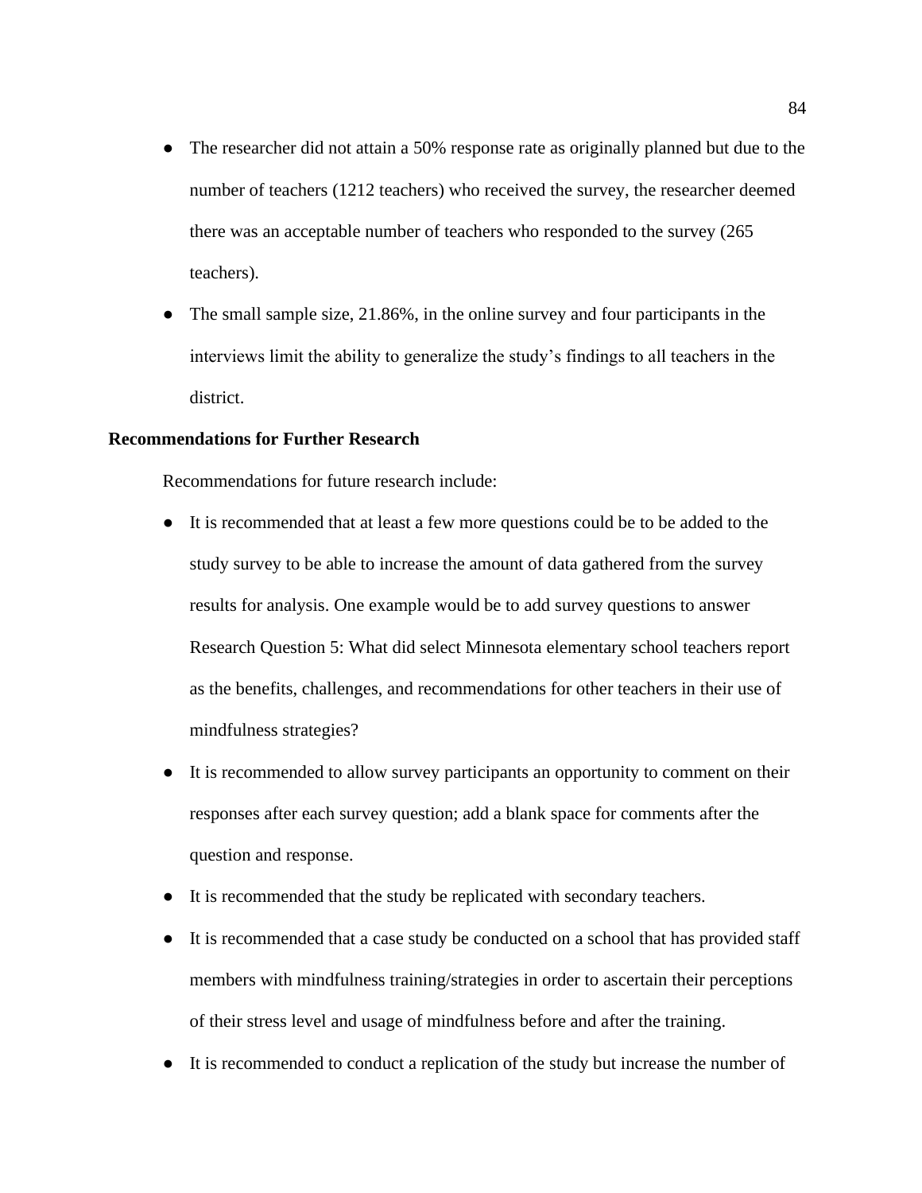- The researcher did not attain a 50% response rate as originally planned but due to the number of teachers (1212 teachers) who received the survey, the researcher deemed there was an acceptable number of teachers who responded to the survey (265 teachers).
- The small sample size, 21.86%, in the online survey and four participants in the interviews limit the ability to generalize the study's findings to all teachers in the district.

**Recommendations for Further Research**

Recommendations for future research include:

- It is recommended that at least a few more questions could be to be added to the study survey to be able to increase the amount of data gathered from the survey results for analysis. One example would be to add survey questions to answer Research Question 5: What did select Minnesota elementary school teachers report as the benefits, challenges, and recommendations for other teachers in their use of mindfulness strategies?
- It is recommended to allow survey participants an opportunity to comment on their responses after each survey question; add a blank space for comments after the question and response.
- It is recommended that the study be replicated with secondary teachers.
- It is recommended that a case study be conducted on a school that has provided staff members with mindfulness training/strategies in order to ascertain their perceptions of their stress level and usage of mindfulness before and after the training.
- It is recommended to conduct a replication of the study but increase the number of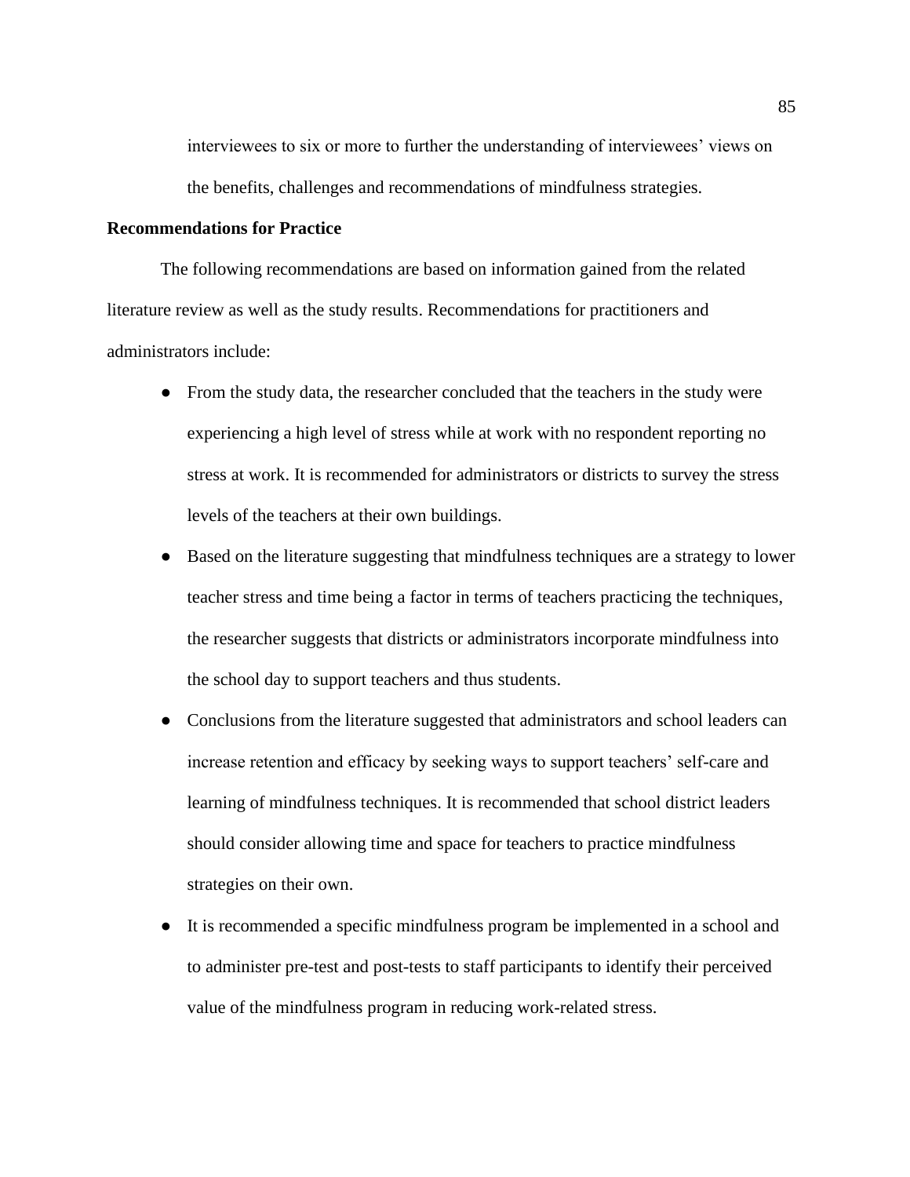interviewees to six or more to further the understanding of interviewees' views on the benefits, challenges and recommendations of mindfulness strategies.

**Recommendations for Practice**

The following recommendations are based on information gained from the related literature review as well as the study results. Recommendations for practitioners and administrators include:

- From the study data, the researcher concluded that the teachers in the study were experiencing a high level of stress while at work with no respondent reporting no stress at work. It is recommended for administrators or districts to survey the stress levels of the teachers at their own buildings.
- Based on the literature suggesting that mindfulness techniques are a strategy to lower teacher stress and time being a factor in terms of teachers practicing the techniques, the researcher suggests that districts or administrators incorporate mindfulness into the school day to support teachers and thus students.
- Conclusions from the literature suggested that administrators and school leaders can increase retention and efficacy by seeking ways to support teachers' self-care and learning of mindfulness techniques. It is recommended that school district leaders should consider allowing time and space for teachers to practice mindfulness strategies on their own.
- It is recommended a specific mindfulness program be implemented in a school and to administer pre-test and post-tests to staff participants to identify their perceived value of the mindfulness program in reducing work-related stress.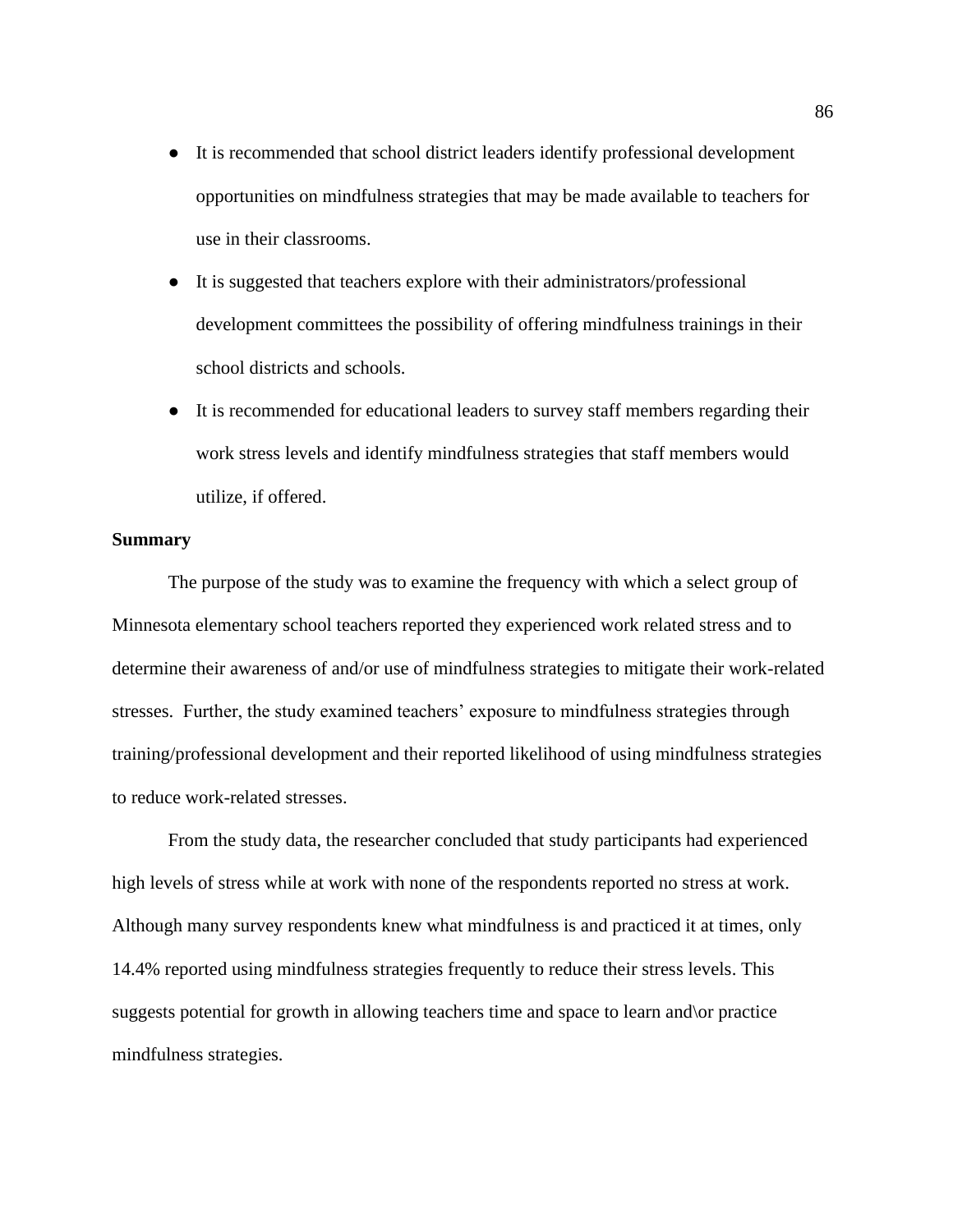- It is recommended that school district leaders identify professional development opportunities on mindfulness strategies that may be made available to teachers for use in their classrooms.
- It is suggested that teachers explore with their administrators/professional development committees the possibility of offering mindfulness trainings in their school districts and schools.
- It is recommended for educational leaders to survey staff members regarding their work stress levels and identify mindfulness strategies that staff members would utilize, if offered.

**Summary**

The purpose of the study was to examine the frequency with which a select group of Minnesota elementary school teachers reported they experienced work related stress and to determine their awareness of and/or use of mindfulness strategies to mitigate their work-related stresses. Further, the study examined teachers' exposure to mindfulness strategies through training/professional development and their reported likelihood of using mindfulness strategies to reduce work-related stresses.

From the study data, the researcher concluded that study participants had experienced high levels of stress while at work with none of the respondents reported no stress at work. Although many survey respondents knew what mindfulness is and practiced it at times, only 14.4% reported using mindfulness strategies frequently to reduce their stress levels. This suggests potential for growth in allowing teachers time and space to learn and\or practice mindfulness strategies.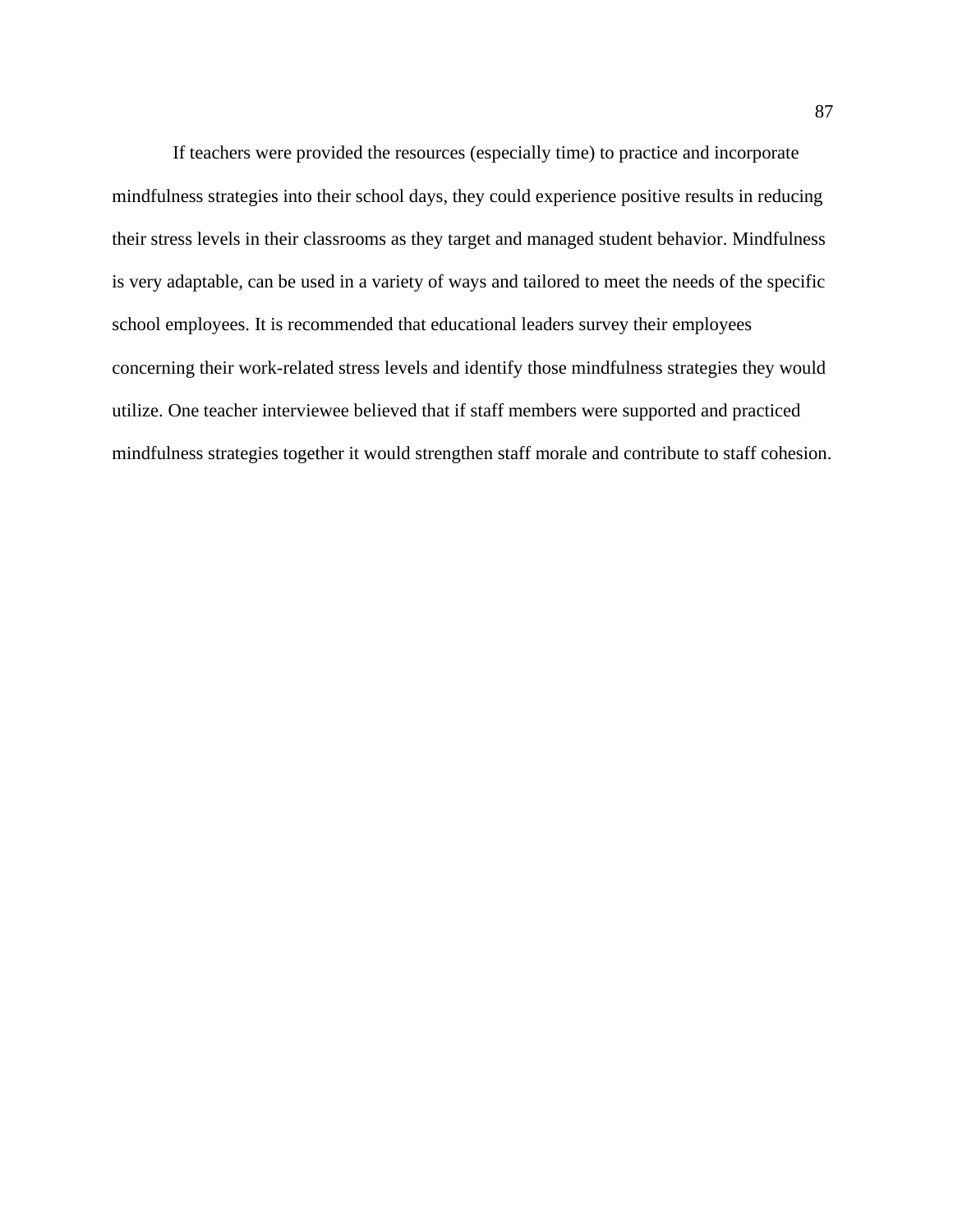If teachers were provided the resources (especially time) to practice and incorporate mindfulness strategies into their school days, they could experience positive results in reducing their stress levels in their classrooms as they target and managed student behavior. Mindfulness is very adaptable, can be used in a variety of ways and tailored to meet the needs of the specific school employees. It is recommended that educational leaders survey their employees concerning their work-related stress levels and identify those mindfulness strategies they would utilize. One teacher interviewee believed that if staff members were supported and practiced mindfulness strategies together it would strengthen staff morale and contribute to staff cohesion.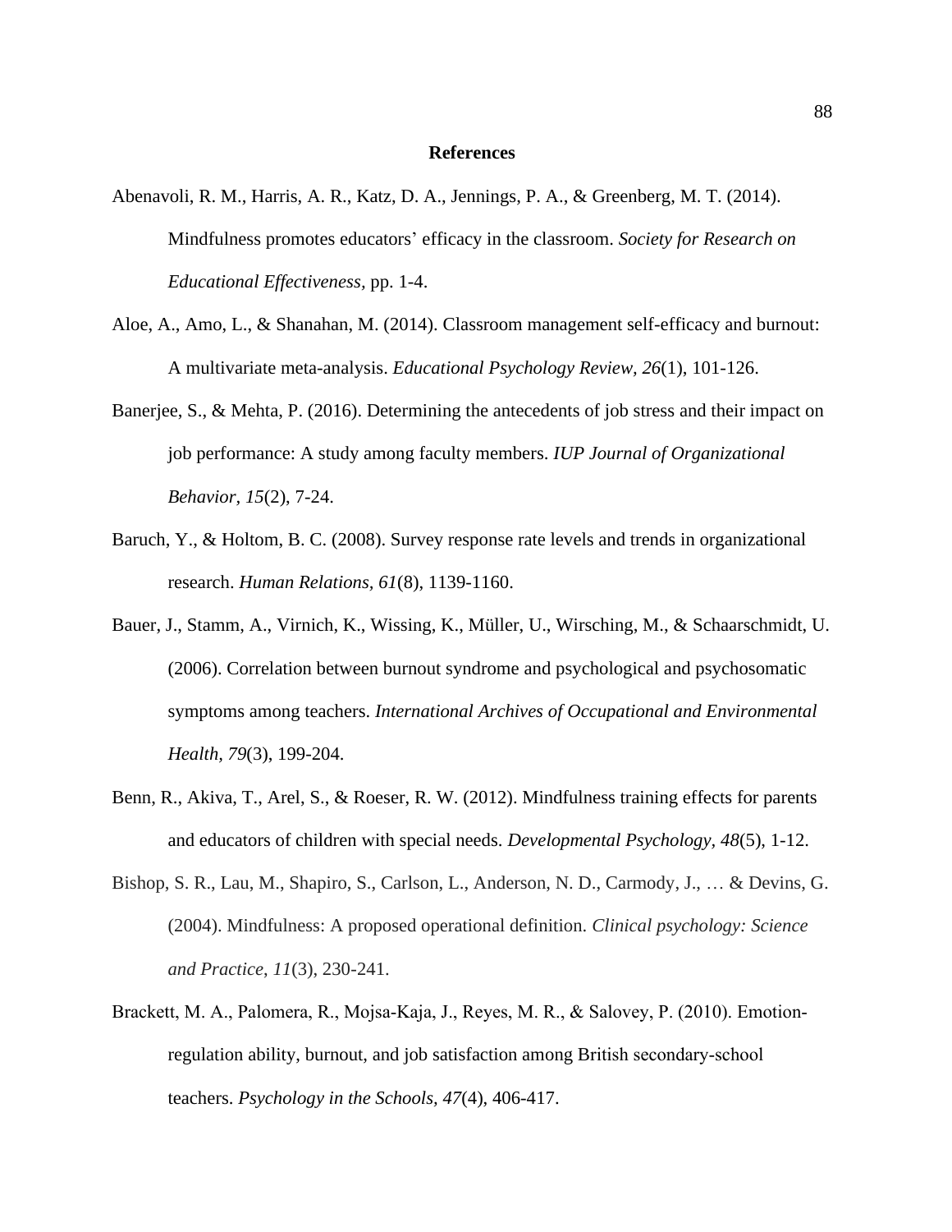## References

Abenavoli, R. M., Harris, A. R., Katz, D. A., Jennings, P. A., & Greenberg, M. T. (2014). Mindfulness promotes educators' efficacy in the classroom. *Society for Research on Educational Effectiveness,* pp. 1-4.

Aloe, A., Amo, L., & Shanahan, M. (2014). Classroom management self-efficacy and burnout: A multivariate meta-analysis. *Educational Psychology Review, 26*(1), 101-126.

Banerjee, S., & Mehta, P. (2016). Determining the antecedents of job stress and their impact on job performance: A study among faculty members. *IUP Journal of Organizational Behavior, 15*(2), 7-24.

Baruch, Y., & Holtom, B. C. (2008). Survey response rate levels and trends in organizational research. *Human Relations, 61*(8), 1139-1160.

Bauer, J., Stamm, A., Virnich, K., Wissing, K., Müller, U., Wirsching, M., & Schaarschmidt, U. (2006). Correlation between burnout syndrome and psychological and psychosomatic symptoms among teachers. *International Archives of Occupational and Environmental Health, 79*(3), 199-204.

Benn, R., Akiva, T., Arel, S., & Roeser, R. W. (2012). Mindfulness training effects for parents and educators of children with special needs. *Developmental Psychology, 48*(5), 1-12.

Bishop, S. R., Lau, M., Shapiro, S., Carlson, L., Anderson, N. D., Carmody, J., … & Devins, G. (2004). Mindfulness: A proposed operational definition. *Clinical psychology: Science and Practice*, *11*(3), 230-241.

Brackett, M. A., Palomera, R., Mojsa-Kaja, J., Reyes, M. R., & Salovey, P. (2010). Emotion-regulation ability, burnout, and job satisfaction among British secondary-school teachers. *Psychology in the Schools, 47*(4), 406-417.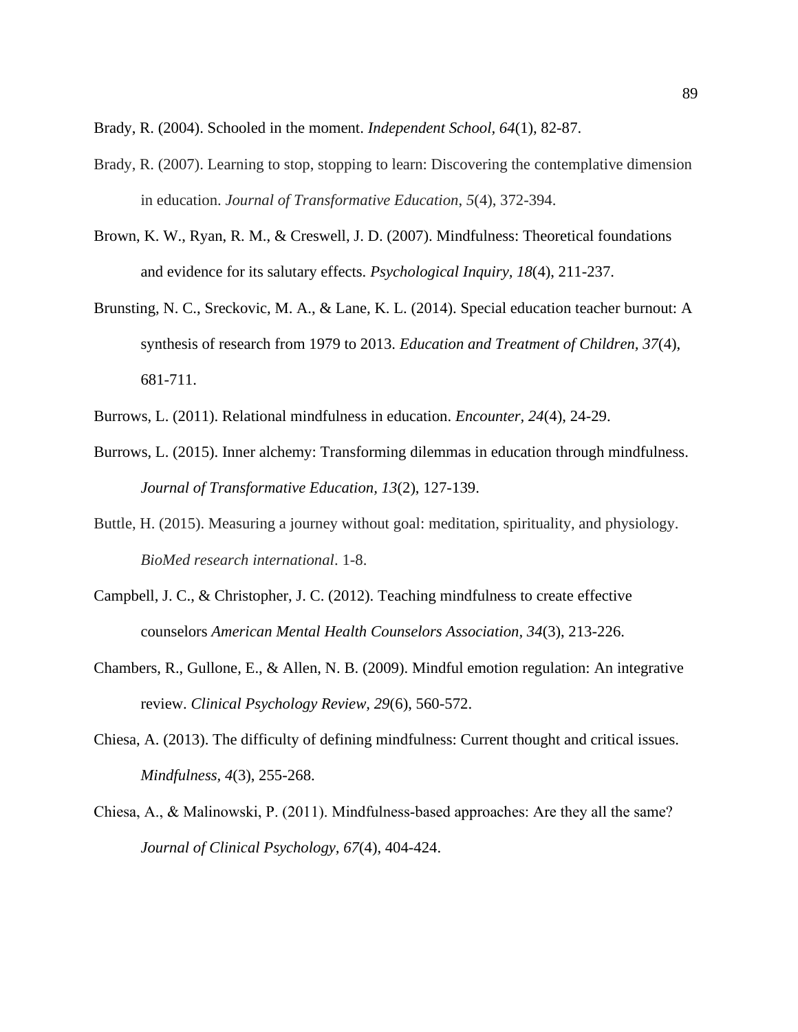Brady, R. (2004). Schooled in the moment. *Independent School, 64*(1), 82-87.

Brady, R. (2007). Learning to stop, stopping to learn: Discovering the contemplative dimension in education. *Journal of Transformative Education*, *5*(4), 372-394.

Brown, K. W., Ryan, R. M., & Creswell, J. D. (2007). Mindfulness: Theoretical foundations and evidence for its salutary effects. *Psychological Inquiry, 18*(4), 211-237.

Brunsting, N. C., Sreckovic, M. A., & Lane, K. L. (2014). Special education teacher burnout: A synthesis of research from 1979 to 2013. *Education and Treatment of Children, 37*(4), 681-711.

Burrows, L. (2011). Relational mindfulness in education. *Encounter, 24*(4), 24-29.

Burrows, L. (2015). Inner alchemy: Transforming dilemmas in education through mindfulness. *Journal of Transformative Education, 13*(2), 127-139.

Buttle, H. (2015). Measuring a journey without goal: meditation, spirituality, and physiology. *BioMed research international*. 1-8.

Campbell, J. C., & Christopher, J. C. (2012). Teaching mindfulness to create effective counselors *American Mental Health Counselors Association, 34*(3), 213-226.

Chambers, R., Gullone, E., & Allen, N. B. (2009). Mindful emotion regulation: An integrative review. *Clinical Psychology Review, 29*(6), 560-572.

Chiesa, A. (2013). The difficulty of defining mindfulness: Current thought and critical issues. *Mindfulness, 4*(3), 255-268.

Chiesa, A., & Malinowski, P. (2011). Mindfulness-based approaches: Are they all the same? *Journal of Clinical Psychology, 67*(4), 404-424.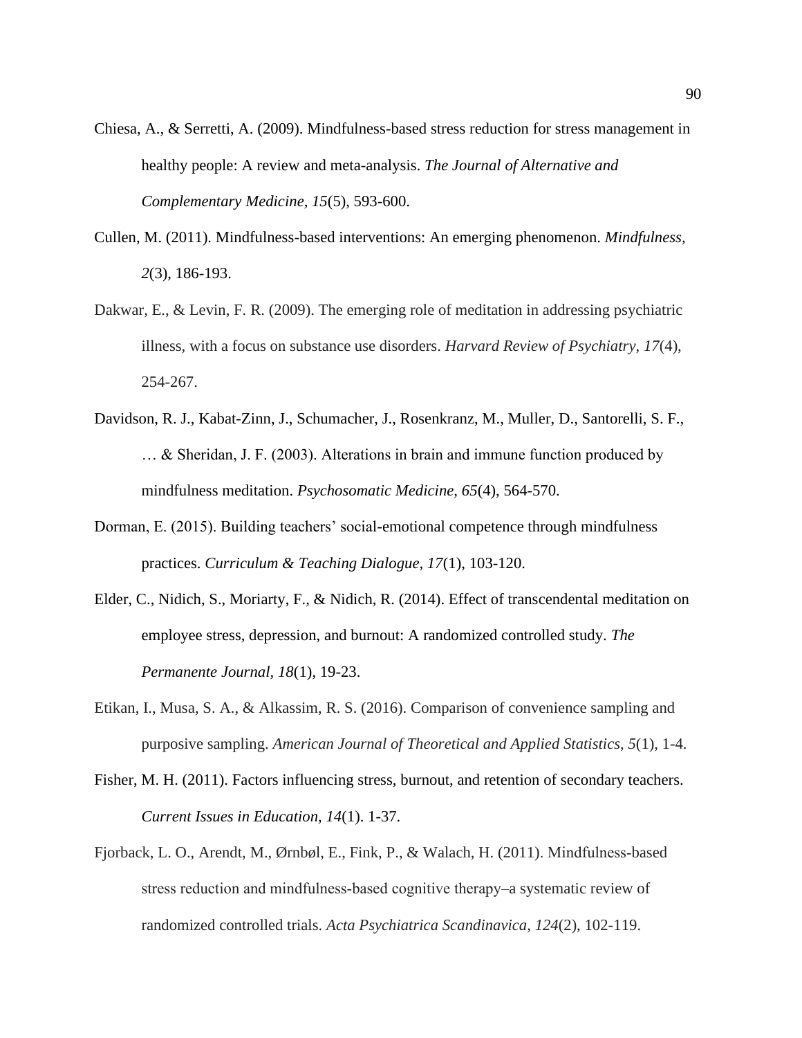Chiesa, A., & Serretti, A. (2009). Mindfulness-based stress reduction for stress management in healthy people: A review and meta-analysis. *The Journal of Alternative and Complementary Medicine, 15*(5), 593-600.

Cullen, M. (2011). Mindfulness-based interventions: An emerging phenomenon. *Mindfulness, 2*(3), 186-193.

Dakwar, E., & Levin, F. R. (2009). The emerging role of meditation in addressing psychiatric illness, with a focus on substance use disorders. *Harvard Review of Psychiatry, 17*(4), 254-267.

Davidson, R. J., Kabat-Zinn, J., Schumacher, J., Rosenkranz, M., Muller, D., Santorelli, S. F., … & Sheridan, J. F. (2003). Alterations in brain and immune function produced by mindfulness meditation. *Psychosomatic Medicine, 65*(4), 564-570.

Dorman, E. (2015). Building teachers' social-emotional competence through mindfulness practices. *Curriculum & Teaching Dialogue, 17*(1), 103-120.

Elder, C., Nidich, S., Moriarty, F., & Nidich, R. (2014). Effect of transcendental meditation on employee stress, depression, and burnout: A randomized controlled study. *The Permanente Journal, 18*(1), 19-23.

Etikan, I., Musa, S. A., & Alkassim, R. S. (2016). Comparison of convenience sampling and purposive sampling. *American Journal of Theoretical and Applied Statistics*, *5*(1), 1-4.

Fisher, M. H. (2011). Factors influencing stress, burnout, and retention of secondary teachers. *Current Issues in Education, 14*(1). 1-37.

Fjorback, L. O., Arendt, M., Ørnbøl, E., Fink, P., & Walach, H. (2011). Mindfulness-based stress reduction and mindfulness-based cognitive therapy–a systematic review of randomized controlled trials. *Acta Psychiatrica Scandinavica, 124*(2), 102-119.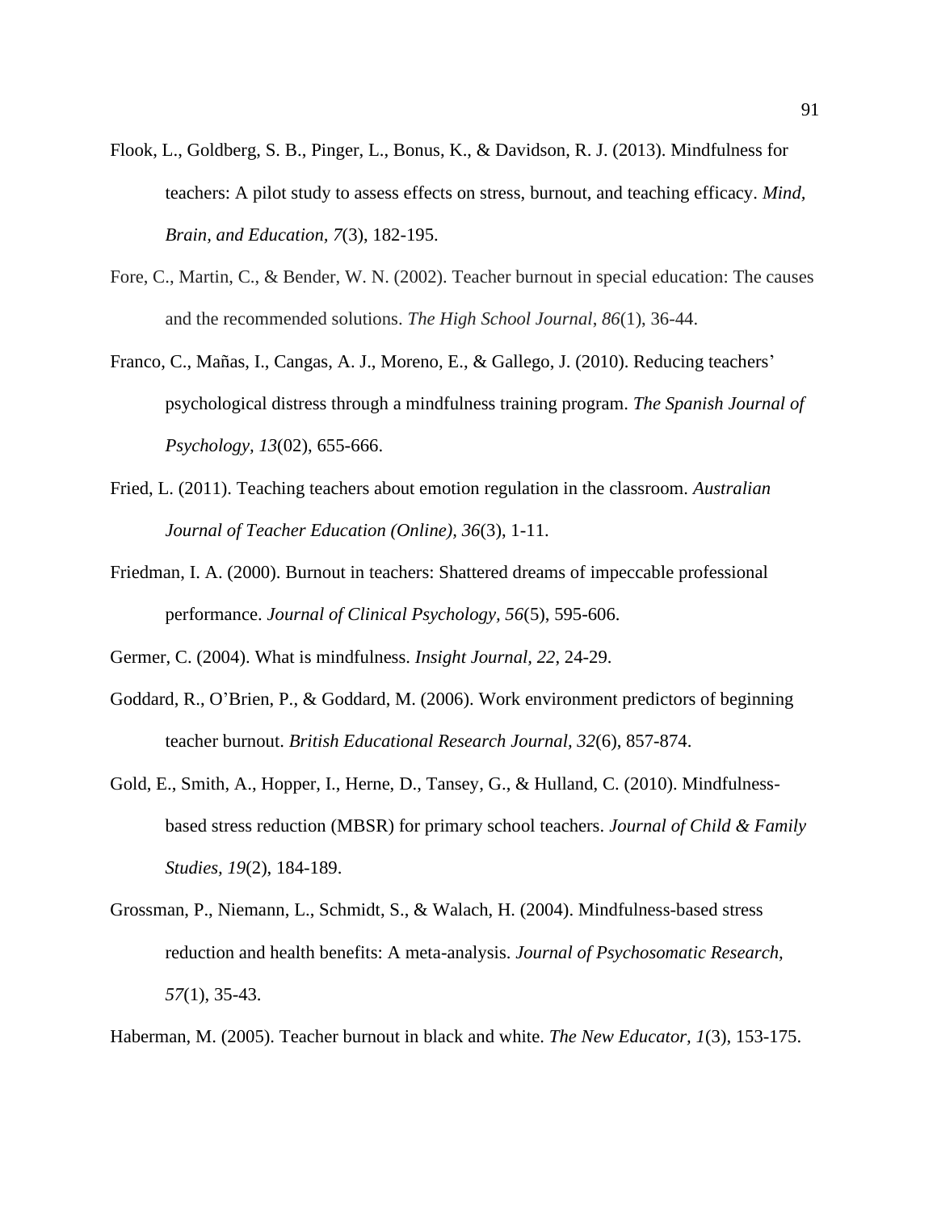Flook, L., Goldberg, S. B., Pinger, L., Bonus, K., & Davidson, R. J. (2013). Mindfulness for teachers: A pilot study to assess effects on stress, burnout, and teaching efficacy. *Mind, Brain, and Education, 7*(3), 182-195.

Fore, C., Martin, C., & Bender, W. N. (2002). Teacher burnout in special education: The causes and the recommended solutions. *The High School Journal*, *86*(1), 36-44.

Franco, C., Mañas, I., Cangas, A. J., Moreno, E., & Gallego, J. (2010). Reducing teachers' psychological distress through a mindfulness training program. *The Spanish Journal of Psychology, 13*(02), 655-666.

Fried, L. (2011). Teaching teachers about emotion regulation in the classroom. *Australian Journal of Teacher Education (Online), 36*(3), 1-11.

Friedman, I. A. (2000). Burnout in teachers: Shattered dreams of impeccable professional performance. *Journal of Clinical Psychology*, *56*(5), 595-606.

Germer, C. (2004). What is mindfulness. *Insight Journal, 22*, 24-29.

Goddard, R., O'Brien, P., & Goddard, M. (2006). Work environment predictors of beginning teacher burnout. *British Educational Research Journal, 32*(6), 857-874.

Gold, E., Smith, A., Hopper, I., Herne, D., Tansey, G., & Hulland, C. (2010). Mindfulness-based stress reduction (MBSR) for primary school teachers. *Journal of Child & Family Studies, 19*(2), 184-189.

Grossman, P., Niemann, L., Schmidt, S., & Walach, H. (2004). Mindfulness-based stress reduction and health benefits: A meta-analysis. *Journal of Psychosomatic Research, 57*(1), 35-43.

Haberman, M. (2005). Teacher burnout in black and white. *The New Educator, 1*(3), 153-175.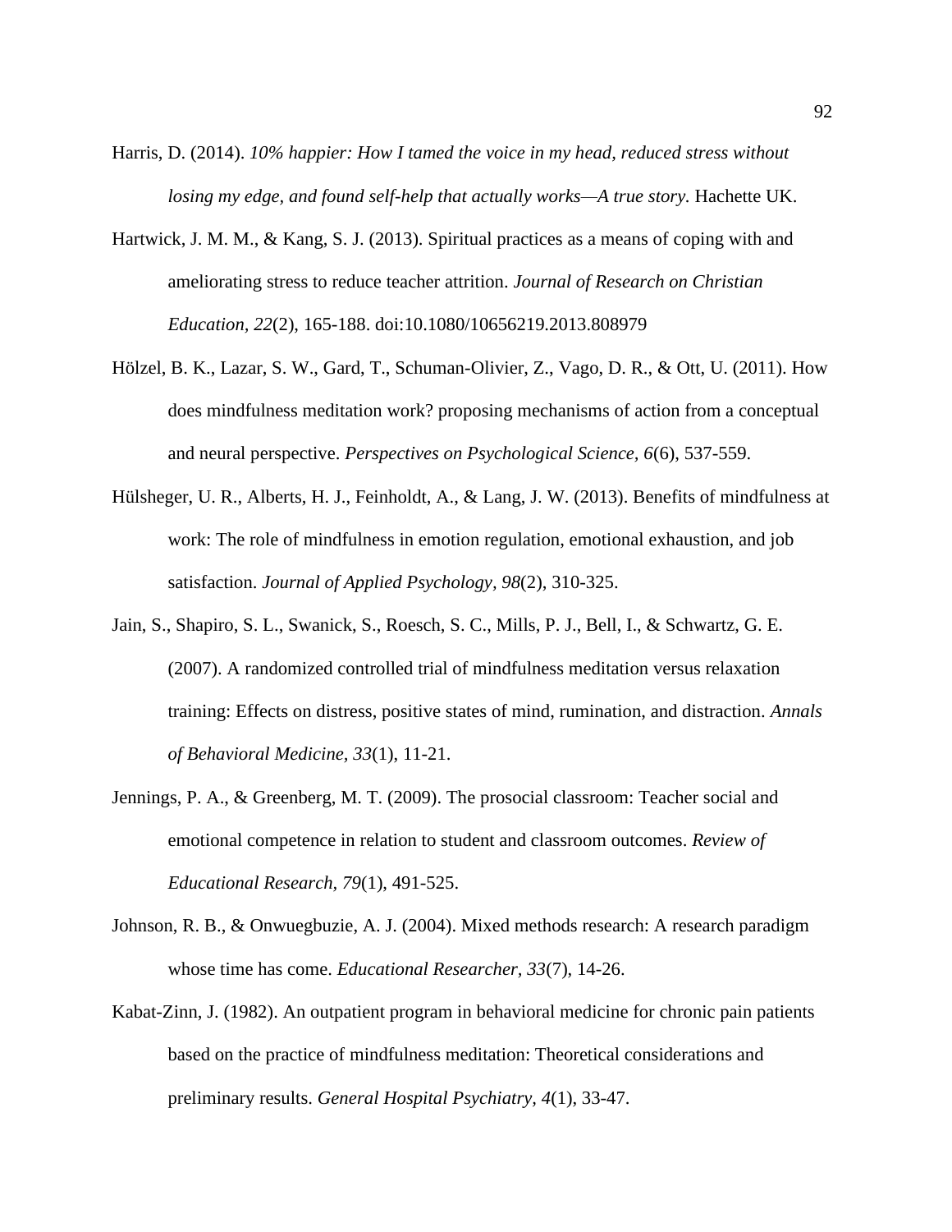Harris, D. (2014). *10% happier: How I tamed the voice in my head, reduced stress without losing my edge, and found self-help that actually works—A true story.* Hachette UK.

Hartwick, J. M. M., & Kang, S. J. (2013). Spiritual practices as a means of coping with and ameliorating stress to reduce teacher attrition. *Journal of Research on Christian Education, 22*(2), 165-188. doi:10.1080/10656219.2013.808979

Hölzel, B. K., Lazar, S. W., Gard, T., Schuman-Olivier, Z., Vago, D. R., & Ott, U. (2011). How does mindfulness meditation work? proposing mechanisms of action from a conceptual and neural perspective. *Perspectives on Psychological Science, 6*(6), 537-559.

Hülsheger, U. R., Alberts, H. J., Feinholdt, A., & Lang, J. W. (2013). Benefits of mindfulness at work: The role of mindfulness in emotion regulation, emotional exhaustion, and job satisfaction. *Journal of Applied Psychology, 98*(2), 310-325.

Jain, S., Shapiro, S. L., Swanick, S., Roesch, S. C., Mills, P. J., Bell, I., & Schwartz, G. E. (2007). A randomized controlled trial of mindfulness meditation versus relaxation training: Effects on distress, positive states of mind, rumination, and distraction. *Annals of Behavioral Medicine, 33*(1), 11-21.

Jennings, P. A., & Greenberg, M. T. (2009). The prosocial classroom: Teacher social and emotional competence in relation to student and classroom outcomes. *Review of Educational Research, 79*(1), 491-525.

Johnson, R. B., & Onwuegbuzie, A. J. (2004). Mixed methods research: A research paradigm whose time has come. *Educational Researcher, 33*(7), 14-26.

Kabat-Zinn, J. (1982). An outpatient program in behavioral medicine for chronic pain patients based on the practice of mindfulness meditation: Theoretical considerations and preliminary results. *General Hospital Psychiatry, 4*(1), 33-47.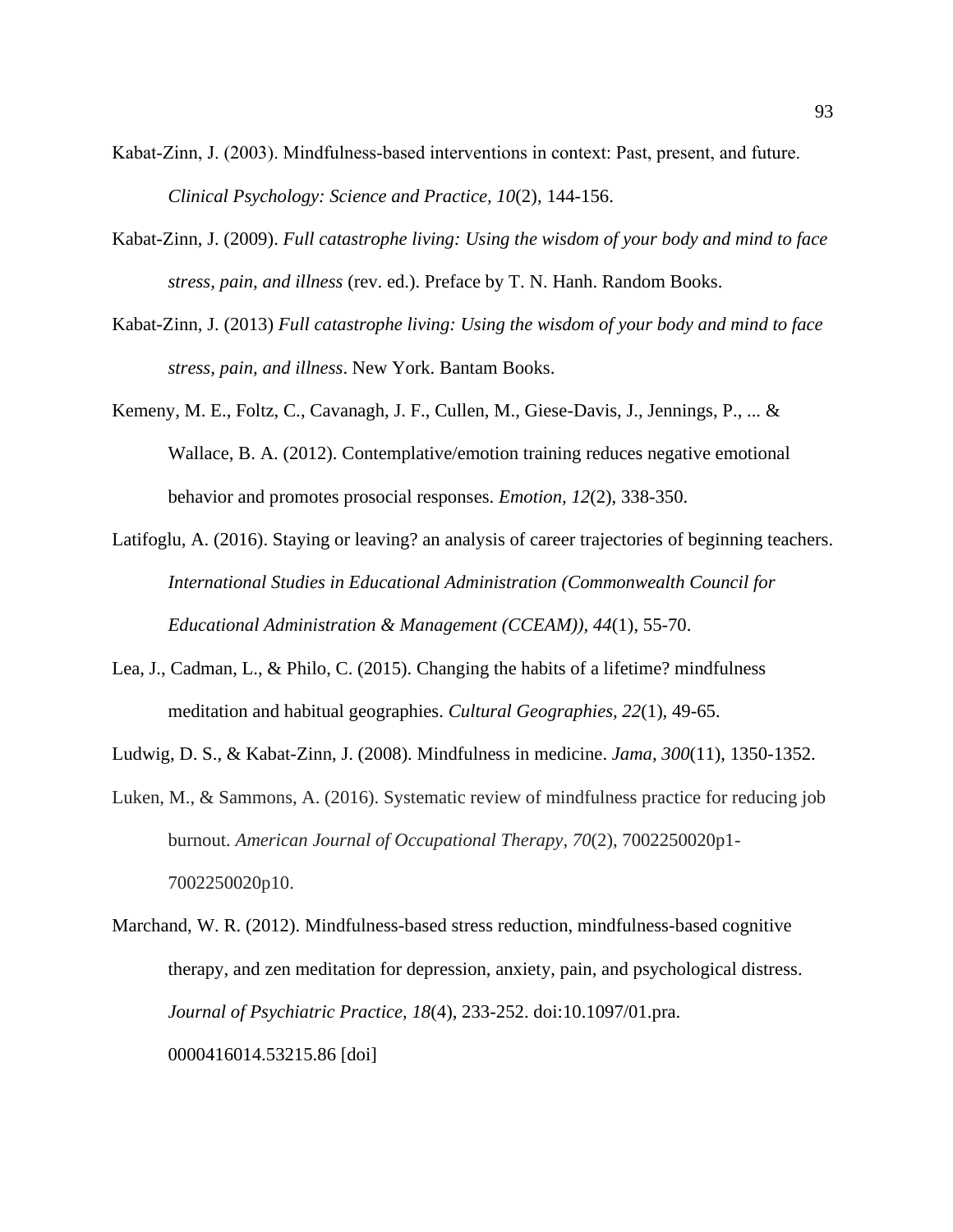Kabat-Zinn, J. (2003). Mindfulness-based interventions in context: Past, present, and future. *Clinical Psychology: Science and Practice, 10*(2), 144-156.

Kabat-Zinn, J. (2009). *Full catastrophe living: Using the wisdom of your body and mind to face stress, pain, and illness* (rev. ed.). Preface by T. N. Hanh. Random Books.

Kabat-Zinn, J. (2013) *Full catastrophe living: Using the wisdom of your body and mind to face stress, pain, and illness*. New York. Bantam Books.

Kemeny, M. E., Foltz, C., Cavanagh, J. F., Cullen, M., Giese-Davis, J., Jennings, P., ... & Wallace, B. A. (2012). Contemplative/emotion training reduces negative emotional behavior and promotes prosocial responses. *Emotion, 12*(2), 338-350.

Latifoglu, A. (2016). Staying or leaving? an analysis of career trajectories of beginning teachers. *International Studies in Educational Administration (Commonwealth Council for Educational Administration & Management (CCEAM)), 44*(1), 55-70.

Lea, J., Cadman, L., & Philo, C. (2015). Changing the habits of a lifetime? mindfulness meditation and habitual geographies. *Cultural Geographies, 22*(1), 49-65.

Ludwig, D. S., & Kabat-Zinn, J. (2008). Mindfulness in medicine. *Jama, 300*(11), 1350-1352.

Luken, M., & Sammons, A. (2016). Systematic review of mindfulness practice for reducing job burnout. *American Journal of Occupational Therapy*, *70*(2), 7002250020p1-7002250020p10.

Marchand, W. R. (2012). Mindfulness-based stress reduction, mindfulness-based cognitive therapy, and zen meditation for depression, anxiety, pain, and psychological distress. *Journal of Psychiatric Practice, 18*(4), 233-252. doi:10.1097/01.pra.0000416014.53215.86 [doi]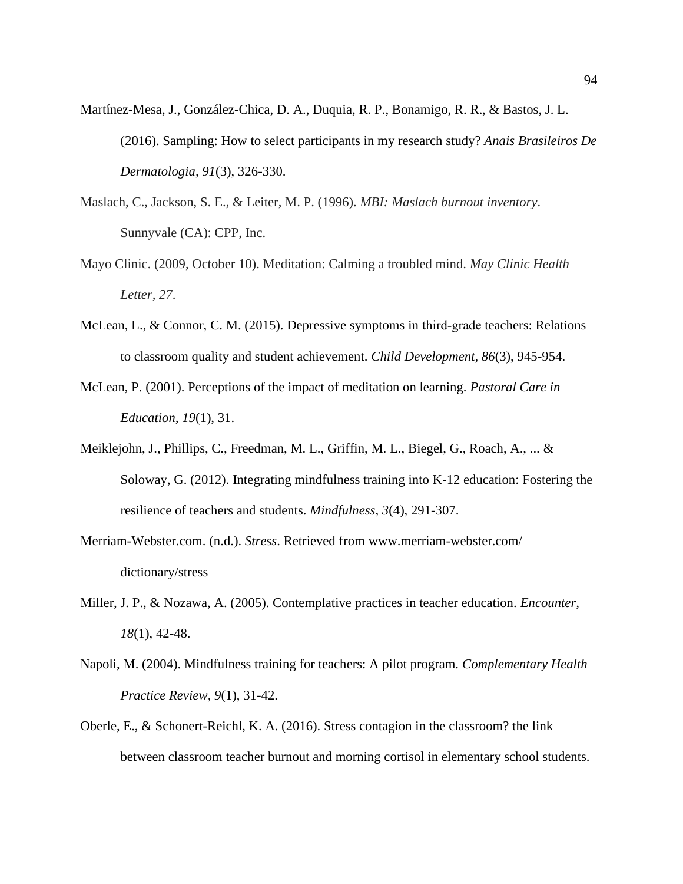Martínez-Mesa, J., González-Chica, D. A., Duquia, R. P., Bonamigo, R. R., & Bastos, J. L. (2016). Sampling: How to select participants in my research study? *Anais Brasileiros De Dermatologia, 91*(3), 326-330.

Maslach, C., Jackson, S. E., & Leiter, M. P. (1996). *MBI: Maslach burnout inventory*. Sunnyvale (CA): CPP, Inc.

Mayo Clinic. (2009, October 10). Meditation: Calming a troubled mind. *May Clinic Health Letter, 27*.

McLean, L., & Connor, C. M. (2015). Depressive symptoms in third-grade teachers: Relations to classroom quality and student achievement. *Child Development, 86*(3), 945-954.

McLean, P. (2001). Perceptions of the impact of meditation on learning. *Pastoral Care in Education, 19*(1), 31.

Meiklejohn, J., Phillips, C., Freedman, M. L., Griffin, M. L., Biegel, G., Roach, A., ... & Soloway, G. (2012). Integrating mindfulness training into K-12 education: Fostering the resilience of teachers and students. *Mindfulness, 3*(4), 291-307.

Merriam-Webster.com. (n.d.). *Stress*. Retrieved from www.merriam-webster.com/ dictionary/stress

Miller, J. P., & Nozawa, A. (2005). Contemplative practices in teacher education. *Encounter, 18*(1), 42-48.

Napoli, M. (2004). Mindfulness training for teachers: A pilot program. *Complementary Health Practice Review, 9*(1), 31-42.

Oberle, E., & Schonert-Reichl, K. A. (2016). Stress contagion in the classroom? the link between classroom teacher burnout and morning cortisol in elementary school students.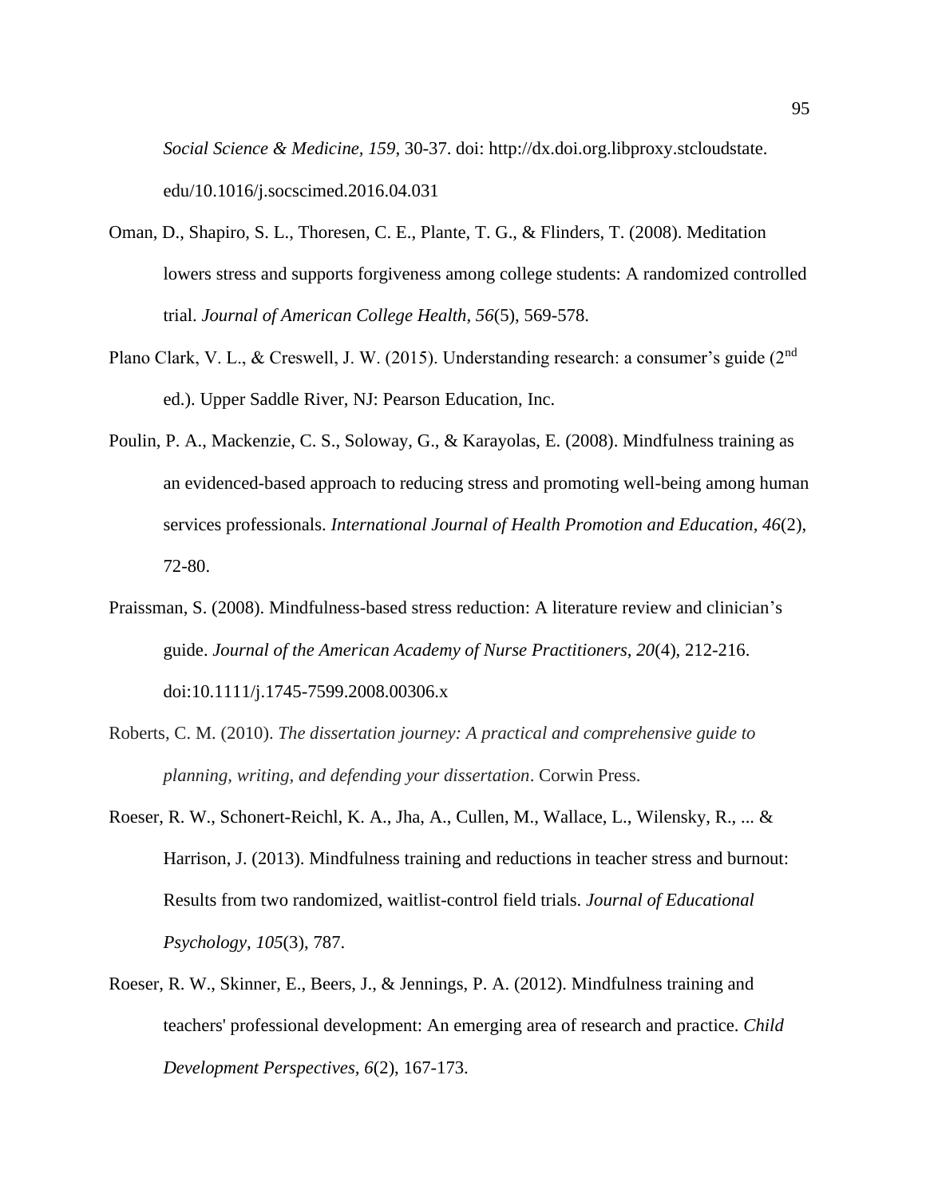*Social Science & Medicine, 159*, 30-37. doi: http://dx.doi.org.libproxy.stcloudstate.edu/10.1016/j.socscimed.2016.04.031

Oman, D., Shapiro, S. L., Thoresen, C. E., Plante, T. G., & Flinders, T. (2008). Meditation lowers stress and supports forgiveness among college students: A randomized controlled trial. *Journal of American College Health, 56*(5), 569-578.

Plano Clark, V. L., & Creswell, J. W. (2015). Understanding research: a consumer's guide (2nd ed.). Upper Saddle River, NJ: Pearson Education, Inc.

Poulin, P. A., Mackenzie, C. S., Soloway, G., & Karayolas, E. (2008). Mindfulness training as an evidenced-based approach to reducing stress and promoting well-being among human services professionals. *International Journal of Health Promotion and Education, 46*(2), 72-80.

Praissman, S. (2008). Mindfulness-based stress reduction: A literature review and clinician's guide. *Journal of the American Academy of Nurse Practitioners, 20*(4), 212-216. doi:10.1111/j.1745-7599.2008.00306.x

Roberts, C. M. (2010). *The dissertation journey: A practical and comprehensive guide to planning, writing, and defending your dissertation*. Corwin Press.

Roeser, R. W., Schonert-Reichl, K. A., Jha, A., Cullen, M., Wallace, L., Wilensky, R., ... & Harrison, J. (2013). Mindfulness training and reductions in teacher stress and burnout: Results from two randomized, waitlist-control field trials. *Journal of Educational Psychology, 105*(3), 787.

Roeser, R. W., Skinner, E., Beers, J., & Jennings, P. A. (2012). Mindfulness training and teachers' professional development: An emerging area of research and practice. *Child Development Perspectives, 6*(2), 167-173.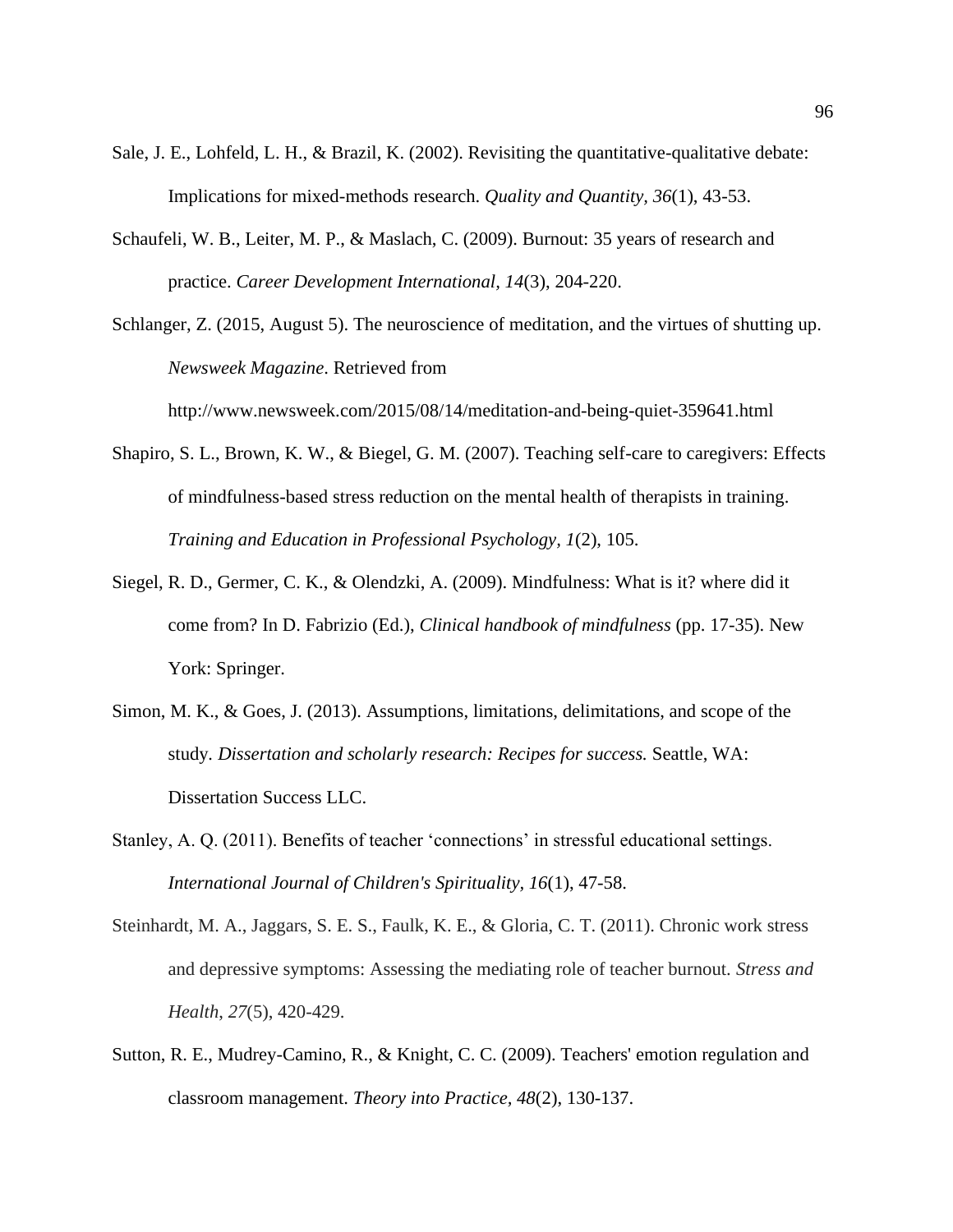Sale, J. E., Lohfeld, L. H., & Brazil, K. (2002). Revisiting the quantitative-qualitative debate: Implications for mixed-methods research. *Quality and Quantity*, *36*(1), 43-53.

Schaufeli, W. B., Leiter, M. P., & Maslach, C. (2009). Burnout: 35 years of research and practice. *Career Development International*, *14*(3), 204-220.

Schlanger, Z. (2015, August 5). The neuroscience of meditation, and the virtues of shutting up. *Newsweek Magazine*. Retrieved from http://www.newsweek.com/2015/08/14/meditation-and-being-quiet-359641.html

Shapiro, S. L., Brown, K. W., & Biegel, G. M. (2007). Teaching self-care to caregivers: Effects of mindfulness-based stress reduction on the mental health of therapists in training. *Training and Education in Professional Psychology*, *1*(2), 105.

Siegel, R. D., Germer, C. K., & Olendzki, A. (2009). Mindfulness: What is it? where did it come from? In D. Fabrizio (Ed.), *Clinical handbook of mindfulness* (pp. 17-35). New York: Springer.

Simon, M. K., & Goes, J. (2013). Assumptions, limitations, delimitations, and scope of the study. *Dissertation and scholarly research: Recipes for success.* Seattle, WA: Dissertation Success LLC.

Stanley, A. Q. (2011). Benefits of teacher 'connections' in stressful educational settings. *International Journal of Children's Spirituality, 16*(1), 47-58.

Steinhardt, M. A., Jaggars, S. E. S., Faulk, K. E., & Gloria, C. T. (2011). Chronic work stress and depressive symptoms: Assessing the mediating role of teacher burnout. *Stress and Health*, *27*(5), 420-429.

Sutton, R. E., Mudrey-Camino, R., & Knight, C. C. (2009). Teachers' emotion regulation and classroom management. *Theory into Practice*, *48*(2), 130-137.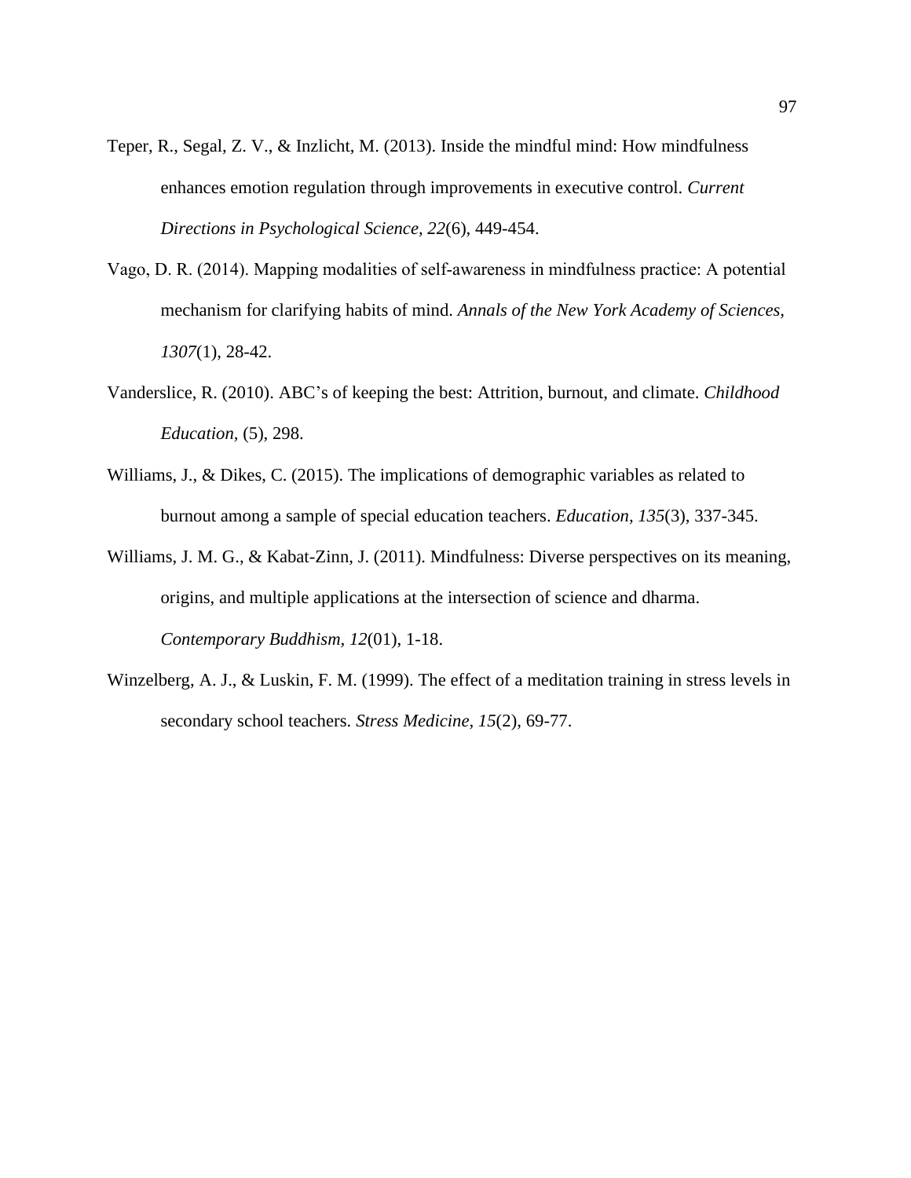Teper, R., Segal, Z. V., & Inzlicht, M. (2013). Inside the mindful mind: How mindfulness enhances emotion regulation through improvements in executive control. *Current Directions in Psychological Science, 22*(6), 449-454.

Vago, D. R. (2014). Mapping modalities of self-awareness in mindfulness practice: A potential mechanism for clarifying habits of mind. *Annals of the New York Academy of Sciences, 1307*(1), 28-42.

Vanderslice, R. (2010). ABC's of keeping the best: Attrition, burnout, and climate. *Childhood Education,* (5), 298.

Williams, J., & Dikes, C. (2015). The implications of demographic variables as related to burnout among a sample of special education teachers. *Education, 135*(3), 337-345.

Williams, J. M. G., & Kabat-Zinn, J. (2011). Mindfulness: Diverse perspectives on its meaning, origins, and multiple applications at the intersection of science and dharma. *Contemporary Buddhism, 12*(01), 1-18.

Winzelberg, A. J., & Luskin, F. M. (1999). The effect of a meditation training in stress levels in secondary school teachers. *Stress Medicine, 15*(2), 69-77.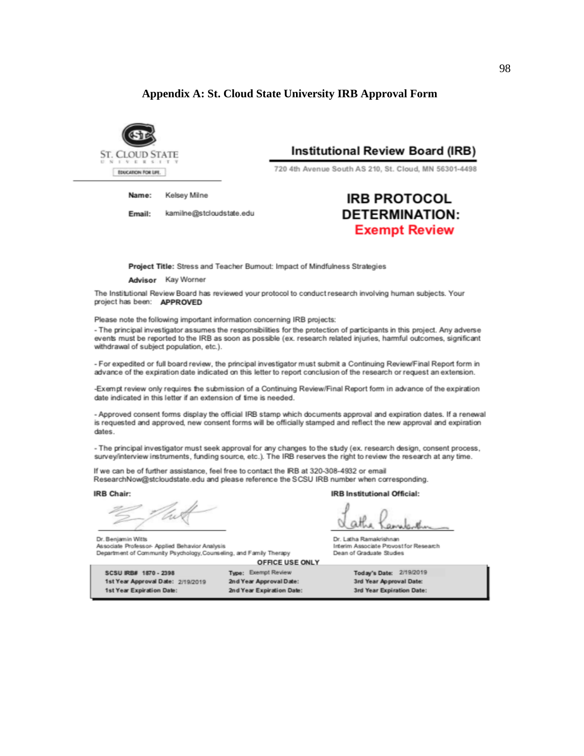## Appendix A: St. Cloud State University IRB Approval Form

ST. CLOUD STATE UNIVERSITY
EDUCATION FOR LIFE.

**Institutional Review Board (IRB)**

720 4th Avenue South AS 210, St. Cloud, MN 56301-4498

**Name:** Kelsey Milne

**Email:** kamilne@stcloudstate.edu

**IRB PROTOCOL DETERMINATION:**
**Exempt Review**

**Project Title:** Stress and Teacher Burnout: Impact of Mindfulness Strategies

**Advisor** Kay Worner

The Institutional Review Board has reviewed your protocol to conduct research involving human subjects. Your project has been: **APPROVED**

Please note the following important information concerning IRB projects:

- The principal investigator assumes the responsibilities for the protection of participants in this project. Any adverse events must be reported to the IRB as soon as possible (ex. research related injuries, harmful outcomes, significant withdrawal of subject population, etc.).

- For expedited or full board review, the principal investigator must submit a Continuing Review/Final Report form in advance of the expiration date indicated on this letter to report conclusion of the research or request an extension.

-Exempt review only requires the submission of a Continuing Review/Final Report form in advance of the expiration date indicated in this letter if an extension of time is needed.

- Approved consent forms display the official IRB stamp which documents approval and expiration dates. If a renewal is requested and approved, new consent forms will be officially stamped and reflect the new approval and expiration dates.

- The principal investigator must seek approval for any changes to the study (ex. research design, consent process, survey/interview instruments, funding source, etc.). The IRB reserves the right to review the research at any time.

If we can be of further assistance, feel free to contact the IRB at 320-308-4932 or email ResearchNow@stcloudstate.edu and please reference the SCSU IRB number when corresponding.

**IRB Chair:**

Dr. Benjamin Witts
Associate Professor- Applied Behavior Analysis
Department of Community Psychology, Counseling, and Family Therapy

**IRB Institutional Official:**

Dr. Latha Ramakrishnan
Interim Associate Provost for Research
Dean of Graduate Studies

**OFFICE USE ONLY**

| | | |
|---|---|---|
| **SCSU IRB#** 1870 - 2398 | **Type:** Exempt Review | **Today's Date:** 2/19/2019 |
| **1st Year Approval Date:** 2/19/2019 | **2nd Year Approval Date:** | **3rd Year Approval Date:** |
| **1st Year Expiration Date:** | **2nd Year Expiration Date:** | **3rd Year Expiration Date:** |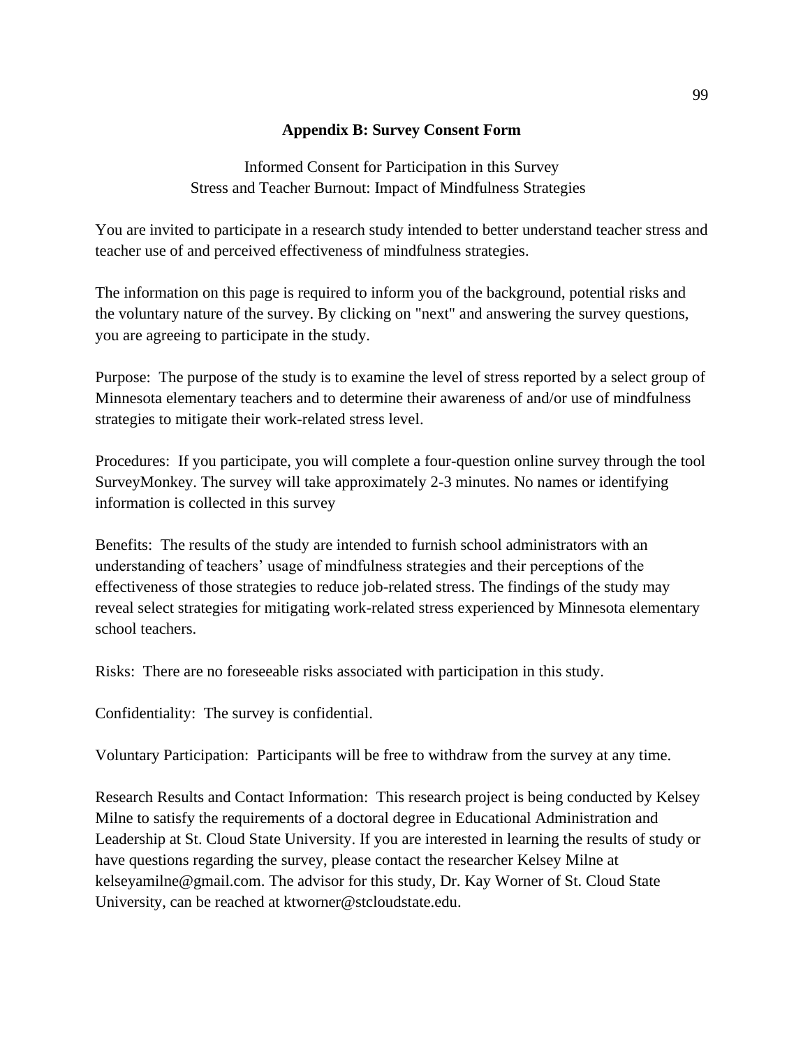## Appendix B: Survey Consent Form

Informed Consent for Participation in this Survey
Stress and Teacher Burnout: Impact of Mindfulness Strategies

You are invited to participate in a research study intended to better understand teacher stress and teacher use of and perceived effectiveness of mindfulness strategies.

The information on this page is required to inform you of the background, potential risks and the voluntary nature of the survey. By clicking on "next" and answering the survey questions, you are agreeing to participate in the study.

Purpose: The purpose of the study is to examine the level of stress reported by a select group of Minnesota elementary teachers and to determine their awareness of and/or use of mindfulness strategies to mitigate their work-related stress level.

Procedures: If you participate, you will complete a four-question online survey through the tool SurveyMonkey. The survey will take approximately 2-3 minutes. No names or identifying information is collected in this survey

Benefits: The results of the study are intended to furnish school administrators with an understanding of teachers' usage of mindfulness strategies and their perceptions of the effectiveness of those strategies to reduce job-related stress. The findings of the study may reveal select strategies for mitigating work-related stress experienced by Minnesota elementary school teachers.

Risks: There are no foreseeable risks associated with participation in this study.

Confidentiality: The survey is confidential.

Voluntary Participation: Participants will be free to withdraw from the survey at any time.

Research Results and Contact Information: This research project is being conducted by Kelsey Milne to satisfy the requirements of a doctoral degree in Educational Administration and Leadership at St. Cloud State University. If you are interested in learning the results of study or have questions regarding the survey, please contact the researcher Kelsey Milne at kelseyamilne@gmail.com. The advisor for this study, Dr. Kay Worner of St. Cloud State University, can be reached at ktworner@stcloudstate.edu.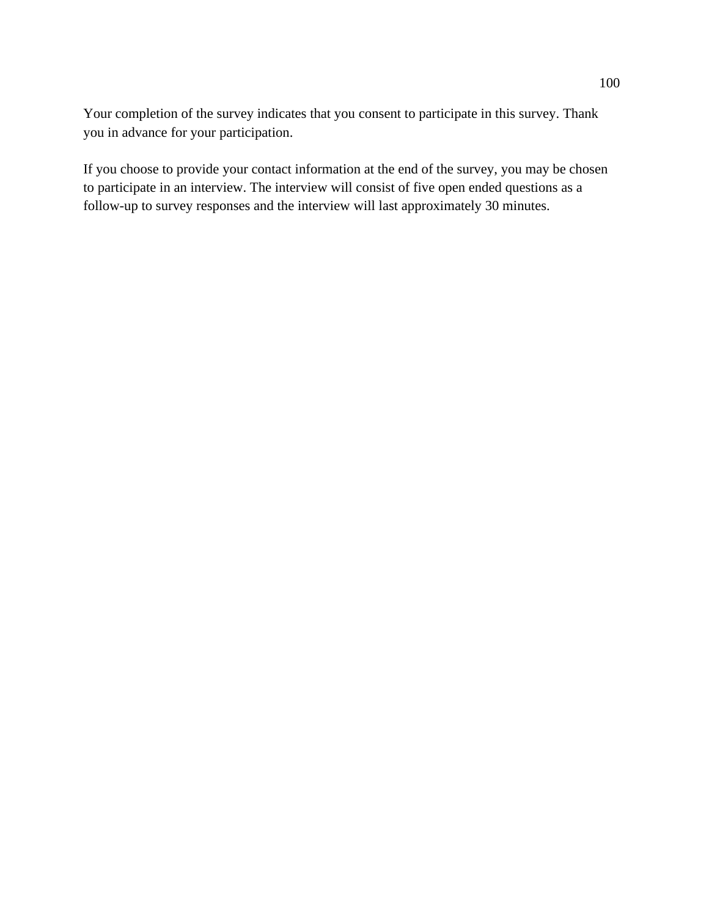Your completion of the survey indicates that you consent to participate in this survey. Thank you in advance for your participation.

If you choose to provide your contact information at the end of the survey, you may be chosen to participate in an interview. The interview will consist of five open ended questions as a follow-up to survey responses and the interview will last approximately 30 minutes.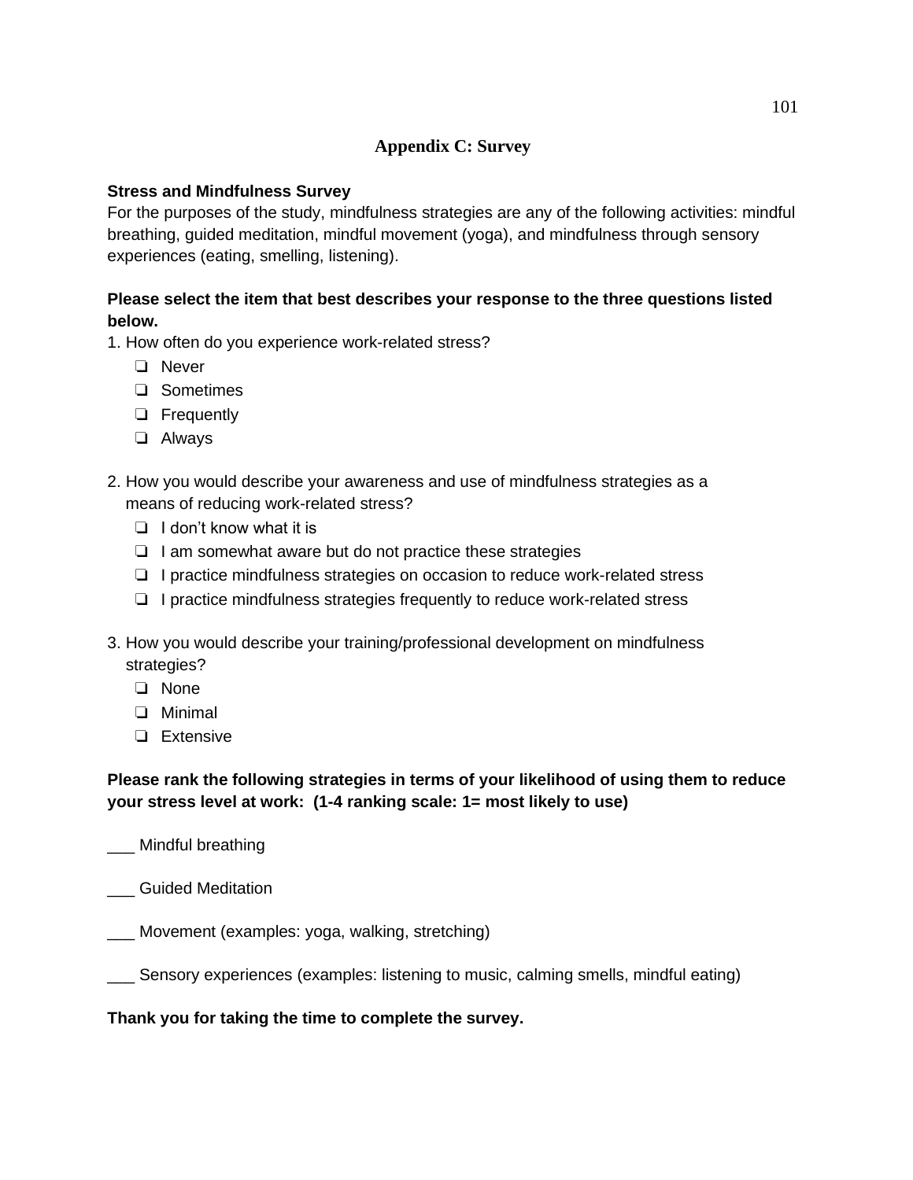# Appendix C: Survey

**Stress and Mindfulness Survey**

For the purposes of the study, mindfulness strategies are any of the following activities: mindful breathing, guided meditation, mindful movement (yoga), and mindfulness through sensory experiences (eating, smelling, listening).

**Please select the item that best describes your response to the three questions listed below.**

1. How often do you experience work-related stress?
   - ❏ Never
   - ❏ Sometimes
   - ❏ Frequently
   - ❏ Always

2. How you would describe your awareness and use of mindfulness strategies as a means of reducing work-related stress?
   - ❏ I don't know what it is
   - ❏ I am somewhat aware but do not practice these strategies
   - ❏ I practice mindfulness strategies on occasion to reduce work-related stress
   - ❏ I practice mindfulness strategies frequently to reduce work-related stress

3. How you would describe your training/professional development on mindfulness strategies?
   - ❏ None
   - ❏ Minimal
   - ❏ Extensive

**Please rank the following strategies in terms of your likelihood of using them to reduce your stress level at work: (1-4 ranking scale: 1= most likely to use)**

___ Mindful breathing

___ Guided Meditation

___ Movement (examples: yoga, walking, stretching)

___ Sensory experiences (examples: listening to music, calming smells, mindful eating)

**Thank you for taking the time to complete the survey.**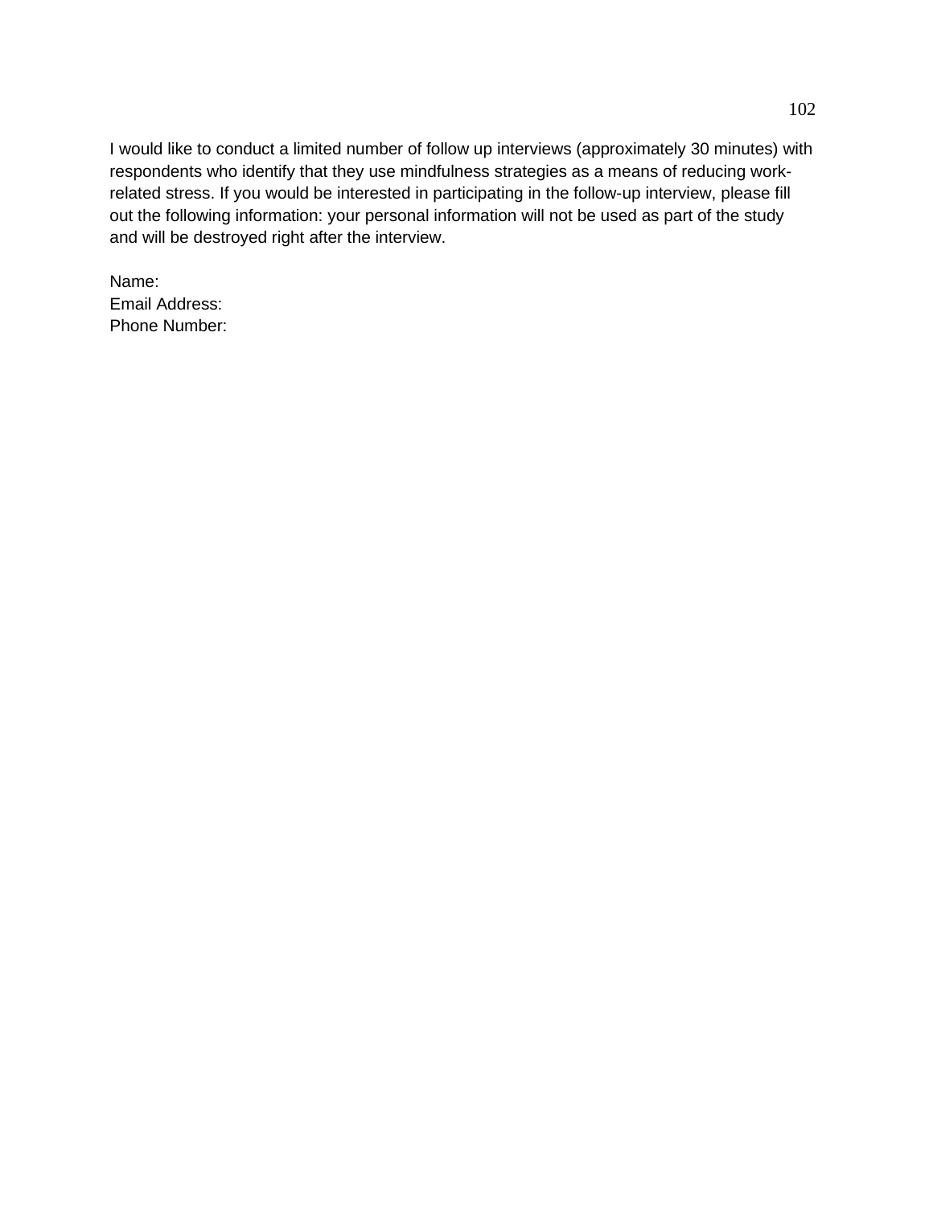I would like to conduct a limited number of follow up interviews (approximately 30 minutes) with respondents who identify that they use mindfulness strategies as a means of reducing work-related stress. If you would be interested in participating in the follow-up interview, please fill out the following information: your personal information will not be used as part of the study and will be destroyed right after the interview.

Name:
Email Address:
Phone Number: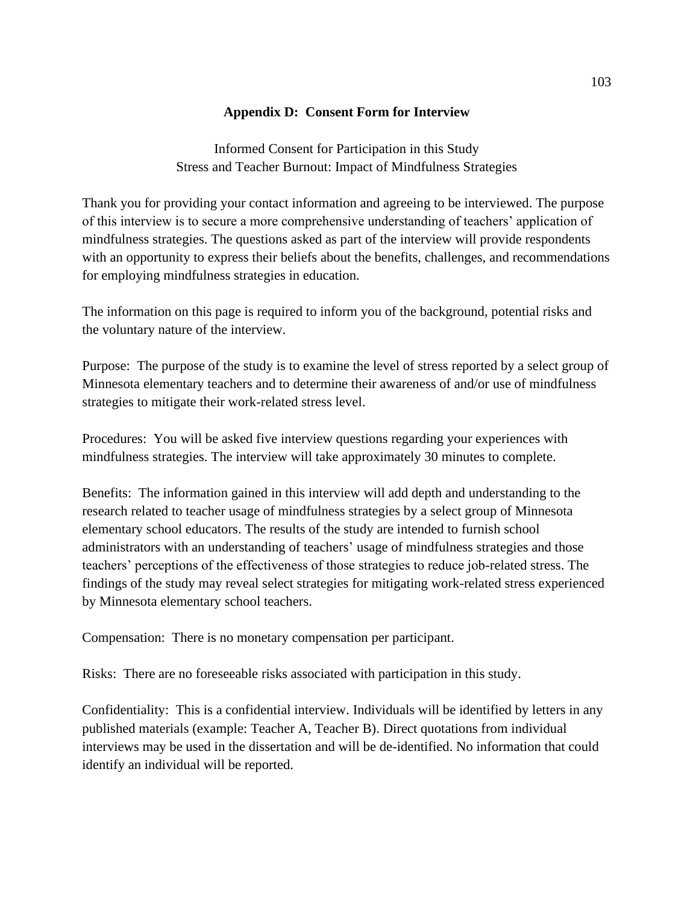## Appendix D: Consent Form for Interview

Informed Consent for Participation in this Study
Stress and Teacher Burnout: Impact of Mindfulness Strategies

Thank you for providing your contact information and agreeing to be interviewed. The purpose of this interview is to secure a more comprehensive understanding of teachers' application of mindfulness strategies. The questions asked as part of the interview will provide respondents with an opportunity to express their beliefs about the benefits, challenges, and recommendations for employing mindfulness strategies in education.

The information on this page is required to inform you of the background, potential risks and the voluntary nature of the interview.

Purpose: The purpose of the study is to examine the level of stress reported by a select group of Minnesota elementary teachers and to determine their awareness of and/or use of mindfulness strategies to mitigate their work-related stress level.

Procedures: You will be asked five interview questions regarding your experiences with mindfulness strategies. The interview will take approximately 30 minutes to complete.

Benefits: The information gained in this interview will add depth and understanding to the research related to teacher usage of mindfulness strategies by a select group of Minnesota elementary school educators. The results of the study are intended to furnish school administrators with an understanding of teachers' usage of mindfulness strategies and those teachers' perceptions of the effectiveness of those strategies to reduce job-related stress. The findings of the study may reveal select strategies for mitigating work-related stress experienced by Minnesota elementary school teachers.

Compensation: There is no monetary compensation per participant.

Risks: There are no foreseeable risks associated with participation in this study.

Confidentiality: This is a confidential interview. Individuals will be identified by letters in any published materials (example: Teacher A, Teacher B). Direct quotations from individual interviews may be used in the dissertation and will be de-identified. No information that could identify an individual will be reported.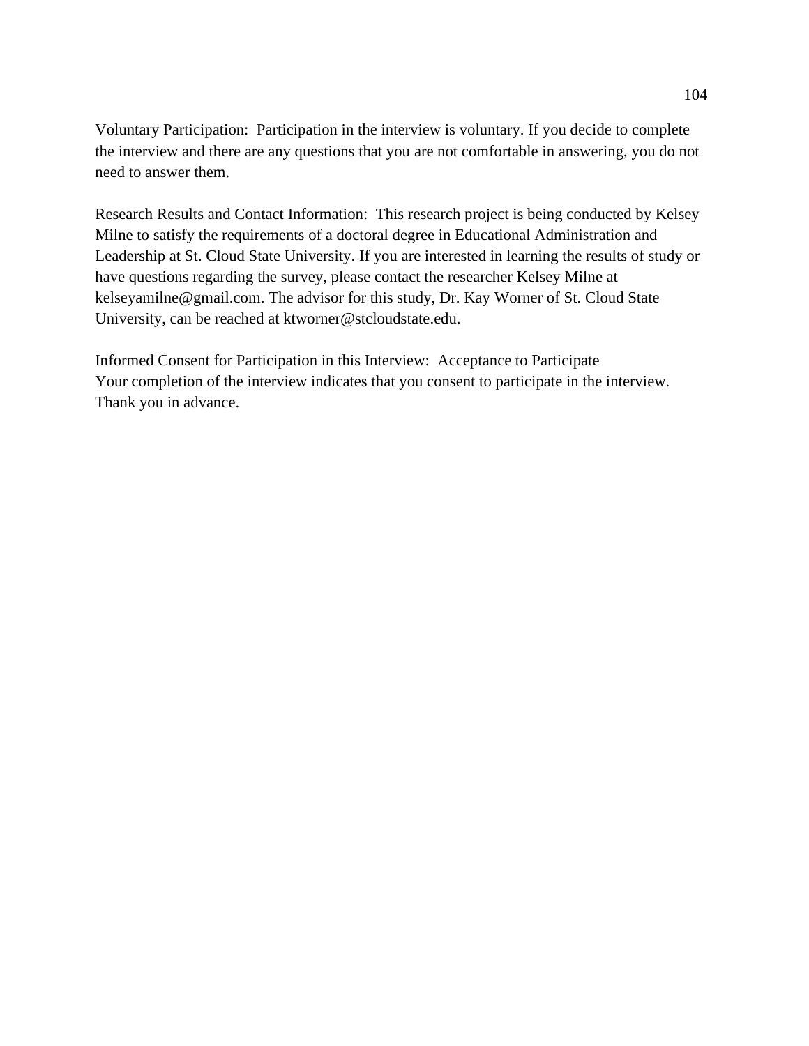Voluntary Participation: Participation in the interview is voluntary. If you decide to complete the interview and there are any questions that you are not comfortable in answering, you do not need to answer them.

Research Results and Contact Information: This research project is being conducted by Kelsey Milne to satisfy the requirements of a doctoral degree in Educational Administration and Leadership at St. Cloud State University. If you are interested in learning the results of study or have questions regarding the survey, please contact the researcher Kelsey Milne at kelseyamilne@gmail.com. The advisor for this study, Dr. Kay Worner of St. Cloud State University, can be reached at ktworner@stcloudstate.edu.

Informed Consent for Participation in this Interview: Acceptance to Participate
Your completion of the interview indicates that you consent to participate in the interview.
Thank you in advance.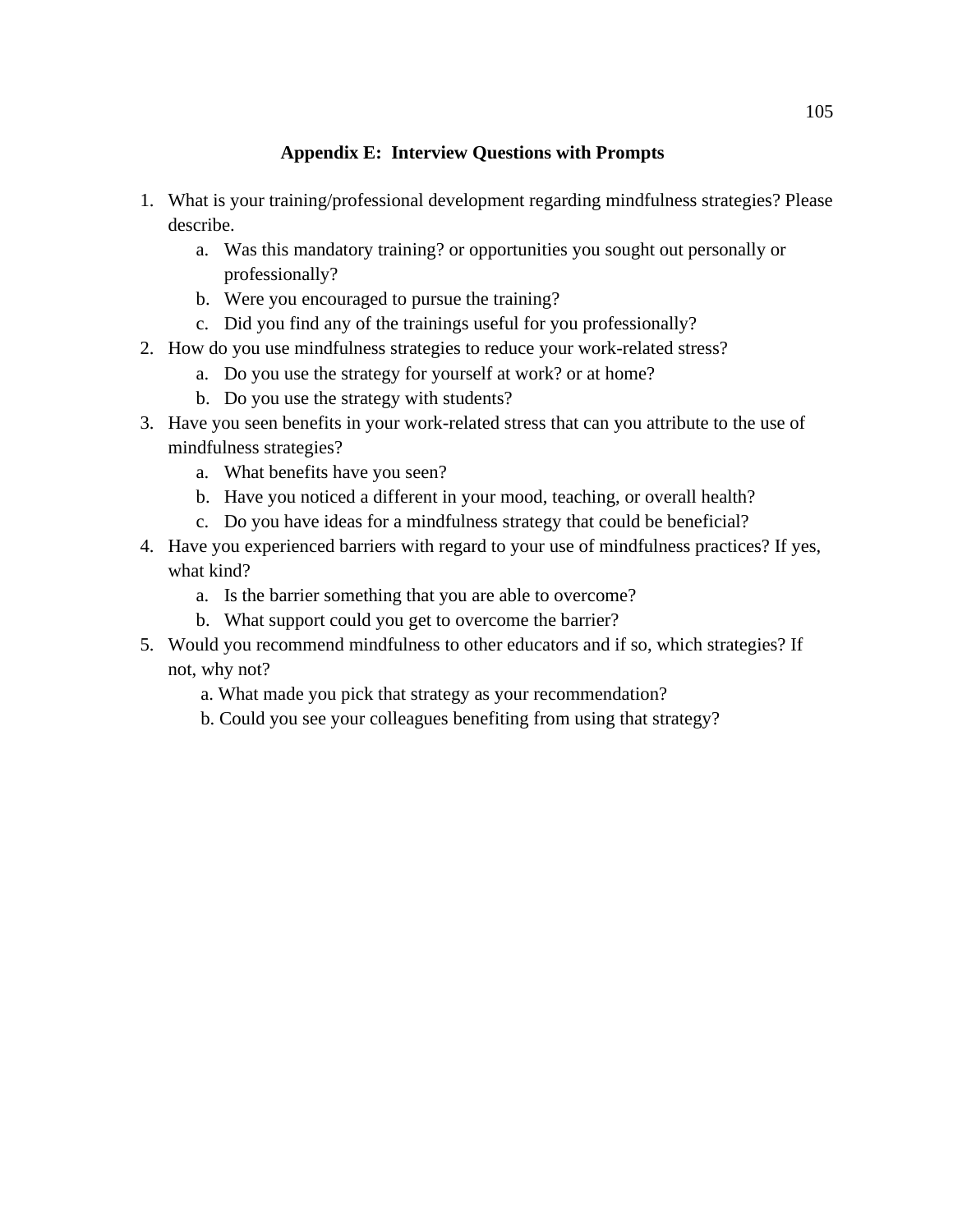## Appendix E: Interview Questions with Prompts

1. What is your training/professional development regarding mindfulness strategies? Please describe.
    a. Was this mandatory training? or opportunities you sought out personally or professionally?
    b. Were you encouraged to pursue the training?
    c. Did you find any of the trainings useful for you professionally?
2. How do you use mindfulness strategies to reduce your work-related stress?
    a. Do you use the strategy for yourself at work? or at home?
    b. Do you use the strategy with students?
3. Have you seen benefits in your work-related stress that can you attribute to the use of mindfulness strategies?
    a. What benefits have you seen?
    b. Have you noticed a different in your mood, teaching, or overall health?
    c. Do you have ideas for a mindfulness strategy that could be beneficial?
4. Have you experienced barriers with regard to your use of mindfulness practices? If yes, what kind?
    a. Is the barrier something that you are able to overcome?
    b. What support could you get to overcome the barrier?
5. Would you recommend mindfulness to other educators and if so, which strategies? If not, why not?
    a. What made you pick that strategy as your recommendation?
    b. Could you see your colleagues benefiting from using that strategy?